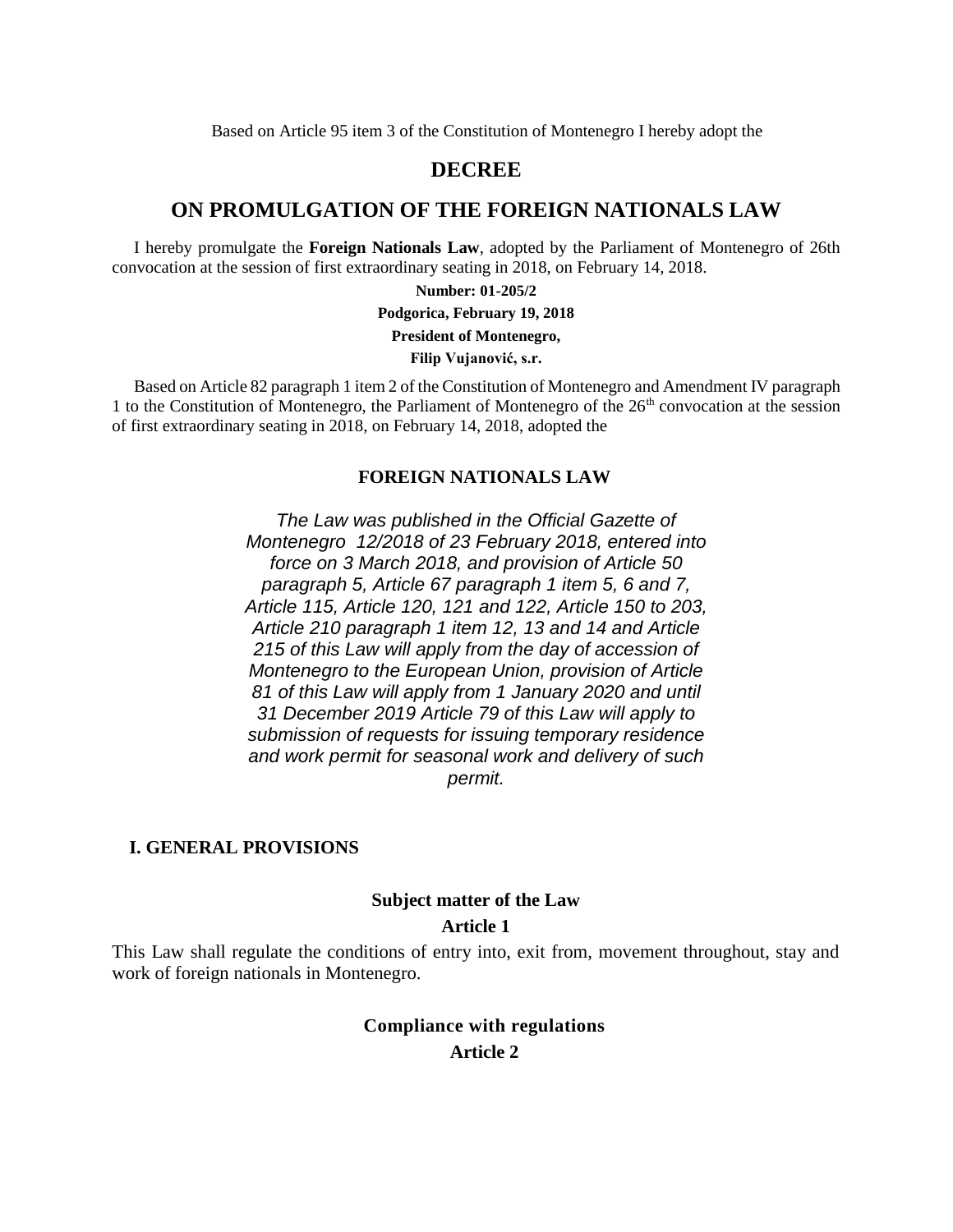Based on Article 95 item 3 of the Constitution of Montenegro I hereby adopt the

# DECREE

# ON PROMULGATION OF THE FOREIGN NATIONALS LAW

I hereby promulgate the **Foreign Nationals Law**, adopted by the Parliament of Montenegro of 26th convocation at the session of first extraordinary seating in 2018, on February 14, 2018.

**Number: 01-205/2**

**Podgorica, February 19, 2018**

**President of Montenegro,**

**Filip Vujanović, s.r.**

Based on Article 82 paragraph 1 item 2 of the Constitution of Montenegro and Amendment IV paragraph 1 to the Constitution of Montenegro, the Parliament of Montenegro of the 26th convocation at the session of first extraordinary seating in 2018, on February 14, 2018, adopted the

## FOREIGN NATIONALS LAW

*The Law was published in the Official Gazette of Montenegro 12/2018 of 23 February 2018, entered into force on 3 March 2018, and provision of Article 50 paragraph 5, Article 67 paragraph 1 item 5, 6 and 7, Article 115, Article 120, 121 and 122, Article 150 to 203, Article 210 paragraph 1 item 12, 13 and 14 and Article 215 of this Law will apply from the day of accession of Montenegro to the European Union, provision of Article 81 of this Law will apply from 1 January 2020 and until 31 December 2019 Article 79 of this Law will apply to submission of requests for issuing temporary residence and work permit for seasonal work and delivery of such permit.*

## I. GENERAL PROVISIONS

### Subject matter of the Law

### Article 1

This Law shall regulate the conditions of entry into, exit from, movement throughout, stay and work of foreign nationals in Montenegro.

### Compliance with regulations

### Article 2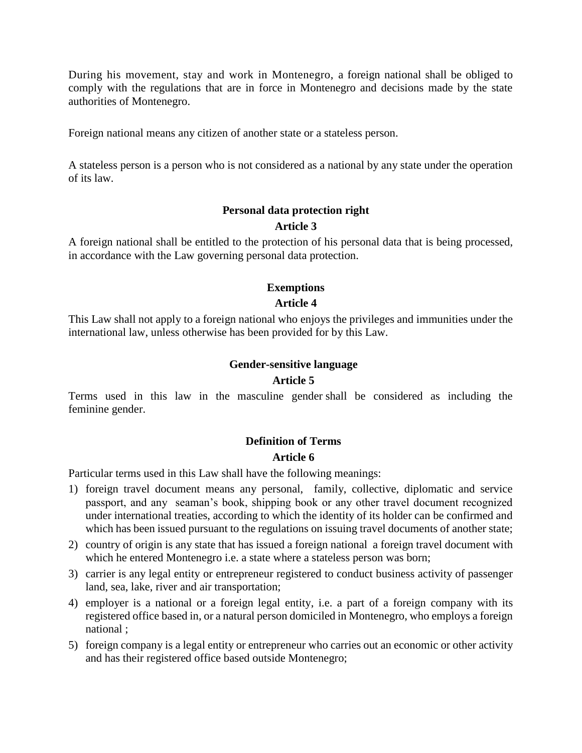During his movement, stay and work in Montenegro, a foreign national shall be obliged to comply with the regulations that are in force in Montenegro and decisions made by the state authorities of Montenegro.

Foreign national means any citizen of another state or a stateless person.

A stateless person is a person who is not considered as a national by any state under the operation of its law.

**Personal data protection right**

**Article 3**

A foreign national shall be entitled to the protection of his personal data that is being processed, in accordance with the Law governing personal data protection.

**Exemptions**

**Article 4**

This Law shall not apply to a foreign national who enjoys the privileges and immunities under the international law, unless otherwise has been provided for by this Law.

**Gender-sensitive language**

**Article 5**

Terms used in this law in the masculine gender shall be considered as including the feminine gender.

**Definition of Terms**

**Article 6**

Particular terms used in this Law shall have the following meanings:

1) foreign travel document means any personal, family, collective, diplomatic and service passport, and any seaman's book, shipping book or any other travel document recognized under international treaties, according to which the identity of its holder can be confirmed and which has been issued pursuant to the regulations on issuing travel documents of another state;
2) country of origin is any state that has issued a foreign national a foreign travel document with which he entered Montenegro i.e. a state where a stateless person was born;
3) carrier is any legal entity or entrepreneur registered to conduct business activity of passenger land, sea, lake, river and air transportation;
4) employer is a national or a foreign legal entity, i.e. a part of a foreign company with its registered office based in, or a natural person domiciled in Montenegro, who employs a foreign national ;
5) foreign company is a legal entity or entrepreneur who carries out an economic or other activity and has their registered office based outside Montenegro;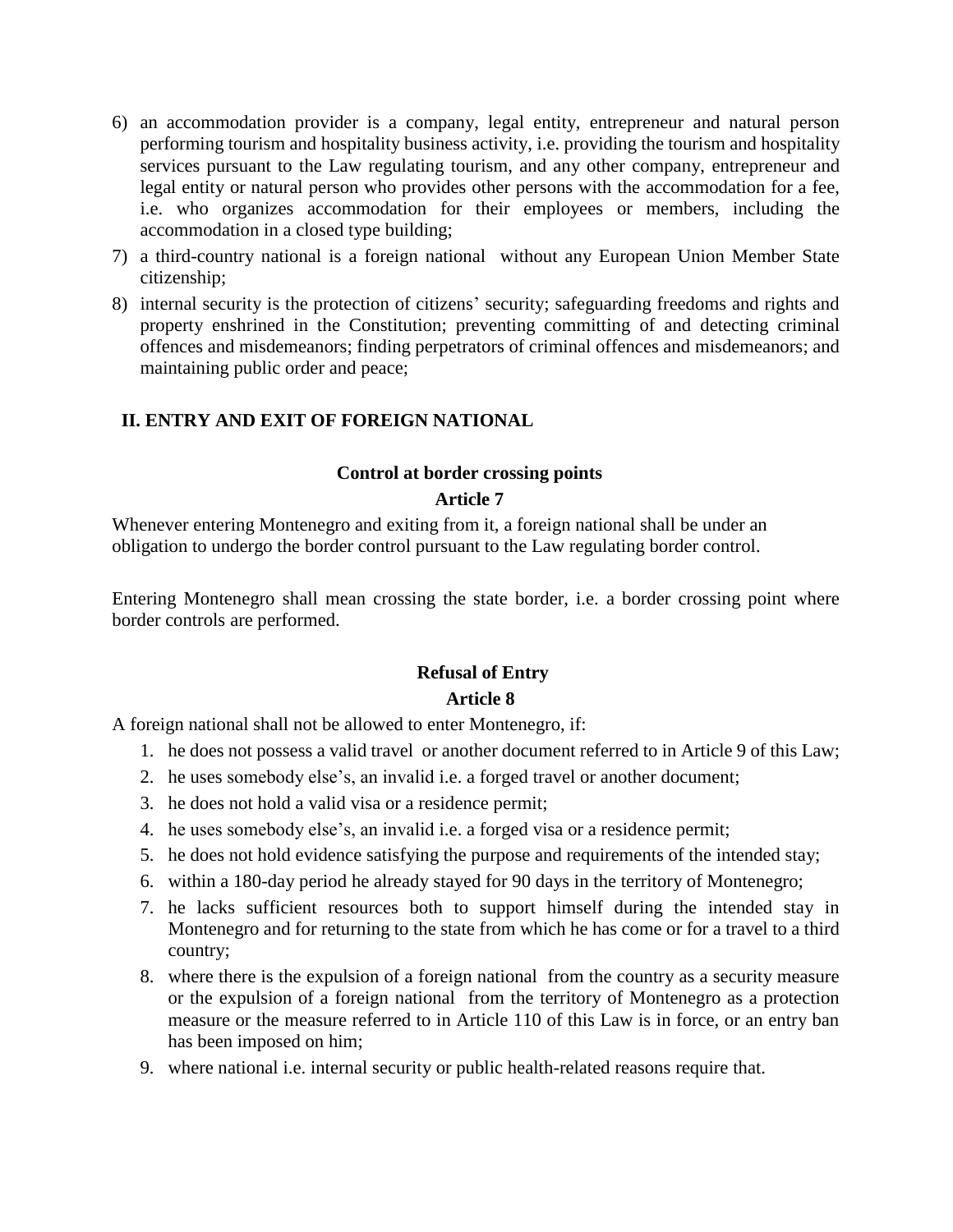6) an accommodation provider is a company, legal entity, entrepreneur and natural person performing tourism and hospitality business activity, i.e. providing the tourism and hospitality services pursuant to the Law regulating tourism, and any other company, entrepreneur and legal entity or natural person who provides other persons with the accommodation for a fee, i.e. who organizes accommodation for their employees or members, including the accommodation in a closed type building;
7) a third-country national is a foreign national without any European Union Member State citizenship;
8) internal security is the protection of citizens' security; safeguarding freedoms and rights and property enshrined in the Constitution; preventing committing of and detecting criminal offences and misdemeanors; finding perpetrators of criminal offences and misdemeanors; and maintaining public order and peace;

## II. ENTRY AND EXIT OF FOREIGN NATIONAL

### Control at border crossing points

### Article 7

Whenever entering Montenegro and exiting from it, a foreign national shall be under an obligation to undergo the border control pursuant to the Law regulating border control.

Entering Montenegro shall mean crossing the state border, i.e. a border crossing point where border controls are performed.

### Refusal of Entry

### Article 8

A foreign national shall not be allowed to enter Montenegro, if:

1. he does not possess a valid travel or another document referred to in Article 9 of this Law;
2. he uses somebody else's, an invalid i.e. a forged travel or another document;
3. he does not hold a valid visa or a residence permit;
4. he uses somebody else's, an invalid i.e. a forged visa or a residence permit;
5. he does not hold evidence satisfying the purpose and requirements of the intended stay;
6. within a 180-day period he already stayed for 90 days in the territory of Montenegro;
7. he lacks sufficient resources both to support himself during the intended stay in Montenegro and for returning to the state from which he has come or for a travel to a third country;
8. where there is the expulsion of a foreign national from the country as a security measure or the expulsion of a foreign national from the territory of Montenegro as a protection measure or the measure referred to in Article 110 of this Law is in force, or an entry ban has been imposed on him;
9. where national i.e. internal security or public health-related reasons require that.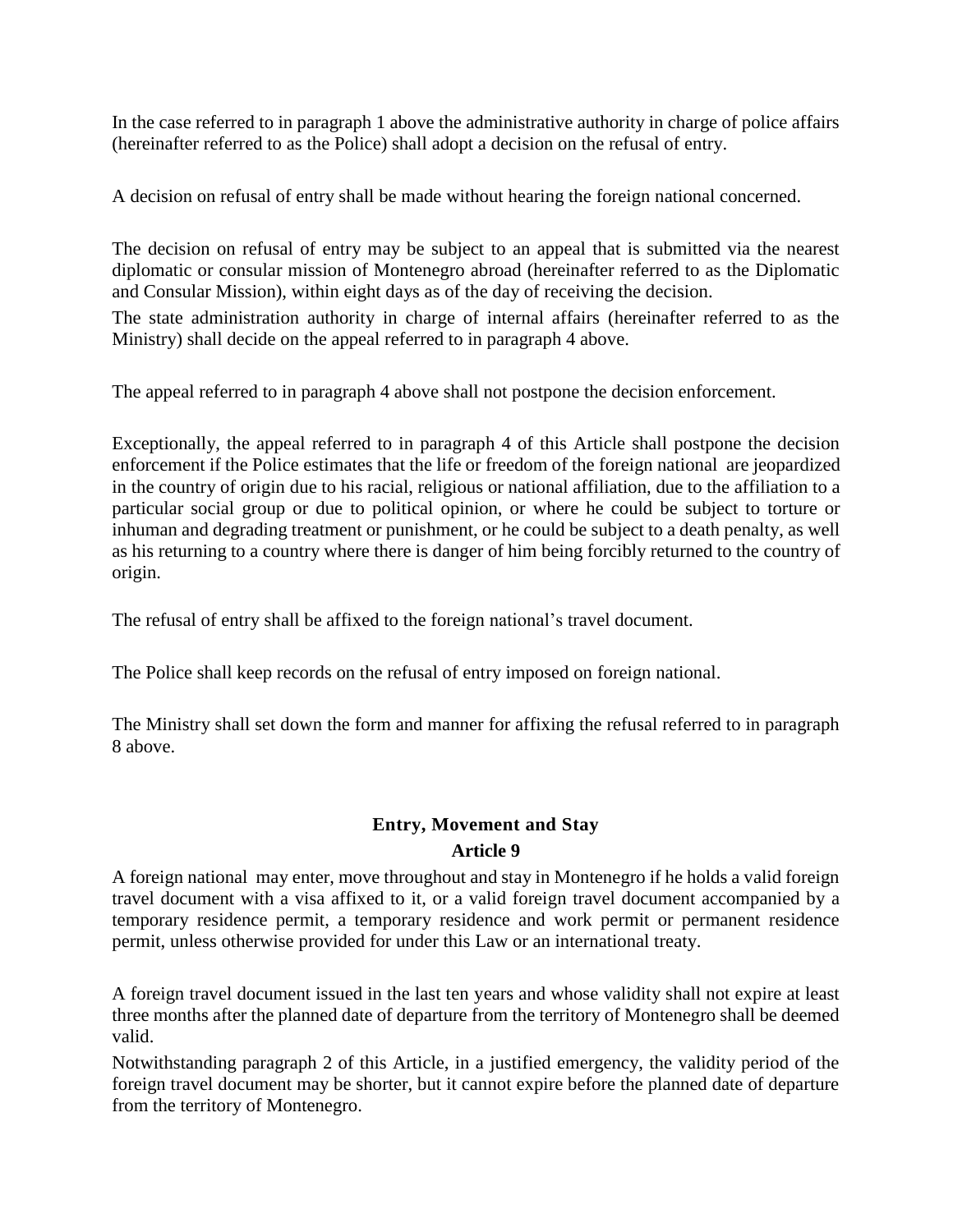In the case referred to in paragraph 1 above the administrative authority in charge of police affairs (hereinafter referred to as the Police) shall adopt a decision on the refusal of entry.

A decision on refusal of entry shall be made without hearing the foreign national concerned.

The decision on refusal of entry may be subject to an appeal that is submitted via the nearest diplomatic or consular mission of Montenegro abroad (hereinafter referred to as the Diplomatic and Consular Mission), within eight days as of the day of receiving the decision.

The state administration authority in charge of internal affairs (hereinafter referred to as the Ministry) shall decide on the appeal referred to in paragraph 4 above.

The appeal referred to in paragraph 4 above shall not postpone the decision enforcement.

Exceptionally, the appeal referred to in paragraph 4 of this Article shall postpone the decision enforcement if the Police estimates that the life or freedom of the foreign national are jeopardized in the country of origin due to his racial, religious or national affiliation, due to the affiliation to a particular social group or due to political opinion, or where he could be subject to torture or inhuman and degrading treatment or punishment, or he could be subject to a death penalty, as well as his returning to a country where there is danger of him being forcibly returned to the country of origin.

The refusal of entry shall be affixed to the foreign national's travel document.

The Police shall keep records on the refusal of entry imposed on foreign national.

The Ministry shall set down the form and manner for affixing the refusal referred to in paragraph 8 above.

## Entry, Movement and Stay

### Article 9

A foreign national may enter, move throughout and stay in Montenegro if he holds a valid foreign travel document with a visa affixed to it, or a valid foreign travel document accompanied by a temporary residence permit, a temporary residence and work permit or permanent residence permit, unless otherwise provided for under this Law or an international treaty.

A foreign travel document issued in the last ten years and whose validity shall not expire at least three months after the planned date of departure from the territory of Montenegro shall be deemed valid.

Notwithstanding paragraph 2 of this Article, in a justified emergency, the validity period of the foreign travel document may be shorter, but it cannot expire before the planned date of departure from the territory of Montenegro.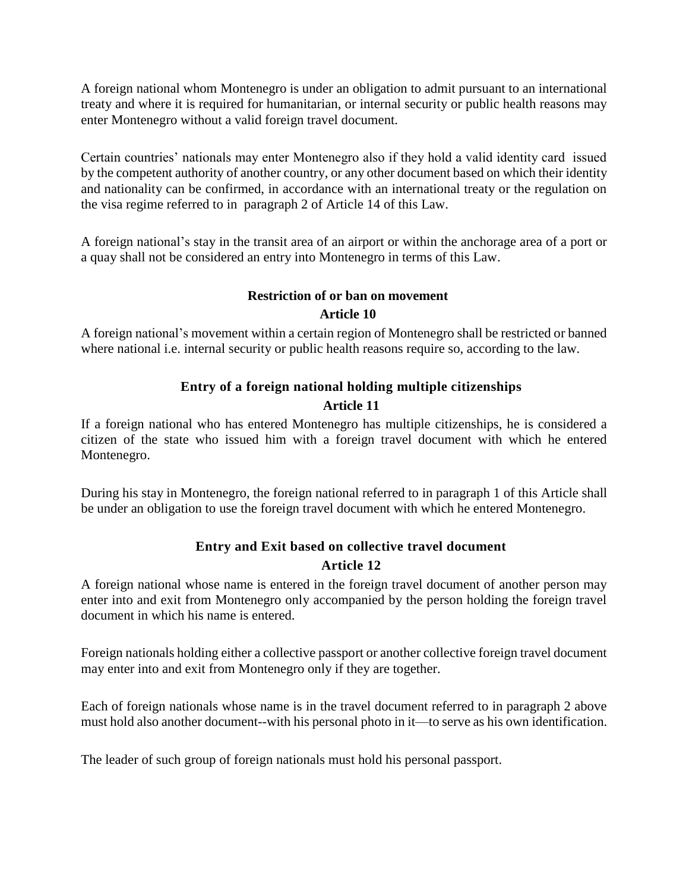A foreign national whom Montenegro is under an obligation to admit pursuant to an international treaty and where it is required for humanitarian, or internal security or public health reasons may enter Montenegro without a valid foreign travel document.

Certain countries' nationals may enter Montenegro also if they hold a valid identity card issued by the competent authority of another country, or any other document based on which their identity and nationality can be confirmed, in accordance with an international treaty or the regulation on the visa regime referred to in paragraph 2 of Article 14 of this Law.

A foreign national's stay in the transit area of an airport or within the anchorage area of a port or a quay shall not be considered an entry into Montenegro in terms of this Law.

**Restriction of or ban on movement**

**Article 10**

A foreign national's movement within a certain region of Montenegro shall be restricted or banned where national i.e. internal security or public health reasons require so, according to the law.

**Entry of a foreign national holding multiple citizenships**

**Article 11**

If a foreign national who has entered Montenegro has multiple citizenships, he is considered a citizen of the state who issued him with a foreign travel document with which he entered Montenegro.

During his stay in Montenegro, the foreign national referred to in paragraph 1 of this Article shall be under an obligation to use the foreign travel document with which he entered Montenegro.

**Entry and Exit based on collective travel document**

**Article 12**

A foreign national whose name is entered in the foreign travel document of another person may enter into and exit from Montenegro only accompanied by the person holding the foreign travel document in which his name is entered.

Foreign nationals holding either a collective passport or another collective foreign travel document may enter into and exit from Montenegro only if they are together.

Each of foreign nationals whose name is in the travel document referred to in paragraph 2 above must hold also another document--with his personal photo in it—to serve as his own identification.

The leader of such group of foreign nationals must hold his personal passport.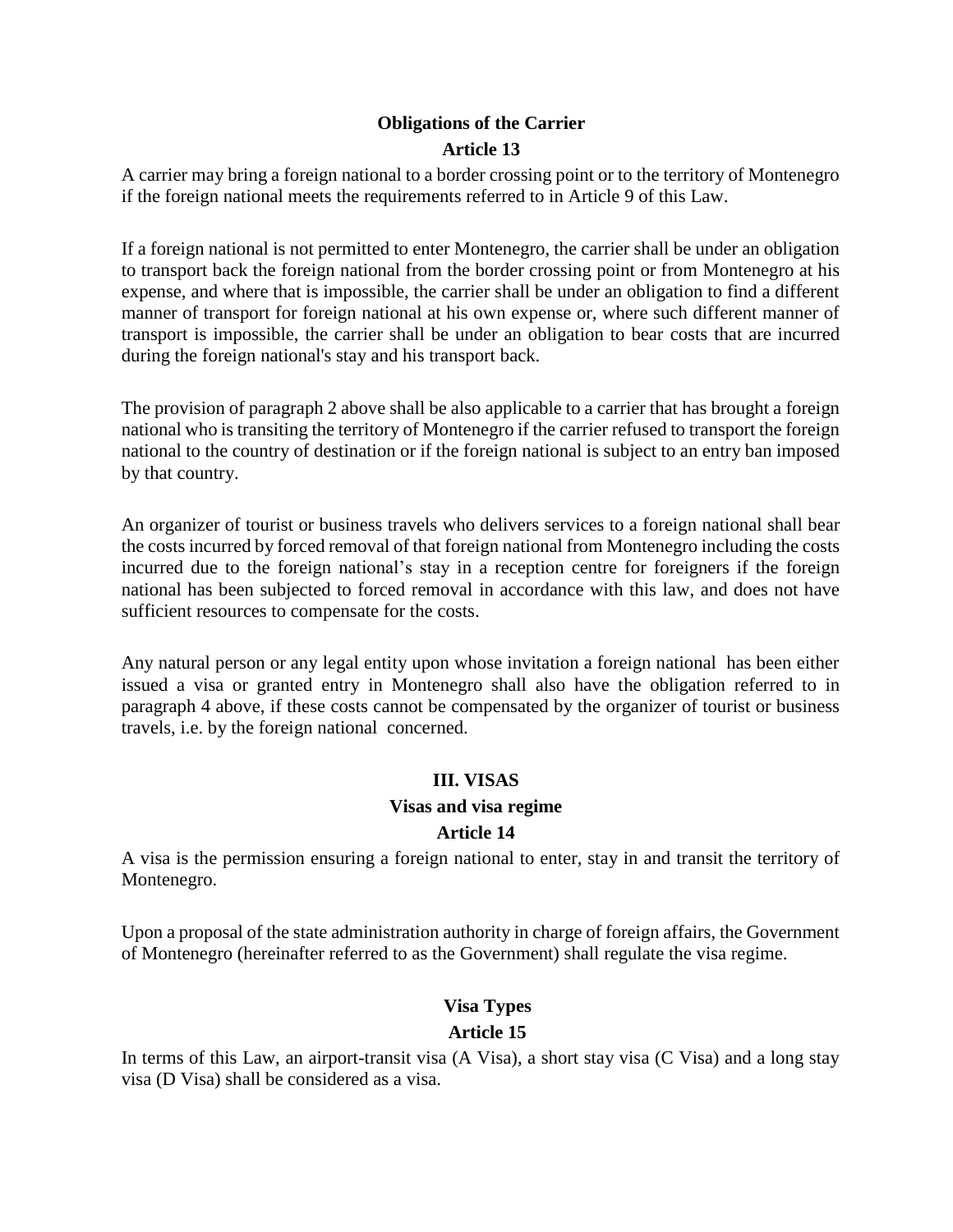**Obligations of the Carrier**

**Article 13**

A carrier may bring a foreign national to a border crossing point or to the territory of Montenegro if the foreign national meets the requirements referred to in Article 9 of this Law.

If a foreign national is not permitted to enter Montenegro, the carrier shall be under an obligation to transport back the foreign national from the border crossing point or from Montenegro at his expense, and where that is impossible, the carrier shall be under an obligation to find a different manner of transport for foreign national at his own expense or, where such different manner of transport is impossible, the carrier shall be under an obligation to bear costs that are incurred during the foreign national's stay and his transport back.

The provision of paragraph 2 above shall be also applicable to a carrier that has brought a foreign national who is transiting the territory of Montenegro if the carrier refused to transport the foreign national to the country of destination or if the foreign national is subject to an entry ban imposed by that country.

An organizer of tourist or business travels who delivers services to a foreign national shall bear the costs incurred by forced removal of that foreign national from Montenegro including the costs incurred due to the foreign national's stay in a reception centre for foreigners if the foreign national has been subjected to forced removal in accordance with this law, and does not have sufficient resources to compensate for the costs.

Any natural person or any legal entity upon whose invitation a foreign national has been either issued a visa or granted entry in Montenegro shall also have the obligation referred to in paragraph 4 above, if these costs cannot be compensated by the organizer of tourist or business travels, i.e. by the foreign national concerned.

## III. VISAS

**Visas and visa regime**

**Article 14**

A visa is the permission ensuring a foreign national to enter, stay in and transit the territory of Montenegro.

Upon a proposal of the state administration authority in charge of foreign affairs, the Government of Montenegro (hereinafter referred to as the Government) shall regulate the visa regime.

**Visa Types**

**Article 15**

In terms of this Law, an airport-transit visa (A Visa), a short stay visa (C Visa) and a long stay visa (D Visa) shall be considered as a visa.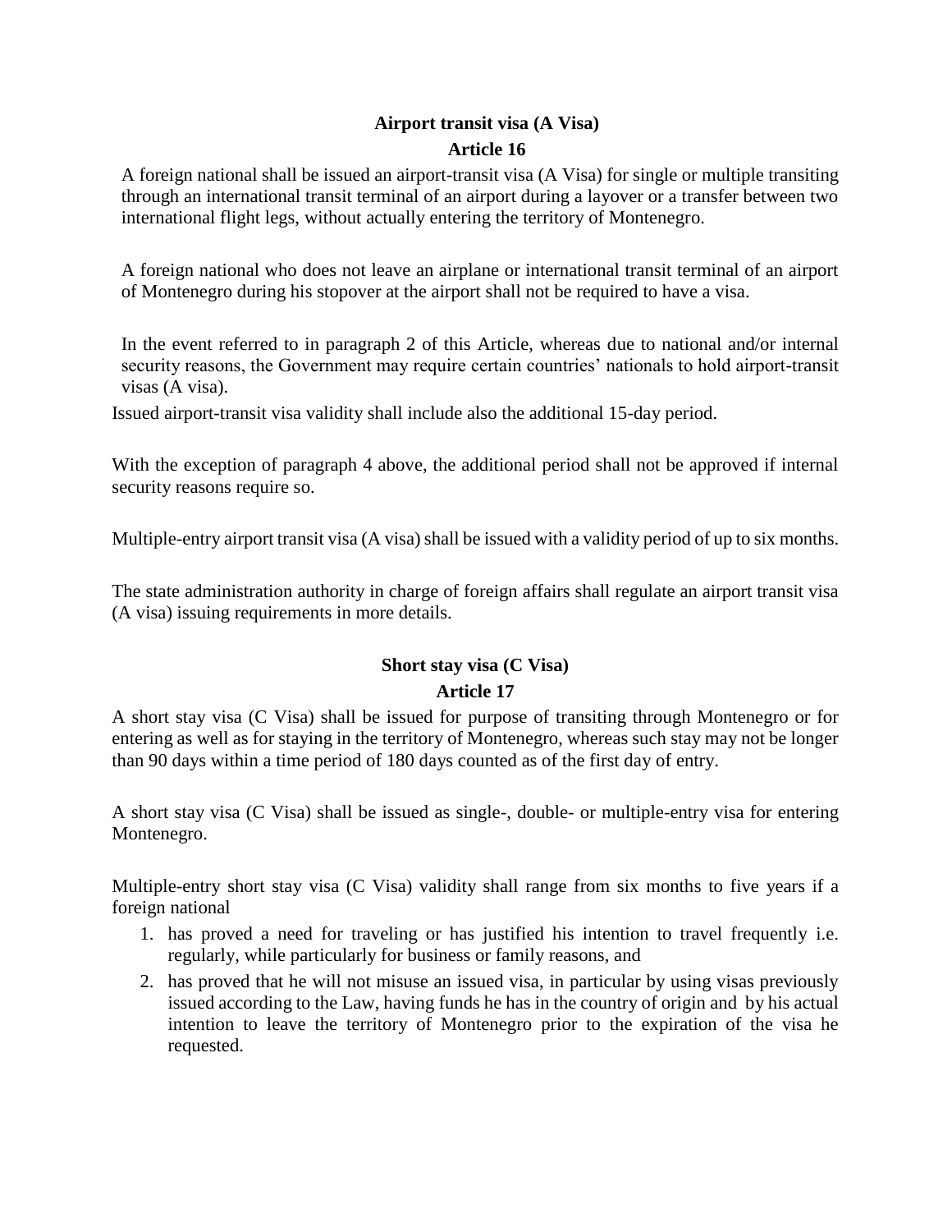**Airport transit visa (A Visa)**

**Article 16**

A foreign national shall be issued an airport-transit visa (A Visa) for single or multiple transiting through an international transit terminal of an airport during a layover or a transfer between two international flight legs, without actually entering the territory of Montenegro.

A foreign national who does not leave an airplane or international transit terminal of an airport of Montenegro during his stopover at the airport shall not be required to have a visa.

In the event referred to in paragraph 2 of this Article, whereas due to national and/or internal security reasons, the Government may require certain countries' nationals to hold airport-transit visas (A visa).

Issued airport-transit visa validity shall include also the additional 15-day period.

With the exception of paragraph 4 above, the additional period shall not be approved if internal security reasons require so.

Multiple-entry airport transit visa (A visa) shall be issued with a validity period of up to six months.

The state administration authority in charge of foreign affairs shall regulate an airport transit visa (A visa) issuing requirements in more details.

**Short stay visa (C Visa)**

**Article 17**

A short stay visa (C Visa) shall be issued for purpose of transiting through Montenegro or for entering as well as for staying in the territory of Montenegro, whereas such stay may not be longer than 90 days within a time period of 180 days counted as of the first day of entry.

A short stay visa (C Visa) shall be issued as single-, double- or multiple-entry visa for entering Montenegro.

Multiple-entry short stay visa (C Visa) validity shall range from six months to five years if a foreign national

1. has proved a need for traveling or has justified his intention to travel frequently i.e. regularly, while particularly for business or family reasons, and
2. has proved that he will not misuse an issued visa, in particular by using visas previously issued according to the Law, having funds he has in the country of origin and by his actual intention to leave the territory of Montenegro prior to the expiration of the visa he requested.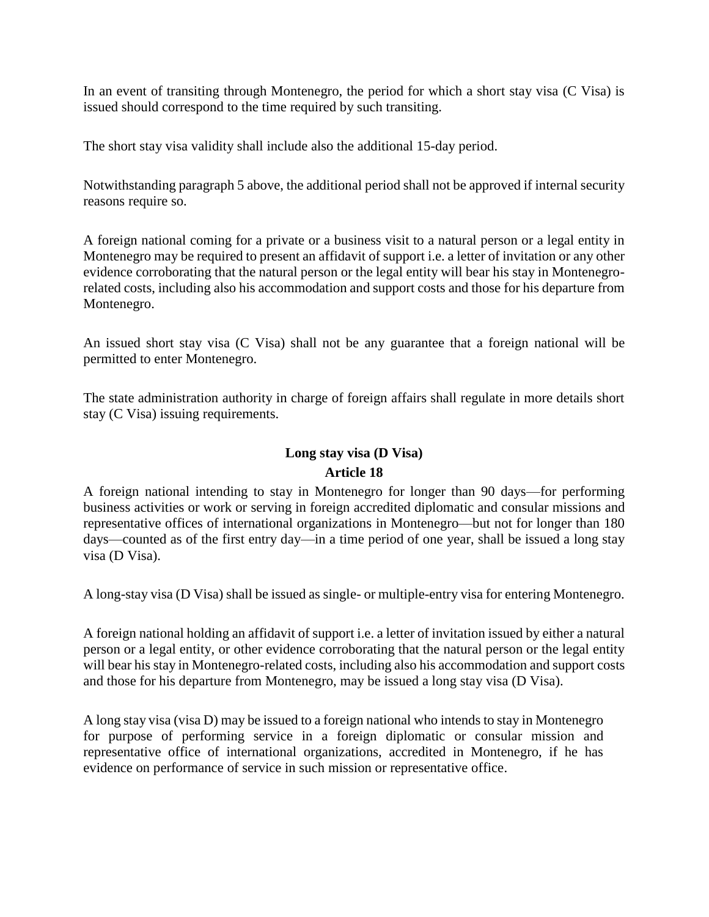In an event of transiting through Montenegro, the period for which a short stay visa (C Visa) is issued should correspond to the time required by such transiting.

The short stay visa validity shall include also the additional 15-day period.

Notwithstanding paragraph 5 above, the additional period shall not be approved if internal security reasons require so.

A foreign national coming for a private or a business visit to a natural person or a legal entity in Montenegro may be required to present an affidavit of support i.e. a letter of invitation or any other evidence corroborating that the natural person or the legal entity will bear his stay in Montenegro-related costs, including also his accommodation and support costs and those for his departure from Montenegro.

An issued short stay visa (C Visa) shall not be any guarantee that a foreign national will be permitted to enter Montenegro.

The state administration authority in charge of foreign affairs shall regulate in more details short stay (C Visa) issuing requirements.

## Long stay visa (D Visa)

## Article 18

A foreign national intending to stay in Montenegro for longer than 90 days—for performing business activities or work or serving in foreign accredited diplomatic and consular missions and representative offices of international organizations in Montenegro—but not for longer than 180 days—counted as of the first entry day—in a time period of one year, shall be issued a long stay visa (D Visa).

A long-stay visa (D Visa) shall be issued as single- or multiple-entry visa for entering Montenegro.

A foreign national holding an affidavit of support i.e. a letter of invitation issued by either a natural person or a legal entity, or other evidence corroborating that the natural person or the legal entity will bear his stay in Montenegro-related costs, including also his accommodation and support costs and those for his departure from Montenegro, may be issued a long stay visa (D Visa).

A long stay visa (visa D) may be issued to a foreign national who intends to stay in Montenegro for purpose of performing service in a foreign diplomatic or consular mission and representative office of international organizations, accredited in Montenegro, if he has evidence on performance of service in such mission or representative office.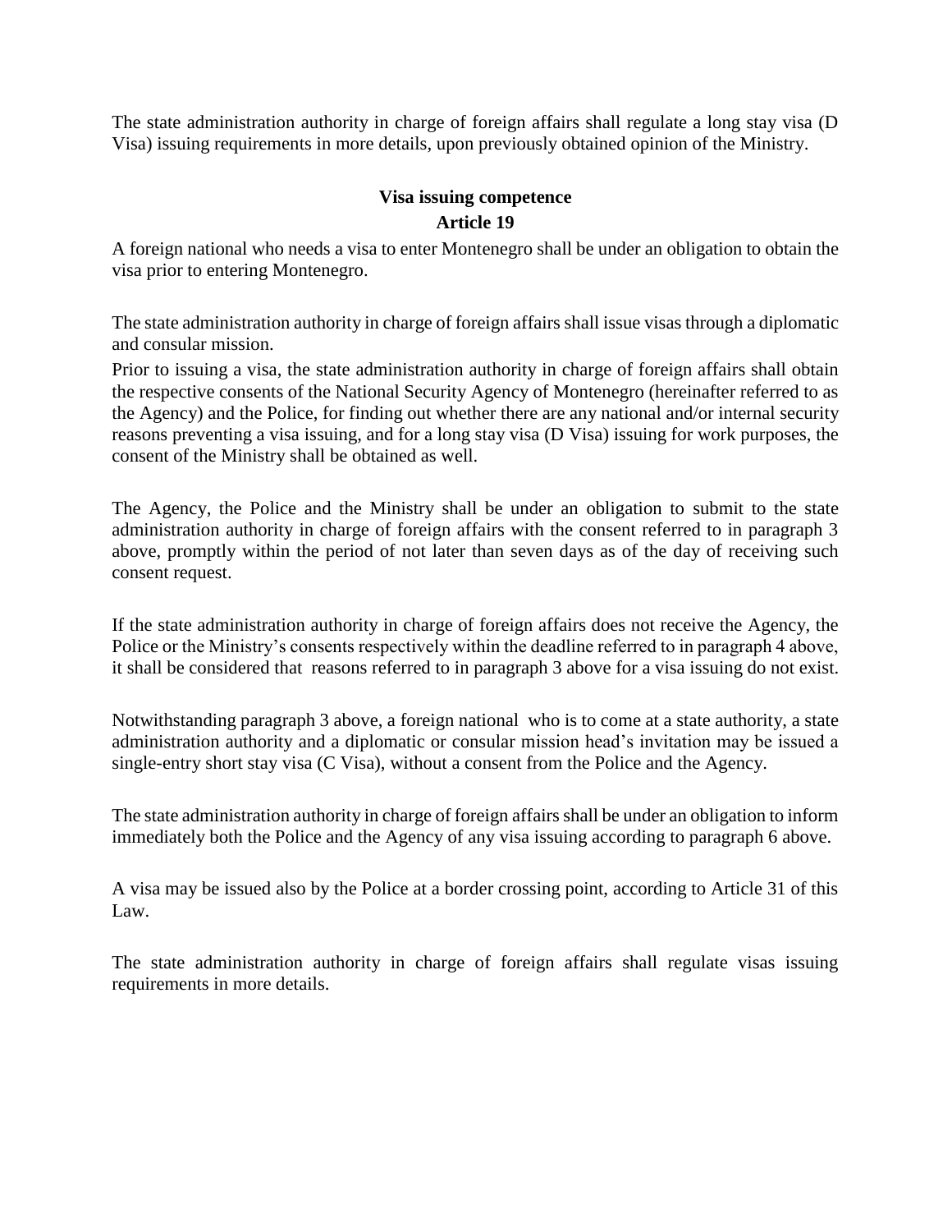The state administration authority in charge of foreign affairs shall regulate a long stay visa (D Visa) issuing requirements in more details, upon previously obtained opinion of the Ministry.

**Visa issuing competence**
**Article 19**

A foreign national who needs a visa to enter Montenegro shall be under an obligation to obtain the visa prior to entering Montenegro.

The state administration authority in charge of foreign affairs shall issue visas through a diplomatic and consular mission.

Prior to issuing a visa, the state administration authority in charge of foreign affairs shall obtain the respective consents of the National Security Agency of Montenegro (hereinafter referred to as the Agency) and the Police, for finding out whether there are any national and/or internal security reasons preventing a visa issuing, and for a long stay visa (D Visa) issuing for work purposes, the consent of the Ministry shall be obtained as well.

The Agency, the Police and the Ministry shall be under an obligation to submit to the state administration authority in charge of foreign affairs with the consent referred to in paragraph 3 above, promptly within the period of not later than seven days as of the day of receiving such consent request.

If the state administration authority in charge of foreign affairs does not receive the Agency, the Police or the Ministry's consents respectively within the deadline referred to in paragraph 4 above, it shall be considered that reasons referred to in paragraph 3 above for a visa issuing do not exist.

Notwithstanding paragraph 3 above, a foreign national who is to come at a state authority, a state administration authority and a diplomatic or consular mission head's invitation may be issued a single-entry short stay visa (C Visa), without a consent from the Police and the Agency.

The state administration authority in charge of foreign affairs shall be under an obligation to inform immediately both the Police and the Agency of any visa issuing according to paragraph 6 above.

A visa may be issued also by the Police at a border crossing point, according to Article 31 of this Law.

The state administration authority in charge of foreign affairs shall regulate visas issuing requirements in more details.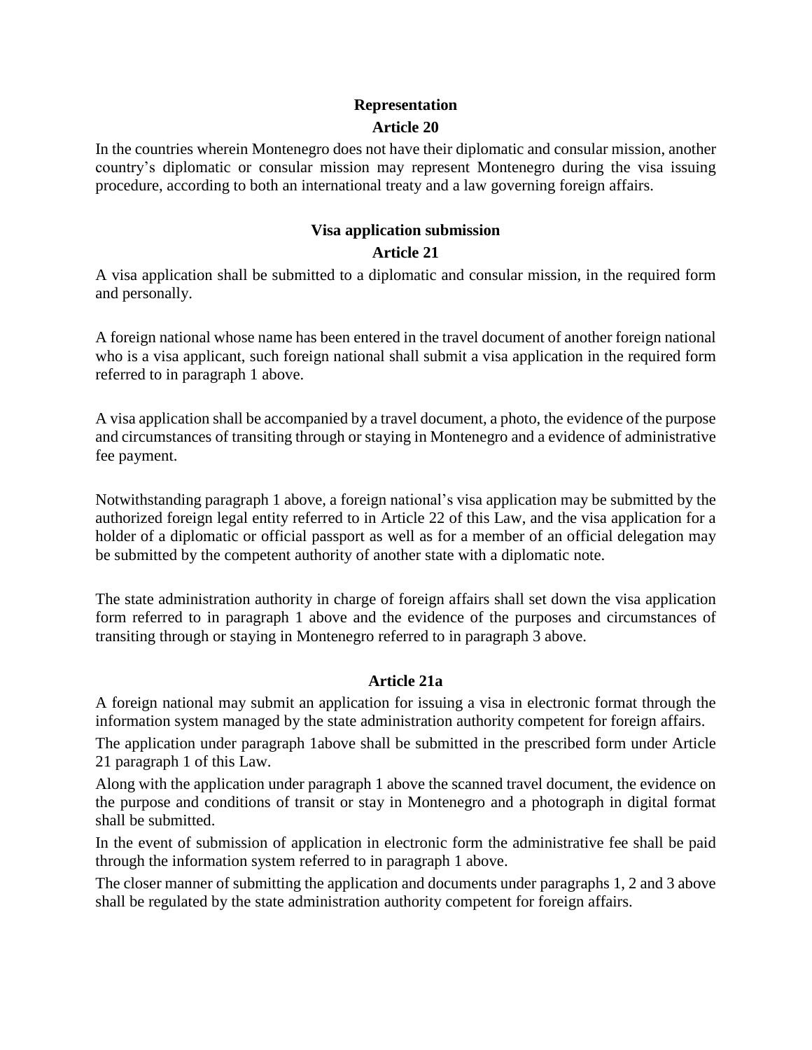**Representation**

**Article 20**

In the countries wherein Montenegro does not have their diplomatic and consular mission, another country's diplomatic or consular mission may represent Montenegro during the visa issuing procedure, according to both an international treaty and a law governing foreign affairs.

**Visa application submission**

**Article 21**

A visa application shall be submitted to a diplomatic and consular mission, in the required form and personally.

A foreign national whose name has been entered in the travel document of another foreign national who is a visa applicant, such foreign national shall submit a visa application in the required form referred to in paragraph 1 above.

A visa application shall be accompanied by a travel document, a photo, the evidence of the purpose and circumstances of transiting through or staying in Montenegro and a evidence of administrative fee payment.

Notwithstanding paragraph 1 above, a foreign national's visa application may be submitted by the authorized foreign legal entity referred to in Article 22 of this Law, and the visa application for a holder of a diplomatic or official passport as well as for a member of an official delegation may be submitted by the competent authority of another state with a diplomatic note.

The state administration authority in charge of foreign affairs shall set down the visa application form referred to in paragraph 1 above and the evidence of the purposes and circumstances of transiting through or staying in Montenegro referred to in paragraph 3 above.

**Article 21a**

A foreign national may submit an application for issuing a visa in electronic format through the information system managed by the state administration authority competent for foreign affairs.

The application under paragraph 1above shall be submitted in the prescribed form under Article 21 paragraph 1 of this Law.

Along with the application under paragraph 1 above the scanned travel document, the evidence on the purpose and conditions of transit or stay in Montenegro and a photograph in digital format shall be submitted.

In the event of submission of application in electronic form the administrative fee shall be paid through the information system referred to in paragraph 1 above.

The closer manner of submitting the application and documents under paragraphs 1, 2 and 3 above shall be regulated by the state administration authority competent for foreign affairs.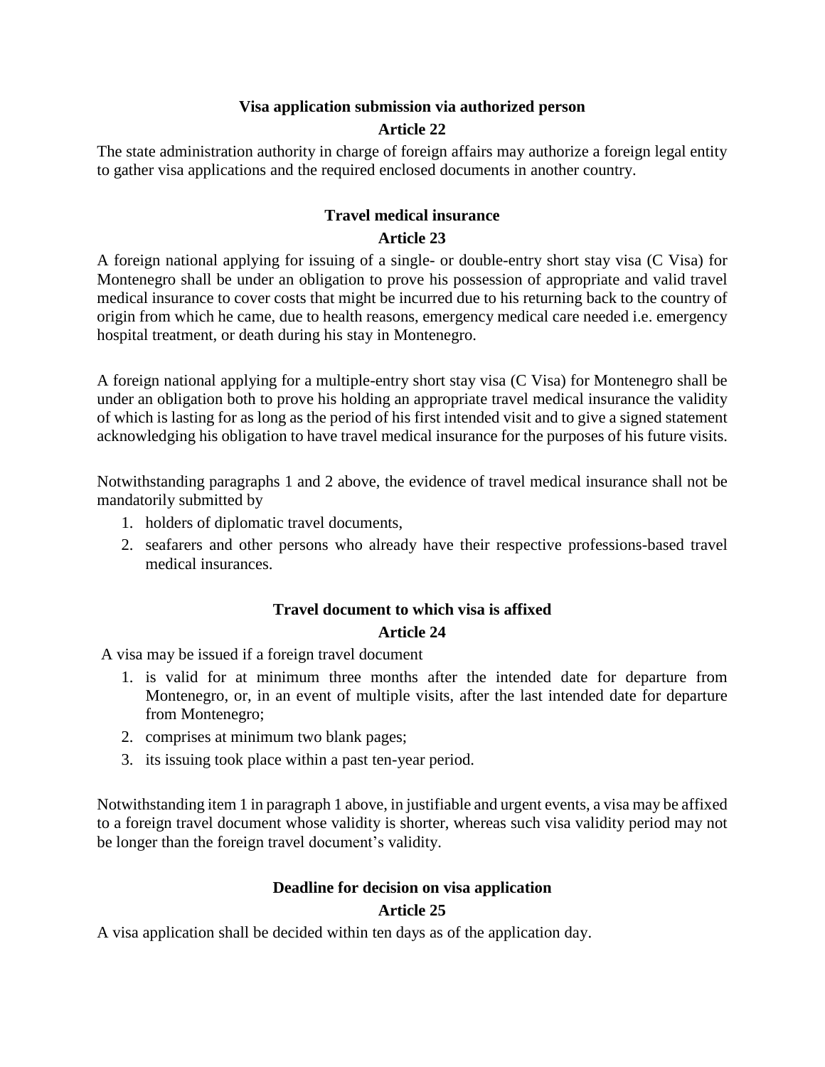**Visa application submission via authorized person**

**Article 22**

The state administration authority in charge of foreign affairs may authorize a foreign legal entity to gather visa applications and the required enclosed documents in another country.

**Travel medical insurance**

**Article 23**

A foreign national applying for issuing of a single- or double-entry short stay visa (C Visa) for Montenegro shall be under an obligation to prove his possession of appropriate and valid travel medical insurance to cover costs that might be incurred due to his returning back to the country of origin from which he came, due to health reasons, emergency medical care needed i.e. emergency hospital treatment, or death during his stay in Montenegro.

A foreign national applying for a multiple-entry short stay visa (C Visa) for Montenegro shall be under an obligation both to prove his holding an appropriate travel medical insurance the validity of which is lasting for as long as the period of his first intended visit and to give a signed statement acknowledging his obligation to have travel medical insurance for the purposes of his future visits.

Notwithstanding paragraphs 1 and 2 above, the evidence of travel medical insurance shall not be mandatorily submitted by

1. holders of diplomatic travel documents,
2. seafarers and other persons who already have their respective professions-based travel medical insurances.

**Travel document to which visa is affixed**

**Article 24**

A visa may be issued if a foreign travel document

1. is valid for at minimum three months after the intended date for departure from Montenegro, or, in an event of multiple visits, after the last intended date for departure from Montenegro;
2. comprises at minimum two blank pages;
3. its issuing took place within a past ten-year period.

Notwithstanding item 1 in paragraph 1 above, in justifiable and urgent events, a visa may be affixed to a foreign travel document whose validity is shorter, whereas such visa validity period may not be longer than the foreign travel document's validity.

**Deadline for decision on visa application**

**Article 25**

A visa application shall be decided within ten days as of the application day.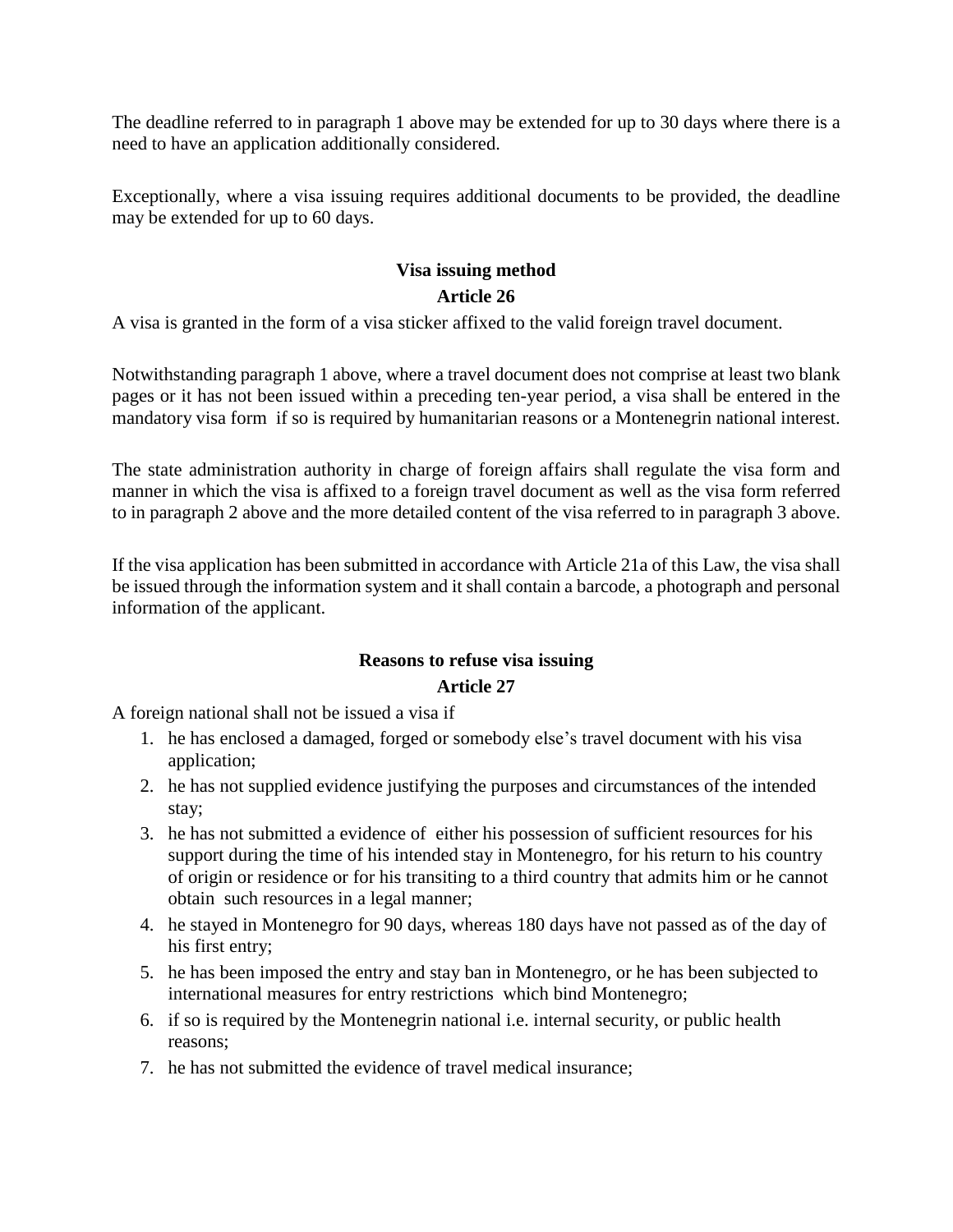The deadline referred to in paragraph 1 above may be extended for up to 30 days where there is a need to have an application additionally considered.

Exceptionally, where a visa issuing requires additional documents to be provided, the deadline may be extended for up to 60 days.

### Visa issuing method

### Article 26

A visa is granted in the form of a visa sticker affixed to the valid foreign travel document.

Notwithstanding paragraph 1 above, where a travel document does not comprise at least two blank pages or it has not been issued within a preceding ten-year period, a visa shall be entered in the mandatory visa form if so is required by humanitarian reasons or a Montenegrin national interest.

The state administration authority in charge of foreign affairs shall regulate the visa form and manner in which the visa is affixed to a foreign travel document as well as the visa form referred to in paragraph 2 above and the more detailed content of the visa referred to in paragraph 3 above.

If the visa application has been submitted in accordance with Article 21a of this Law, the visa shall be issued through the information system and it shall contain a barcode, a photograph and personal information of the applicant.

### Reasons to refuse visa issuing

### Article 27

A foreign national shall not be issued a visa if

1. he has enclosed a damaged, forged or somebody else's travel document with his visa application;
2. he has not supplied evidence justifying the purposes and circumstances of the intended stay;
3. he has not submitted a evidence of either his possession of sufficient resources for his support during the time of his intended stay in Montenegro, for his return to his country of origin or residence or for his transiting to a third country that admits him or he cannot obtain such resources in a legal manner;
4. he stayed in Montenegro for 90 days, whereas 180 days have not passed as of the day of his first entry;
5. he has been imposed the entry and stay ban in Montenegro, or he has been subjected to international measures for entry restrictions which bind Montenegro;
6. if so is required by the Montenegrin national i.e. internal security, or public health reasons;
7. he has not submitted the evidence of travel medical insurance;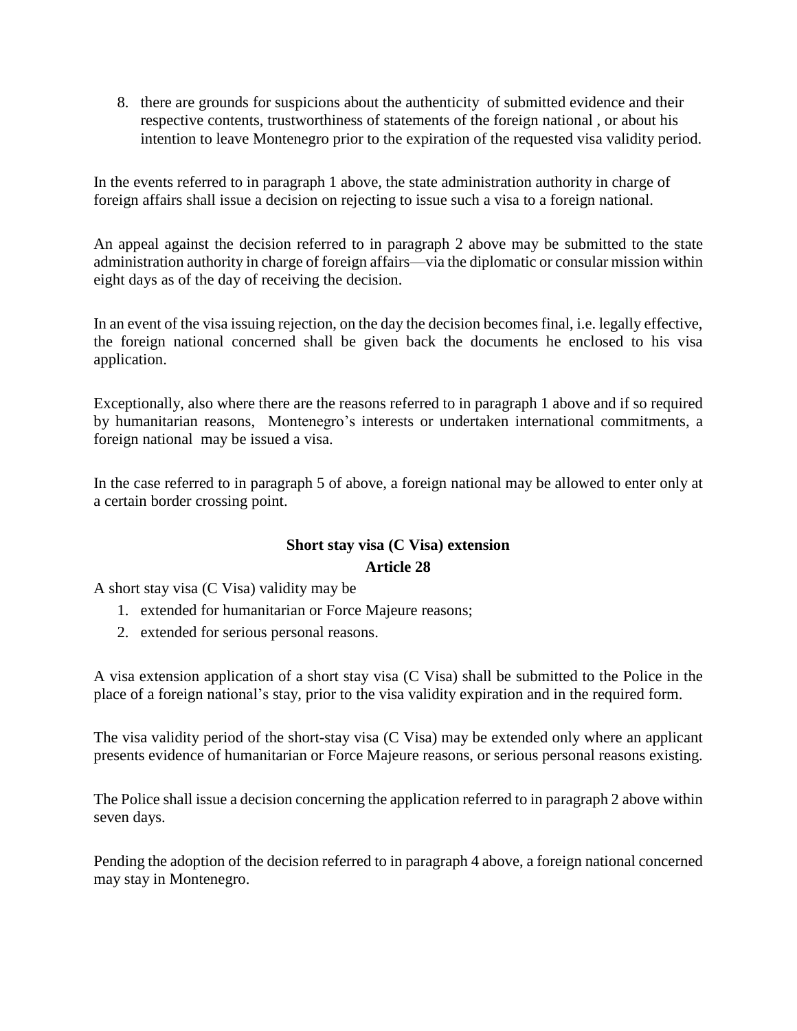8. there are grounds for suspicions about the authenticity of submitted evidence and their respective contents, trustworthiness of statements of the foreign national , or about his intention to leave Montenegro prior to the expiration of the requested visa validity period.

In the events referred to in paragraph 1 above, the state administration authority in charge of foreign affairs shall issue a decision on rejecting to issue such a visa to a foreign national.

An appeal against the decision referred to in paragraph 2 above may be submitted to the state administration authority in charge of foreign affairs—via the diplomatic or consular mission within eight days as of the day of receiving the decision.

In an event of the visa issuing rejection, on the day the decision becomes final, i.e. legally effective, the foreign national concerned shall be given back the documents he enclosed to his visa application.

Exceptionally, also where there are the reasons referred to in paragraph 1 above and if so required by humanitarian reasons, Montenegro's interests or undertaken international commitments, a foreign national may be issued a visa.

In the case referred to in paragraph 5 of above, a foreign national may be allowed to enter only at a certain border crossing point.

**Short stay visa (C Visa) extension**

**Article 28**

A short stay visa (C Visa) validity may be

1. extended for humanitarian or Force Majeure reasons;
2. extended for serious personal reasons.

A visa extension application of a short stay visa (C Visa) shall be submitted to the Police in the place of a foreign national's stay, prior to the visa validity expiration and in the required form.

The visa validity period of the short-stay visa (C Visa) may be extended only where an applicant presents evidence of humanitarian or Force Majeure reasons, or serious personal reasons existing.

The Police shall issue a decision concerning the application referred to in paragraph 2 above within seven days.

Pending the adoption of the decision referred to in paragraph 4 above, a foreign national concerned may stay in Montenegro.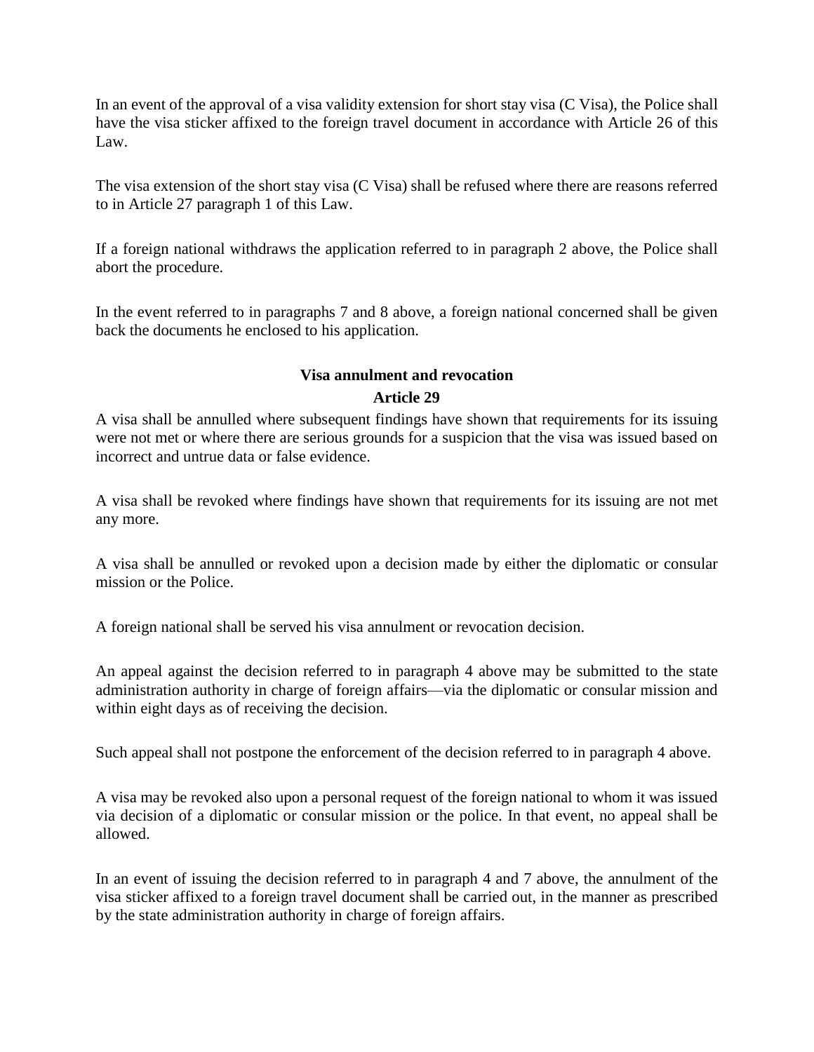In an event of the approval of a visa validity extension for short stay visa (C Visa), the Police shall have the visa sticker affixed to the foreign travel document in accordance with Article 26 of this Law.

The visa extension of the short stay visa (C Visa) shall be refused where there are reasons referred to in Article 27 paragraph 1 of this Law.

If a foreign national withdraws the application referred to in paragraph 2 above, the Police shall abort the procedure.

In the event referred to in paragraphs 7 and 8 above, a foreign national concerned shall be given back the documents he enclosed to his application.

### Visa annulment and revocation

### Article 29

A visa shall be annulled where subsequent findings have shown that requirements for its issuing were not met or where there are serious grounds for a suspicion that the visa was issued based on incorrect and untrue data or false evidence.

A visa shall be revoked where findings have shown that requirements for its issuing are not met any more.

A visa shall be annulled or revoked upon a decision made by either the diplomatic or consular mission or the Police.

A foreign national shall be served his visa annulment or revocation decision.

An appeal against the decision referred to in paragraph 4 above may be submitted to the state administration authority in charge of foreign affairs—via the diplomatic or consular mission and within eight days as of receiving the decision.

Such appeal shall not postpone the enforcement of the decision referred to in paragraph 4 above.

A visa may be revoked also upon a personal request of the foreign national to whom it was issued via decision of a diplomatic or consular mission or the police. In that event, no appeal shall be allowed.

In an event of issuing the decision referred to in paragraph 4 and 7 above, the annulment of the visa sticker affixed to a foreign travel document shall be carried out, in the manner as prescribed by the state administration authority in charge of foreign affairs.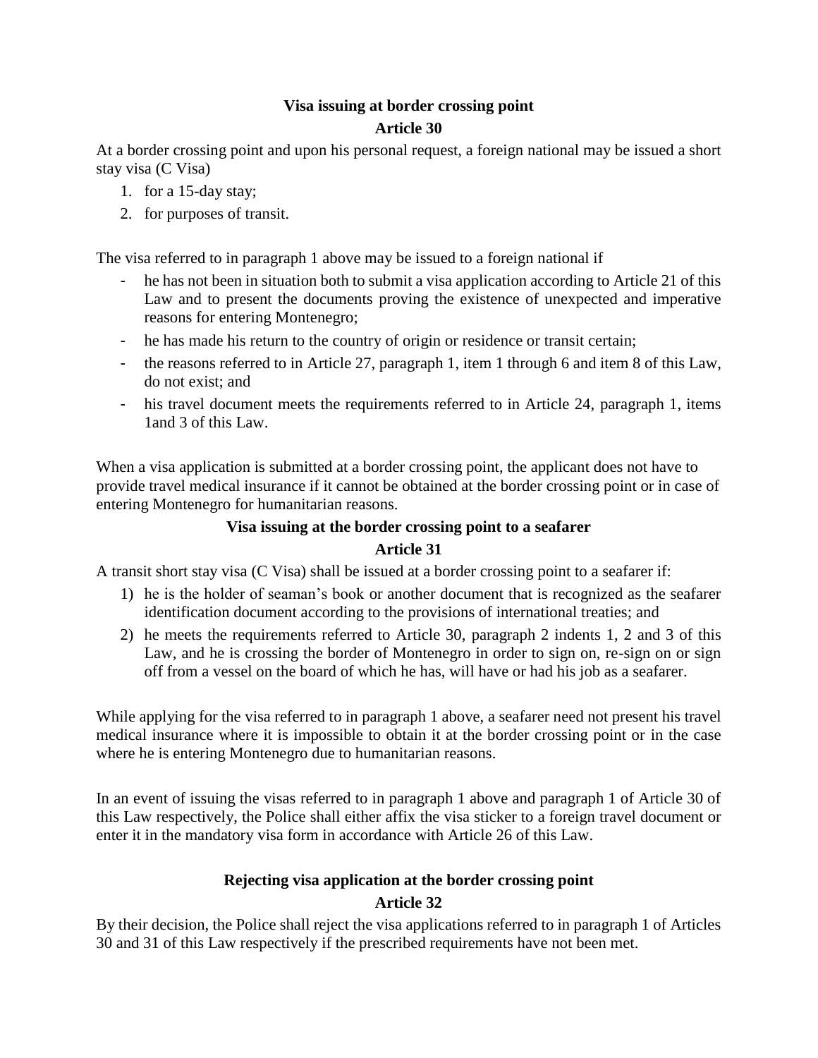**Visa issuing at border crossing point**

**Article 30**

At a border crossing point and upon his personal request, a foreign national may be issued a short stay visa (C Visa)

1. for a 15-day stay;
2. for purposes of transit.

The visa referred to in paragraph 1 above may be issued to a foreign national if

- he has not been in situation both to submit a visa application according to Article 21 of this Law and to present the documents proving the existence of unexpected and imperative reasons for entering Montenegro;
- he has made his return to the country of origin or residence or transit certain;
- the reasons referred to in Article 27, paragraph 1, item 1 through 6 and item 8 of this Law, do not exist; and
- his travel document meets the requirements referred to in Article 24, paragraph 1, items 1and 3 of this Law.

When a visa application is submitted at a border crossing point, the applicant does not have to provide travel medical insurance if it cannot be obtained at the border crossing point or in case of entering Montenegro for humanitarian reasons.

**Visa issuing at the border crossing point to a seafarer**

**Article 31**

A transit short stay visa (C Visa) shall be issued at a border crossing point to a seafarer if:

1) he is the holder of seaman's book or another document that is recognized as the seafarer identification document according to the provisions of international treaties; and
2) he meets the requirements referred to Article 30, paragraph 2 indents 1, 2 and 3 of this Law, and he is crossing the border of Montenegro in order to sign on, re-sign on or sign off from a vessel on the board of which he has, will have or had his job as a seafarer.

While applying for the visa referred to in paragraph 1 above, a seafarer need not present his travel medical insurance where it is impossible to obtain it at the border crossing point or in the case where he is entering Montenegro due to humanitarian reasons.

In an event of issuing the visas referred to in paragraph 1 above and paragraph 1 of Article 30 of this Law respectively, the Police shall either affix the visa sticker to a foreign travel document or enter it in the mandatory visa form in accordance with Article 26 of this Law.

**Rejecting visa application at the border crossing point**

**Article 32**

By their decision, the Police shall reject the visa applications referred to in paragraph 1 of Articles 30 and 31 of this Law respectively if the prescribed requirements have not been met.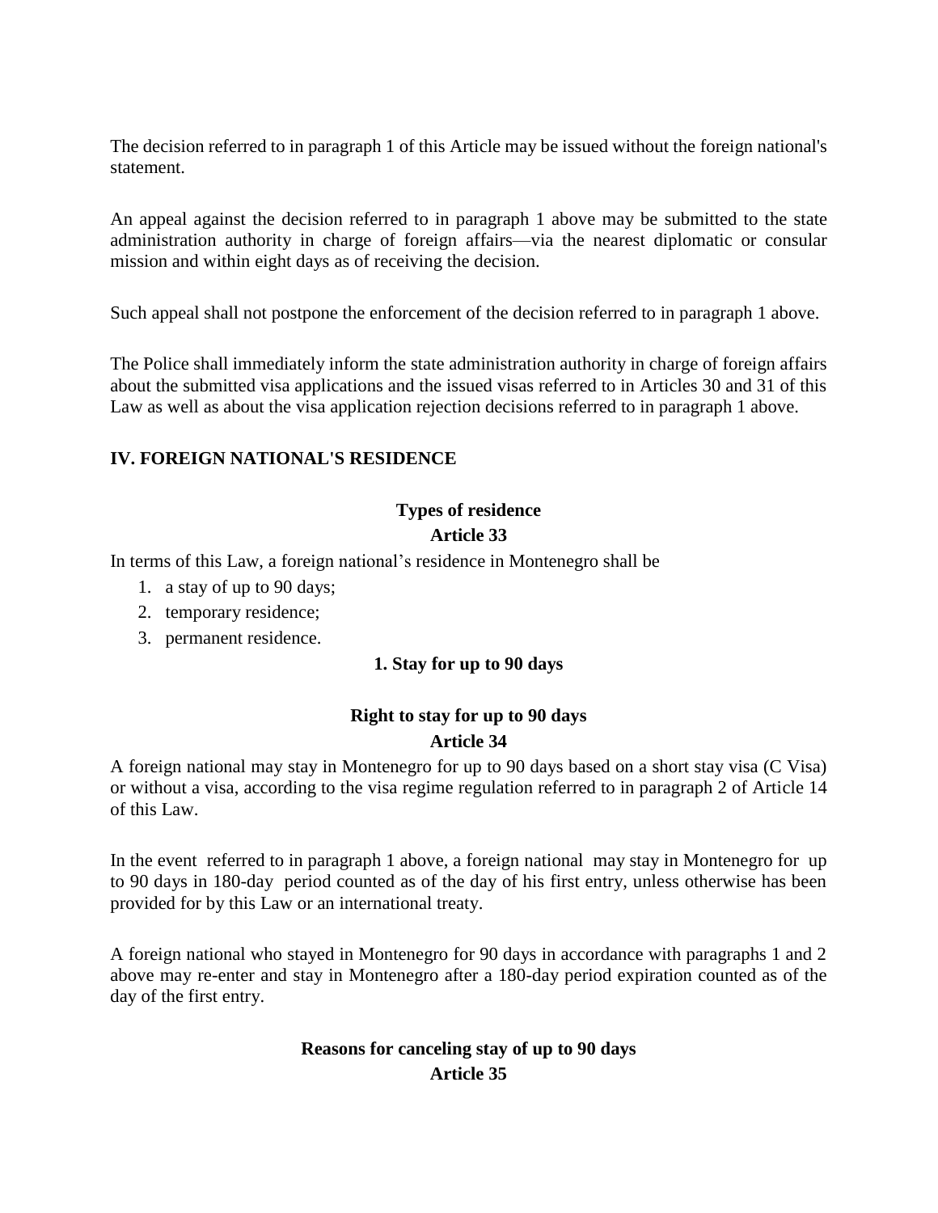The decision referred to in paragraph 1 of this Article may be issued without the foreign national's statement.

An appeal against the decision referred to in paragraph 1 above may be submitted to the state administration authority in charge of foreign affairs—via the nearest diplomatic or consular mission and within eight days as of receiving the decision.

Such appeal shall not postpone the enforcement of the decision referred to in paragraph 1 above.

The Police shall immediately inform the state administration authority in charge of foreign affairs about the submitted visa applications and the issued visas referred to in Articles 30 and 31 of this Law as well as about the visa application rejection decisions referred to in paragraph 1 above.

## IV. FOREIGN NATIONAL'S RESIDENCE

### Types of residence
### Article 33

In terms of this Law, a foreign national’s residence in Montenegro shall be

1. a stay of up to 90 days;
2. temporary residence;
3. permanent residence.

### 1. Stay for up to 90 days

### Right to stay for up to 90 days
### Article 34

A foreign national may stay in Montenegro for up to 90 days based on a short stay visa (C Visa) or without a visa, according to the visa regime regulation referred to in paragraph 2 of Article 14 of this Law.

In the event referred to in paragraph 1 above, a foreign national may stay in Montenegro for up to 90 days in 180-day period counted as of the day of his first entry, unless otherwise has been provided for by this Law or an international treaty.

A foreign national who stayed in Montenegro for 90 days in accordance with paragraphs 1 and 2 above may re-enter and stay in Montenegro after a 180-day period expiration counted as of the day of the first entry.

### Reasons for canceling stay of up to 90 days
### Article 35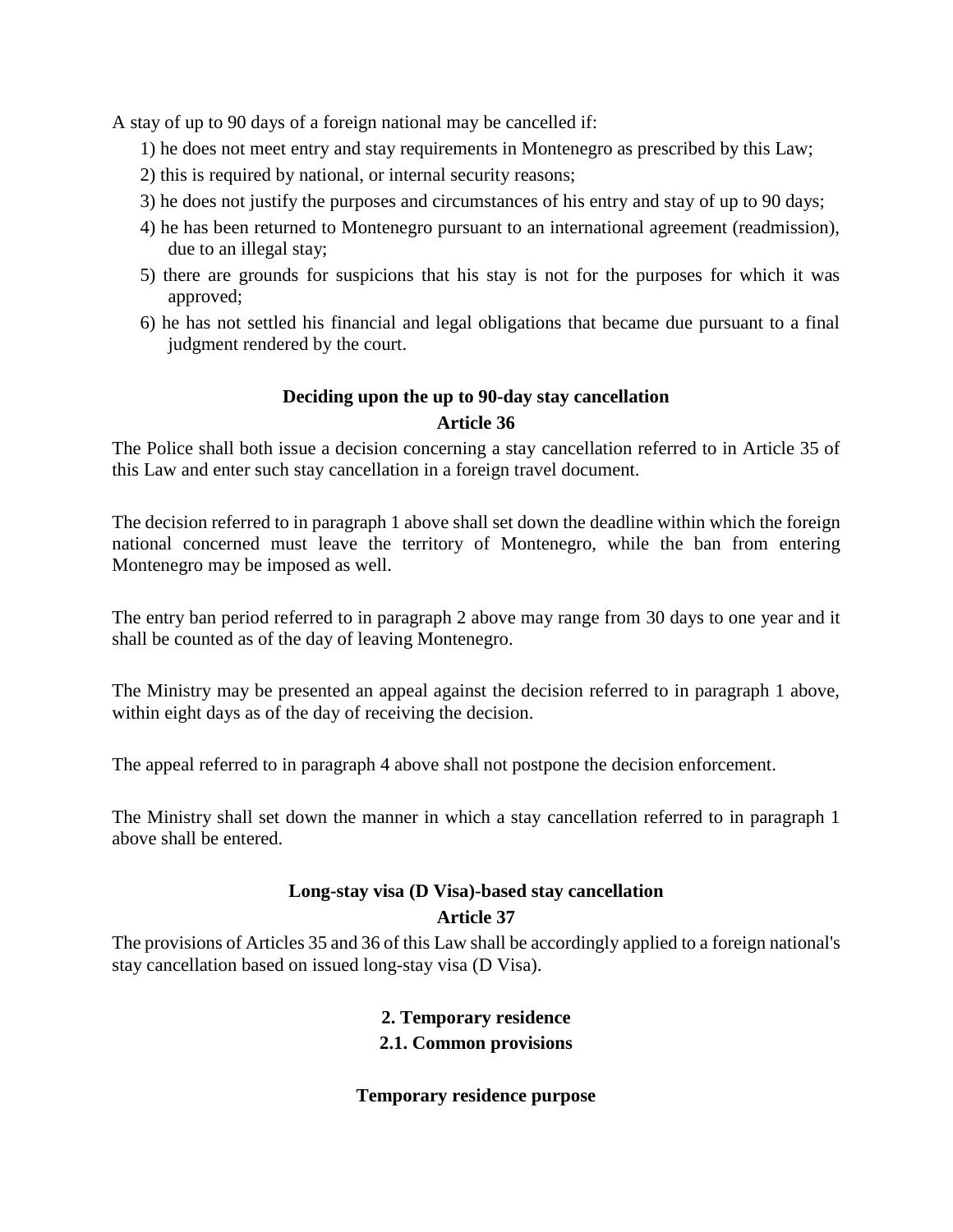A stay of up to 90 days of a foreign national may be cancelled if:

1) he does not meet entry and stay requirements in Montenegro as prescribed by this Law;
2) this is required by national, or internal security reasons;
3) he does not justify the purposes and circumstances of his entry and stay of up to 90 days;
4) he has been returned to Montenegro pursuant to an international agreement (readmission), due to an illegal stay;
5) there are grounds for suspicions that his stay is not for the purposes for which it was approved;
6) he has not settled his financial and legal obligations that became due pursuant to a final judgment rendered by the court.

#### Deciding upon the up to 90-day stay cancellation
#### Article 36

The Police shall both issue a decision concerning a stay cancellation referred to in Article 35 of this Law and enter such stay cancellation in a foreign travel document.

The decision referred to in paragraph 1 above shall set down the deadline within which the foreign national concerned must leave the territory of Montenegro, while the ban from entering Montenegro may be imposed as well.

The entry ban period referred to in paragraph 2 above may range from 30 days to one year and it shall be counted as of the day of leaving Montenegro.

The Ministry may be presented an appeal against the decision referred to in paragraph 1 above, within eight days as of the day of receiving the decision.

The appeal referred to in paragraph 4 above shall not postpone the decision enforcement.

The Ministry shall set down the manner in which a stay cancellation referred to in paragraph 1 above shall be entered.

#### Long-stay visa (D Visa)-based stay cancellation
#### Article 37

The provisions of Articles 35 and 36 of this Law shall be accordingly applied to a foreign national's stay cancellation based on issued long-stay visa (D Visa).

## 2. Temporary residence
### 2.1. Common provisions

#### Temporary residence purpose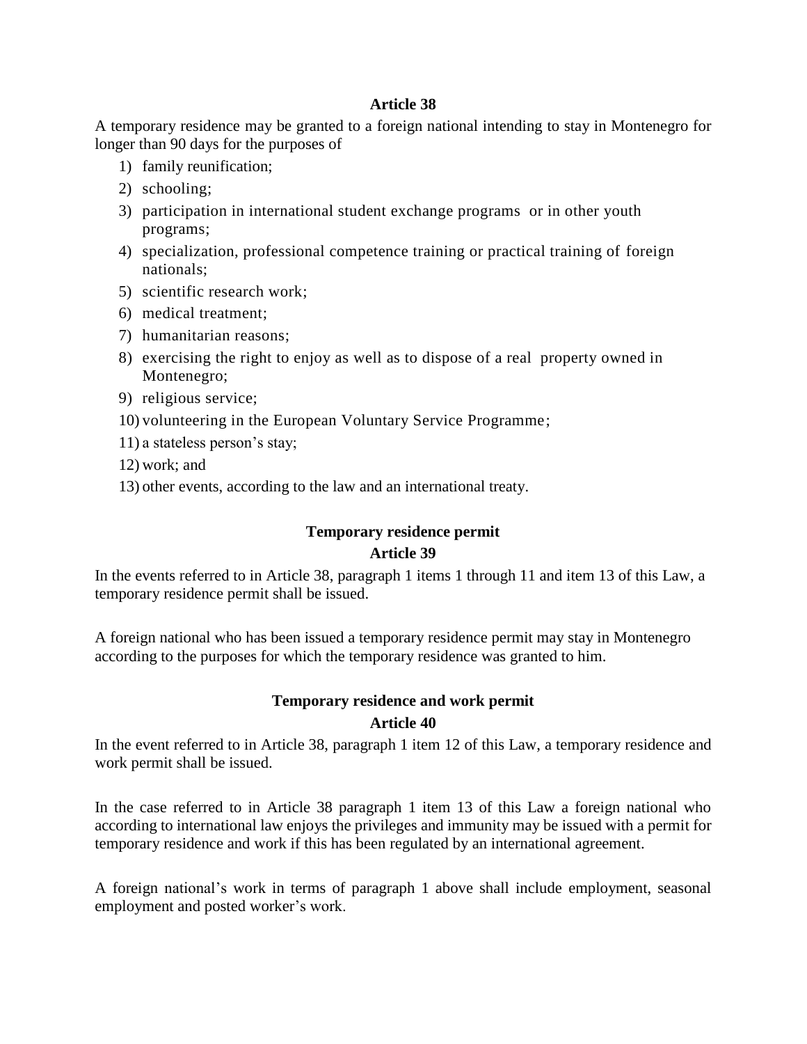**Article 38**

A temporary residence may be granted to a foreign national intending to stay in Montenegro for longer than 90 days for the purposes of

1) family reunification;
2) schooling;
3) participation in international student exchange programs or in other youth programs;
4) specialization, professional competence training or practical training of foreign nationals;
5) scientific research work;
6) medical treatment;
7) humanitarian reasons;
8) exercising the right to enjoy as well as to dispose of a real property owned in Montenegro;
9) religious service;
10) volunteering in the European Voluntary Service Programme;
11) a stateless person's stay;
12) work; and
13) other events, according to the law and an international treaty.

**Temporary residence permit**

**Article 39**

In the events referred to in Article 38, paragraph 1 items 1 through 11 and item 13 of this Law, a temporary residence permit shall be issued.

A foreign national who has been issued a temporary residence permit may stay in Montenegro according to the purposes for which the temporary residence was granted to him.

**Temporary residence and work permit**

**Article 40**

In the event referred to in Article 38, paragraph 1 item 12 of this Law, a temporary residence and work permit shall be issued.

In the case referred to in Article 38 paragraph 1 item 13 of this Law a foreign national who according to international law enjoys the privileges and immunity may be issued with a permit for temporary residence and work if this has been regulated by an international agreement.

A foreign national's work in terms of paragraph 1 above shall include employment, seasonal employment and posted worker's work.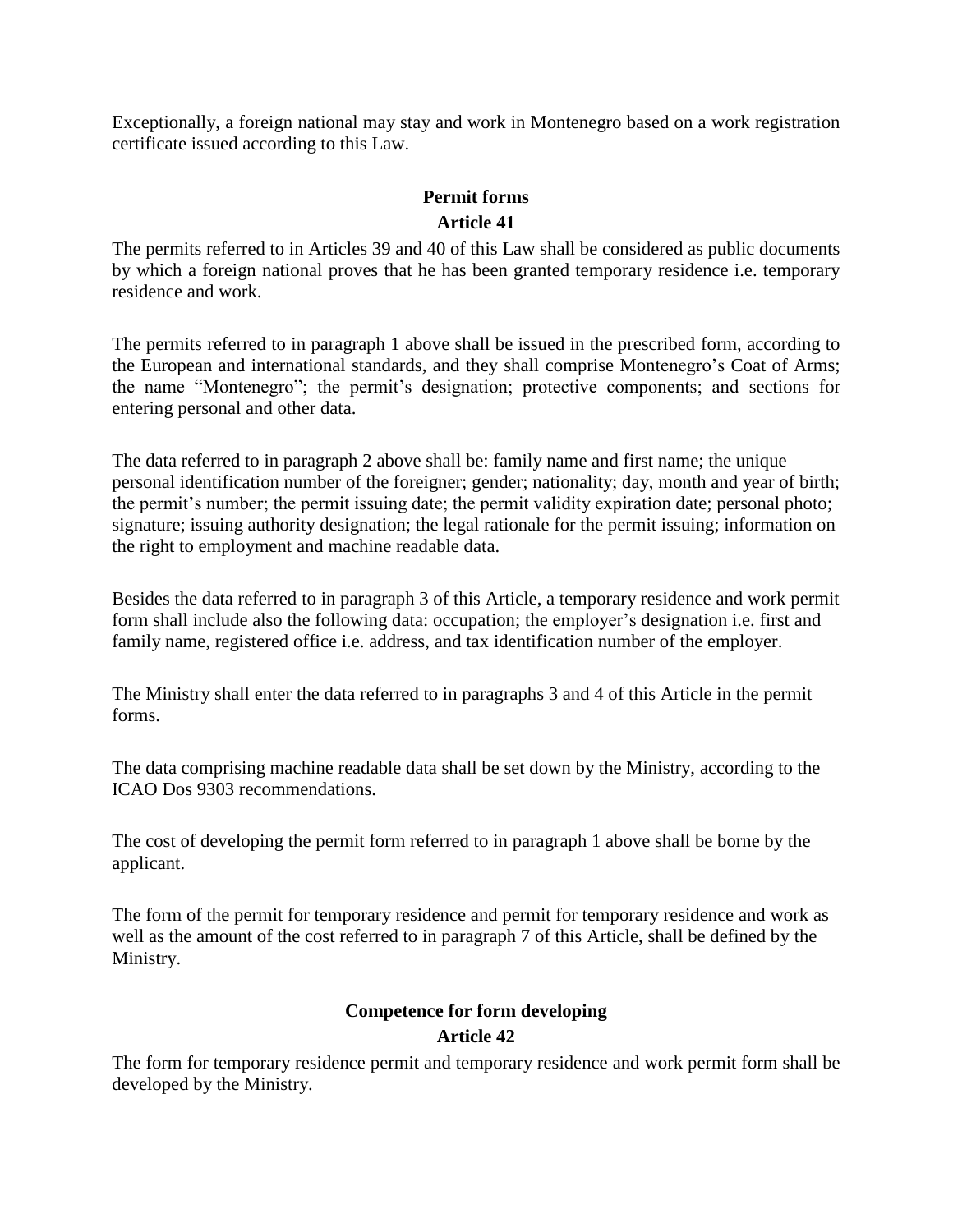Exceptionally, a foreign national may stay and work in Montenegro based on a work registration certificate issued according to this Law.

### Permit forms

### Article 41

The permits referred to in Articles 39 and 40 of this Law shall be considered as public documents by which a foreign national proves that he has been granted temporary residence i.e. temporary residence and work.

The permits referred to in paragraph 1 above shall be issued in the prescribed form, according to the European and international standards, and they shall comprise Montenegro's Coat of Arms; the name "Montenegro"; the permit's designation; protective components; and sections for entering personal and other data.

The data referred to in paragraph 2 above shall be: family name and first name; the unique personal identification number of the foreigner; gender; nationality; day, month and year of birth; the permit's number; the permit issuing date; the permit validity expiration date; personal photo; signature; issuing authority designation; the legal rationale for the permit issuing; information on the right to employment and machine readable data.

Besides the data referred to in paragraph 3 of this Article, a temporary residence and work permit form shall include also the following data: occupation; the employer's designation i.e. first and family name, registered office i.e. address, and tax identification number of the employer.

The Ministry shall enter the data referred to in paragraphs 3 and 4 of this Article in the permit forms.

The data comprising machine readable data shall be set down by the Ministry, according to the ICAO Dos 9303 recommendations.

The cost of developing the permit form referred to in paragraph 1 above shall be borne by the applicant.

The form of the permit for temporary residence and permit for temporary residence and work as well as the amount of the cost referred to in paragraph 7 of this Article, shall be defined by the Ministry.

### Competence for form developing

### Article 42

The form for temporary residence permit and temporary residence and work permit form shall be developed by the Ministry.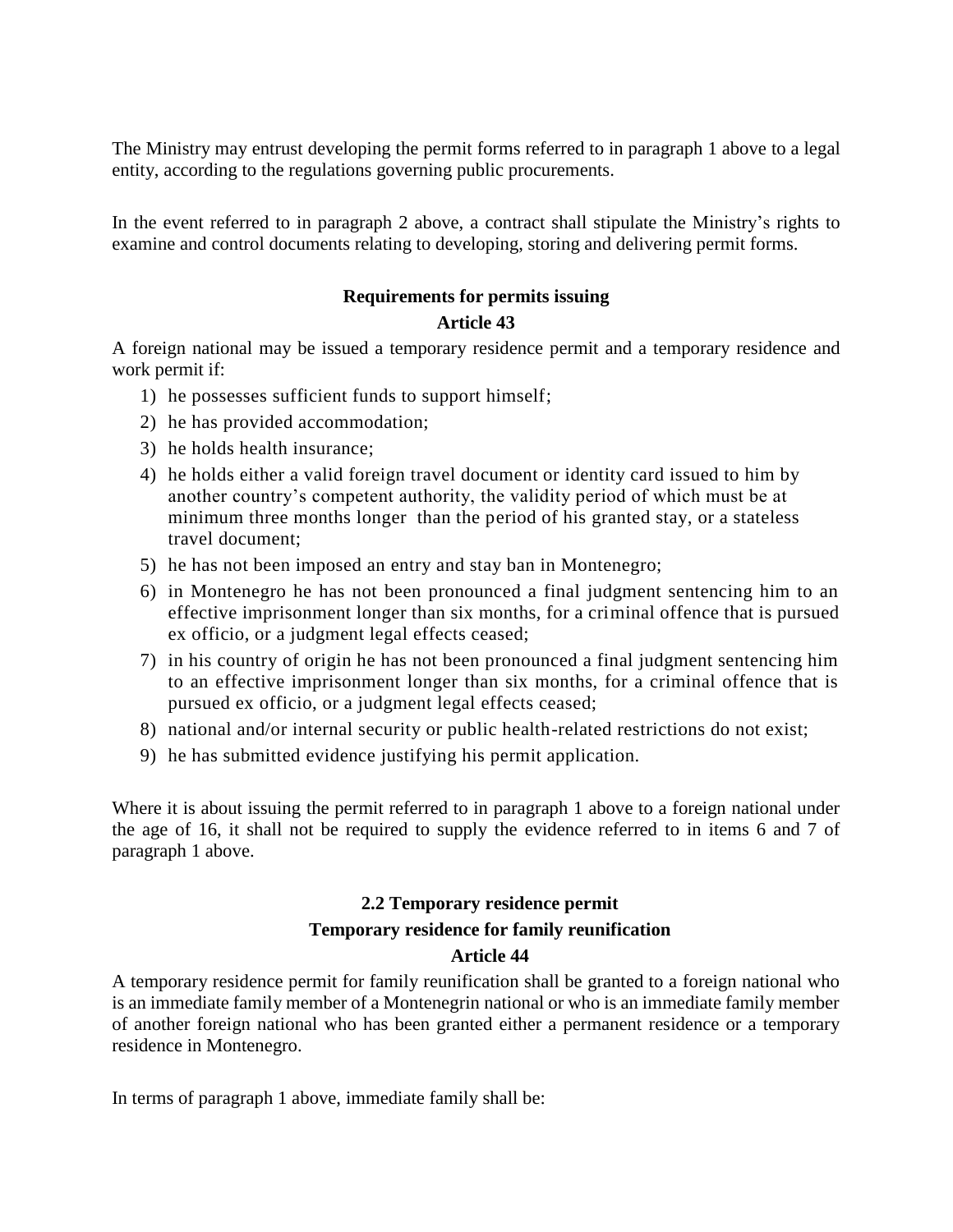The Ministry may entrust developing the permit forms referred to in paragraph 1 above to a legal entity, according to the regulations governing public procurements.

In the event referred to in paragraph 2 above, a contract shall stipulate the Ministry's rights to examine and control documents relating to developing, storing and delivering permit forms.

**Requirements for permits issuing**

**Article 43**

A foreign national may be issued a temporary residence permit and a temporary residence and work permit if:

1) he possesses sufficient funds to support himself;
2) he has provided accommodation;
3) he holds health insurance;
4) he holds either a valid foreign travel document or identity card issued to him by another country's competent authority, the validity period of which must be at minimum three months longer than the period of his granted stay, or a stateless travel document;
5) he has not been imposed an entry and stay ban in Montenegro;
6) in Montenegro he has not been pronounced a final judgment sentencing him to an effective imprisonment longer than six months, for a criminal offence that is pursued ex officio, or a judgment legal effects ceased;
7) in his country of origin he has not been pronounced a final judgment sentencing him to an effective imprisonment longer than six months, for a criminal offence that is pursued ex officio, or a judgment legal effects ceased;
8) national and/or internal security or public health-related restrictions do not exist;
9) he has submitted evidence justifying his permit application.

Where it is about issuing the permit referred to in paragraph 1 above to a foreign national under the age of 16, it shall not be required to supply the evidence referred to in items 6 and 7 of paragraph 1 above.

**2.2 Temporary residence permit**

**Temporary residence for family reunification**

**Article 44**

A temporary residence permit for family reunification shall be granted to a foreign national who is an immediate family member of a Montenegrin national or who is an immediate family member of another foreign national who has been granted either a permanent residence or a temporary residence in Montenegro.

In terms of paragraph 1 above, immediate family shall be: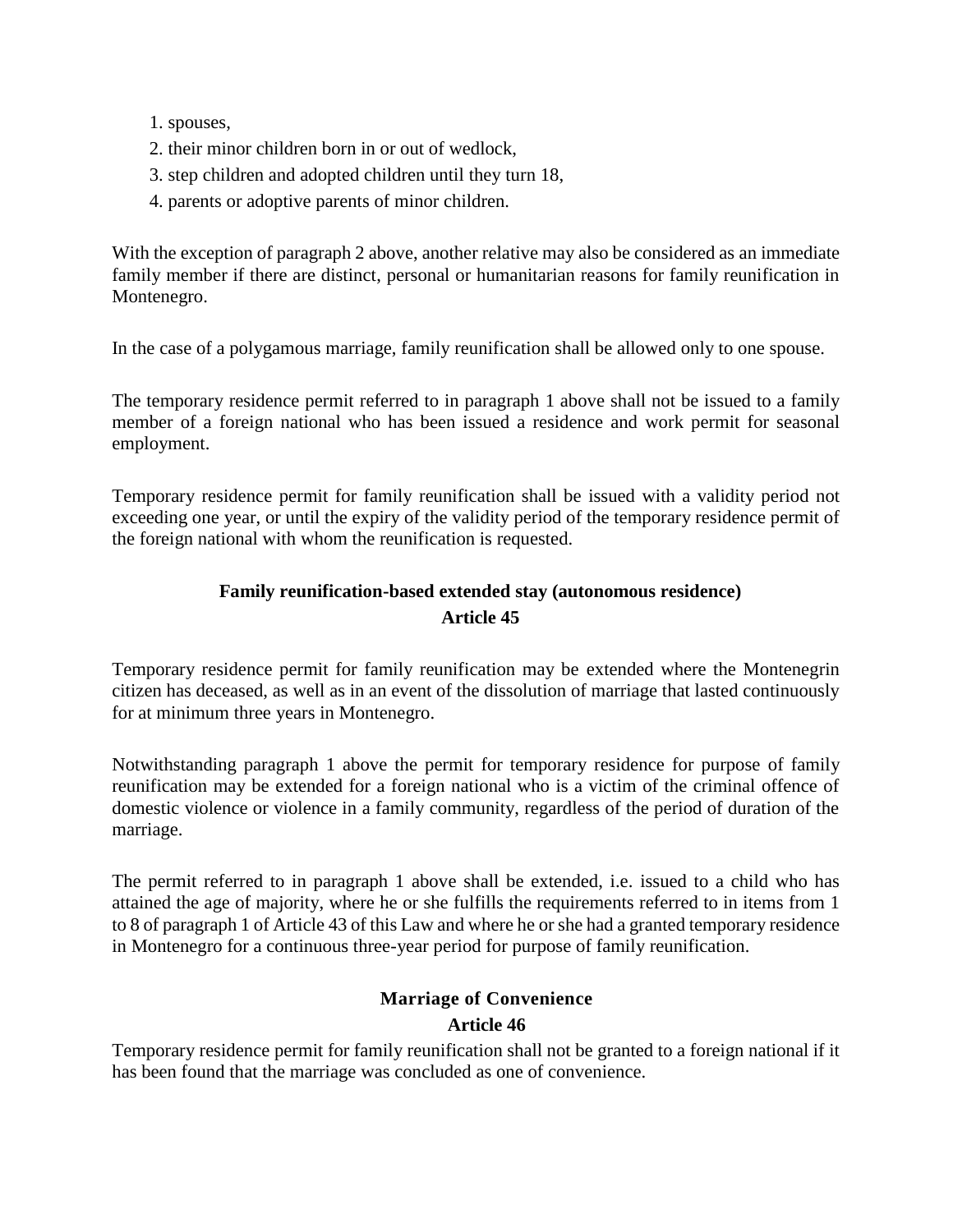1. spouses,
2. their minor children born in or out of wedlock,
3. step children and adopted children until they turn 18,
4. parents or adoptive parents of minor children.

With the exception of paragraph 2 above, another relative may also be considered as an immediate family member if there are distinct, personal or humanitarian reasons for family reunification in Montenegro.

In the case of a polygamous marriage, family reunification shall be allowed only to one spouse.

The temporary residence permit referred to in paragraph 1 above shall not be issued to a family member of a foreign national who has been issued a residence and work permit for seasonal employment.

Temporary residence permit for family reunification shall be issued with a validity period not exceeding one year, or until the expiry of the validity period of the temporary residence permit of the foreign national with whom the reunification is requested.

### Family reunification-based extended stay (autonomous residence)
### Article 45

Temporary residence permit for family reunification may be extended where the Montenegrin citizen has deceased, as well as in an event of the dissolution of marriage that lasted continuously for at minimum three years in Montenegro.

Notwithstanding paragraph 1 above the permit for temporary residence for purpose of family reunification may be extended for a foreign national who is a victim of the criminal offence of domestic violence or violence in a family community, regardless of the period of duration of the marriage.

The permit referred to in paragraph 1 above shall be extended, i.e. issued to a child who has attained the age of majority, where he or she fulfills the requirements referred to in items from 1 to 8 of paragraph 1 of Article 43 of this Law and where he or she had a granted temporary residence in Montenegro for a continuous three-year period for purpose of family reunification.

### Marriage of Convenience
### Article 46

Temporary residence permit for family reunification shall not be granted to a foreign national if it has been found that the marriage was concluded as one of convenience.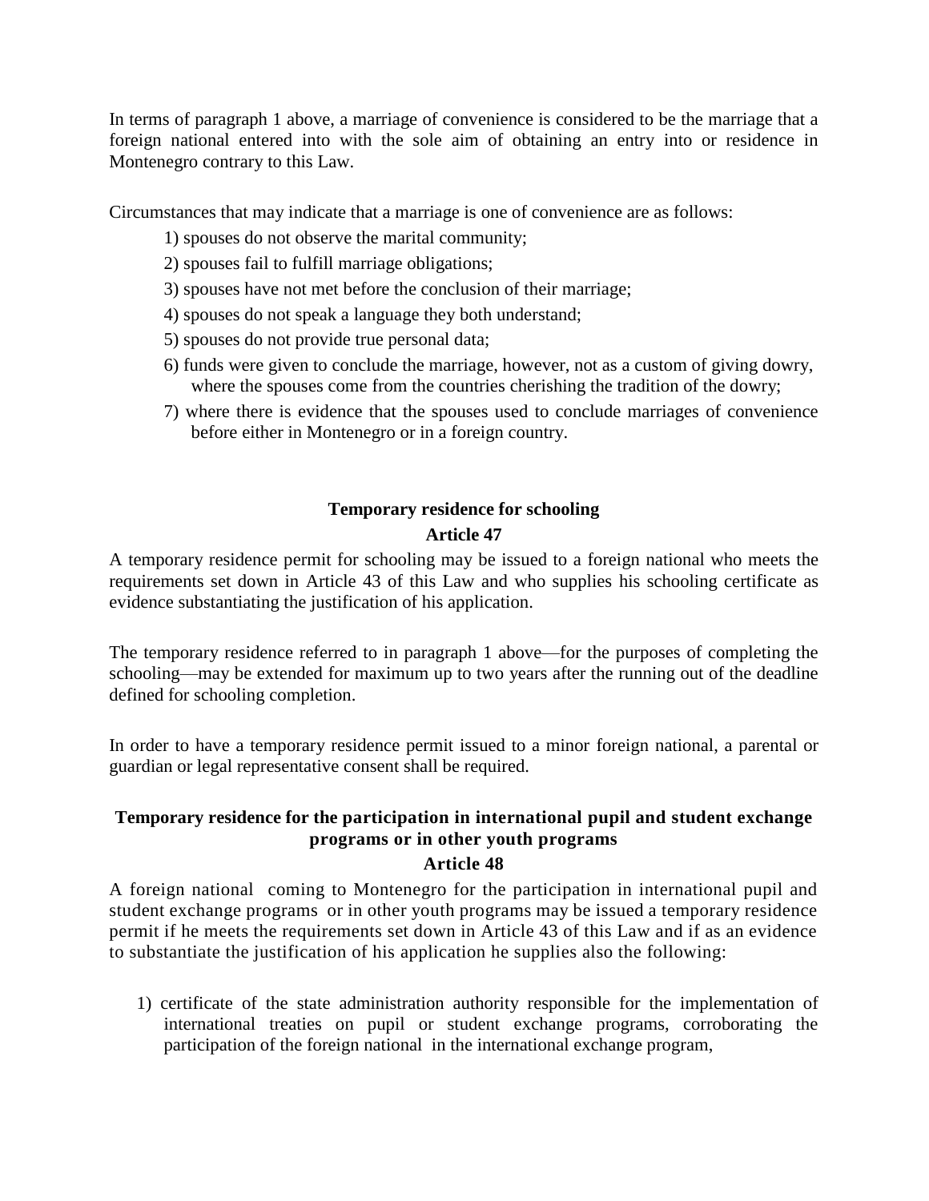In terms of paragraph 1 above, a marriage of convenience is considered to be the marriage that a foreign national entered into with the sole aim of obtaining an entry into or residence in Montenegro contrary to this Law.

Circumstances that may indicate that a marriage is one of convenience are as follows:

1) spouses do not observe the marital community;
2) spouses fail to fulfill marriage obligations;
3) spouses have not met before the conclusion of their marriage;
4) spouses do not speak a language they both understand;
5) spouses do not provide true personal data;
6) funds were given to conclude the marriage, however, not as a custom of giving dowry, where the spouses come from the countries cherishing the tradition of the dowry;
7) where there is evidence that the spouses used to conclude marriages of convenience before either in Montenegro or in a foreign country.

**Temporary residence for schooling**

**Article 47**

A temporary residence permit for schooling may be issued to a foreign national who meets the requirements set down in Article 43 of this Law and who supplies his schooling certificate as evidence substantiating the justification of his application.

The temporary residence referred to in paragraph 1 above—for the purposes of completing the schooling—may be extended for maximum up to two years after the running out of the deadline defined for schooling completion.

In order to have a temporary residence permit issued to a minor foreign national, a parental or guardian or legal representative consent shall be required.

**Temporary residence for the participation in international pupil and student exchange programs or in other youth programs**

**Article 48**

A foreign national coming to Montenegro for the participation in international pupil and student exchange programs or in other youth programs may be issued a temporary residence permit if he meets the requirements set down in Article 43 of this Law and if as an evidence to substantiate the justification of his application he supplies also the following:

1) certificate of the state administration authority responsible for the implementation of international treaties on pupil or student exchange programs, corroborating the participation of the foreign national in the international exchange program,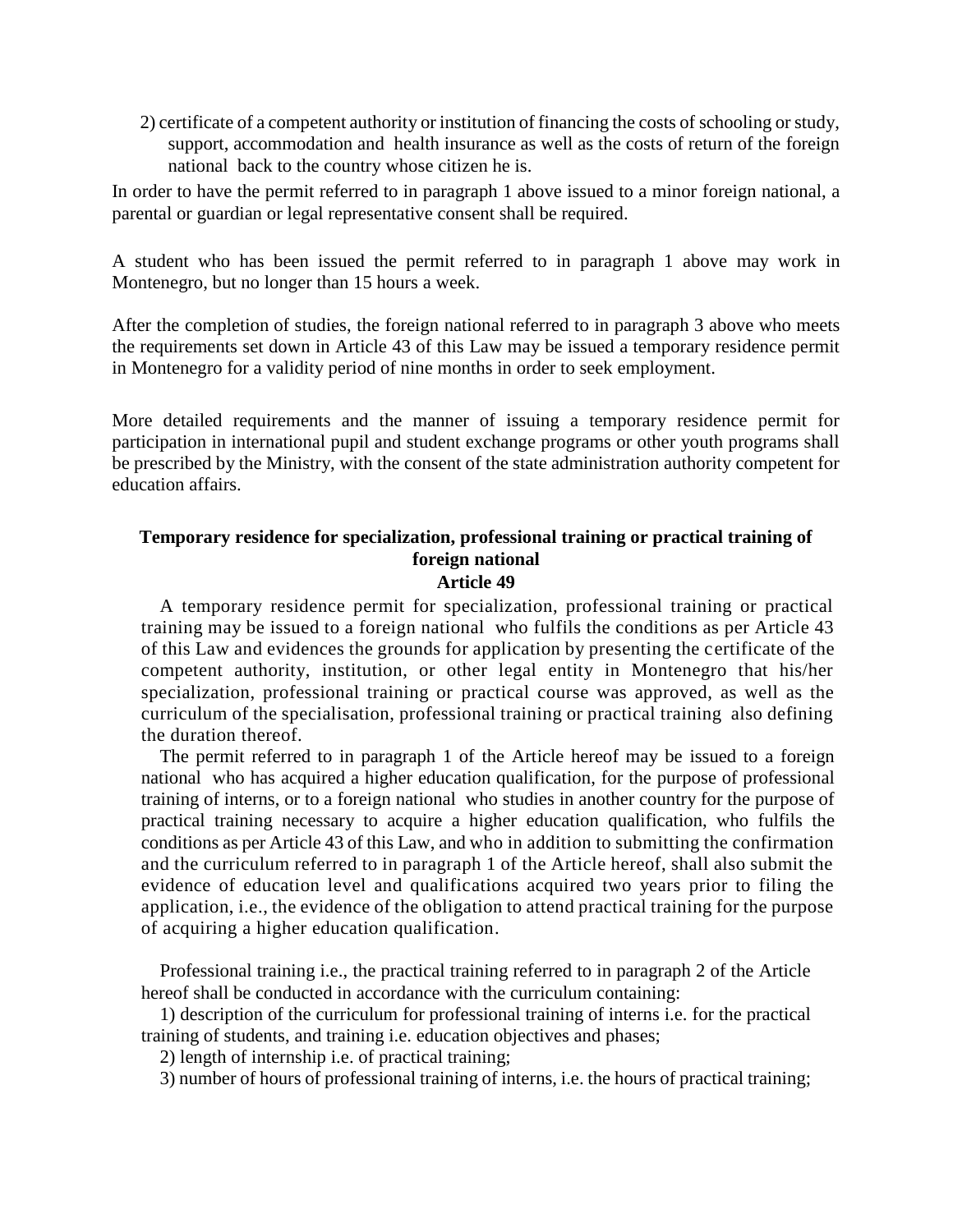2) certificate of a competent authority or institution of financing the costs of schooling or study, support, accommodation and health insurance as well as the costs of return of the foreign national back to the country whose citizen he is.

In order to have the permit referred to in paragraph 1 above issued to a minor foreign national, a parental or guardian or legal representative consent shall be required.

A student who has been issued the permit referred to in paragraph 1 above may work in Montenegro, but no longer than 15 hours a week.

After the completion of studies, the foreign national referred to in paragraph 3 above who meets the requirements set down in Article 43 of this Law may be issued a temporary residence permit in Montenegro for a validity period of nine months in order to seek employment.

More detailed requirements and the manner of issuing a temporary residence permit for participation in international pupil and student exchange programs or other youth programs shall be prescribed by the Ministry, with the consent of the state administration authority competent for education affairs.

### Temporary residence for specialization, professional training or practical training of foreign national

### Article 49

A temporary residence permit for specialization, professional training or practical training may be issued to a foreign national who fulfils the conditions as per Article 43 of this Law and evidences the grounds for application by presenting the certificate of the competent authority, institution, or other legal entity in Montenegro that his/her specialization, professional training or practical course was approved, as well as the curriculum of the specialisation, professional training or practical training also defining the duration thereof.

The permit referred to in paragraph 1 of the Article hereof may be issued to a foreign national who has acquired a higher education qualification, for the purpose of professional training of interns, or to a foreign national who studies in another country for the purpose of practical training necessary to acquire a higher education qualification, who fulfils the conditions as per Article 43 of this Law, and who in addition to submitting the confirmation and the curriculum referred to in paragraph 1 of the Article hereof, shall also submit the evidence of education level and qualifications acquired two years prior to filing the application, i.e., the evidence of the obligation to attend practical training for the purpose of acquiring a higher education qualification.

Professional training i.e., the practical training referred to in paragraph 2 of the Article hereof shall be conducted in accordance with the curriculum containing:

1) description of the curriculum for professional training of interns i.e. for the practical training of students, and training i.e. education objectives and phases;

2) length of internship i.e. of practical training;

3) number of hours of professional training of interns, i.e. the hours of practical training;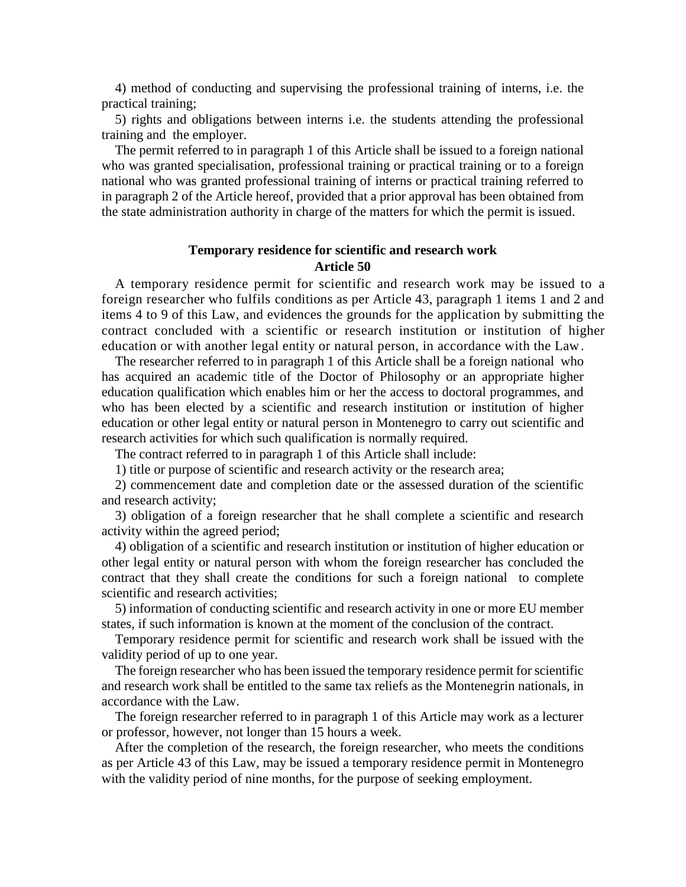4) method of conducting and supervising the professional training of interns, i.e. the practical training;

5) rights and obligations between interns i.e. the students attending the professional training and the employer.

The permit referred to in paragraph 1 of this Article shall be issued to a foreign national who was granted specialisation, professional training or practical training or to a foreign national who was granted professional training of interns or practical training referred to in paragraph 2 of the Article hereof, provided that a prior approval has been obtained from the state administration authority in charge of the matters for which the permit is issued.

**Temporary residence for scientific and research work**
**Article 50**

A temporary residence permit for scientific and research work may be issued to a foreign researcher who fulfils conditions as per Article 43, paragraph 1 items 1 and 2 and items 4 to 9 of this Law, and evidences the grounds for the application by submitting the contract concluded with a scientific or research institution or institution of higher education or with another legal entity or natural person, in accordance with the Law.

The researcher referred to in paragraph 1 of this Article shall be a foreign national who has acquired an academic title of the Doctor of Philosophy or an appropriate higher education qualification which enables him or her the access to doctoral programmes, and who has been elected by a scientific and research institution or institution of higher education or other legal entity or natural person in Montenegro to carry out scientific and research activities for which such qualification is normally required.

The contract referred to in paragraph 1 of this Article shall include:

1) title or purpose of scientific and research activity or the research area;

2) commencement date and completion date or the assessed duration of the scientific and research activity;

3) obligation of a foreign researcher that he shall complete a scientific and research activity within the agreed period;

4) obligation of a scientific and research institution or institution of higher education or other legal entity or natural person with whom the foreign researcher has concluded the contract that they shall create the conditions for such a foreign national to complete scientific and research activities;

5) information of conducting scientific and research activity in one or more EU member states, if such information is known at the moment of the conclusion of the contract.

Temporary residence permit for scientific and research work shall be issued with the validity period of up to one year.

The foreign researcher who has been issued the temporary residence permit for scientific and research work shall be entitled to the same tax reliefs as the Montenegrin nationals, in accordance with the Law.

The foreign researcher referred to in paragraph 1 of this Article may work as a lecturer or professor, however, not longer than 15 hours a week.

After the completion of the research, the foreign researcher, who meets the conditions as per Article 43 of this Law, may be issued a temporary residence permit in Montenegro with the validity period of nine months, for the purpose of seeking employment.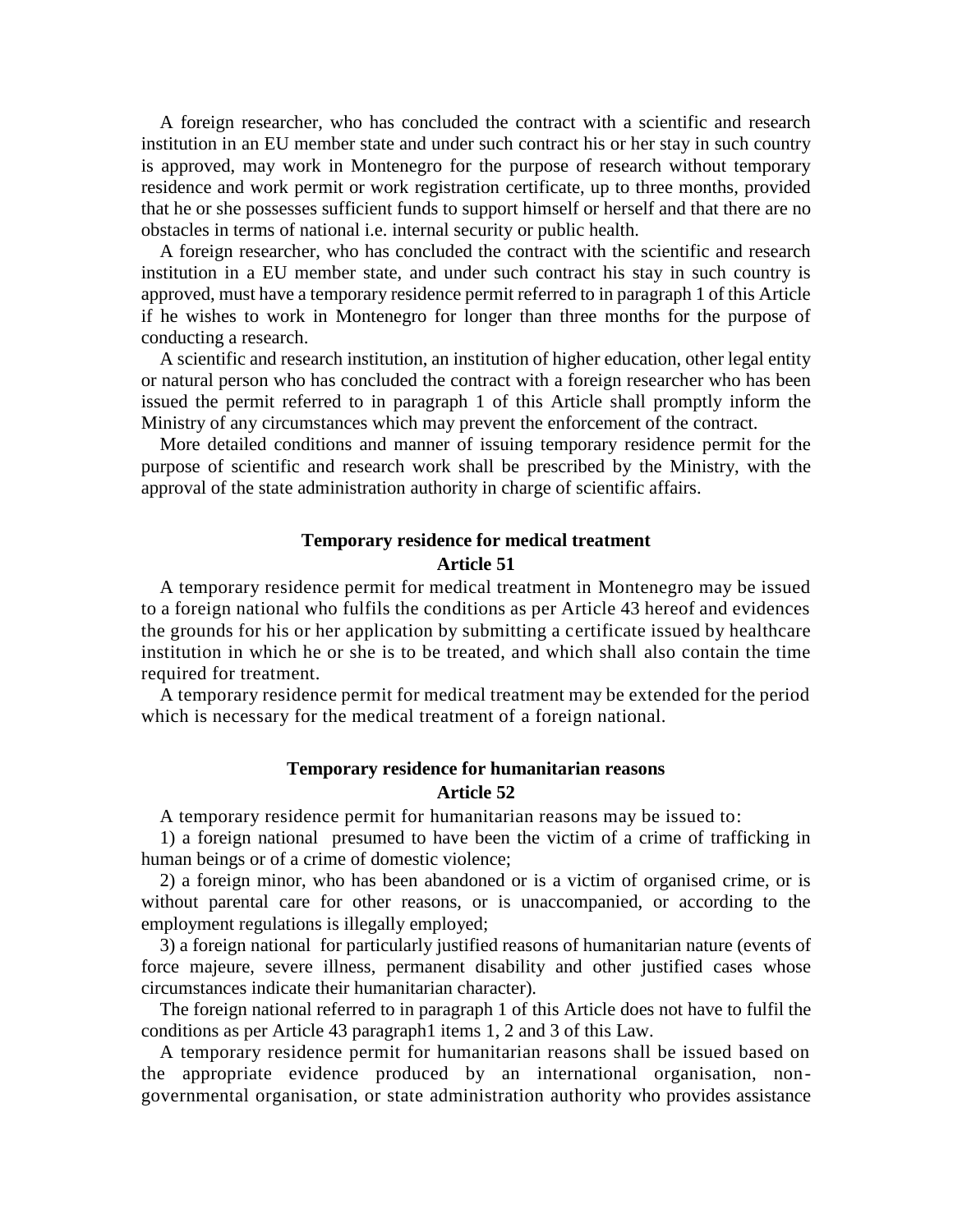A foreign researcher, who has concluded the contract with a scientific and research institution in an EU member state and under such contract his or her stay in such country is approved, may work in Montenegro for the purpose of research without temporary residence and work permit or work registration certificate, up to three months, provided that he or she possesses sufficient funds to support himself or herself and that there are no obstacles in terms of national i.e. internal security or public health.

A foreign researcher, who has concluded the contract with the scientific and research institution in a EU member state, and under such contract his stay in such country is approved, must have a temporary residence permit referred to in paragraph 1 of this Article if he wishes to work in Montenegro for longer than three months for the purpose of conducting a research.

A scientific and research institution, an institution of higher education, other legal entity or natural person who has concluded the contract with a foreign researcher who has been issued the permit referred to in paragraph 1 of this Article shall promptly inform the Ministry of any circumstances which may prevent the enforcement of the contract.

More detailed conditions and manner of issuing temporary residence permit for the purpose of scientific and research work shall be prescribed by the Ministry, with the approval of the state administration authority in charge of scientific affairs.

**Temporary residence for medical treatment**
**Article 51**

A temporary residence permit for medical treatment in Montenegro may be issued to a foreign national who fulfils the conditions as per Article 43 hereof and evidences the grounds for his or her application by submitting a certificate issued by healthcare institution in which he or she is to be treated, and which shall also contain the time required for treatment.

A temporary residence permit for medical treatment may be extended for the period which is necessary for the medical treatment of a foreign national.

**Temporary residence for humanitarian reasons**
**Article 52**

A temporary residence permit for humanitarian reasons may be issued to:

1) a foreign national presumed to have been the victim of a crime of trafficking in human beings or of a crime of domestic violence;

2) a foreign minor, who has been abandoned or is a victim of organised crime, or is without parental care for other reasons, or is unaccompanied, or according to the employment regulations is illegally employed;

3) a foreign national for particularly justified reasons of humanitarian nature (events of force majeure, severe illness, permanent disability and other justified cases whose circumstances indicate their humanitarian character).

The foreign national referred to in paragraph 1 of this Article does not have to fulfil the conditions as per Article 43 paragraph1 items 1, 2 and 3 of this Law.

A temporary residence permit for humanitarian reasons shall be issued based on the appropriate evidence produced by an international organisation, non-governmental organisation, or state administration authority who provides assistance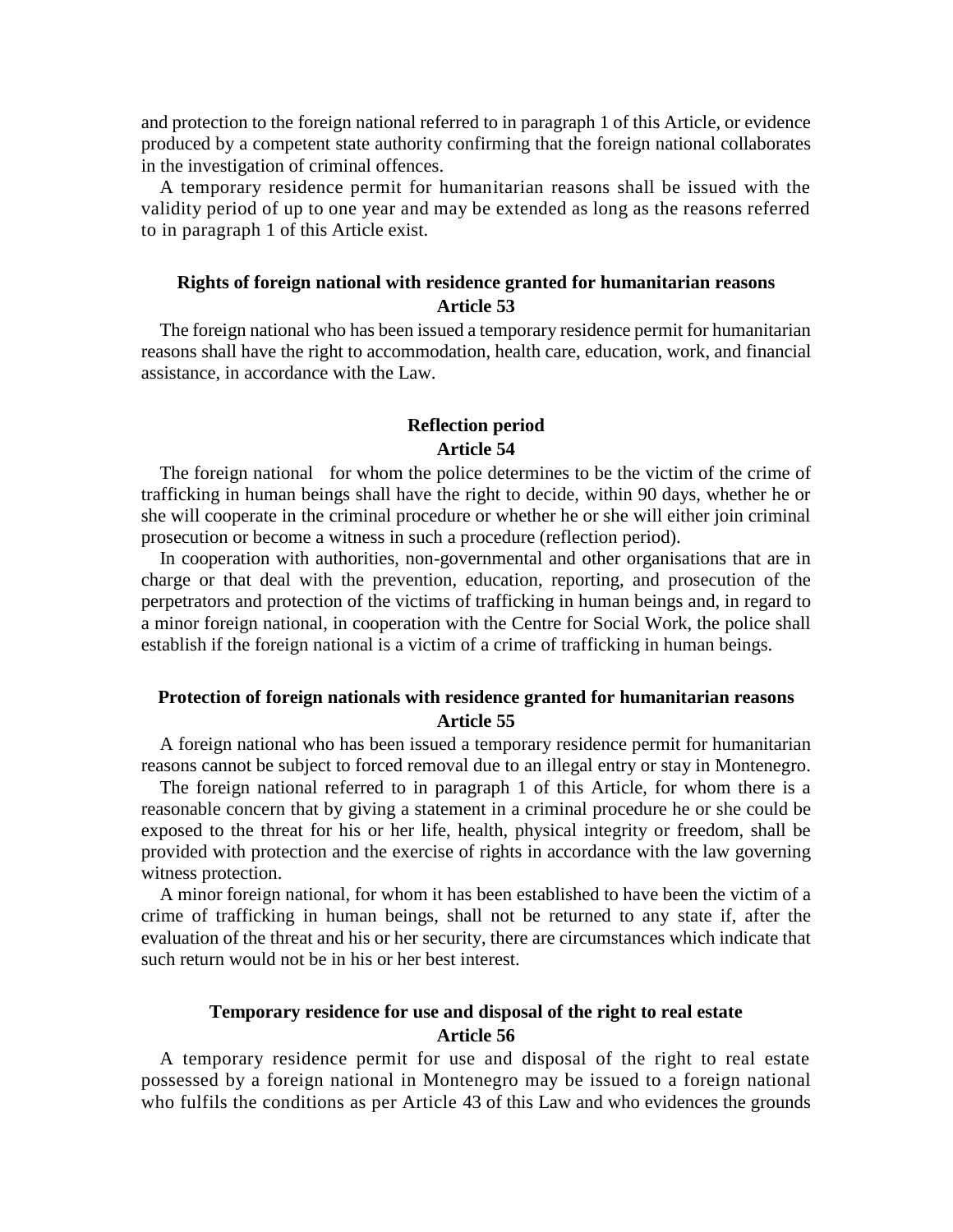and protection to the foreign national referred to in paragraph 1 of this Article, or evidence produced by a competent state authority confirming that the foreign national collaborates in the investigation of criminal offences.

A temporary residence permit for humanitarian reasons shall be issued with the validity period of up to one year and may be extended as long as the reasons referred to in paragraph 1 of this Article exist.

**Rights of foreign national with residence granted for humanitarian reasons**
**Article 53**

The foreign national who has been issued a temporary residence permit for humanitarian reasons shall have the right to accommodation, health care, education, work, and financial assistance, in accordance with the Law.

**Reflection period**
**Article 54**

The foreign national for whom the police determines to be the victim of the crime of trafficking in human beings shall have the right to decide, within 90 days, whether he or she will cooperate in the criminal procedure or whether he or she will either join criminal prosecution or become a witness in such a procedure (reflection period).

In cooperation with authorities, non-governmental and other organisations that are in charge or that deal with the prevention, education, reporting, and prosecution of the perpetrators and protection of the victims of trafficking in human beings and, in regard to a minor foreign national, in cooperation with the Centre for Social Work, the police shall establish if the foreign national is a victim of a crime of trafficking in human beings.

**Protection of foreign nationals with residence granted for humanitarian reasons**
**Article 55**

A foreign national who has been issued a temporary residence permit for humanitarian reasons cannot be subject to forced removal due to an illegal entry or stay in Montenegro.

The foreign national referred to in paragraph 1 of this Article, for whom there is a reasonable concern that by giving a statement in a criminal procedure he or she could be exposed to the threat for his or her life, health, physical integrity or freedom, shall be provided with protection and the exercise of rights in accordance with the law governing witness protection.

A minor foreign national, for whom it has been established to have been the victim of a crime of trafficking in human beings, shall not be returned to any state if, after the evaluation of the threat and his or her security, there are circumstances which indicate that such return would not be in his or her best interest.

**Temporary residence for use and disposal of the right to real estate**
**Article 56**

A temporary residence permit for use and disposal of the right to real estate possessed by a foreign national in Montenegro may be issued to a foreign national who fulfils the conditions as per Article 43 of this Law and who evidences the grounds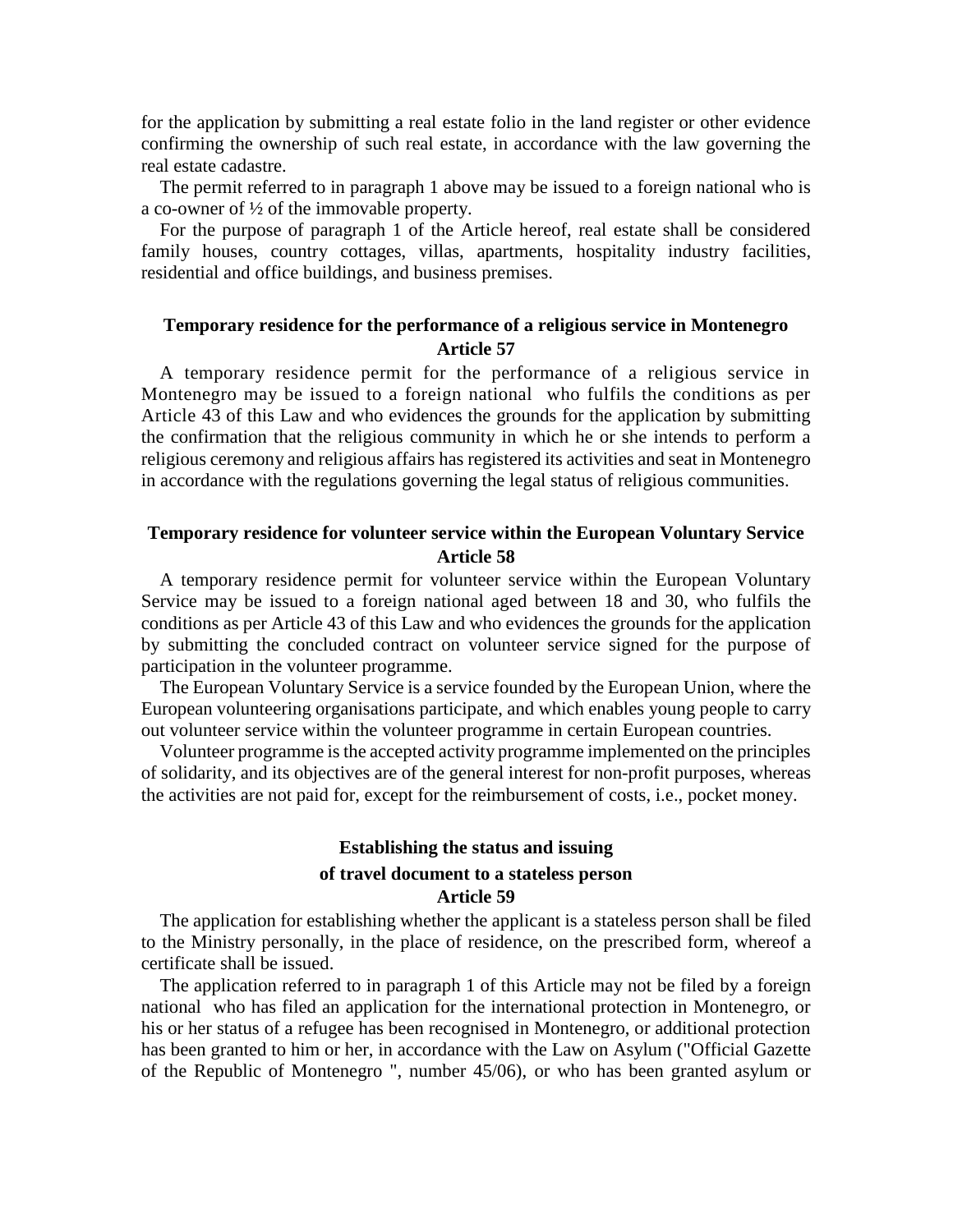for the application by submitting a real estate folio in the land register or other evidence confirming the ownership of such real estate, in accordance with the law governing the real estate cadastre.

The permit referred to in paragraph 1 above may be issued to a foreign national who is a co-owner of ½ of the immovable property.

For the purpose of paragraph 1 of the Article hereof, real estate shall be considered family houses, country cottages, villas, apartments, hospitality industry facilities, residential and office buildings, and business premises.

**Temporary residence for the performance of a religious service in Montenegro**
**Article 57**

A temporary residence permit for the performance of a religious service in Montenegro may be issued to a foreign national who fulfils the conditions as per Article 43 of this Law and who evidences the grounds for the application by submitting the confirmation that the religious community in which he or she intends to perform a religious ceremony and religious affairs has registered its activities and seat in Montenegro in accordance with the regulations governing the legal status of religious communities.

**Temporary residence for volunteer service within the European Voluntary Service**
**Article 58**

A temporary residence permit for volunteer service within the European Voluntary Service may be issued to a foreign national aged between 18 and 30, who fulfils the conditions as per Article 43 of this Law and who evidences the grounds for the application by submitting the concluded contract on volunteer service signed for the purpose of participation in the volunteer programme.

The European Voluntary Service is a service founded by the European Union, where the European volunteering organisations participate, and which enables young people to carry out volunteer service within the volunteer programme in certain European countries.

Volunteer programme is the accepted activity programme implemented on the principles of solidarity, and its objectives are of the general interest for non-profit purposes, whereas the activities are not paid for, except for the reimbursement of costs, i.e., pocket money.

**Establishing the status and issuing**
**of travel document to a stateless person**
**Article 59**

The application for establishing whether the applicant is a stateless person shall be filed to the Ministry personally, in the place of residence, on the prescribed form, whereof a certificate shall be issued.

The application referred to in paragraph 1 of this Article may not be filed by a foreign national who has filed an application for the international protection in Montenegro, or his or her status of a refugee has been recognised in Montenegro, or additional protection has been granted to him or her, in accordance with the Law on Asylum ("Official Gazette of the Republic of Montenegro ", number 45/06), or who has been granted asylum or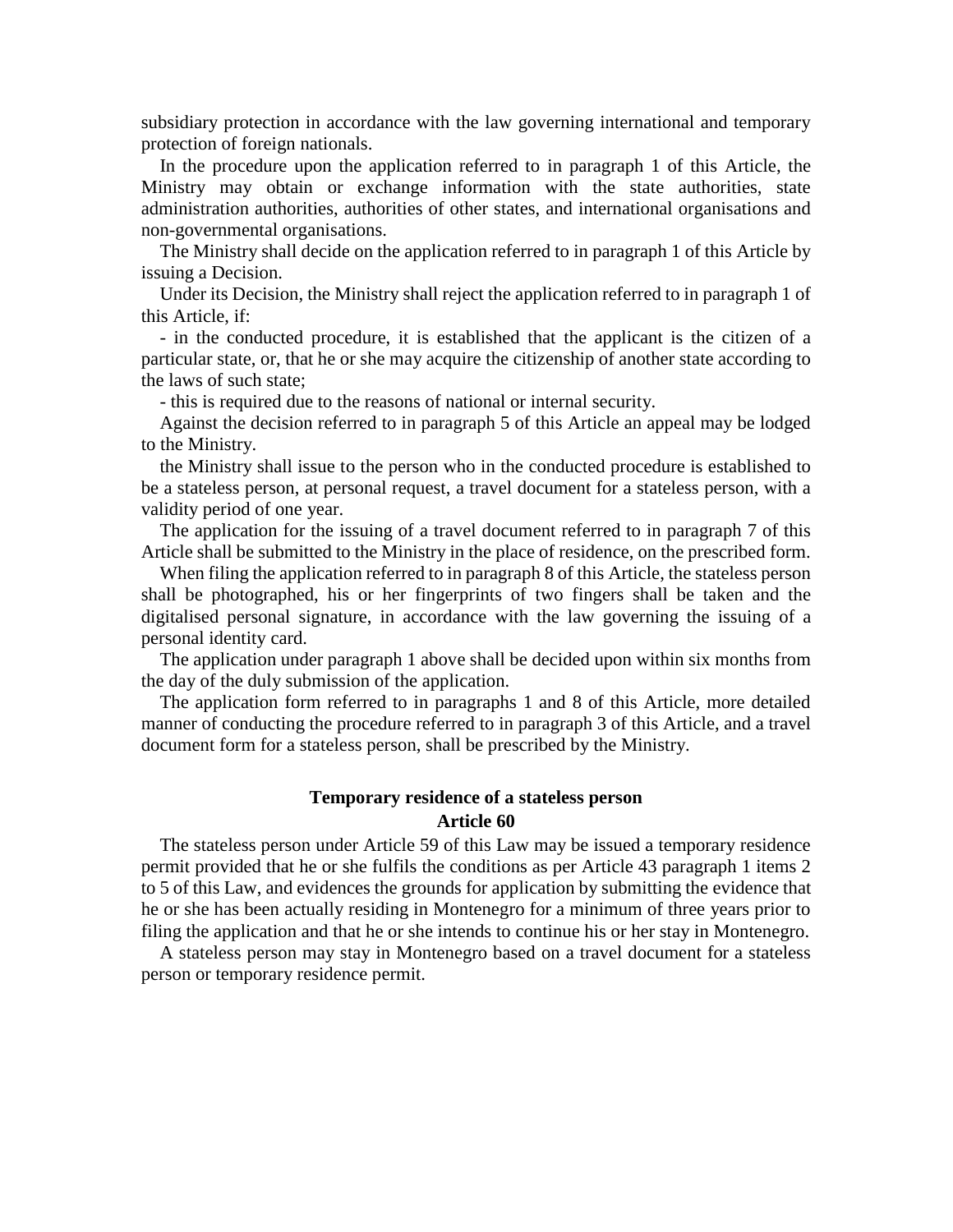subsidiary protection in accordance with the law governing international and temporary protection of foreign nationals.

In the procedure upon the application referred to in paragraph 1 of this Article, the Ministry may obtain or exchange information with the state authorities, state administration authorities, authorities of other states, and international organisations and non-governmental organisations.

The Ministry shall decide on the application referred to in paragraph 1 of this Article by issuing a Decision.

Under its Decision, the Ministry shall reject the application referred to in paragraph 1 of this Article, if:

- in the conducted procedure, it is established that the applicant is the citizen of a particular state, or, that he or she may acquire the citizenship of another state according to the laws of such state;
- this is required due to the reasons of national or internal security.

Against the decision referred to in paragraph 5 of this Article an appeal may be lodged to the Ministry.

the Ministry shall issue to the person who in the conducted procedure is established to be a stateless person, at personal request, a travel document for a stateless person, with a validity period of one year.

The application for the issuing of a travel document referred to in paragraph 7 of this Article shall be submitted to the Ministry in the place of residence, on the prescribed form.

When filing the application referred to in paragraph 8 of this Article, the stateless person shall be photographed, his or her fingerprints of two fingers shall be taken and the digitalised personal signature, in accordance with the law governing the issuing of a personal identity card.

The application under paragraph 1 above shall be decided upon within six months from the day of the duly submission of the application.

The application form referred to in paragraphs 1 and 8 of this Article, more detailed manner of conducting the procedure referred to in paragraph 3 of this Article, and a travel document form for a stateless person, shall be prescribed by the Ministry.

### Temporary residence of a stateless person
### Article 60

The stateless person under Article 59 of this Law may be issued a temporary residence permit provided that he or she fulfils the conditions as per Article 43 paragraph 1 items 2 to 5 of this Law, and evidences the grounds for application by submitting the evidence that he or she has been actually residing in Montenegro for a minimum of three years prior to filing the application and that he or she intends to continue his or her stay in Montenegro.

A stateless person may stay in Montenegro based on a travel document for a stateless person or temporary residence permit.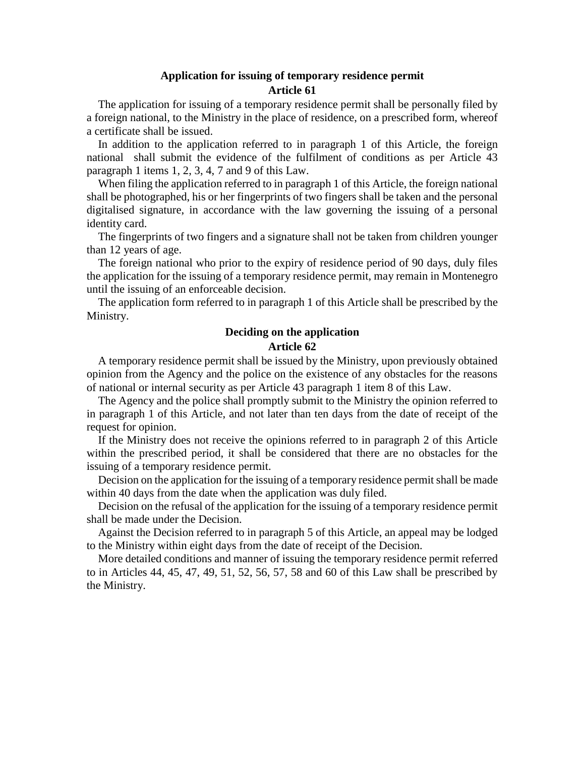### Application for issuing of temporary residence permit
### Article 61

The application for issuing of a temporary residence permit shall be personally filed by a foreign national, to the Ministry in the place of residence, on a prescribed form, whereof a certificate shall be issued.

In addition to the application referred to in paragraph 1 of this Article, the foreign national shall submit the evidence of the fulfilment of conditions as per Article 43 paragraph 1 items 1, 2, 3, 4, 7 and 9 of this Law.

When filing the application referred to in paragraph 1 of this Article, the foreign national shall be photographed, his or her fingerprints of two fingers shall be taken and the personal digitalised signature, in accordance with the law governing the issuing of a personal identity card.

The fingerprints of two fingers and a signature shall not be taken from children younger than 12 years of age.

The foreign national who prior to the expiry of residence period of 90 days, duly files the application for the issuing of a temporary residence permit, may remain in Montenegro until the issuing of an enforceable decision.

The application form referred to in paragraph 1 of this Article shall be prescribed by the Ministry.

### Deciding on the application
### Article 62

A temporary residence permit shall be issued by the Ministry, upon previously obtained opinion from the Agency and the police on the existence of any obstacles for the reasons of national or internal security as per Article 43 paragraph 1 item 8 of this Law.

The Agency and the police shall promptly submit to the Ministry the opinion referred to in paragraph 1 of this Article, and not later than ten days from the date of receipt of the request for opinion.

If the Ministry does not receive the opinions referred to in paragraph 2 of this Article within the prescribed period, it shall be considered that there are no obstacles for the issuing of a temporary residence permit.

Decision on the application for the issuing of a temporary residence permit shall be made within 40 days from the date when the application was duly filed.

Decision on the refusal of the application for the issuing of a temporary residence permit shall be made under the Decision.

Against the Decision referred to in paragraph 5 of this Article, an appeal may be lodged to the Ministry within eight days from the date of receipt of the Decision.

More detailed conditions and manner of issuing the temporary residence permit referred to in Articles 44, 45, 47, 49, 51, 52, 56, 57, 58 and 60 of this Law shall be prescribed by the Ministry.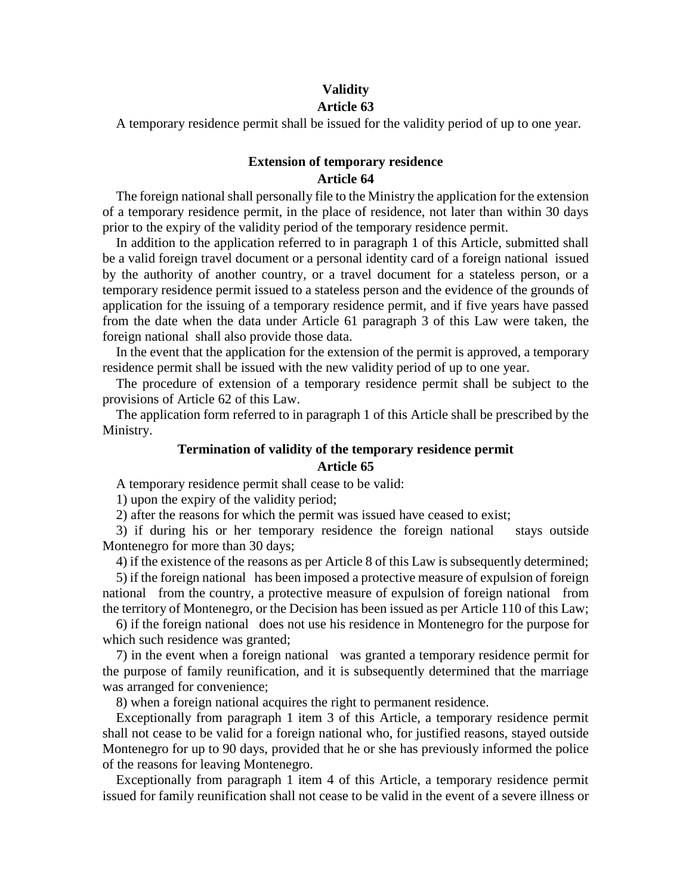**Validity**
**Article 63**

A temporary residence permit shall be issued for the validity period of up to one year.

**Extension of temporary residence**
**Article 64**

The foreign national shall personally file to the Ministry the application for the extension of a temporary residence permit, in the place of residence, not later than within 30 days prior to the expiry of the validity period of the temporary residence permit.

In addition to the application referred to in paragraph 1 of this Article, submitted shall be a valid foreign travel document or a personal identity card of a foreign national issued by the authority of another country, or a travel document for a stateless person, or a temporary residence permit issued to a stateless person and the evidence of the grounds of application for the issuing of a temporary residence permit, and if five years have passed from the date when the data under Article 61 paragraph 3 of this Law were taken, the foreign national shall also provide those data.

In the event that the application for the extension of the permit is approved, a temporary residence permit shall be issued with the new validity period of up to one year.

The procedure of extension of a temporary residence permit shall be subject to the provisions of Article 62 of this Law.

The application form referred to in paragraph 1 of this Article shall be prescribed by the Ministry.

**Termination of validity of the temporary residence permit**
**Article 65**

A temporary residence permit shall cease to be valid:

1) upon the expiry of the validity period;

2) after the reasons for which the permit was issued have ceased to exist;

3) if during his or her temporary residence the foreign national stays outside Montenegro for more than 30 days;

4) if the existence of the reasons as per Article 8 of this Law is subsequently determined;

5) if the foreign national has been imposed a protective measure of expulsion of foreign national from the country, a protective measure of expulsion of foreign national from the territory of Montenegro, or the Decision has been issued as per Article 110 of this Law;

6) if the foreign national does not use his residence in Montenegro for the purpose for which such residence was granted;

7) in the event when a foreign national was granted a temporary residence permit for the purpose of family reunification, and it is subsequently determined that the marriage was arranged for convenience;

8) when a foreign national acquires the right to permanent residence.

Exceptionally from paragraph 1 item 3 of this Article, a temporary residence permit shall not cease to be valid for a foreign national who, for justified reasons, stayed outside Montenegro for up to 90 days, provided that he or she has previously informed the police of the reasons for leaving Montenegro.

Exceptionally from paragraph 1 item 4 of this Article, a temporary residence permit issued for family reunification shall not cease to be valid in the event of a severe illness or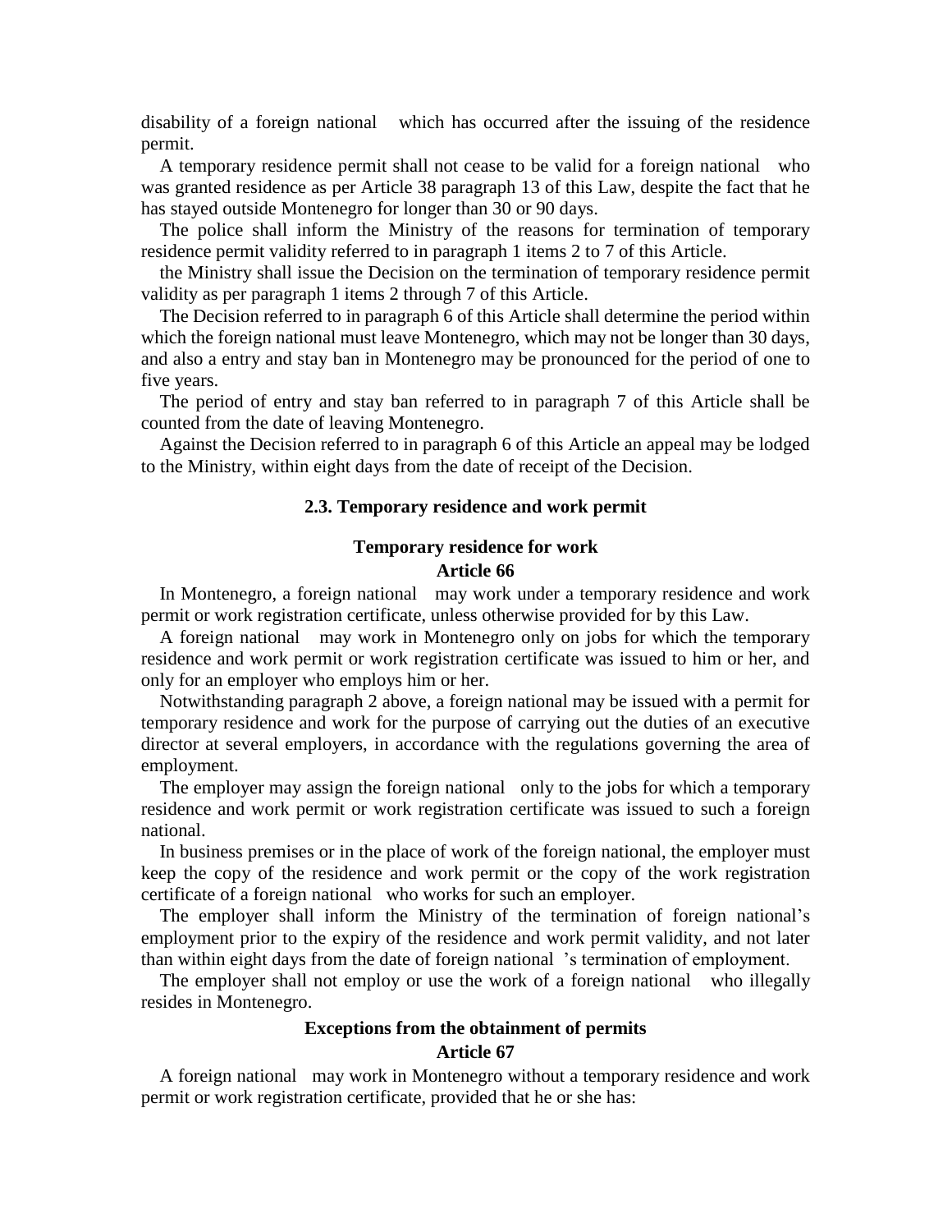disability of a foreign national which has occurred after the issuing of the residence permit.

A temporary residence permit shall not cease to be valid for a foreign national who was granted residence as per Article 38 paragraph 13 of this Law, despite the fact that he has stayed outside Montenegro for longer than 30 or 90 days.

The police shall inform the Ministry of the reasons for termination of temporary residence permit validity referred to in paragraph 1 items 2 to 7 of this Article.

the Ministry shall issue the Decision on the termination of temporary residence permit validity as per paragraph 1 items 2 through 7 of this Article.

The Decision referred to in paragraph 6 of this Article shall determine the period within which the foreign national must leave Montenegro, which may not be longer than 30 days, and also a entry and stay ban in Montenegro may be pronounced for the period of one to five years.

The period of entry and stay ban referred to in paragraph 7 of this Article shall be counted from the date of leaving Montenegro.

Against the Decision referred to in paragraph 6 of this Article an appeal may be lodged to the Ministry, within eight days from the date of receipt of the Decision.

### 2.3. Temporary residence and work permit

#### Temporary residence for work
#### Article 66

In Montenegro, a foreign national may work under a temporary residence and work permit or work registration certificate, unless otherwise provided for by this Law.

A foreign national may work in Montenegro only on jobs for which the temporary residence and work permit or work registration certificate was issued to him or her, and only for an employer who employs him or her.

Notwithstanding paragraph 2 above, a foreign national may be issued with a permit for temporary residence and work for the purpose of carrying out the duties of an executive director at several employers, in accordance with the regulations governing the area of employment.

The employer may assign the foreign national only to the jobs for which a temporary residence and work permit or work registration certificate was issued to such a foreign national.

In business premises or in the place of work of the foreign national, the employer must keep the copy of the residence and work permit or the copy of the work registration certificate of a foreign national who works for such an employer.

The employer shall inform the Ministry of the termination of foreign national's employment prior to the expiry of the residence and work permit validity, and not later than within eight days from the date of foreign national 's termination of employment.

The employer shall not employ or use the work of a foreign national who illegally resides in Montenegro.

#### Exceptions from the obtainment of permits
#### Article 67

A foreign national may work in Montenegro without a temporary residence and work permit or work registration certificate, provided that he or she has: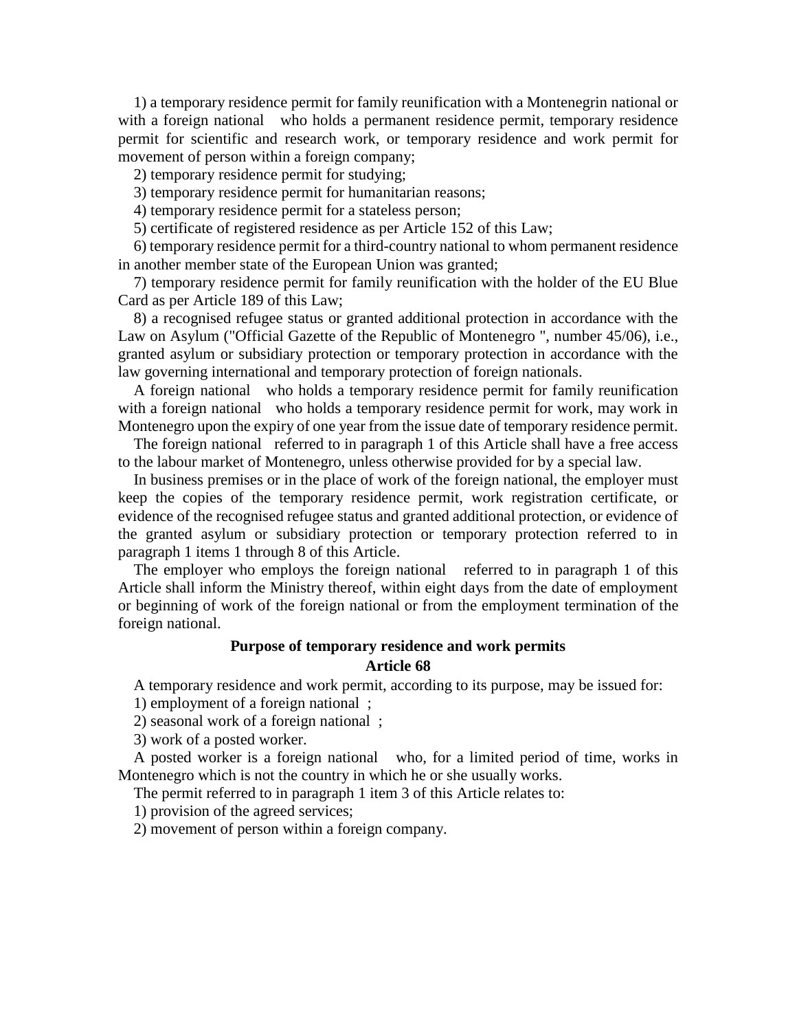1) a temporary residence permit for family reunification with a Montenegrin national or with a foreign national who holds a permanent residence permit, temporary residence permit for scientific and research work, or temporary residence and work permit for movement of person within a foreign company;

2) temporary residence permit for studying;

3) temporary residence permit for humanitarian reasons;

4) temporary residence permit for a stateless person;

5) certificate of registered residence as per Article 152 of this Law;

6) temporary residence permit for a third-country national to whom permanent residence in another member state of the European Union was granted;

7) temporary residence permit for family reunification with the holder of the EU Blue Card as per Article 189 of this Law;

8) a recognised refugee status or granted additional protection in accordance with the Law on Asylum ("Official Gazette of the Republic of Montenegro ", number 45/06), i.e., granted asylum or subsidiary protection or temporary protection in accordance with the law governing international and temporary protection of foreign nationals.

A foreign national who holds a temporary residence permit for family reunification with a foreign national who holds a temporary residence permit for work, may work in Montenegro upon the expiry of one year from the issue date of temporary residence permit.

The foreign national referred to in paragraph 1 of this Article shall have a free access to the labour market of Montenegro, unless otherwise provided for by a special law.

In business premises or in the place of work of the foreign national, the employer must keep the copies of the temporary residence permit, work registration certificate, or evidence of the recognised refugee status and granted additional protection, or evidence of the granted asylum or subsidiary protection or temporary protection referred to in paragraph 1 items 1 through 8 of this Article.

The employer who employs the foreign national referred to in paragraph 1 of this Article shall inform the Ministry thereof, within eight days from the date of employment or beginning of work of the foreign national or from the employment termination of the foreign national.

**Purpose of temporary residence and work permits**
**Article 68**

A temporary residence and work permit, according to its purpose, may be issued for:

1) employment of a foreign national ;

2) seasonal work of a foreign national ;

3) work of a posted worker.

A posted worker is a foreign national who, for a limited period of time, works in Montenegro which is not the country in which he or she usually works.

The permit referred to in paragraph 1 item 3 of this Article relates to:

1) provision of the agreed services;

2) movement of person within a foreign company.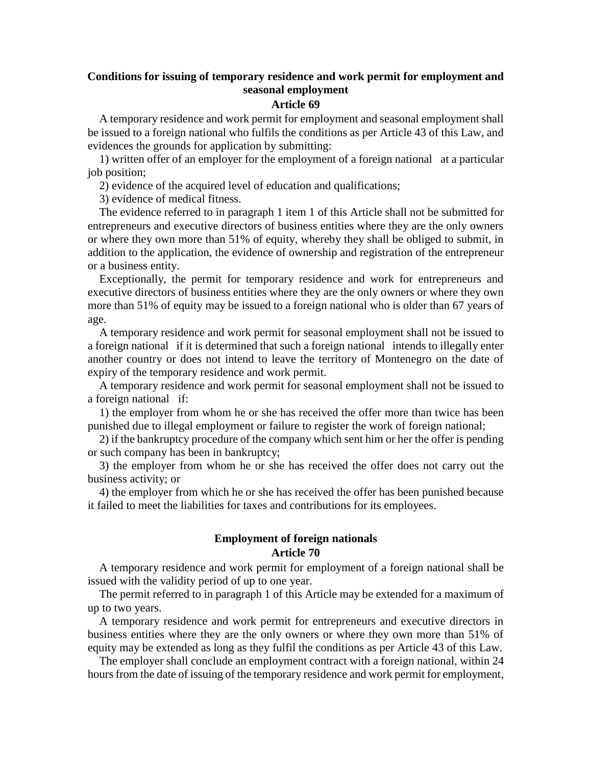## Conditions for issuing of temporary residence and work permit for employment and seasonal employment

### Article 69

A temporary residence and work permit for employment and seasonal employment shall be issued to a foreign national who fulfils the conditions as per Article 43 of this Law, and evidences the grounds for application by submitting:

1) written offer of an employer for the employment of a foreign national at a particular job position;

2) evidence of the acquired level of education and qualifications;

3) evidence of medical fitness.

The evidence referred to in paragraph 1 item 1 of this Article shall not be submitted for entrepreneurs and executive directors of business entities where they are the only owners or where they own more than 51% of equity, whereby they shall be obliged to submit, in addition to the application, the evidence of ownership and registration of the entrepreneur or a business entity.

Exceptionally, the permit for temporary residence and work for entrepreneurs and executive directors of business entities where they are the only owners or where they own more than 51% of equity may be issued to a foreign national who is older than 67 years of age.

A temporary residence and work permit for seasonal employment shall not be issued to a foreign national if it is determined that such a foreign national intends to illegally enter another country or does not intend to leave the territory of Montenegro on the date of expiry of the temporary residence and work permit.

A temporary residence and work permit for seasonal employment shall not be issued to a foreign national if:

1) the employer from whom he or she has received the offer more than twice has been punished due to illegal employment or failure to register the work of foreign national;

2) if the bankruptcy procedure of the company which sent him or her the offer is pending or such company has been in bankruptcy;

3) the employer from whom he or she has received the offer does not carry out the business activity; or

4) the employer from which he or she has received the offer has been punished because it failed to meet the liabilities for taxes and contributions for its employees.

## Employment of foreign nationals

### Article 70

A temporary residence and work permit for employment of a foreign national shall be issued with the validity period of up to one year.

The permit referred to in paragraph 1 of this Article may be extended for a maximum of up to two years.

A temporary residence and work permit for entrepreneurs and executive directors in business entities where they are the only owners or where they own more than 51% of equity may be extended as long as they fulfil the conditions as per Article 43 of this Law.

The employer shall conclude an employment contract with a foreign national, within 24 hours from the date of issuing of the temporary residence and work permit for employment,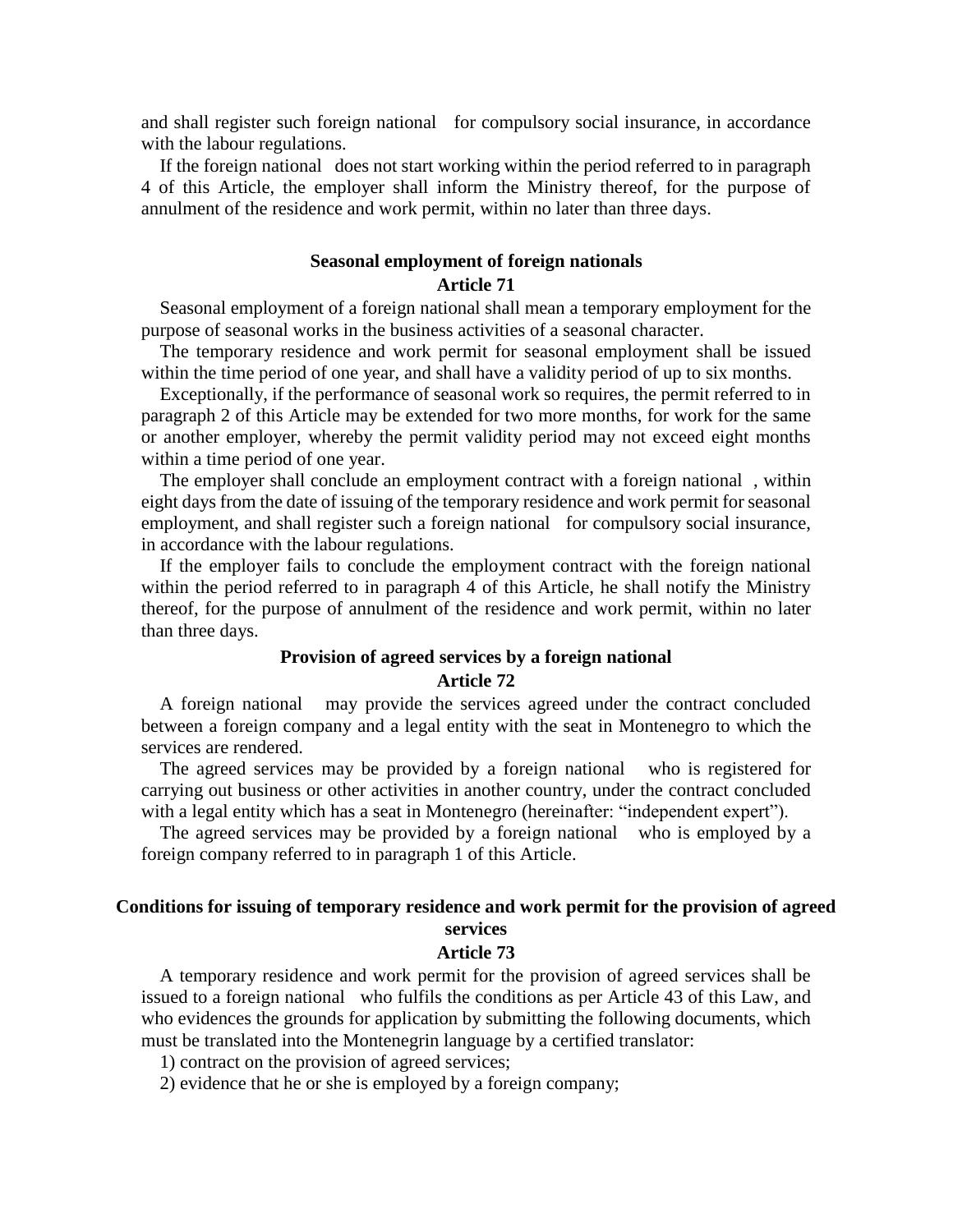and shall register such foreign national for compulsory social insurance, in accordance with the labour regulations.

If the foreign national does not start working within the period referred to in paragraph 4 of this Article, the employer shall inform the Ministry thereof, for the purpose of annulment of the residence and work permit, within no later than three days.

**Seasonal employment of foreign nationals**

**Article 71**

Seasonal employment of a foreign national shall mean a temporary employment for the purpose of seasonal works in the business activities of a seasonal character.

The temporary residence and work permit for seasonal employment shall be issued within the time period of one year, and shall have a validity period of up to six months.

Exceptionally, if the performance of seasonal work so requires, the permit referred to in paragraph 2 of this Article may be extended for two more months, for work for the same or another employer, whereby the permit validity period may not exceed eight months within a time period of one year.

The employer shall conclude an employment contract with a foreign national , within eight days from the date of issuing of the temporary residence and work permit for seasonal employment, and shall register such a foreign national for compulsory social insurance, in accordance with the labour regulations.

If the employer fails to conclude the employment contract with the foreign national within the period referred to in paragraph 4 of this Article, he shall notify the Ministry thereof, for the purpose of annulment of the residence and work permit, within no later than three days.

**Provision of agreed services by a foreign national**

**Article 72**

A foreign national may provide the services agreed under the contract concluded between a foreign company and a legal entity with the seat in Montenegro to which the services are rendered.

The agreed services may be provided by a foreign national who is registered for carrying out business or other activities in another country, under the contract concluded with a legal entity which has a seat in Montenegro (hereinafter: "independent expert").

The agreed services may be provided by a foreign national who is employed by a foreign company referred to in paragraph 1 of this Article.

**Conditions for issuing of temporary residence and work permit for the provision of agreed services**

**Article 73**

A temporary residence and work permit for the provision of agreed services shall be issued to a foreign national who fulfils the conditions as per Article 43 of this Law, and who evidences the grounds for application by submitting the following documents, which must be translated into the Montenegrin language by a certified translator:

1) contract on the provision of agreed services;

2) evidence that he or she is employed by a foreign company;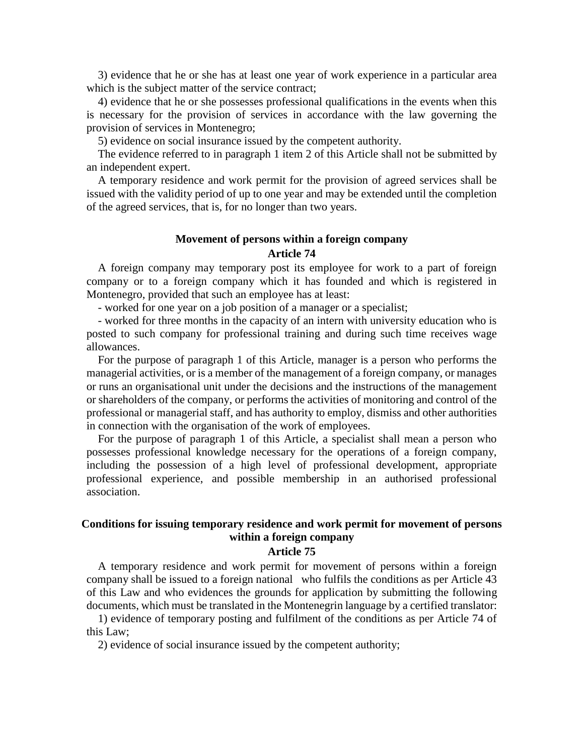3) evidence that he or she has at least one year of work experience in a particular area which is the subject matter of the service contract;

4) evidence that he or she possesses professional qualifications in the events when this is necessary for the provision of services in accordance with the law governing the provision of services in Montenegro;

5) evidence on social insurance issued by the competent authority.

The evidence referred to in paragraph 1 item 2 of this Article shall not be submitted by an independent expert.

A temporary residence and work permit for the provision of agreed services shall be issued with the validity period of up to one year and may be extended until the completion of the agreed services, that is, for no longer than two years.

**Movement of persons within a foreign company**
**Article 74**

A foreign company may temporary post its employee for work to a part of foreign company or to a foreign company which it has founded and which is registered in Montenegro, provided that such an employee has at least:

- worked for one year on a job position of a manager or a specialist;

- worked for three months in the capacity of an intern with university education who is posted to such company for professional training and during such time receives wage allowances.

For the purpose of paragraph 1 of this Article, manager is a person who performs the managerial activities, or is a member of the management of a foreign company, or manages or runs an organisational unit under the decisions and the instructions of the management or shareholders of the company, or performs the activities of monitoring and control of the professional or managerial staff, and has authority to employ, dismiss and other authorities in connection with the organisation of the work of employees.

For the purpose of paragraph 1 of this Article, a specialist shall mean a person who possesses professional knowledge necessary for the operations of a foreign company, including the possession of a high level of professional development, appropriate professional experience, and possible membership in an authorised professional association.

**Conditions for issuing temporary residence and work permit for movement of persons within a foreign company**
**Article 75**

A temporary residence and work permit for movement of persons within a foreign company shall be issued to a foreign national who fulfils the conditions as per Article 43 of this Law and who evidences the grounds for application by submitting the following documents, which must be translated in the Montenegrin language by a certified translator:

1) evidence of temporary posting and fulfilment of the conditions as per Article 74 of this Law;

2) evidence of social insurance issued by the competent authority;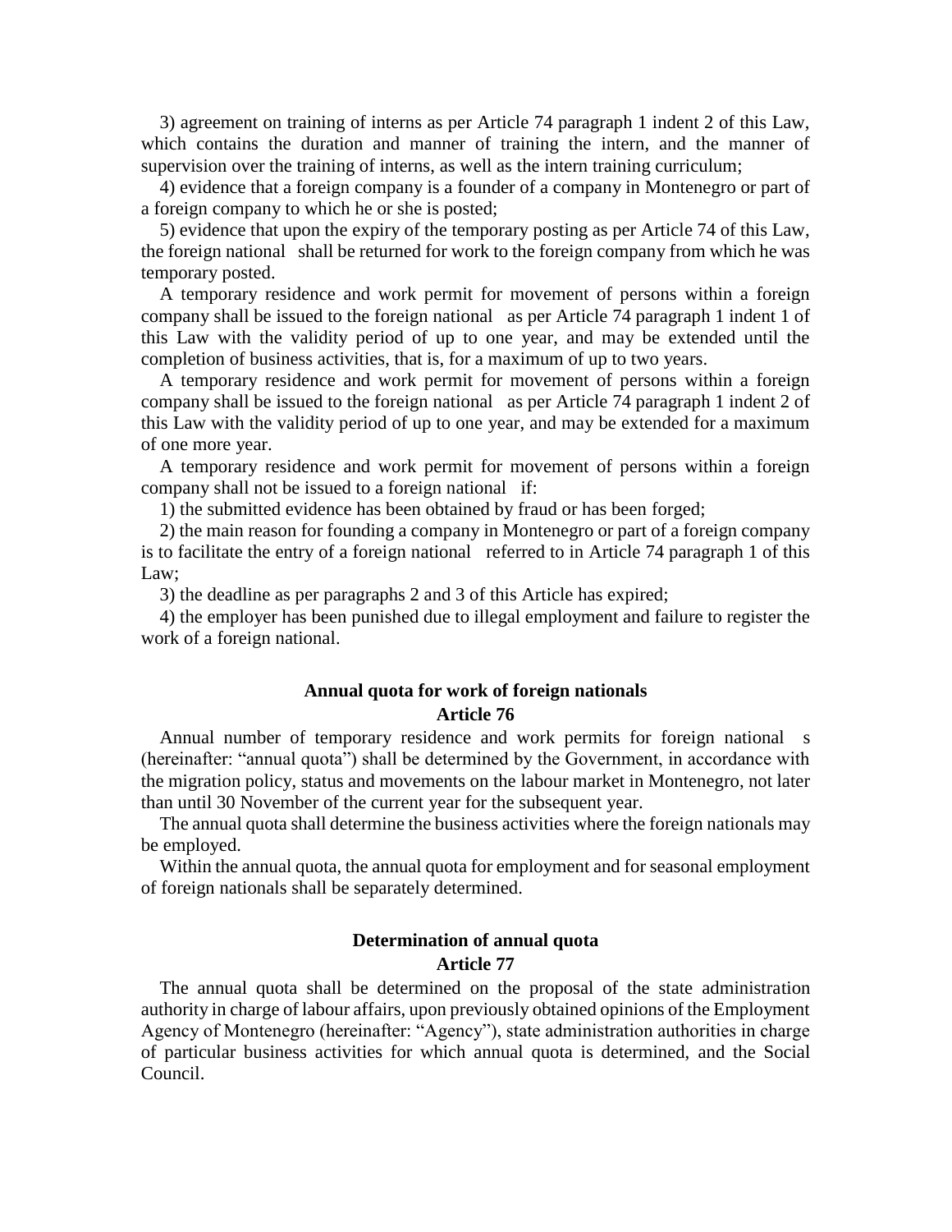3) agreement on training of interns as per Article 74 paragraph 1 indent 2 of this Law, which contains the duration and manner of training the intern, and the manner of supervision over the training of interns, as well as the intern training curriculum;

4) evidence that a foreign company is a founder of a company in Montenegro or part of a foreign company to which he or she is posted;

5) evidence that upon the expiry of the temporary posting as per Article 74 of this Law, the foreign national shall be returned for work to the foreign company from which he was temporary posted.

A temporary residence and work permit for movement of persons within a foreign company shall be issued to the foreign national as per Article 74 paragraph 1 indent 1 of this Law with the validity period of up to one year, and may be extended until the completion of business activities, that is, for a maximum of up to two years.

A temporary residence and work permit for movement of persons within a foreign company shall be issued to the foreign national as per Article 74 paragraph 1 indent 2 of this Law with the validity period of up to one year, and may be extended for a maximum of one more year.

A temporary residence and work permit for movement of persons within a foreign company shall not be issued to a foreign national if:

1) the submitted evidence has been obtained by fraud or has been forged;

2) the main reason for founding a company in Montenegro or part of a foreign company is to facilitate the entry of a foreign national referred to in Article 74 paragraph 1 of this Law;

3) the deadline as per paragraphs 2 and 3 of this Article has expired;

4) the employer has been punished due to illegal employment and failure to register the work of a foreign national.

### Annual quota for work of foreign nationals
### Article 76

Annual number of temporary residence and work permits for foreign national s (hereinafter: "annual quota") shall be determined by the Government, in accordance with the migration policy, status and movements on the labour market in Montenegro, not later than until 30 November of the current year for the subsequent year.

The annual quota shall determine the business activities where the foreign nationals may be employed.

Within the annual quota, the annual quota for employment and for seasonal employment of foreign nationals shall be separately determined.

### Determination of annual quota
### Article 77

The annual quota shall be determined on the proposal of the state administration authority in charge of labour affairs, upon previously obtained opinions of the Employment Agency of Montenegro (hereinafter: "Agency"), state administration authorities in charge of particular business activities for which annual quota is determined, and the Social Council.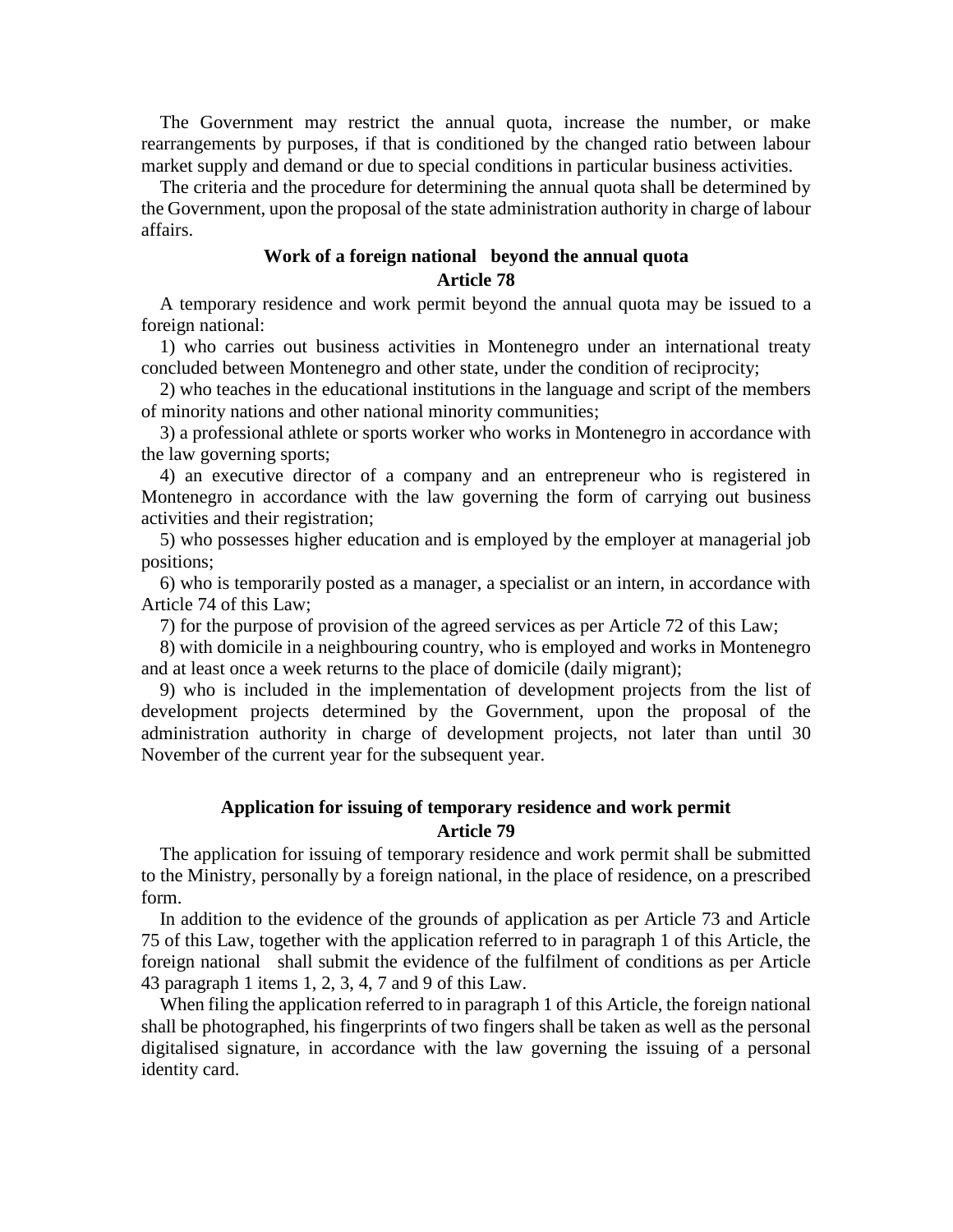The Government may restrict the annual quota, increase the number, or make rearrangements by purposes, if that is conditioned by the changed ratio between labour market supply and demand or due to special conditions in particular business activities.

The criteria and the procedure for determining the annual quota shall be determined by the Government, upon the proposal of the state administration authority in charge of labour affairs.

### Work of a foreign national beyond the annual quota
### Article 78

A temporary residence and work permit beyond the annual quota may be issued to a foreign national:

1) who carries out business activities in Montenegro under an international treaty concluded between Montenegro and other state, under the condition of reciprocity;

2) who teaches in the educational institutions in the language and script of the members of minority nations and other national minority communities;

3) a professional athlete or sports worker who works in Montenegro in accordance with the law governing sports;

4) an executive director of a company and an entrepreneur who is registered in Montenegro in accordance with the law governing the form of carrying out business activities and their registration;

5) who possesses higher education and is employed by the employer at managerial job positions;

6) who is temporarily posted as a manager, a specialist or an intern, in accordance with Article 74 of this Law;

7) for the purpose of provision of the agreed services as per Article 72 of this Law;

8) with domicile in a neighbouring country, who is employed and works in Montenegro and at least once a week returns to the place of domicile (daily migrant);

9) who is included in the implementation of development projects from the list of development projects determined by the Government, upon the proposal of the administration authority in charge of development projects, not later than until 30 November of the current year for the subsequent year.

### Application for issuing of temporary residence and work permit
### Article 79

The application for issuing of temporary residence and work permit shall be submitted to the Ministry, personally by a foreign national, in the place of residence, on a prescribed form.

In addition to the evidence of the grounds of application as per Article 73 and Article 75 of this Law, together with the application referred to in paragraph 1 of this Article, the foreign national shall submit the evidence of the fulfilment of conditions as per Article 43 paragraph 1 items 1, 2, 3, 4, 7 and 9 of this Law.

When filing the application referred to in paragraph 1 of this Article, the foreign national shall be photographed, his fingerprints of two fingers shall be taken as well as the personal digitalised signature, in accordance with the law governing the issuing of a personal identity card.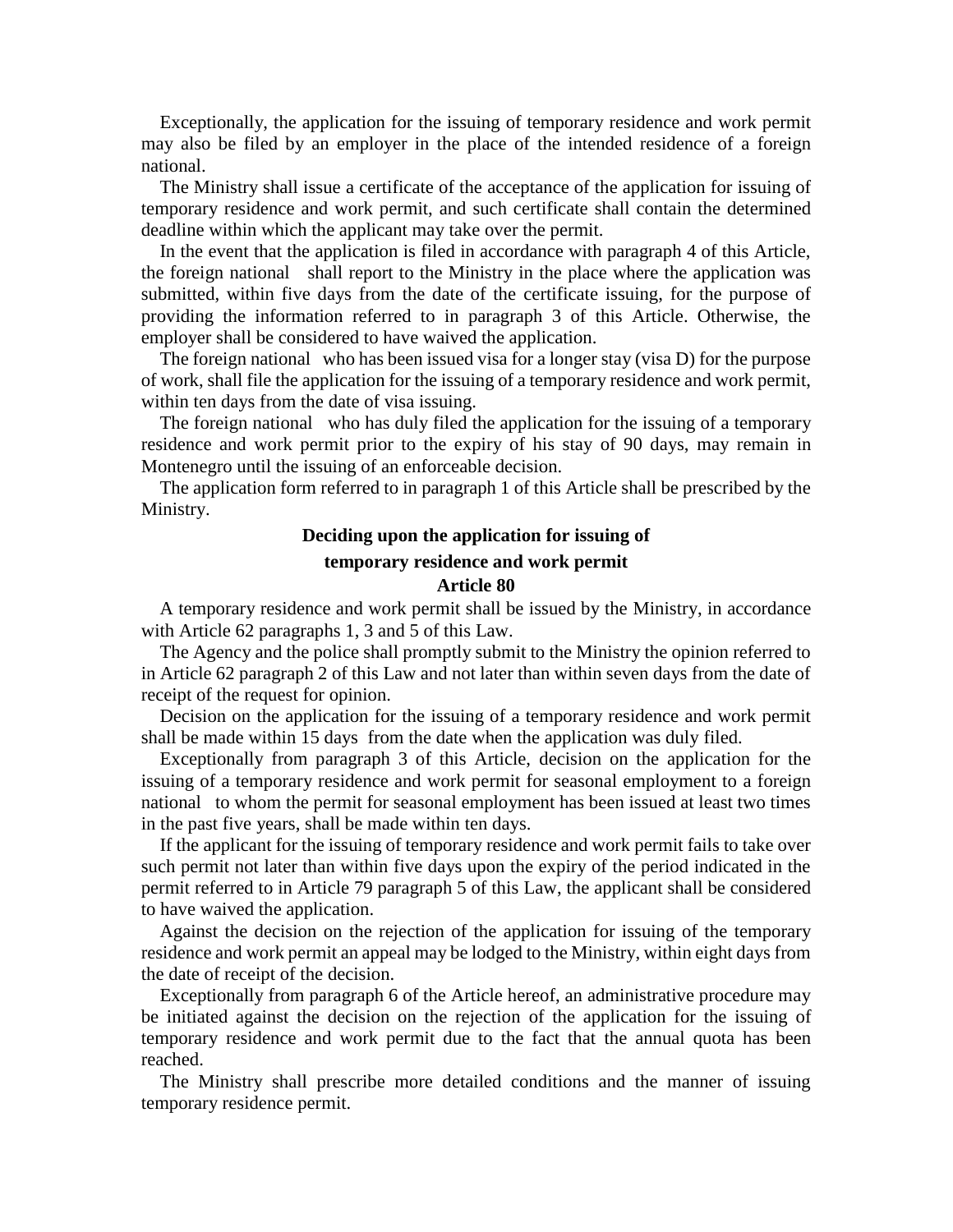Exceptionally, the application for the issuing of temporary residence and work permit may also be filed by an employer in the place of the intended residence of a foreign national.

The Ministry shall issue a certificate of the acceptance of the application for issuing of temporary residence and work permit, and such certificate shall contain the determined deadline within which the applicant may take over the permit.

In the event that the application is filed in accordance with paragraph 4 of this Article, the foreign national shall report to the Ministry in the place where the application was submitted, within five days from the date of the certificate issuing, for the purpose of providing the information referred to in paragraph 3 of this Article. Otherwise, the employer shall be considered to have waived the application.

The foreign national who has been issued visa for a longer stay (visa D) for the purpose of work, shall file the application for the issuing of a temporary residence and work permit, within ten days from the date of visa issuing.

The foreign national who has duly filed the application for the issuing of a temporary residence and work permit prior to the expiry of his stay of 90 days, may remain in Montenegro until the issuing of an enforceable decision.

The application form referred to in paragraph 1 of this Article shall be prescribed by the Ministry.

### Deciding upon the application for issuing of temporary residence and work permit

### Article 80

A temporary residence and work permit shall be issued by the Ministry, in accordance with Article 62 paragraphs 1, 3 and 5 of this Law.

The Agency and the police shall promptly submit to the Ministry the opinion referred to in Article 62 paragraph 2 of this Law and not later than within seven days from the date of receipt of the request for opinion.

Decision on the application for the issuing of a temporary residence and work permit shall be made within 15 days from the date when the application was duly filed.

Exceptionally from paragraph 3 of this Article, decision on the application for the issuing of a temporary residence and work permit for seasonal employment to a foreign national to whom the permit for seasonal employment has been issued at least two times in the past five years, shall be made within ten days.

If the applicant for the issuing of temporary residence and work permit fails to take over such permit not later than within five days upon the expiry of the period indicated in the permit referred to in Article 79 paragraph 5 of this Law, the applicant shall be considered to have waived the application.

Against the decision on the rejection of the application for issuing of the temporary residence and work permit an appeal may be lodged to the Ministry, within eight days from the date of receipt of the decision.

Exceptionally from paragraph 6 of the Article hereof, an administrative procedure may be initiated against the decision on the rejection of the application for the issuing of temporary residence and work permit due to the fact that the annual quota has been reached.

The Ministry shall prescribe more detailed conditions and the manner of issuing temporary residence permit.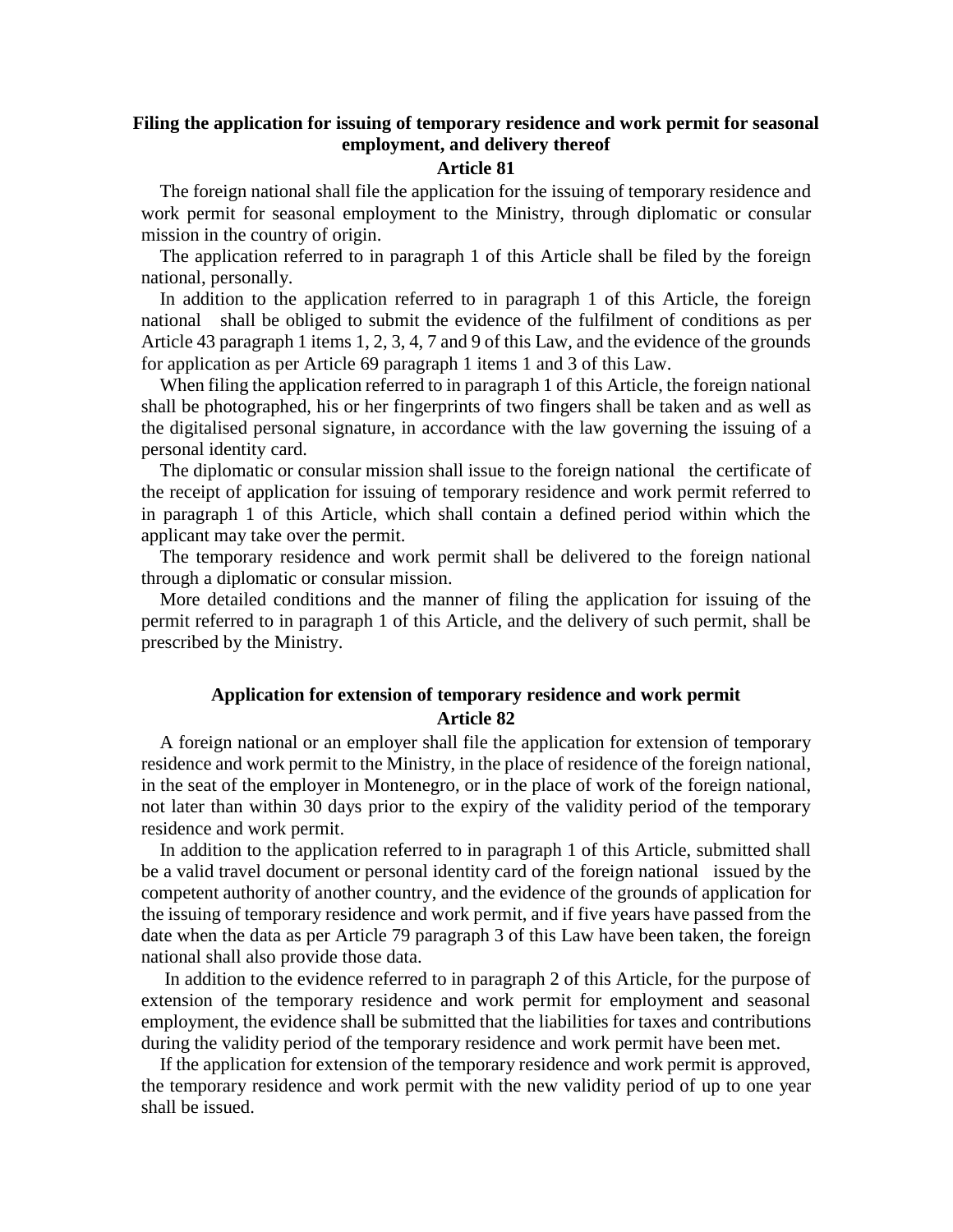### Filing the application for issuing of temporary residence and work permit for seasonal employment, and delivery thereof

### Article 81

The foreign national shall file the application for the issuing of temporary residence and work permit for seasonal employment to the Ministry, through diplomatic or consular mission in the country of origin.

The application referred to in paragraph 1 of this Article shall be filed by the foreign national, personally.

In addition to the application referred to in paragraph 1 of this Article, the foreign national shall be obliged to submit the evidence of the fulfilment of conditions as per Article 43 paragraph 1 items 1, 2, 3, 4, 7 and 9 of this Law, and the evidence of the grounds for application as per Article 69 paragraph 1 items 1 and 3 of this Law.

When filing the application referred to in paragraph 1 of this Article, the foreign national shall be photographed, his or her fingerprints of two fingers shall be taken and as well as the digitalised personal signature, in accordance with the law governing the issuing of a personal identity card.

The diplomatic or consular mission shall issue to the foreign national the certificate of the receipt of application for issuing of temporary residence and work permit referred to in paragraph 1 of this Article, which shall contain a defined period within which the applicant may take over the permit.

The temporary residence and work permit shall be delivered to the foreign national through a diplomatic or consular mission.

More detailed conditions and the manner of filing the application for issuing of the permit referred to in paragraph 1 of this Article, and the delivery of such permit, shall be prescribed by the Ministry.

### Application for extension of temporary residence and work permit

### Article 82

A foreign national or an employer shall file the application for extension of temporary residence and work permit to the Ministry, in the place of residence of the foreign national, in the seat of the employer in Montenegro, or in the place of work of the foreign national, not later than within 30 days prior to the expiry of the validity period of the temporary residence and work permit.

In addition to the application referred to in paragraph 1 of this Article, submitted shall be a valid travel document or personal identity card of the foreign national issued by the competent authority of another country, and the evidence of the grounds of application for the issuing of temporary residence and work permit, and if five years have passed from the date when the data as per Article 79 paragraph 3 of this Law have been taken, the foreign national shall also provide those data.

In addition to the evidence referred to in paragraph 2 of this Article, for the purpose of extension of the temporary residence and work permit for employment and seasonal employment, the evidence shall be submitted that the liabilities for taxes and contributions during the validity period of the temporary residence and work permit have been met.

If the application for extension of the temporary residence and work permit is approved, the temporary residence and work permit with the new validity period of up to one year shall be issued.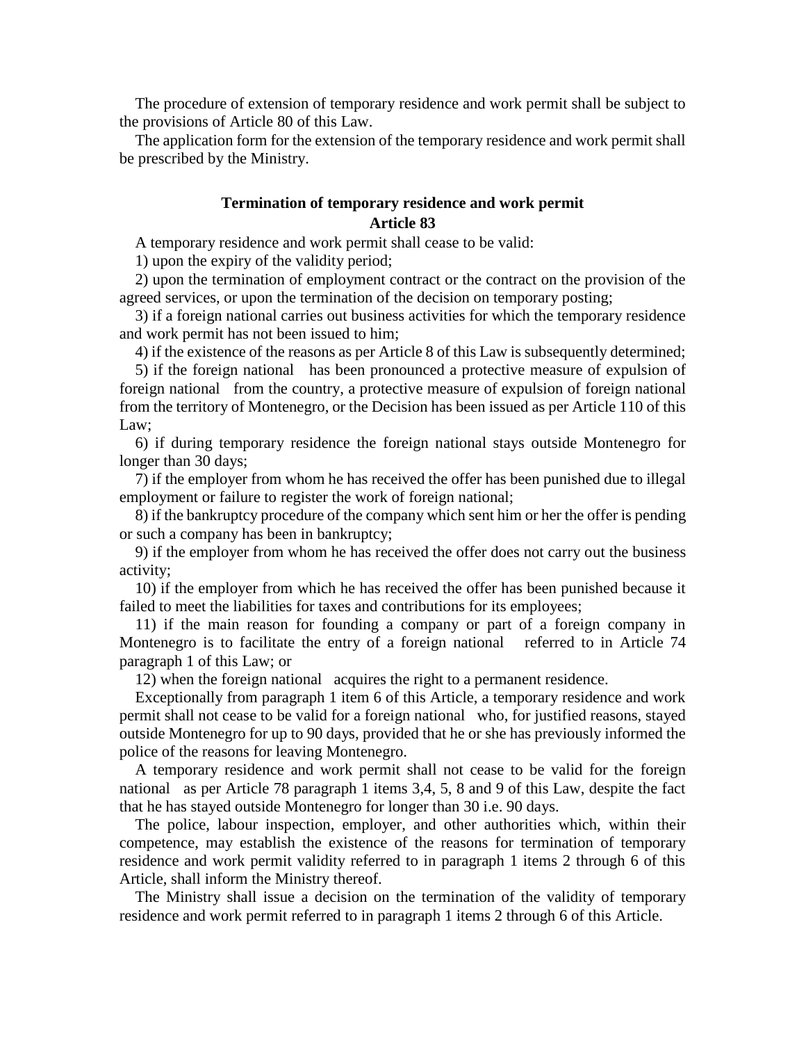The procedure of extension of temporary residence and work permit shall be subject to the provisions of Article 80 of this Law.

The application form for the extension of the temporary residence and work permit shall be prescribed by the Ministry.

**Termination of temporary residence and work permit**
**Article 83**

A temporary residence and work permit shall cease to be valid:

1) upon the expiry of the validity period;

2) upon the termination of employment contract or the contract on the provision of the agreed services, or upon the termination of the decision on temporary posting;

3) if a foreign national carries out business activities for which the temporary residence and work permit has not been issued to him;

4) if the existence of the reasons as per Article 8 of this Law is subsequently determined;

5) if the foreign national has been pronounced a protective measure of expulsion of foreign national from the country, a protective measure of expulsion of foreign national from the territory of Montenegro, or the Decision has been issued as per Article 110 of this Law;

6) if during temporary residence the foreign national stays outside Montenegro for longer than 30 days;

7) if the employer from whom he has received the offer has been punished due to illegal employment or failure to register the work of foreign national;

8) if the bankruptcy procedure of the company which sent him or her the offer is pending or such a company has been in bankruptcy;

9) if the employer from whom he has received the offer does not carry out the business activity;

10) if the employer from which he has received the offer has been punished because it failed to meet the liabilities for taxes and contributions for its employees;

11) if the main reason for founding a company or part of a foreign company in Montenegro is to facilitate the entry of a foreign national referred to in Article 74 paragraph 1 of this Law; or

12) when the foreign national acquires the right to a permanent residence.

Exceptionally from paragraph 1 item 6 of this Article, a temporary residence and work permit shall not cease to be valid for a foreign national who, for justified reasons, stayed outside Montenegro for up to 90 days, provided that he or she has previously informed the police of the reasons for leaving Montenegro.

A temporary residence and work permit shall not cease to be valid for the foreign national as per Article 78 paragraph 1 items 3,4, 5, 8 and 9 of this Law, despite the fact that he has stayed outside Montenegro for longer than 30 i.e. 90 days.

The police, labour inspection, employer, and other authorities which, within their competence, may establish the existence of the reasons for termination of temporary residence and work permit validity referred to in paragraph 1 items 2 through 6 of this Article, shall inform the Ministry thereof.

The Ministry shall issue a decision on the termination of the validity of temporary residence and work permit referred to in paragraph 1 items 2 through 6 of this Article.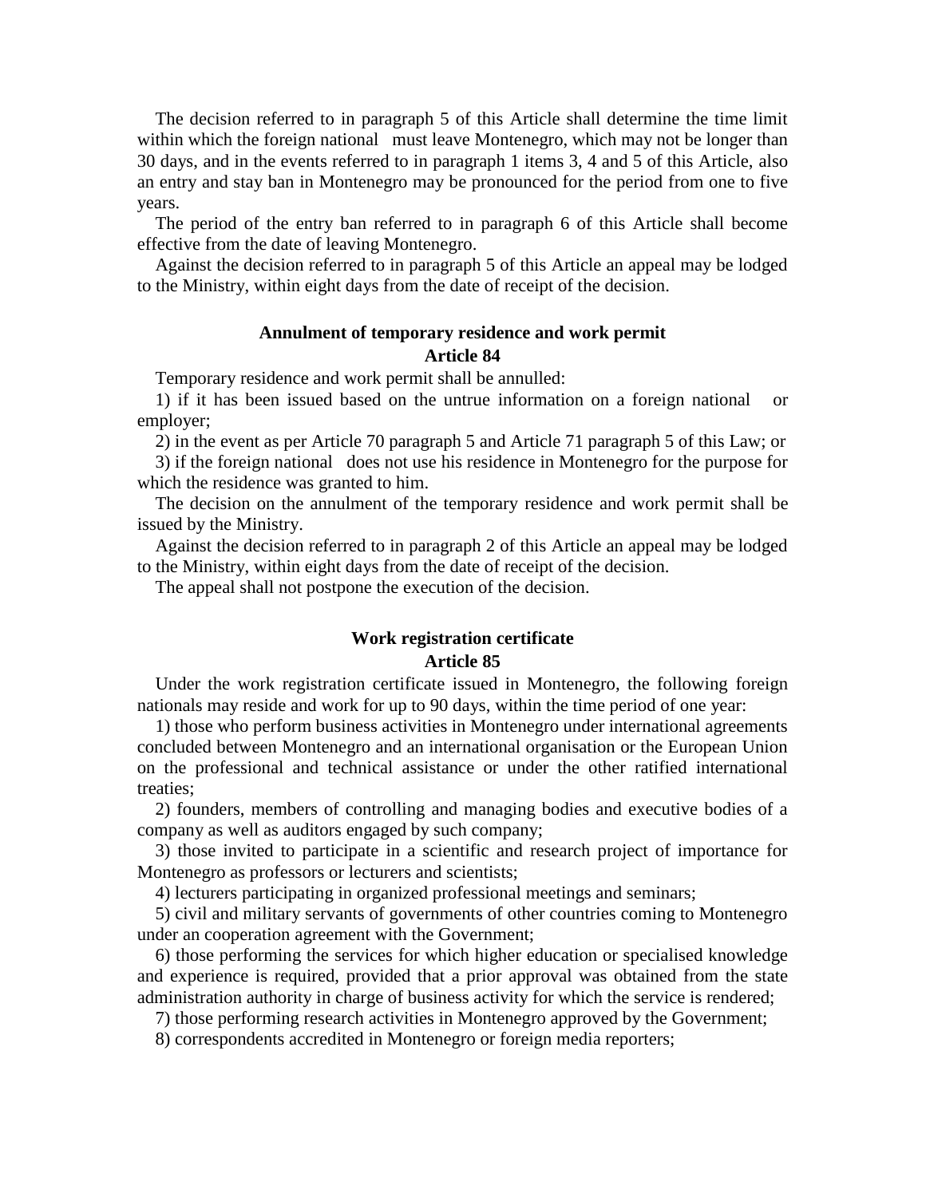The decision referred to in paragraph 5 of this Article shall determine the time limit within which the foreign national must leave Montenegro, which may not be longer than 30 days, and in the events referred to in paragraph 1 items 3, 4 and 5 of this Article, also an entry and stay ban in Montenegro may be pronounced for the period from one to five years.

The period of the entry ban referred to in paragraph 6 of this Article shall become effective from the date of leaving Montenegro.

Against the decision referred to in paragraph 5 of this Article an appeal may be lodged to the Ministry, within eight days from the date of receipt of the decision.

**Annulment of temporary residence and work permit**
**Article 84**

Temporary residence and work permit shall be annulled:

1) if it has been issued based on the untrue information on a foreign national or employer;

2) in the event as per Article 70 paragraph 5 and Article 71 paragraph 5 of this Law; or

3) if the foreign national does not use his residence in Montenegro for the purpose for which the residence was granted to him.

The decision on the annulment of the temporary residence and work permit shall be issued by the Ministry.

Against the decision referred to in paragraph 2 of this Article an appeal may be lodged to the Ministry, within eight days from the date of receipt of the decision.

The appeal shall not postpone the execution of the decision.

**Work registration certificate**
**Article 85**

Under the work registration certificate issued in Montenegro, the following foreign nationals may reside and work for up to 90 days, within the time period of one year:

1) those who perform business activities in Montenegro under international agreements concluded between Montenegro and an international organisation or the European Union on the professional and technical assistance or under the other ratified international treaties;

2) founders, members of controlling and managing bodies and executive bodies of a company as well as auditors engaged by such company;

3) those invited to participate in a scientific and research project of importance for Montenegro as professors or lecturers and scientists;

4) lecturers participating in organized professional meetings and seminars;

5) civil and military servants of governments of other countries coming to Montenegro under an cooperation agreement with the Government;

6) those performing the services for which higher education or specialised knowledge and experience is required, provided that a prior approval was obtained from the state administration authority in charge of business activity for which the service is rendered;

7) those performing research activities in Montenegro approved by the Government;

8) correspondents accredited in Montenegro or foreign media reporters;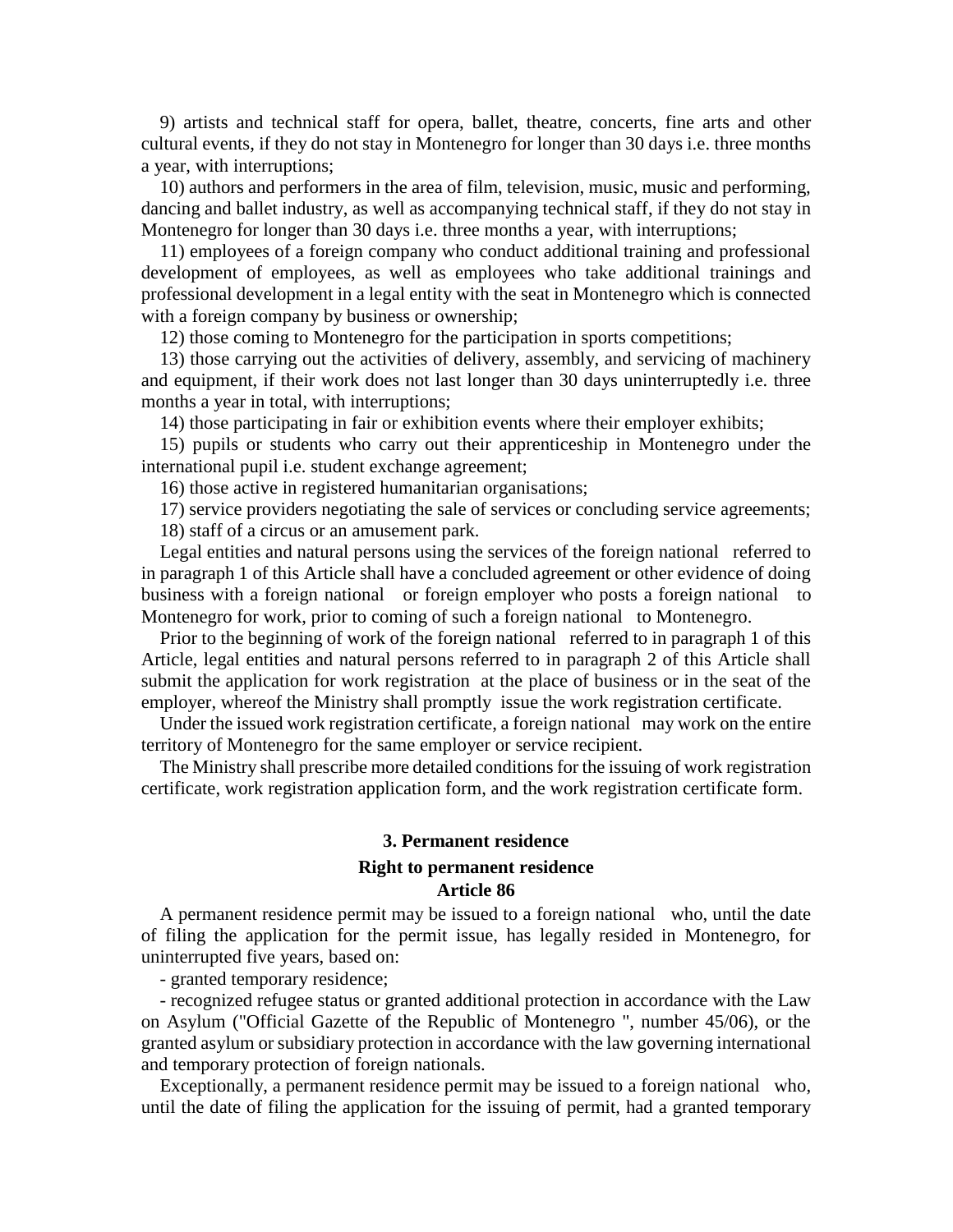9) artists and technical staff for opera, ballet, theatre, concerts, fine arts and other cultural events, if they do not stay in Montenegro for longer than 30 days i.e. three months a year, with interruptions;

10) authors and performers in the area of film, television, music, music and performing, dancing and ballet industry, as well as accompanying technical staff, if they do not stay in Montenegro for longer than 30 days i.e. three months a year, with interruptions;

11) employees of a foreign company who conduct additional training and professional development of employees, as well as employees who take additional trainings and professional development in a legal entity with the seat in Montenegro which is connected with a foreign company by business or ownership;

12) those coming to Montenegro for the participation in sports competitions;

13) those carrying out the activities of delivery, assembly, and servicing of machinery and equipment, if their work does not last longer than 30 days uninterruptedly i.e. three months a year in total, with interruptions;

14) those participating in fair or exhibition events where their employer exhibits;

15) pupils or students who carry out their apprenticeship in Montenegro under the international pupil i.e. student exchange agreement;

16) those active in registered humanitarian organisations;

17) service providers negotiating the sale of services or concluding service agreements;

18) staff of a circus or an amusement park.

Legal entities and natural persons using the services of the foreign national referred to in paragraph 1 of this Article shall have a concluded agreement or other evidence of doing business with a foreign national or foreign employer who posts a foreign national to Montenegro for work, prior to coming of such a foreign national to Montenegro.

Prior to the beginning of work of the foreign national referred to in paragraph 1 of this Article, legal entities and natural persons referred to in paragraph 2 of this Article shall submit the application for work registration at the place of business or in the seat of the employer, whereof the Ministry shall promptly issue the work registration certificate.

Under the issued work registration certificate, a foreign national may work on the entire territory of Montenegro for the same employer or service recipient.

The Ministry shall prescribe more detailed conditions for the issuing of work registration certificate, work registration application form, and the work registration certificate form.

## 3. Permanent residence

### Right to permanent residence

### Article 86

A permanent residence permit may be issued to a foreign national who, until the date of filing the application for the permit issue, has legally resided in Montenegro, for uninterrupted five years, based on:

- granted temporary residence;

- recognized refugee status or granted additional protection in accordance with the Law on Asylum ("Official Gazette of the Republic of Montenegro ", number 45/06), or the granted asylum or subsidiary protection in accordance with the law governing international and temporary protection of foreign nationals.

Exceptionally, a permanent residence permit may be issued to a foreign national who, until the date of filing the application for the issuing of permit, had a granted temporary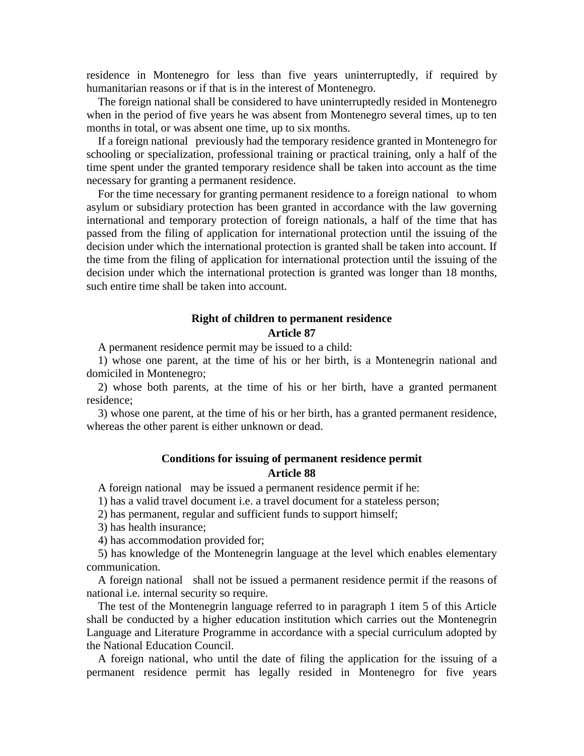residence in Montenegro for less than five years uninterruptedly, if required by humanitarian reasons or if that is in the interest of Montenegro.

The foreign national shall be considered to have uninterruptedly resided in Montenegro when in the period of five years he was absent from Montenegro several times, up to ten months in total, or was absent one time, up to six months.

If a foreign national previously had the temporary residence granted in Montenegro for schooling or specialization, professional training or practical training, only a half of the time spent under the granted temporary residence shall be taken into account as the time necessary for granting a permanent residence.

For the time necessary for granting permanent residence to a foreign national to whom asylum or subsidiary protection has been granted in accordance with the law governing international and temporary protection of foreign nationals, a half of the time that has passed from the filing of application for international protection until the issuing of the decision under which the international protection is granted shall be taken into account. If the time from the filing of application for international protection until the issuing of the decision under which the international protection is granted was longer than 18 months, such entire time shall be taken into account.

**Right of children to permanent residence**
**Article 87**

A permanent residence permit may be issued to a child:

1) whose one parent, at the time of his or her birth, is a Montenegrin national and domiciled in Montenegro;

2) whose both parents, at the time of his or her birth, have a granted permanent residence;

3) whose one parent, at the time of his or her birth, has a granted permanent residence, whereas the other parent is either unknown or dead.

**Conditions for issuing of permanent residence permit**
**Article 88**

A foreign national may be issued a permanent residence permit if he:

1) has a valid travel document i.e. a travel document for a stateless person;

2) has permanent, regular and sufficient funds to support himself;

3) has health insurance;

4) has accommodation provided for;

5) has knowledge of the Montenegrin language at the level which enables elementary communication.

A foreign national shall not be issued a permanent residence permit if the reasons of national i.e. internal security so require.

The test of the Montenegrin language referred to in paragraph 1 item 5 of this Article shall be conducted by a higher education institution which carries out the Montenegrin Language and Literature Programme in accordance with a special curriculum adopted by the National Education Council.

A foreign national, who until the date of filing the application for the issuing of a permanent residence permit has legally resided in Montenegro for five years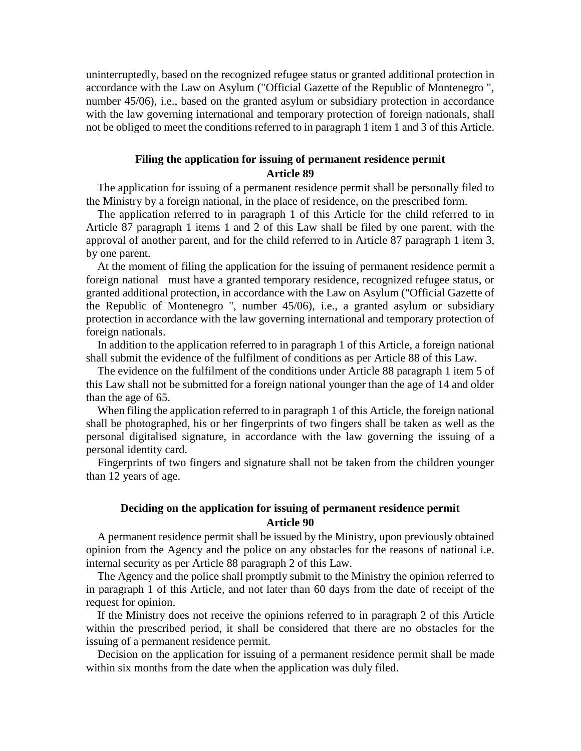uninterruptedly, based on the recognized refugee status or granted additional protection in accordance with the Law on Asylum ("Official Gazette of the Republic of Montenegro ", number 45/06), i.e., based on the granted asylum or subsidiary protection in accordance with the law governing international and temporary protection of foreign nationals, shall not be obliged to meet the conditions referred to in paragraph 1 item 1 and 3 of this Article.

### Filing the application for issuing of permanent residence permit
### Article 89

The application for issuing of a permanent residence permit shall be personally filed to the Ministry by a foreign national, in the place of residence, on the prescribed form.

The application referred to in paragraph 1 of this Article for the child referred to in Article 87 paragraph 1 items 1 and 2 of this Law shall be filed by one parent, with the approval of another parent, and for the child referred to in Article 87 paragraph 1 item 3, by one parent.

At the moment of filing the application for the issuing of permanent residence permit a foreign national must have a granted temporary residence, recognized refugee status, or granted additional protection, in accordance with the Law on Asylum ("Official Gazette of the Republic of Montenegro ", number 45/06), i.e., a granted asylum or subsidiary protection in accordance with the law governing international and temporary protection of foreign nationals.

In addition to the application referred to in paragraph 1 of this Article, a foreign national shall submit the evidence of the fulfilment of conditions as per Article 88 of this Law.

The evidence on the fulfilment of the conditions under Article 88 paragraph 1 item 5 of this Law shall not be submitted for a foreign national younger than the age of 14 and older than the age of 65.

When filing the application referred to in paragraph 1 of this Article, the foreign national shall be photographed, his or her fingerprints of two fingers shall be taken as well as the personal digitalised signature, in accordance with the law governing the issuing of a personal identity card.

Fingerprints of two fingers and signature shall not be taken from the children younger than 12 years of age.

### Deciding on the application for issuing of permanent residence permit
### Article 90

A permanent residence permit shall be issued by the Ministry, upon previously obtained opinion from the Agency and the police on any obstacles for the reasons of national i.e. internal security as per Article 88 paragraph 2 of this Law.

The Agency and the police shall promptly submit to the Ministry the opinion referred to in paragraph 1 of this Article, and not later than 60 days from the date of receipt of the request for opinion.

If the Ministry does not receive the opinions referred to in paragraph 2 of this Article within the prescribed period, it shall be considered that there are no obstacles for the issuing of a permanent residence permit.

Decision on the application for issuing of a permanent residence permit shall be made within six months from the date when the application was duly filed.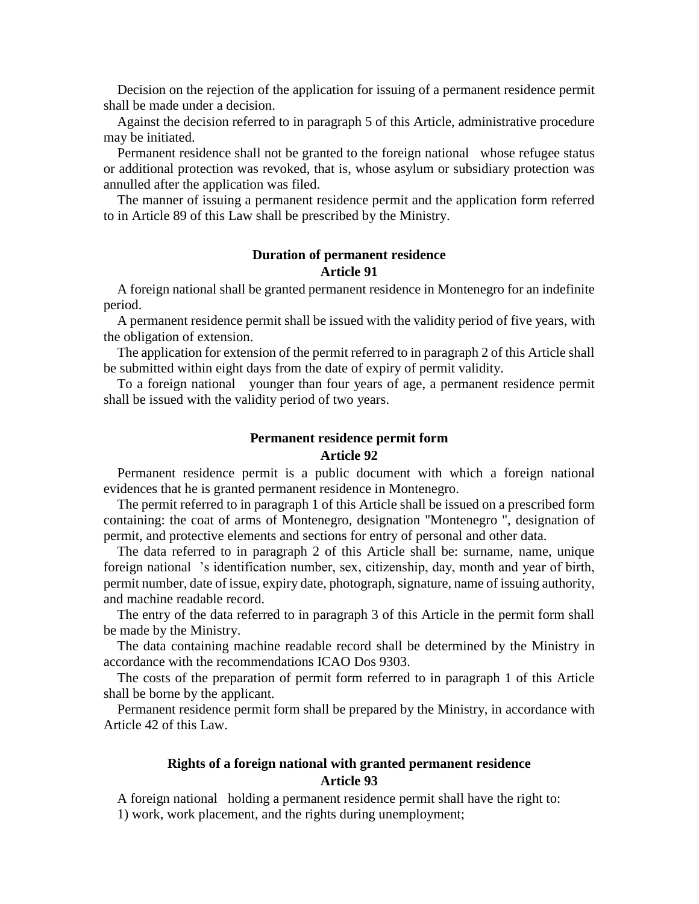Decision on the rejection of the application for issuing of a permanent residence permit shall be made under a decision.

Against the decision referred to in paragraph 5 of this Article, administrative procedure may be initiated.

Permanent residence shall not be granted to the foreign national whose refugee status or additional protection was revoked, that is, whose asylum or subsidiary protection was annulled after the application was filed.

The manner of issuing a permanent residence permit and the application form referred to in Article 89 of this Law shall be prescribed by the Ministry.

### Duration of permanent residence
### Article 91

A foreign national shall be granted permanent residence in Montenegro for an indefinite period.

A permanent residence permit shall be issued with the validity period of five years, with the obligation of extension.

The application for extension of the permit referred to in paragraph 2 of this Article shall be submitted within eight days from the date of expiry of permit validity.

To a foreign national younger than four years of age, a permanent residence permit shall be issued with the validity period of two years.

### Permanent residence permit form
### Article 92

Permanent residence permit is a public document with which a foreign national evidences that he is granted permanent residence in Montenegro.

The permit referred to in paragraph 1 of this Article shall be issued on a prescribed form containing: the coat of arms of Montenegro, designation "Montenegro ", designation of permit, and protective elements and sections for entry of personal and other data.

The data referred to in paragraph 2 of this Article shall be: surname, name, unique foreign national 's identification number, sex, citizenship, day, month and year of birth, permit number, date of issue, expiry date, photograph, signature, name of issuing authority, and machine readable record.

The entry of the data referred to in paragraph 3 of this Article in the permit form shall be made by the Ministry.

The data containing machine readable record shall be determined by the Ministry in accordance with the recommendations ICAO Dos 9303.

The costs of the preparation of permit form referred to in paragraph 1 of this Article shall be borne by the applicant.

Permanent residence permit form shall be prepared by the Ministry, in accordance with Article 42 of this Law.

### Rights of a foreign national with granted permanent residence
### Article 93

A foreign national holding a permanent residence permit shall have the right to:

1) work, work placement, and the rights during unemployment;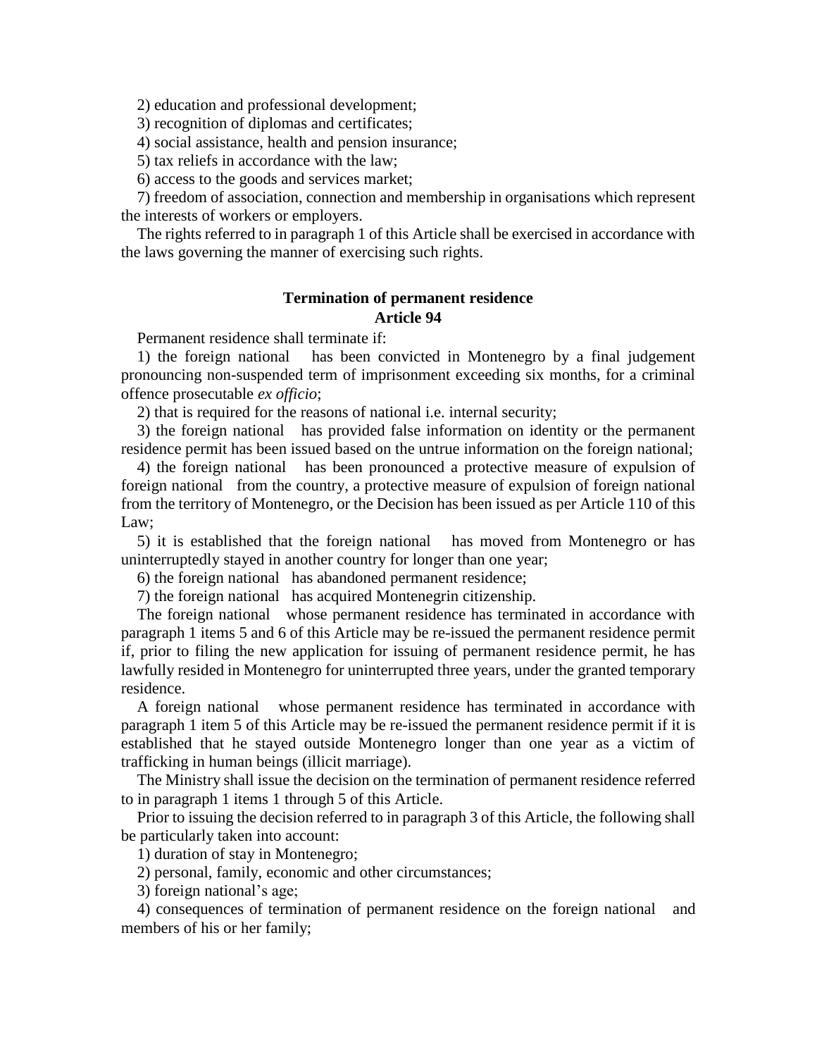2) education and professional development;

3) recognition of diplomas and certificates;

4) social assistance, health and pension insurance;

5) tax reliefs in accordance with the law;

6) access to the goods and services market;

7) freedom of association, connection and membership in organisations which represent the interests of workers or employers.

The rights referred to in paragraph 1 of this Article shall be exercised in accordance with the laws governing the manner of exercising such rights.

**Termination of permanent residence**
**Article 94**

Permanent residence shall terminate if:

1) the foreign national has been convicted in Montenegro by a final judgement pronouncing non-suspended term of imprisonment exceeding six months, for a criminal offence prosecutable *ex officio*;

2) that is required for the reasons of national i.e. internal security;

3) the foreign national has provided false information on identity or the permanent residence permit has been issued based on the untrue information on the foreign national;

4) the foreign national has been pronounced a protective measure of expulsion of foreign national from the country, a protective measure of expulsion of foreign national from the territory of Montenegro, or the Decision has been issued as per Article 110 of this Law;

5) it is established that the foreign national has moved from Montenegro or has uninterruptedly stayed in another country for longer than one year;

6) the foreign national has abandoned permanent residence;

7) the foreign national has acquired Montenegrin citizenship.

The foreign national whose permanent residence has terminated in accordance with paragraph 1 items 5 and 6 of this Article may be re-issued the permanent residence permit if, prior to filing the new application for issuing of permanent residence permit, he has lawfully resided in Montenegro for uninterrupted three years, under the granted temporary residence.

A foreign national whose permanent residence has terminated in accordance with paragraph 1 item 5 of this Article may be re-issued the permanent residence permit if it is established that he stayed outside Montenegro longer than one year as a victim of trafficking in human beings (illicit marriage).

The Ministry shall issue the decision on the termination of permanent residence referred to in paragraph 1 items 1 through 5 of this Article.

Prior to issuing the decision referred to in paragraph 3 of this Article, the following shall be particularly taken into account:

1) duration of stay in Montenegro;

2) personal, family, economic and other circumstances;

3) foreign national's age;

4) consequences of termination of permanent residence on the foreign national and members of his or her family;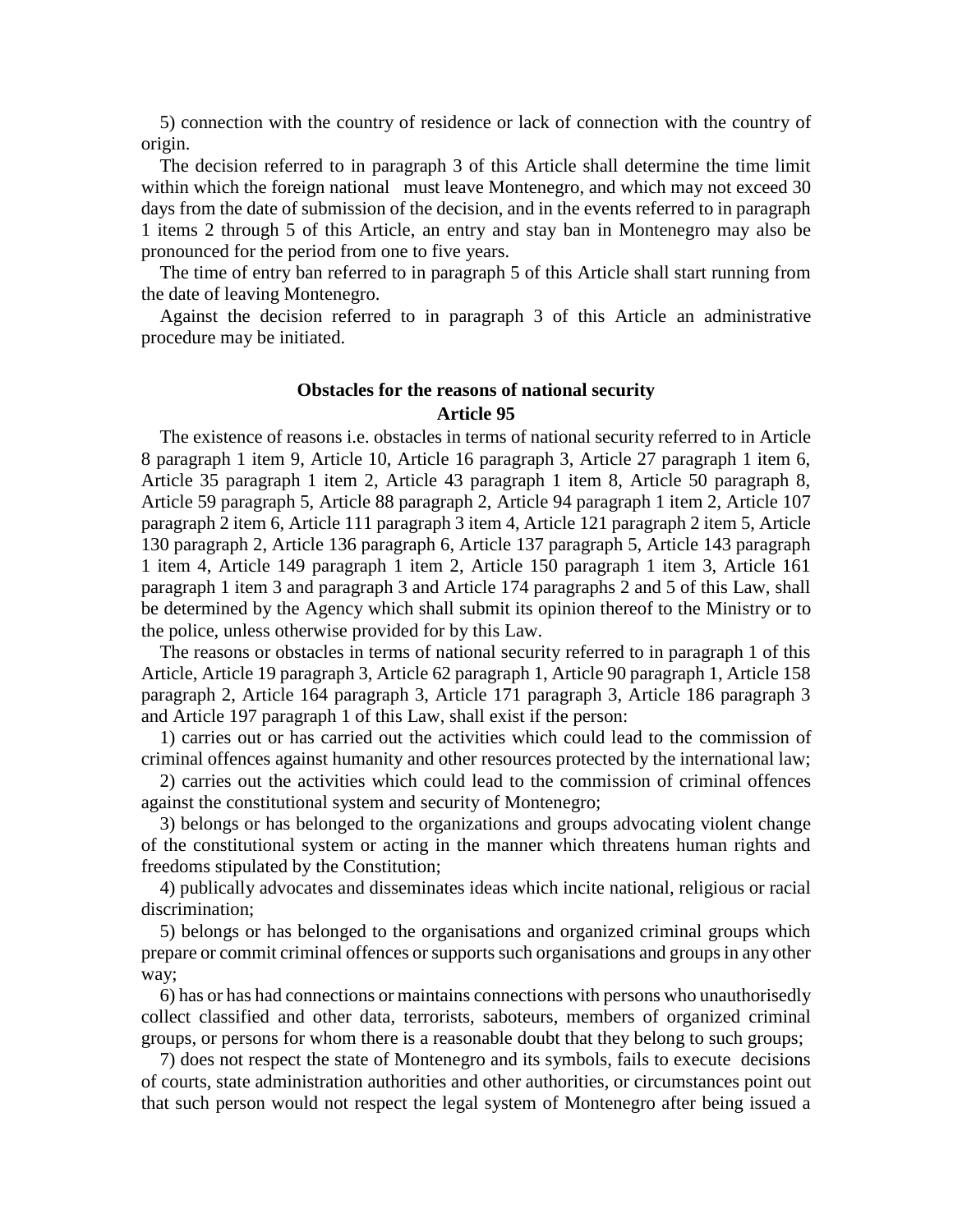5) connection with the country of residence or lack of connection with the country of origin.

The decision referred to in paragraph 3 of this Article shall determine the time limit within which the foreign national must leave Montenegro, and which may not exceed 30 days from the date of submission of the decision, and in the events referred to in paragraph 1 items 2 through 5 of this Article, an entry and stay ban in Montenegro may also be pronounced for the period from one to five years.

The time of entry ban referred to in paragraph 5 of this Article shall start running from the date of leaving Montenegro.

Against the decision referred to in paragraph 3 of this Article an administrative procedure may be initiated.

**Obstacles for the reasons of national security**
**Article 95**

The existence of reasons i.e. obstacles in terms of national security referred to in Article 8 paragraph 1 item 9, Article 10, Article 16 paragraph 3, Article 27 paragraph 1 item 6, Article 35 paragraph 1 item 2, Article 43 paragraph 1 item 8, Article 50 paragraph 8, Article 59 paragraph 5, Article 88 paragraph 2, Article 94 paragraph 1 item 2, Article 107 paragraph 2 item 6, Article 111 paragraph 3 item 4, Article 121 paragraph 2 item 5, Article 130 paragraph 2, Article 136 paragraph 6, Article 137 paragraph 5, Article 143 paragraph 1 item 4, Article 149 paragraph 1 item 2, Article 150 paragraph 1 item 3, Article 161 paragraph 1 item 3 and paragraph 3 and Article 174 paragraphs 2 and 5 of this Law, shall be determined by the Agency which shall submit its opinion thereof to the Ministry or to the police, unless otherwise provided for by this Law.

The reasons or obstacles in terms of national security referred to in paragraph 1 of this Article, Article 19 paragraph 3, Article 62 paragraph 1, Article 90 paragraph 1, Article 158 paragraph 2, Article 164 paragraph 3, Article 171 paragraph 3, Article 186 paragraph 3 and Article 197 paragraph 1 of this Law, shall exist if the person:

1) carries out or has carried out the activities which could lead to the commission of criminal offences against humanity and other resources protected by the international law;

2) carries out the activities which could lead to the commission of criminal offences against the constitutional system and security of Montenegro;

3) belongs or has belonged to the organizations and groups advocating violent change of the constitutional system or acting in the manner which threatens human rights and freedoms stipulated by the Constitution;

4) publically advocates and disseminates ideas which incite national, religious or racial discrimination;

5) belongs or has belonged to the organisations and organized criminal groups which prepare or commit criminal offences or supports such organisations and groups in any other way;

6) has or has had connections or maintains connections with persons who unauthorisedly collect classified and other data, terrorists, saboteurs, members of organized criminal groups, or persons for whom there is a reasonable doubt that they belong to such groups;

7) does not respect the state of Montenegro and its symbols, fails to execute decisions of courts, state administration authorities and other authorities, or circumstances point out that such person would not respect the legal system of Montenegro after being issued a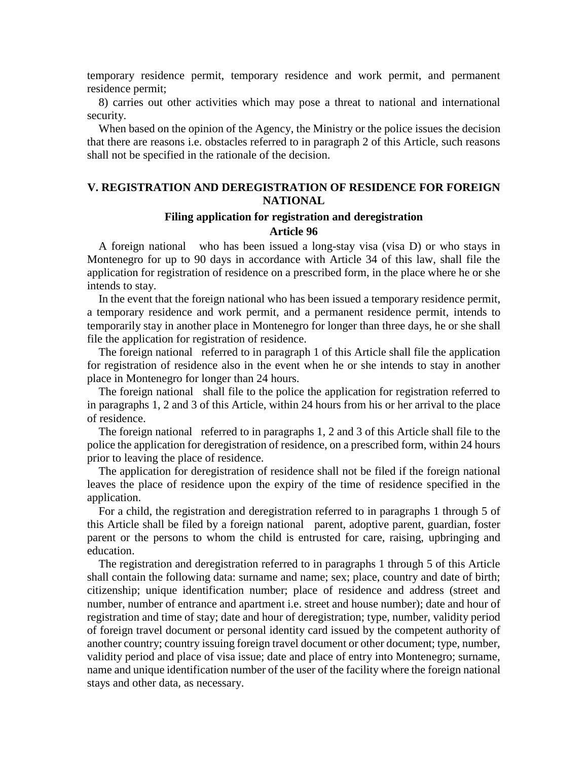temporary residence permit, temporary residence and work permit, and permanent residence permit;

8) carries out other activities which may pose a threat to national and international security.

When based on the opinion of the Agency, the Ministry or the police issues the decision that there are reasons i.e. obstacles referred to in paragraph 2 of this Article, such reasons shall not be specified in the rationale of the decision.

## V. REGISTRATION AND DEREGISTRATION OF RESIDENCE FOR FOREIGN NATIONAL

### Filing application for registration and deregistration

### Article 96

A foreign national who has been issued a long-stay visa (visa D) or who stays in Montenegro for up to 90 days in accordance with Article 34 of this law, shall file the application for registration of residence on a prescribed form, in the place where he or she intends to stay.

In the event that the foreign national who has been issued a temporary residence permit, a temporary residence and work permit, and a permanent residence permit, intends to temporarily stay in another place in Montenegro for longer than three days, he or she shall file the application for registration of residence.

The foreign national referred to in paragraph 1 of this Article shall file the application for registration of residence also in the event when he or she intends to stay in another place in Montenegro for longer than 24 hours.

The foreign national shall file to the police the application for registration referred to in paragraphs 1, 2 and 3 of this Article, within 24 hours from his or her arrival to the place of residence.

The foreign national referred to in paragraphs 1, 2 and 3 of this Article shall file to the police the application for deregistration of residence, on a prescribed form, within 24 hours prior to leaving the place of residence.

The application for deregistration of residence shall not be filed if the foreign national leaves the place of residence upon the expiry of the time of residence specified in the application.

For a child, the registration and deregistration referred to in paragraphs 1 through 5 of this Article shall be filed by a foreign national parent, adoptive parent, guardian, foster parent or the persons to whom the child is entrusted for care, raising, upbringing and education.

The registration and deregistration referred to in paragraphs 1 through 5 of this Article shall contain the following data: surname and name; sex; place, country and date of birth; citizenship; unique identification number; place of residence and address (street and number, number of entrance and apartment i.e. street and house number); date and hour of registration and time of stay; date and hour of deregistration; type, number, validity period of foreign travel document or personal identity card issued by the competent authority of another country; country issuing foreign travel document or other document; type, number, validity period and place of visa issue; date and place of entry into Montenegro; surname, name and unique identification number of the user of the facility where the foreign national stays and other data, as necessary.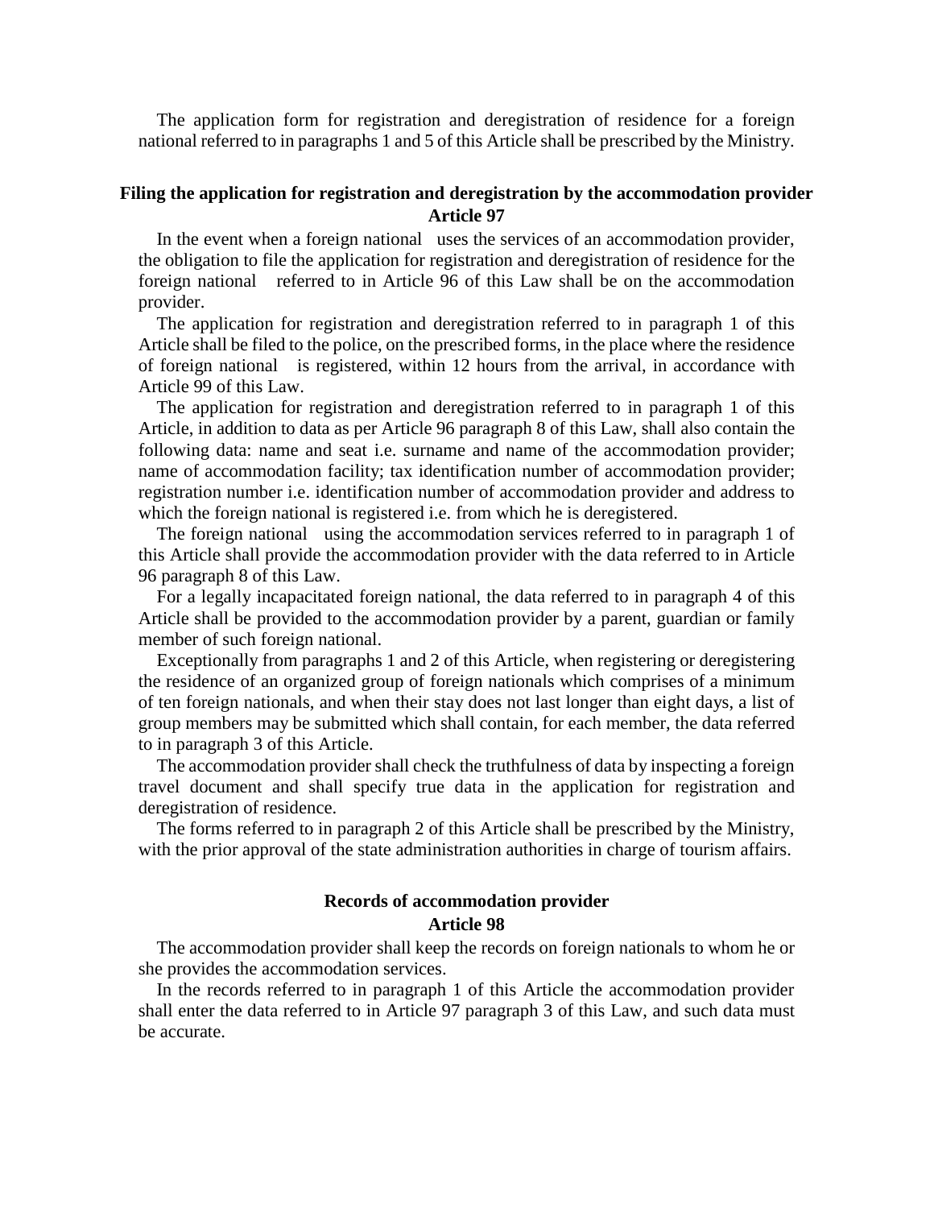The application form for registration and deregistration of residence for a foreign national referred to in paragraphs 1 and 5 of this Article shall be prescribed by the Ministry.

**Filing the application for registration and deregistration by the accommodation provider**
**Article 97**

In the event when a foreign national uses the services of an accommodation provider, the obligation to file the application for registration and deregistration of residence for the foreign national referred to in Article 96 of this Law shall be on the accommodation provider.

The application for registration and deregistration referred to in paragraph 1 of this Article shall be filed to the police, on the prescribed forms, in the place where the residence of foreign national is registered, within 12 hours from the arrival, in accordance with Article 99 of this Law.

The application for registration and deregistration referred to in paragraph 1 of this Article, in addition to data as per Article 96 paragraph 8 of this Law, shall also contain the following data: name and seat i.e. surname and name of the accommodation provider; name of accommodation facility; tax identification number of accommodation provider; registration number i.e. identification number of accommodation provider and address to which the foreign national is registered i.e. from which he is deregistered.

The foreign national using the accommodation services referred to in paragraph 1 of this Article shall provide the accommodation provider with the data referred to in Article 96 paragraph 8 of this Law.

For a legally incapacitated foreign national, the data referred to in paragraph 4 of this Article shall be provided to the accommodation provider by a parent, guardian or family member of such foreign national.

Exceptionally from paragraphs 1 and 2 of this Article, when registering or deregistering the residence of an organized group of foreign nationals which comprises of a minimum of ten foreign nationals, and when their stay does not last longer than eight days, a list of group members may be submitted which shall contain, for each member, the data referred to in paragraph 3 of this Article.

The accommodation provider shall check the truthfulness of data by inspecting a foreign travel document and shall specify true data in the application for registration and deregistration of residence.

The forms referred to in paragraph 2 of this Article shall be prescribed by the Ministry, with the prior approval of the state administration authorities in charge of tourism affairs.

**Records of accommodation provider**
**Article 98**

The accommodation provider shall keep the records on foreign nationals to whom he or she provides the accommodation services.

In the records referred to in paragraph 1 of this Article the accommodation provider shall enter the data referred to in Article 97 paragraph 3 of this Law, and such data must be accurate.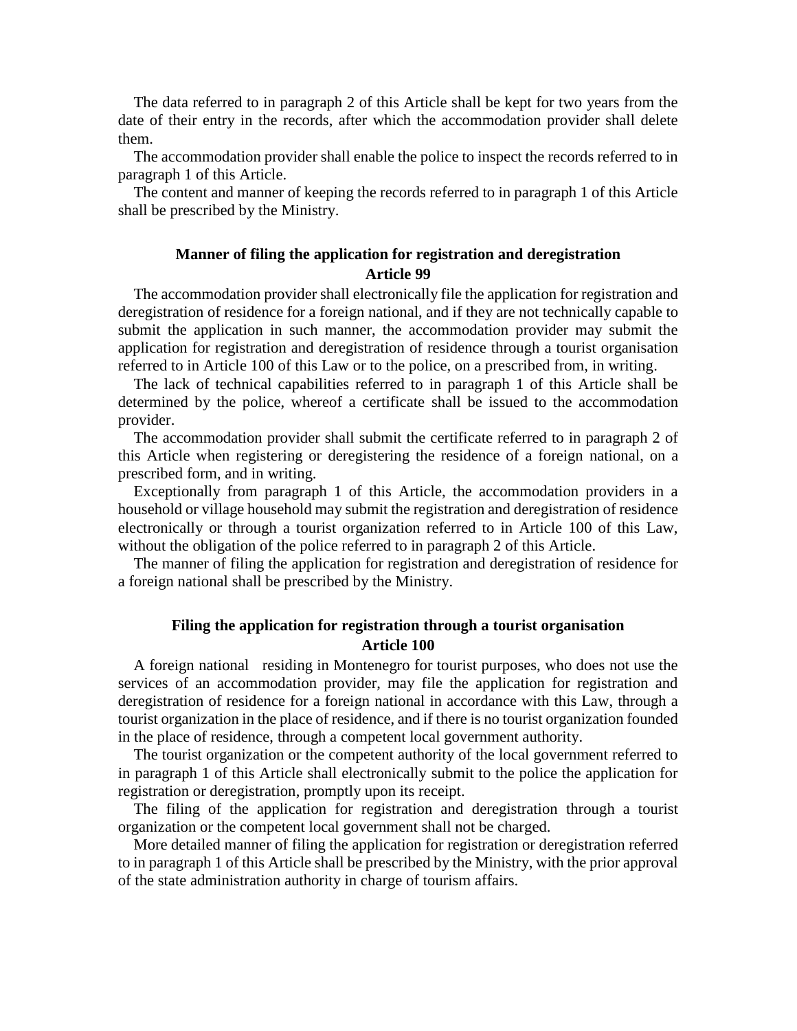The data referred to in paragraph 2 of this Article shall be kept for two years from the date of their entry in the records, after which the accommodation provider shall delete them.

The accommodation provider shall enable the police to inspect the records referred to in paragraph 1 of this Article.

The content and manner of keeping the records referred to in paragraph 1 of this Article shall be prescribed by the Ministry.

### Manner of filing the application for registration and deregistration
### Article 99

The accommodation provider shall electronically file the application for registration and deregistration of residence for a foreign national, and if they are not technically capable to submit the application in such manner, the accommodation provider may submit the application for registration and deregistration of residence through a tourist organisation referred to in Article 100 of this Law or to the police, on a prescribed from, in writing.

The lack of technical capabilities referred to in paragraph 1 of this Article shall be determined by the police, whereof a certificate shall be issued to the accommodation provider.

The accommodation provider shall submit the certificate referred to in paragraph 2 of this Article when registering or deregistering the residence of a foreign national, on a prescribed form, and in writing.

Exceptionally from paragraph 1 of this Article, the accommodation providers in a household or village household may submit the registration and deregistration of residence electronically or through a tourist organization referred to in Article 100 of this Law, without the obligation of the police referred to in paragraph 2 of this Article.

The manner of filing the application for registration and deregistration of residence for a foreign national shall be prescribed by the Ministry.

### Filing the application for registration through a tourist organisation
### Article 100

A foreign national residing in Montenegro for tourist purposes, who does not use the services of an accommodation provider, may file the application for registration and deregistration of residence for a foreign national in accordance with this Law, through a tourist organization in the place of residence, and if there is no tourist organization founded in the place of residence, through a competent local government authority.

The tourist organization or the competent authority of the local government referred to in paragraph 1 of this Article shall electronically submit to the police the application for registration or deregistration, promptly upon its receipt.

The filing of the application for registration and deregistration through a tourist organization or the competent local government shall not be charged.

More detailed manner of filing the application for registration or deregistration referred to in paragraph 1 of this Article shall be prescribed by the Ministry, with the prior approval of the state administration authority in charge of tourism affairs.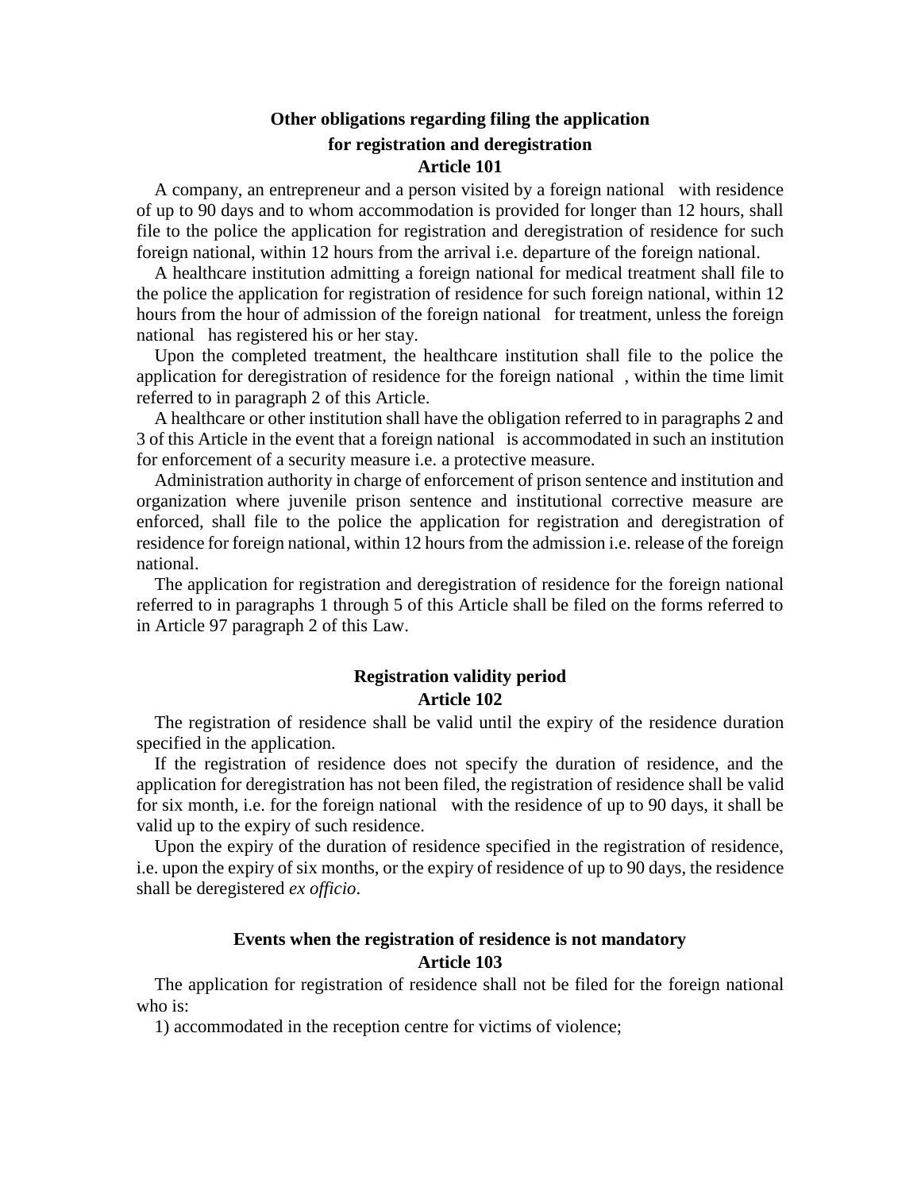**Other obligations regarding filing the application for registration and deregistration**

**Article 101**

A company, an entrepreneur and a person visited by a foreign national with residence of up to 90 days and to whom accommodation is provided for longer than 12 hours, shall file to the police the application for registration and deregistration of residence for such foreign national, within 12 hours from the arrival i.e. departure of the foreign national.

A healthcare institution admitting a foreign national for medical treatment shall file to the police the application for registration of residence for such foreign national, within 12 hours from the hour of admission of the foreign national for treatment, unless the foreign national has registered his or her stay.

Upon the completed treatment, the healthcare institution shall file to the police the application for deregistration of residence for the foreign national, within the time limit referred to in paragraph 2 of this Article.

A healthcare or other institution shall have the obligation referred to in paragraphs 2 and 3 of this Article in the event that a foreign national is accommodated in such an institution for enforcement of a security measure i.e. a protective measure.

Administration authority in charge of enforcement of prison sentence and institution and organization where juvenile prison sentence and institutional corrective measure are enforced, shall file to the police the application for registration and deregistration of residence for foreign national, within 12 hours from the admission i.e. release of the foreign national.

The application for registration and deregistration of residence for the foreign national referred to in paragraphs 1 through 5 of this Article shall be filed on the forms referred to in Article 97 paragraph 2 of this Law.

**Registration validity period**

**Article 102**

The registration of residence shall be valid until the expiry of the residence duration specified in the application.

If the registration of residence does not specify the duration of residence, and the application for deregistration has not been filed, the registration of residence shall be valid for six month, i.e. for the foreign national with the residence of up to 90 days, it shall be valid up to the expiry of such residence.

Upon the expiry of the duration of residence specified in the registration of residence, i.e. upon the expiry of six months, or the expiry of residence of up to 90 days, the residence shall be deregistered *ex officio*.

**Events when the registration of residence is not mandatory**

**Article 103**

The application for registration of residence shall not be filed for the foreign national who is:

1) accommodated in the reception centre for victims of violence;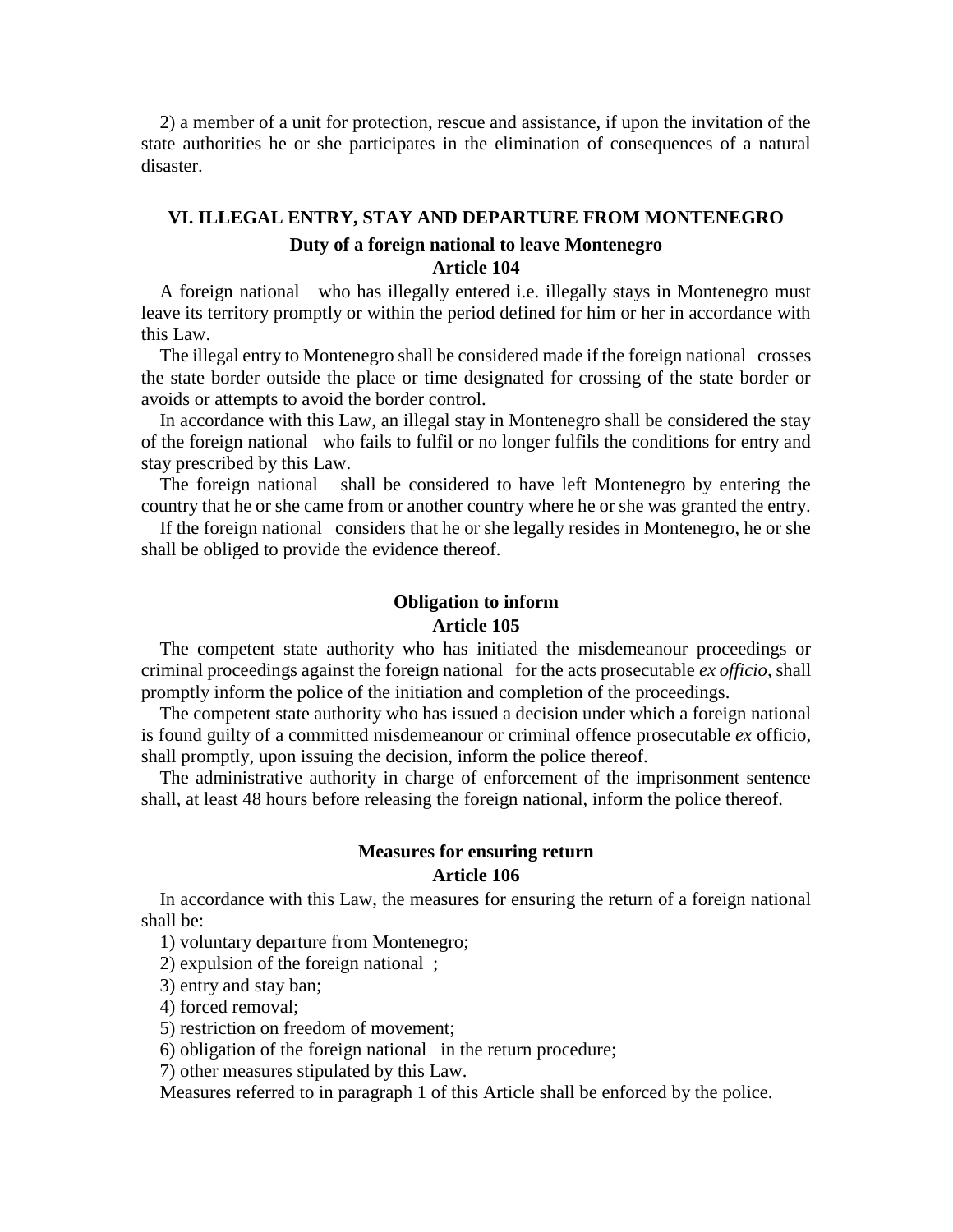2) a member of a unit for protection, rescue and assistance, if upon the invitation of the state authorities he or she participates in the elimination of consequences of a natural disaster.

## VI. ILLEGAL ENTRY, STAY AND DEPARTURE FROM MONTENEGRO

### Duty of a foreign national to leave Montenegro
### Article 104

A foreign national who has illegally entered i.e. illegally stays in Montenegro must leave its territory promptly or within the period defined for him or her in accordance with this Law.

The illegal entry to Montenegro shall be considered made if the foreign national crosses the state border outside the place or time designated for crossing of the state border or avoids or attempts to avoid the border control.

In accordance with this Law, an illegal stay in Montenegro shall be considered the stay of the foreign national who fails to fulfil or no longer fulfils the conditions for entry and stay prescribed by this Law.

The foreign national shall be considered to have left Montenegro by entering the country that he or she came from or another country where he or she was granted the entry.

If the foreign national considers that he or she legally resides in Montenegro, he or she shall be obliged to provide the evidence thereof.

### Obligation to inform
### Article 105

The competent state authority who has initiated the misdemeanour proceedings or criminal proceedings against the foreign national for the acts prosecutable *ex officio*, shall promptly inform the police of the initiation and completion of the proceedings.

The competent state authority who has issued a decision under which a foreign national is found guilty of a committed misdemeanour or criminal offence prosecutable *ex* officio, shall promptly, upon issuing the decision, inform the police thereof.

The administrative authority in charge of enforcement of the imprisonment sentence shall, at least 48 hours before releasing the foreign national, inform the police thereof.

### Measures for ensuring return
### Article 106

In accordance with this Law, the measures for ensuring the return of a foreign national shall be:

1) voluntary departure from Montenegro;

2) expulsion of the foreign national ;

3) entry and stay ban;

4) forced removal;

5) restriction on freedom of movement;

6) obligation of the foreign national in the return procedure;

7) other measures stipulated by this Law.

Measures referred to in paragraph 1 of this Article shall be enforced by the police.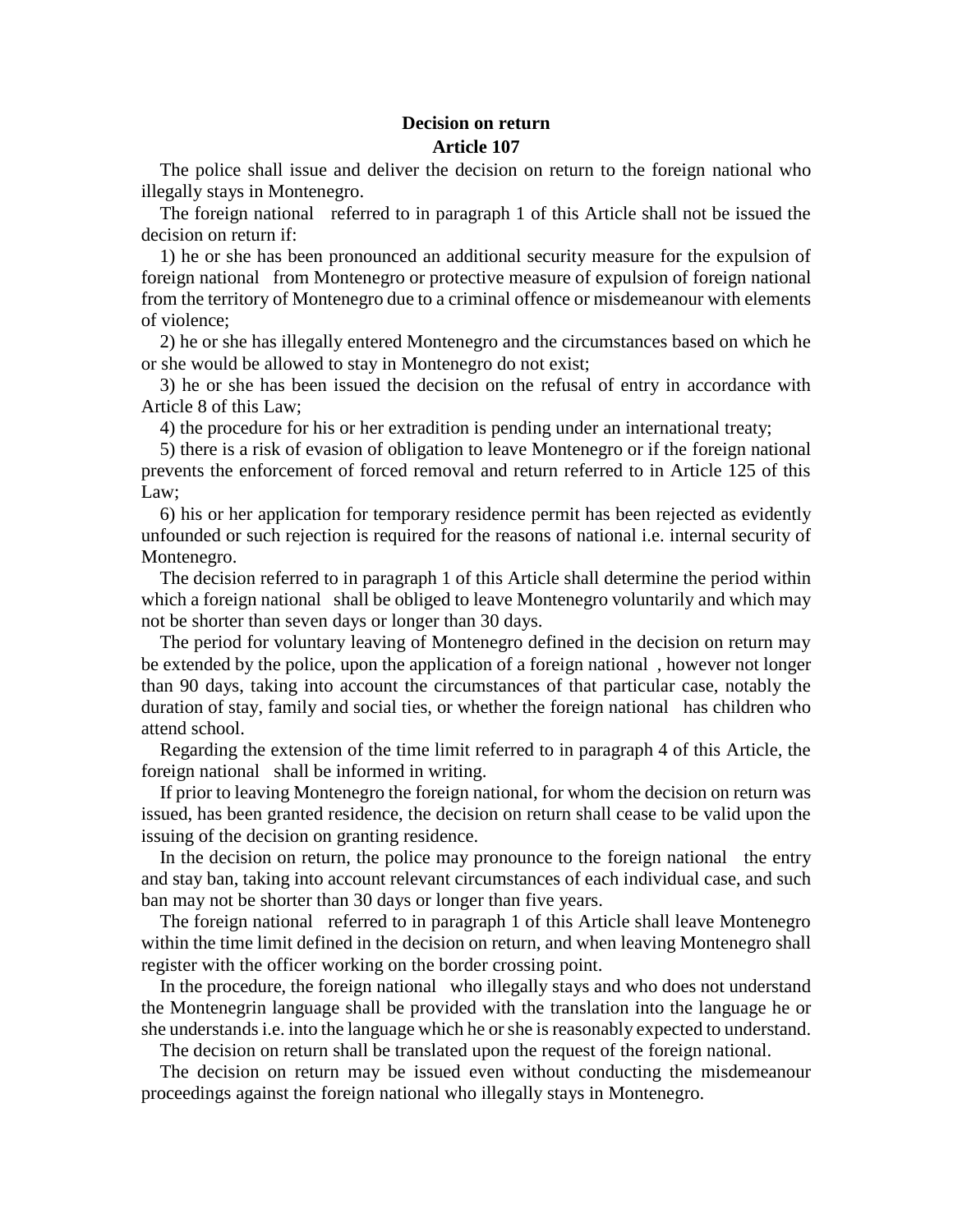**Decision on return**

**Article 107**

The police shall issue and deliver the decision on return to the foreign national who illegally stays in Montenegro.

The foreign national referred to in paragraph 1 of this Article shall not be issued the decision on return if:

1) he or she has been pronounced an additional security measure for the expulsion of foreign national from Montenegro or protective measure of expulsion of foreign national from the territory of Montenegro due to a criminal offence or misdemeanour with elements of violence;

2) he or she has illegally entered Montenegro and the circumstances based on which he or she would be allowed to stay in Montenegro do not exist;

3) he or she has been issued the decision on the refusal of entry in accordance with Article 8 of this Law;

4) the procedure for his or her extradition is pending under an international treaty;

5) there is a risk of evasion of obligation to leave Montenegro or if the foreign national prevents the enforcement of forced removal and return referred to in Article 125 of this Law;

6) his or her application for temporary residence permit has been rejected as evidently unfounded or such rejection is required for the reasons of national i.e. internal security of Montenegro.

The decision referred to in paragraph 1 of this Article shall determine the period within which a foreign national shall be obliged to leave Montenegro voluntarily and which may not be shorter than seven days or longer than 30 days.

The period for voluntary leaving of Montenegro defined in the decision on return may be extended by the police, upon the application of a foreign national , however not longer than 90 days, taking into account the circumstances of that particular case, notably the duration of stay, family and social ties, or whether the foreign national has children who attend school.

Regarding the extension of the time limit referred to in paragraph 4 of this Article, the foreign national shall be informed in writing.

If prior to leaving Montenegro the foreign national, for whom the decision on return was issued, has been granted residence, the decision on return shall cease to be valid upon the issuing of the decision on granting residence.

In the decision on return, the police may pronounce to the foreign national the entry and stay ban, taking into account relevant circumstances of each individual case, and such ban may not be shorter than 30 days or longer than five years.

The foreign national referred to in paragraph 1 of this Article shall leave Montenegro within the time limit defined in the decision on return, and when leaving Montenegro shall register with the officer working on the border crossing point.

In the procedure, the foreign national who illegally stays and who does not understand the Montenegrin language shall be provided with the translation into the language he or she understands i.e. into the language which he or she is reasonably expected to understand.

The decision on return shall be translated upon the request of the foreign national.

The decision on return may be issued even without conducting the misdemeanour proceedings against the foreign national who illegally stays in Montenegro.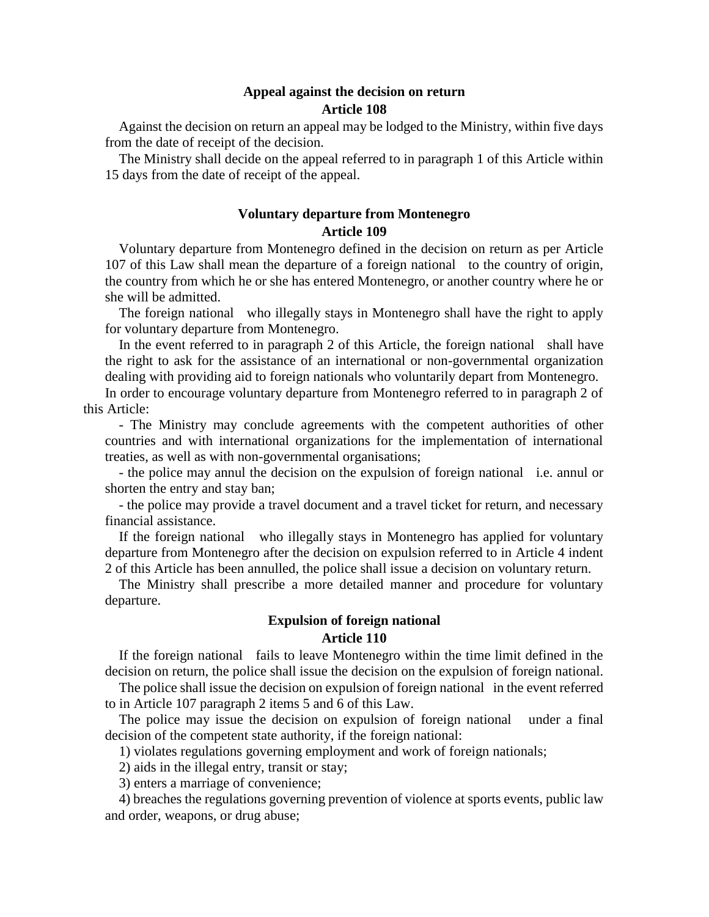**Appeal against the decision on return**
**Article 108**

Against the decision on return an appeal may be lodged to the Ministry, within five days from the date of receipt of the decision.

The Ministry shall decide on the appeal referred to in paragraph 1 of this Article within 15 days from the date of receipt of the appeal.

**Voluntary departure from Montenegro**
**Article 109**

Voluntary departure from Montenegro defined in the decision on return as per Article 107 of this Law shall mean the departure of a foreign national to the country of origin, the country from which he or she has entered Montenegro, or another country where he or she will be admitted.

The foreign national who illegally stays in Montenegro shall have the right to apply for voluntary departure from Montenegro.

In the event referred to in paragraph 2 of this Article, the foreign national shall have the right to ask for the assistance of an international or non-governmental organization dealing with providing aid to foreign nationals who voluntarily depart from Montenegro.

In order to encourage voluntary departure from Montenegro referred to in paragraph 2 of this Article:

- The Ministry may conclude agreements with the competent authorities of other countries and with international organizations for the implementation of international treaties, as well as with non-governmental organisations;
- the police may annul the decision on the expulsion of foreign national i.e. annul or shorten the entry and stay ban;
- the police may provide a travel document and a travel ticket for return, and necessary financial assistance.

If the foreign national who illegally stays in Montenegro has applied for voluntary departure from Montenegro after the decision on expulsion referred to in Article 4 indent 2 of this Article has been annulled, the police shall issue a decision on voluntary return.

The Ministry shall prescribe a more detailed manner and procedure for voluntary departure.

**Expulsion of foreign national**
**Article 110**

If the foreign national fails to leave Montenegro within the time limit defined in the decision on return, the police shall issue the decision on the expulsion of foreign national.

The police shall issue the decision on expulsion of foreign national in the event referred to in Article 107 paragraph 2 items 5 and 6 of this Law.

The police may issue the decision on expulsion of foreign national under a final decision of the competent state authority, if the foreign national:

1) violates regulations governing employment and work of foreign nationals;
2) aids in the illegal entry, transit or stay;
3) enters a marriage of convenience;
4) breaches the regulations governing prevention of violence at sports events, public law and order, weapons, or drug abuse;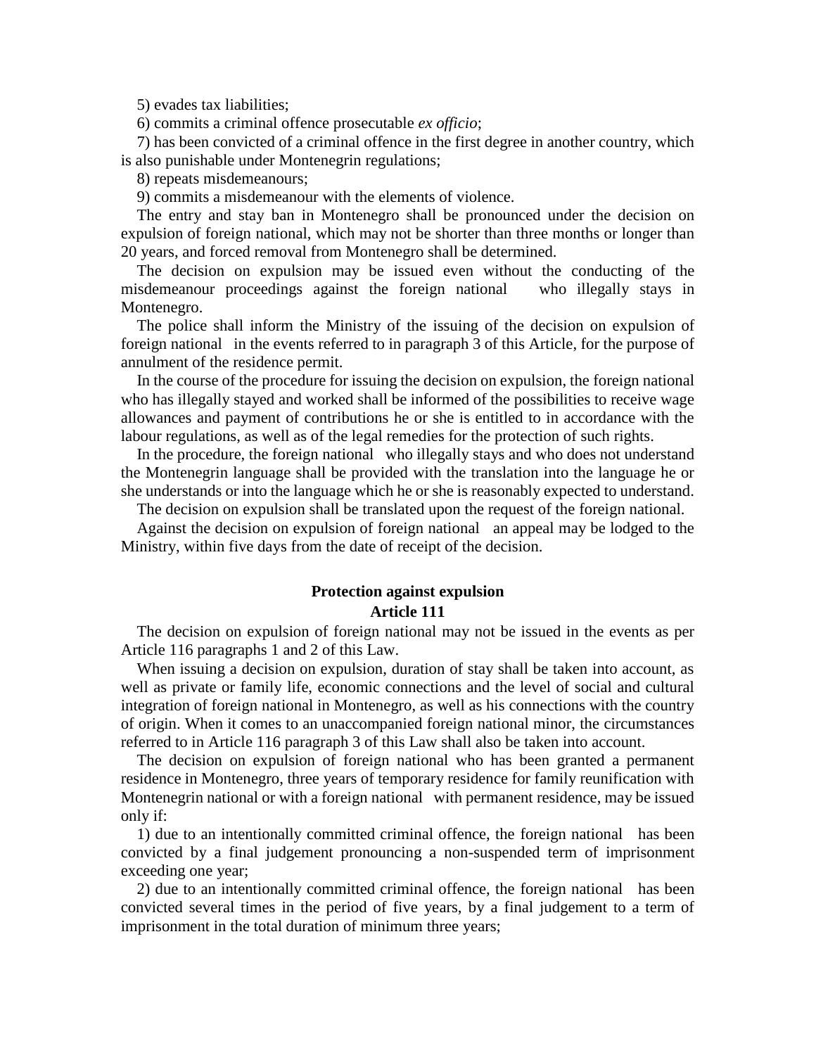5) evades tax liabilities;

6) commits a criminal offence prosecutable *ex officio*;

7) has been convicted of a criminal offence in the first degree in another country, which is also punishable under Montenegrin regulations;

8) repeats misdemeanours;

9) commits a misdemeanour with the elements of violence.

The entry and stay ban in Montenegro shall be pronounced under the decision on expulsion of foreign national, which may not be shorter than three months or longer than 20 years, and forced removal from Montenegro shall be determined.

The decision on expulsion may be issued even without the conducting of the misdemeanour proceedings against the foreign national who illegally stays in Montenegro.

The police shall inform the Ministry of the issuing of the decision on expulsion of foreign national in the events referred to in paragraph 3 of this Article, for the purpose of annulment of the residence permit.

In the course of the procedure for issuing the decision on expulsion, the foreign national who has illegally stayed and worked shall be informed of the possibilities to receive wage allowances and payment of contributions he or she is entitled to in accordance with the labour regulations, as well as of the legal remedies for the protection of such rights.

In the procedure, the foreign national who illegally stays and who does not understand the Montenegrin language shall be provided with the translation into the language he or she understands or into the language which he or she is reasonably expected to understand.

The decision on expulsion shall be translated upon the request of the foreign national.

Against the decision on expulsion of foreign national an appeal may be lodged to the Ministry, within five days from the date of receipt of the decision.

**Protection against expulsion**
**Article 111**

The decision on expulsion of foreign national may not be issued in the events as per Article 116 paragraphs 1 and 2 of this Law.

When issuing a decision on expulsion, duration of stay shall be taken into account, as well as private or family life, economic connections and the level of social and cultural integration of foreign national in Montenegro, as well as his connections with the country of origin. When it comes to an unaccompanied foreign national minor, the circumstances referred to in Article 116 paragraph 3 of this Law shall also be taken into account.

The decision on expulsion of foreign national who has been granted a permanent residence in Montenegro, three years of temporary residence for family reunification with Montenegrin national or with a foreign national with permanent residence, may be issued only if:

1) due to an intentionally committed criminal offence, the foreign national has been convicted by a final judgement pronouncing a non-suspended term of imprisonment exceeding one year;

2) due to an intentionally committed criminal offence, the foreign national has been convicted several times in the period of five years, by a final judgement to a term of imprisonment in the total duration of minimum three years;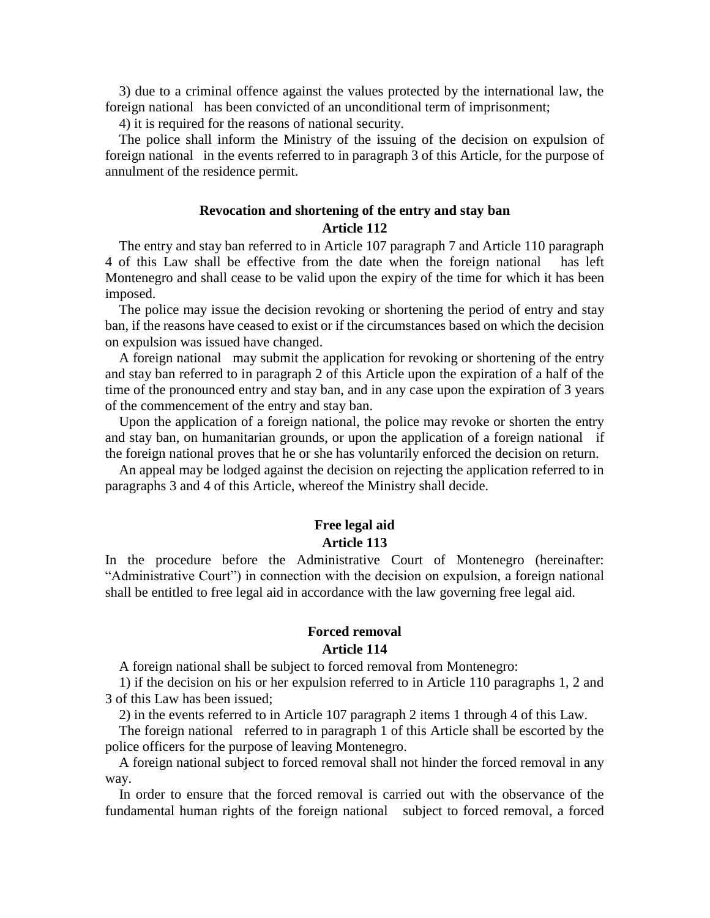3) due to a criminal offence against the values protected by the international law, the foreign national has been convicted of an unconditional term of imprisonment;

4) it is required for the reasons of national security.

The police shall inform the Ministry of the issuing of the decision on expulsion of foreign national in the events referred to in paragraph 3 of this Article, for the purpose of annulment of the residence permit.

**Revocation and shortening of the entry and stay ban**
**Article 112**

The entry and stay ban referred to in Article 107 paragraph 7 and Article 110 paragraph 4 of this Law shall be effective from the date when the foreign national has left Montenegro and shall cease to be valid upon the expiry of the time for which it has been imposed.

The police may issue the decision revoking or shortening the period of entry and stay ban, if the reasons have ceased to exist or if the circumstances based on which the decision on expulsion was issued have changed.

A foreign national may submit the application for revoking or shortening of the entry and stay ban referred to in paragraph 2 of this Article upon the expiration of a half of the time of the pronounced entry and stay ban, and in any case upon the expiration of 3 years of the commencement of the entry and stay ban.

Upon the application of a foreign national, the police may revoke or shorten the entry and stay ban, on humanitarian grounds, or upon the application of a foreign national if the foreign national proves that he or she has voluntarily enforced the decision on return.

An appeal may be lodged against the decision on rejecting the application referred to in paragraphs 3 and 4 of this Article, whereof the Ministry shall decide.

**Free legal aid**
**Article 113**

In the procedure before the Administrative Court of Montenegro (hereinafter: "Administrative Court") in connection with the decision on expulsion, a foreign national shall be entitled to free legal aid in accordance with the law governing free legal aid.

**Forced removal**
**Article 114**

A foreign national shall be subject to forced removal from Montenegro:

1) if the decision on his or her expulsion referred to in Article 110 paragraphs 1, 2 and 3 of this Law has been issued;

2) in the events referred to in Article 107 paragraph 2 items 1 through 4 of this Law.

The foreign national referred to in paragraph 1 of this Article shall be escorted by the police officers for the purpose of leaving Montenegro.

A foreign national subject to forced removal shall not hinder the forced removal in any way.

In order to ensure that the forced removal is carried out with the observance of the fundamental human rights of the foreign national subject to forced removal, a forced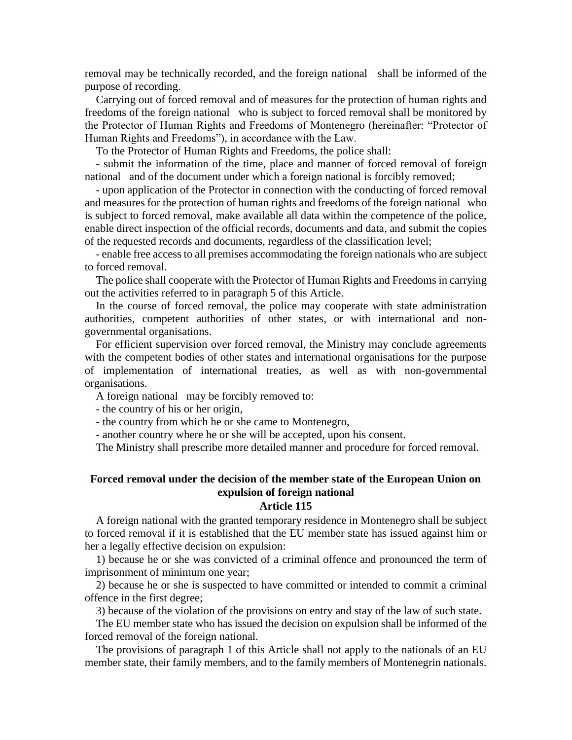removal may be technically recorded, and the foreign national shall be informed of the purpose of recording.

Carrying out of forced removal and of measures for the protection of human rights and freedoms of the foreign national who is subject to forced removal shall be monitored by the Protector of Human Rights and Freedoms of Montenegro (hereinafter: "Protector of Human Rights and Freedoms"), in accordance with the Law.

To the Protector of Human Rights and Freedoms, the police shall:

- submit the information of the time, place and manner of forced removal of foreign national and of the document under which a foreign national is forcibly removed;
- upon application of the Protector in connection with the conducting of forced removal and measures for the protection of human rights and freedoms of the foreign national who is subject to forced removal, make available all data within the competence of the police, enable direct inspection of the official records, documents and data, and submit the copies of the requested records and documents, regardless of the classification level;
- enable free access to all premises accommodating the foreign nationals who are subject to forced removal.

The police shall cooperate with the Protector of Human Rights and Freedoms in carrying out the activities referred to in paragraph 5 of this Article.

In the course of forced removal, the police may cooperate with state administration authorities, competent authorities of other states, or with international and non-governmental organisations.

For efficient supervision over forced removal, the Ministry may conclude agreements with the competent bodies of other states and international organisations for the purpose of implementation of international treaties, as well as with non-governmental organisations.

A foreign national may be forcibly removed to:

- the country of his or her origin,
- the country from which he or she came to Montenegro,
- another country where he or she will be accepted, upon his consent.

The Ministry shall prescribe more detailed manner and procedure for forced removal.

### Forced removal under the decision of the member state of the European Union on expulsion of foreign national
### Article 115

A foreign national with the granted temporary residence in Montenegro shall be subject to forced removal if it is established that the EU member state has issued against him or her a legally effective decision on expulsion:

1) because he or she was convicted of a criminal offence and pronounced the term of imprisonment of minimum one year;

2) because he or she is suspected to have committed or intended to commit a criminal offence in the first degree;

3) because of the violation of the provisions on entry and stay of the law of such state.

The EU member state who has issued the decision on expulsion shall be informed of the forced removal of the foreign national.

The provisions of paragraph 1 of this Article shall not apply to the nationals of an EU member state, their family members, and to the family members of Montenegrin nationals.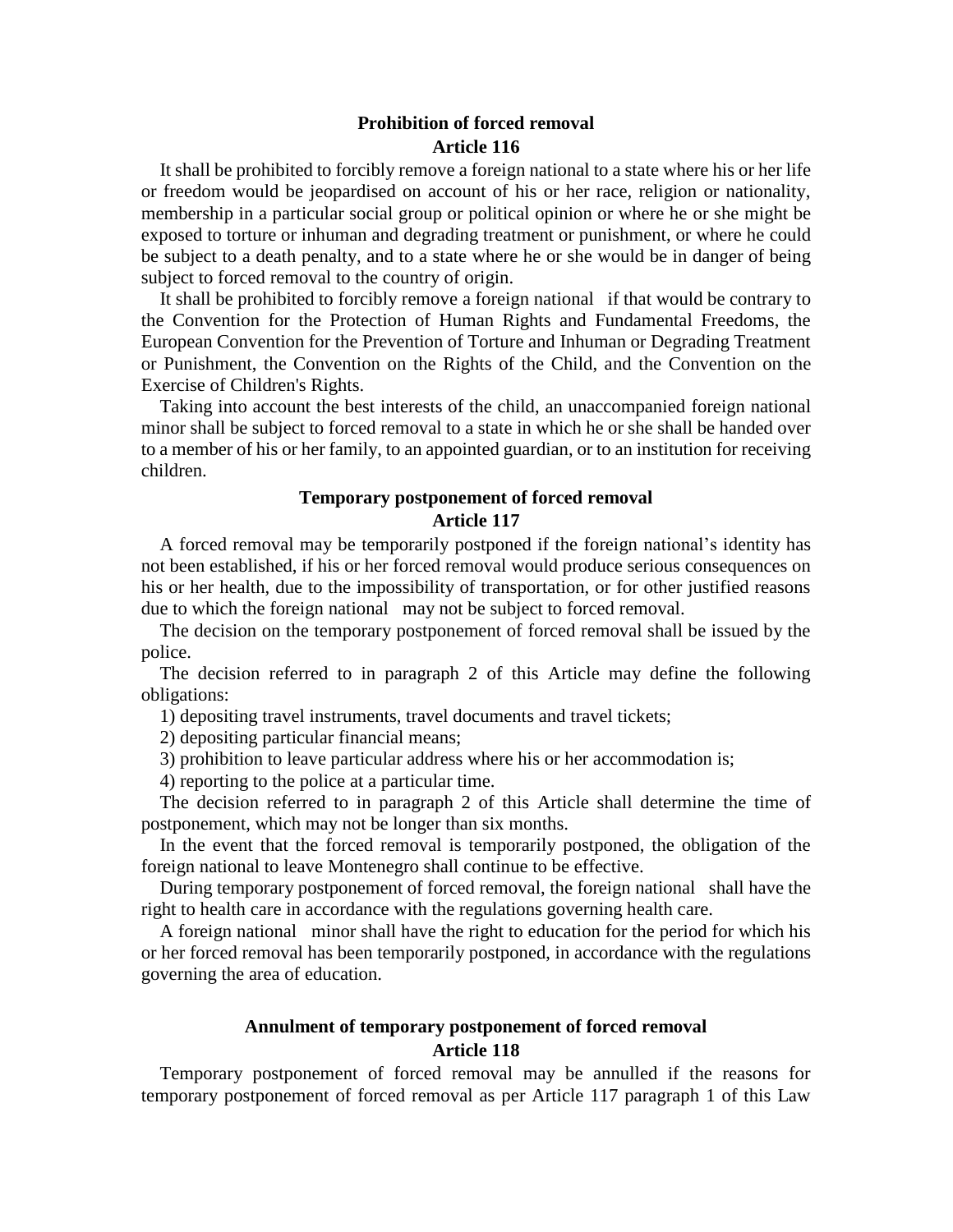**Prohibition of forced removal**
**Article 116**

It shall be prohibited to forcibly remove a foreign national to a state where his or her life or freedom would be jeopardised on account of his or her race, religion or nationality, membership in a particular social group or political opinion or where he or she might be exposed to torture or inhuman and degrading treatment or punishment, or where he could be subject to a death penalty, and to a state where he or she would be in danger of being subject to forced removal to the country of origin.

It shall be prohibited to forcibly remove a foreign national if that would be contrary to the Convention for the Protection of Human Rights and Fundamental Freedoms, the European Convention for the Prevention of Torture and Inhuman or Degrading Treatment or Punishment, the Convention on the Rights of the Child, and the Convention on the Exercise of Children's Rights.

Taking into account the best interests of the child, an unaccompanied foreign national minor shall be subject to forced removal to a state in which he or she shall be handed over to a member of his or her family, to an appointed guardian, or to an institution for receiving children.

**Temporary postponement of forced removal**
**Article 117**

A forced removal may be temporarily postponed if the foreign national's identity has not been established, if his or her forced removal would produce serious consequences on his or her health, due to the impossibility of transportation, or for other justified reasons due to which the foreign national may not be subject to forced removal.

The decision on the temporary postponement of forced removal shall be issued by the police.

The decision referred to in paragraph 2 of this Article may define the following obligations:

1) depositing travel instruments, travel documents and travel tickets;

2) depositing particular financial means;

3) prohibition to leave particular address where his or her accommodation is;

4) reporting to the police at a particular time.

The decision referred to in paragraph 2 of this Article shall determine the time of postponement, which may not be longer than six months.

In the event that the forced removal is temporarily postponed, the obligation of the foreign national to leave Montenegro shall continue to be effective.

During temporary postponement of forced removal, the foreign national shall have the right to health care in accordance with the regulations governing health care.

A foreign national minor shall have the right to education for the period for which his or her forced removal has been temporarily postponed, in accordance with the regulations governing the area of education.

**Annulment of temporary postponement of forced removal**
**Article 118**

Temporary postponement of forced removal may be annulled if the reasons for temporary postponement of forced removal as per Article 117 paragraph 1 of this Law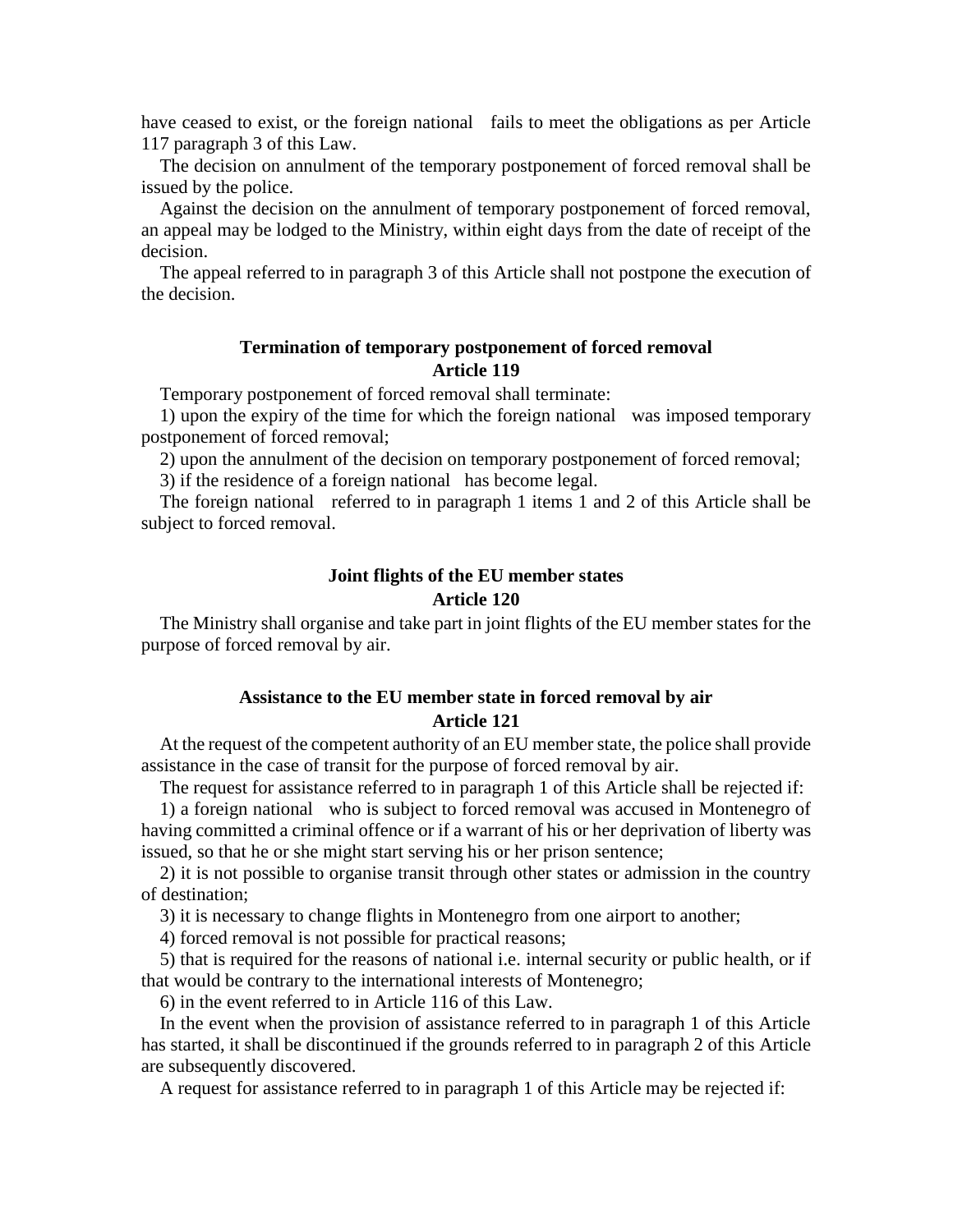have ceased to exist, or the foreign national fails to meet the obligations as per Article 117 paragraph 3 of this Law.

The decision on annulment of the temporary postponement of forced removal shall be issued by the police.

Against the decision on the annulment of temporary postponement of forced removal, an appeal may be lodged to the Ministry, within eight days from the date of receipt of the decision.

The appeal referred to in paragraph 3 of this Article shall not postpone the execution of the decision.

### Termination of temporary postponement of forced removal
### Article 119

Temporary postponement of forced removal shall terminate:

1) upon the expiry of the time for which the foreign national was imposed temporary postponement of forced removal;

2) upon the annulment of the decision on temporary postponement of forced removal;

3) if the residence of a foreign national has become legal.

The foreign national referred to in paragraph 1 items 1 and 2 of this Article shall be subject to forced removal.

### Joint flights of the EU member states
### Article 120

The Ministry shall organise and take part in joint flights of the EU member states for the purpose of forced removal by air.

### Assistance to the EU member state in forced removal by air
### Article 121

At the request of the competent authority of an EU member state, the police shall provide assistance in the case of transit for the purpose of forced removal by air.

The request for assistance referred to in paragraph 1 of this Article shall be rejected if:

1) a foreign national who is subject to forced removal was accused in Montenegro of having committed a criminal offence or if a warrant of his or her deprivation of liberty was issued, so that he or she might start serving his or her prison sentence;

2) it is not possible to organise transit through other states or admission in the country of destination;

3) it is necessary to change flights in Montenegro from one airport to another;

4) forced removal is not possible for practical reasons;

5) that is required for the reasons of national i.e. internal security or public health, or if that would be contrary to the international interests of Montenegro;

6) in the event referred to in Article 116 of this Law.

In the event when the provision of assistance referred to in paragraph 1 of this Article has started, it shall be discontinued if the grounds referred to in paragraph 2 of this Article are subsequently discovered.

A request for assistance referred to in paragraph 1 of this Article may be rejected if: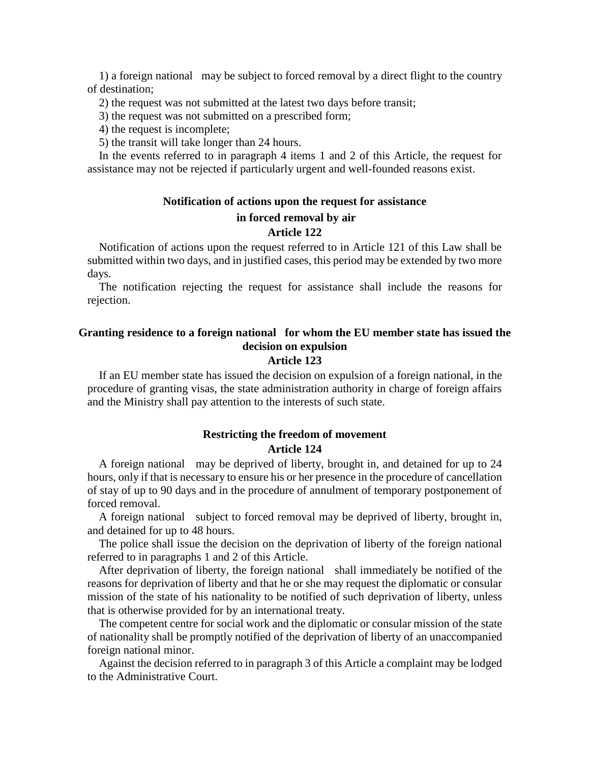1) a foreign national may be subject to forced removal by a direct flight to the country of destination;

2) the request was not submitted at the latest two days before transit;

3) the request was not submitted on a prescribed form;

4) the request is incomplete;

5) the transit will take longer than 24 hours.

In the events referred to in paragraph 4 items 1 and 2 of this Article, the request for assistance may not be rejected if particularly urgent and well-founded reasons exist.

**Notification of actions upon the request for assistance in forced removal by air**
**Article 122**

Notification of actions upon the request referred to in Article 121 of this Law shall be submitted within two days, and in justified cases, this period may be extended by two more days.

The notification rejecting the request for assistance shall include the reasons for rejection.

**Granting residence to a foreign national for whom the EU member state has issued the decision on expulsion**
**Article 123**

If an EU member state has issued the decision on expulsion of a foreign national, in the procedure of granting visas, the state administration authority in charge of foreign affairs and the Ministry shall pay attention to the interests of such state.

**Restricting the freedom of movement**
**Article 124**

A foreign national may be deprived of liberty, brought in, and detained for up to 24 hours, only if that is necessary to ensure his or her presence in the procedure of cancellation of stay of up to 90 days and in the procedure of annulment of temporary postponement of forced removal.

A foreign national subject to forced removal may be deprived of liberty, brought in, and detained for up to 48 hours.

The police shall issue the decision on the deprivation of liberty of the foreign national referred to in paragraphs 1 and 2 of this Article.

After deprivation of liberty, the foreign national shall immediately be notified of the reasons for deprivation of liberty and that he or she may request the diplomatic or consular mission of the state of his nationality to be notified of such deprivation of liberty, unless that is otherwise provided for by an international treaty.

The competent centre for social work and the diplomatic or consular mission of the state of nationality shall be promptly notified of the deprivation of liberty of an unaccompanied foreign national minor.

Against the decision referred to in paragraph 3 of this Article a complaint may be lodged to the Administrative Court.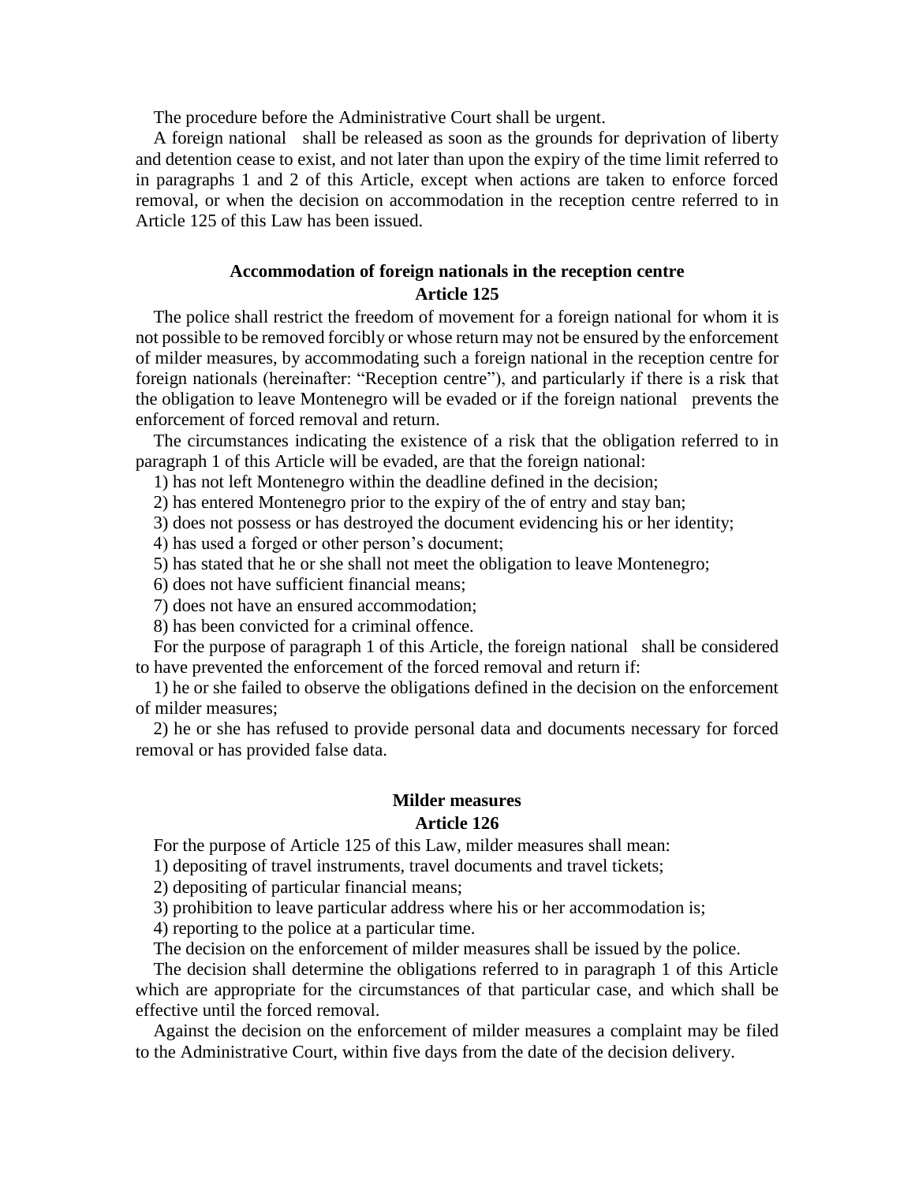The procedure before the Administrative Court shall be urgent.

A foreign national shall be released as soon as the grounds for deprivation of liberty and detention cease to exist, and not later than upon the expiry of the time limit referred to in paragraphs 1 and 2 of this Article, except when actions are taken to enforce forced removal, or when the decision on accommodation in the reception centre referred to in Article 125 of this Law has been issued.

### Accommodation of foreign nationals in the reception centre
### Article 125

The police shall restrict the freedom of movement for a foreign national for whom it is not possible to be removed forcibly or whose return may not be ensured by the enforcement of milder measures, by accommodating such a foreign national in the reception centre for foreign nationals (hereinafter: "Reception centre"), and particularly if there is a risk that the obligation to leave Montenegro will be evaded or if the foreign national prevents the enforcement of forced removal and return.

The circumstances indicating the existence of a risk that the obligation referred to in paragraph 1 of this Article will be evaded, are that the foreign national:

1) has not left Montenegro within the deadline defined in the decision;

2) has entered Montenegro prior to the expiry of the of entry and stay ban;

3) does not possess or has destroyed the document evidencing his or her identity;

4) has used a forged or other person's document;

5) has stated that he or she shall not meet the obligation to leave Montenegro;

6) does not have sufficient financial means;

7) does not have an ensured accommodation;

8) has been convicted for a criminal offence.

For the purpose of paragraph 1 of this Article, the foreign national shall be considered to have prevented the enforcement of the forced removal and return if:

1) he or she failed to observe the obligations defined in the decision on the enforcement of milder measures;

2) he or she has refused to provide personal data and documents necessary for forced removal or has provided false data.

### Milder measures
### Article 126

For the purpose of Article 125 of this Law, milder measures shall mean:

1) depositing of travel instruments, travel documents and travel tickets;

2) depositing of particular financial means;

3) prohibition to leave particular address where his or her accommodation is;

4) reporting to the police at a particular time.

The decision on the enforcement of milder measures shall be issued by the police.

The decision shall determine the obligations referred to in paragraph 1 of this Article which are appropriate for the circumstances of that particular case, and which shall be effective until the forced removal.

Against the decision on the enforcement of milder measures a complaint may be filed to the Administrative Court, within five days from the date of the decision delivery.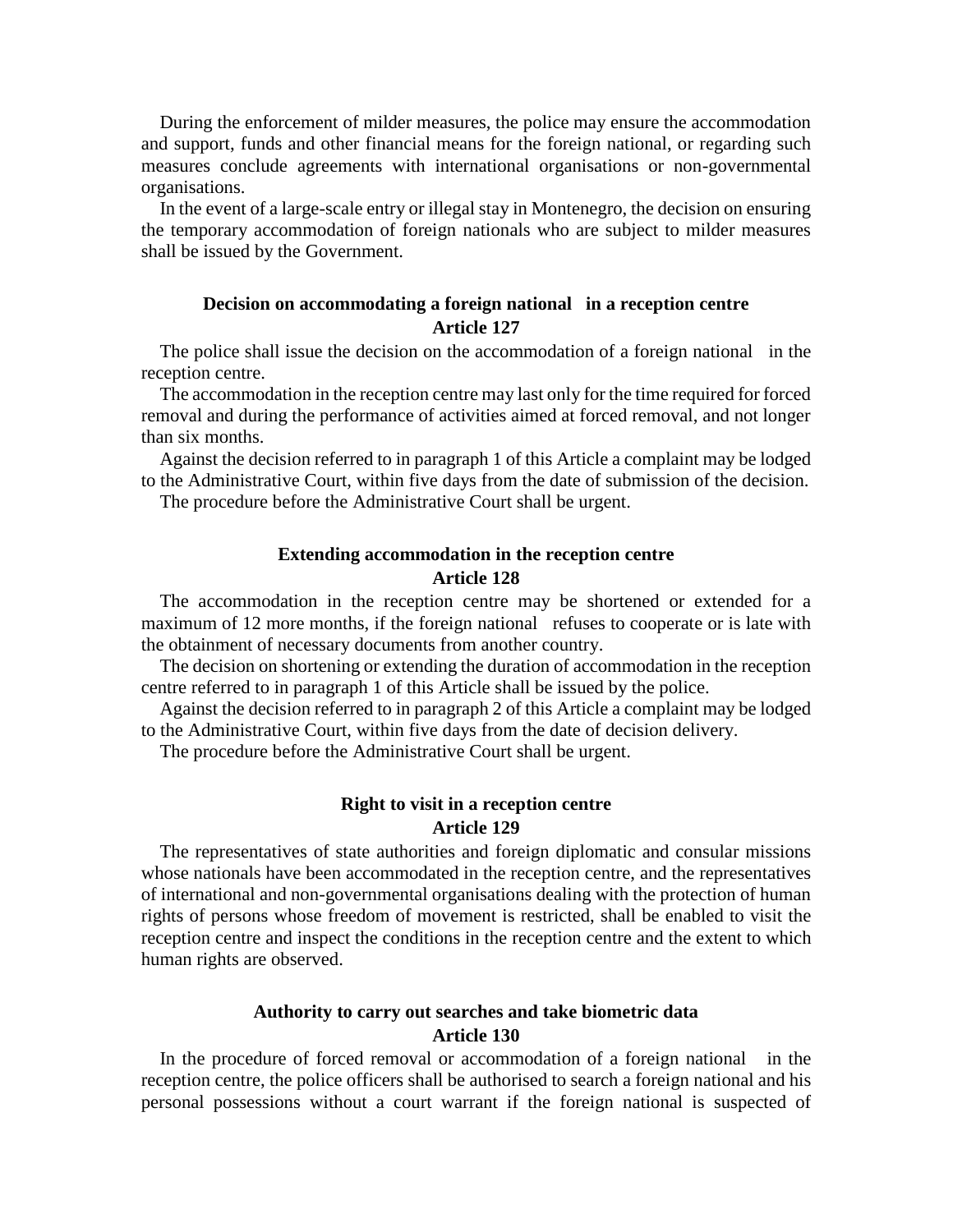During the enforcement of milder measures, the police may ensure the accommodation and support, funds and other financial means for the foreign national, or regarding such measures conclude agreements with international organisations or non-governmental organisations.

In the event of a large-scale entry or illegal stay in Montenegro, the decision on ensuring the temporary accommodation of foreign nationals who are subject to milder measures shall be issued by the Government.

**Decision on accommodating a foreign national in a reception centre**
**Article 127**

The police shall issue the decision on the accommodation of a foreign national in the reception centre.

The accommodation in the reception centre may last only for the time required for forced removal and during the performance of activities aimed at forced removal, and not longer than six months.

Against the decision referred to in paragraph 1 of this Article a complaint may be lodged to the Administrative Court, within five days from the date of submission of the decision.

The procedure before the Administrative Court shall be urgent.

**Extending accommodation in the reception centre**
**Article 128**

The accommodation in the reception centre may be shortened or extended for a maximum of 12 more months, if the foreign national refuses to cooperate or is late with the obtainment of necessary documents from another country.

The decision on shortening or extending the duration of accommodation in the reception centre referred to in paragraph 1 of this Article shall be issued by the police.

Against the decision referred to in paragraph 2 of this Article a complaint may be lodged to the Administrative Court, within five days from the date of decision delivery.

The procedure before the Administrative Court shall be urgent.

**Right to visit in a reception centre**
**Article 129**

The representatives of state authorities and foreign diplomatic and consular missions whose nationals have been accommodated in the reception centre, and the representatives of international and non-governmental organisations dealing with the protection of human rights of persons whose freedom of movement is restricted, shall be enabled to visit the reception centre and inspect the conditions in the reception centre and the extent to which human rights are observed.

**Authority to carry out searches and take biometric data**
**Article 130**

In the procedure of forced removal or accommodation of a foreign national in the reception centre, the police officers shall be authorised to search a foreign national and his personal possessions without a court warrant if the foreign national is suspected of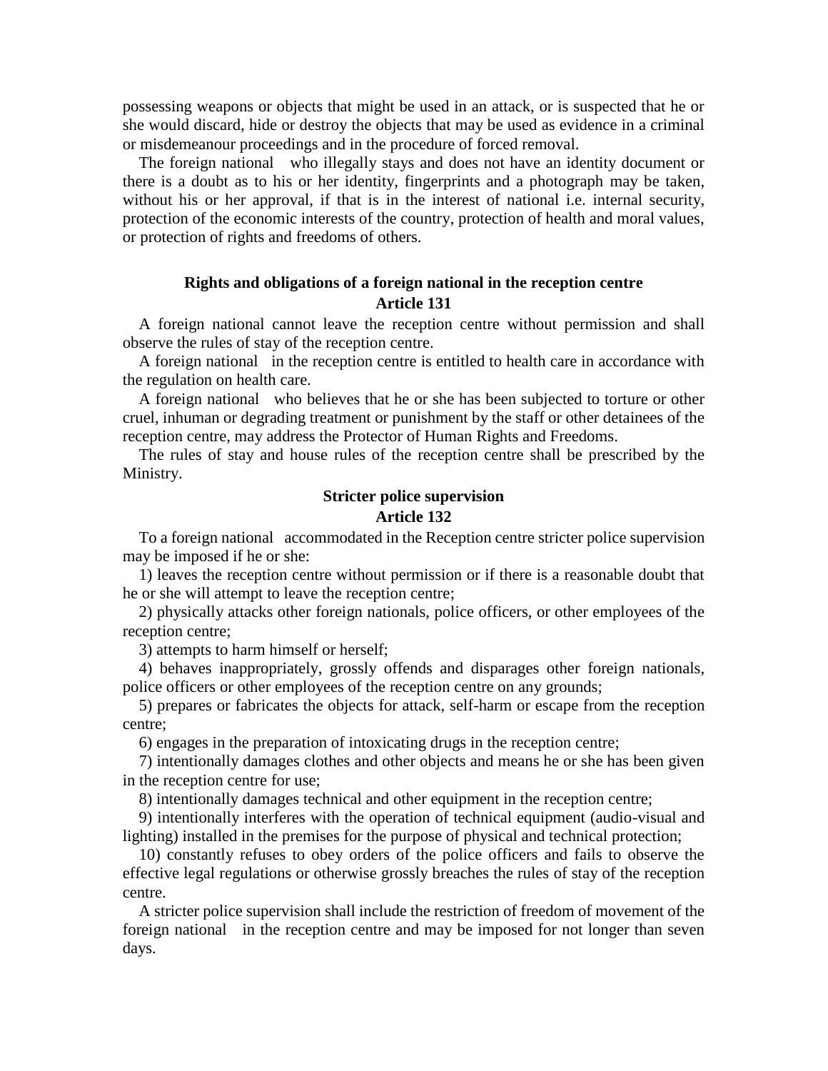possessing weapons or objects that might be used in an attack, or is suspected that he or she would discard, hide or destroy the objects that may be used as evidence in a criminal or misdemeanour proceedings and in the procedure of forced removal.

The foreign national who illegally stays and does not have an identity document or there is a doubt as to his or her identity, fingerprints and a photograph may be taken, without his or her approval, if that is in the interest of national i.e. internal security, protection of the economic interests of the country, protection of health and moral values, or protection of rights and freedoms of others.

### Rights and obligations of a foreign national in the reception centre
### Article 131

A foreign national cannot leave the reception centre without permission and shall observe the rules of stay of the reception centre.

A foreign national in the reception centre is entitled to health care in accordance with the regulation on health care.

A foreign national who believes that he or she has been subjected to torture or other cruel, inhuman or degrading treatment or punishment by the staff or other detainees of the reception centre, may address the Protector of Human Rights and Freedoms.

The rules of stay and house rules of the reception centre shall be prescribed by the Ministry.

### Stricter police supervision
### Article 132

To a foreign national accommodated in the Reception centre stricter police supervision may be imposed if he or she:

1) leaves the reception centre without permission or if there is a reasonable doubt that he or she will attempt to leave the reception centre;

2) physically attacks other foreign nationals, police officers, or other employees of the reception centre;

3) attempts to harm himself or herself;

4) behaves inappropriately, grossly offends and disparages other foreign nationals, police officers or other employees of the reception centre on any grounds;

5) prepares or fabricates the objects for attack, self-harm or escape from the reception centre;

6) engages in the preparation of intoxicating drugs in the reception centre;

7) intentionally damages clothes and other objects and means he or she has been given in the reception centre for use;

8) intentionally damages technical and other equipment in the reception centre;

9) intentionally interferes with the operation of technical equipment (audio-visual and lighting) installed in the premises for the purpose of physical and technical protection;

10) constantly refuses to obey orders of the police officers and fails to observe the effective legal regulations or otherwise grossly breaches the rules of stay of the reception centre.

A stricter police supervision shall include the restriction of freedom of movement of the foreign national in the reception centre and may be imposed for not longer than seven days.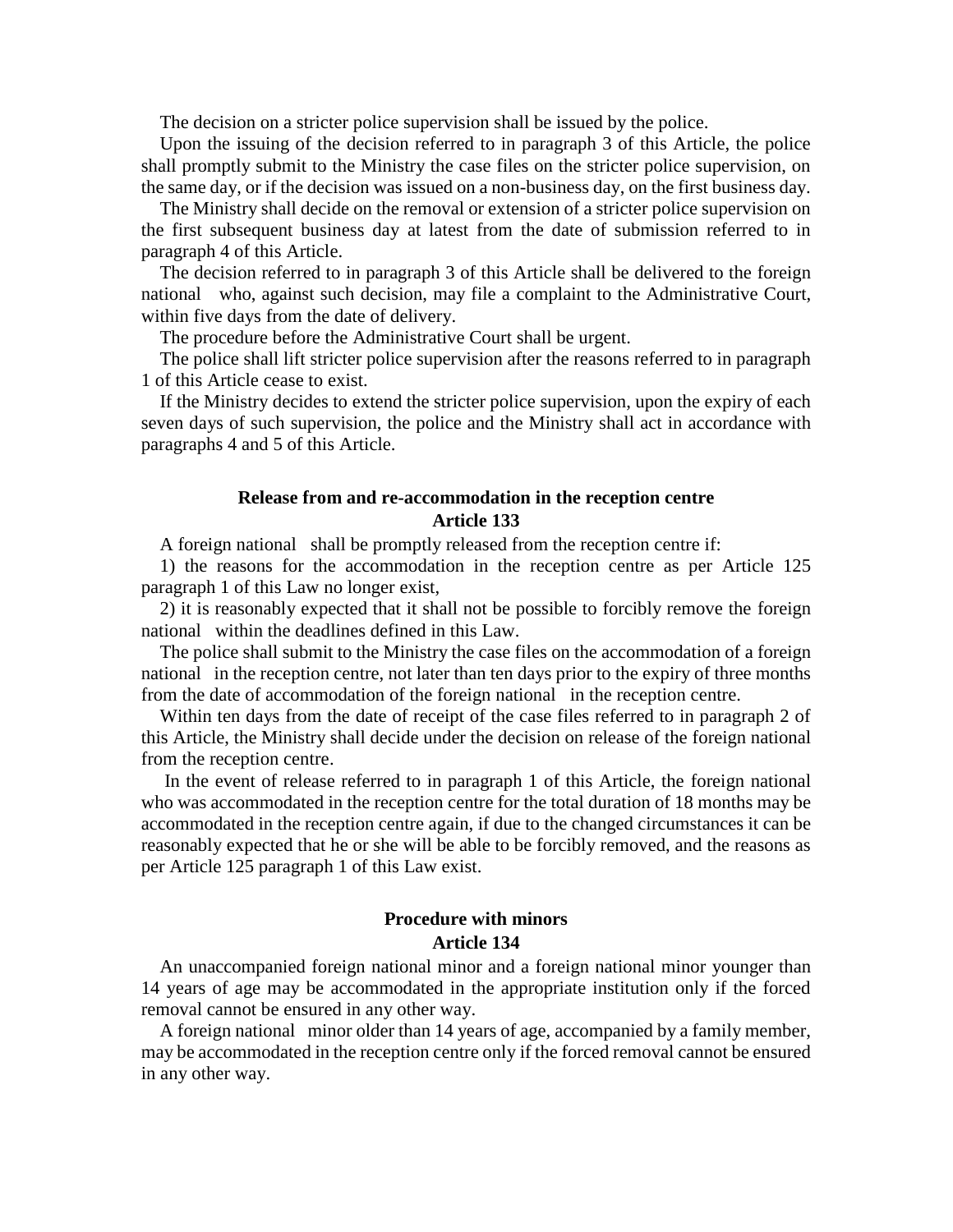The decision on a stricter police supervision shall be issued by the police.

Upon the issuing of the decision referred to in paragraph 3 of this Article, the police shall promptly submit to the Ministry the case files on the stricter police supervision, on the same day, or if the decision was issued on a non-business day, on the first business day.

The Ministry shall decide on the removal or extension of a stricter police supervision on the first subsequent business day at latest from the date of submission referred to in paragraph 4 of this Article.

The decision referred to in paragraph 3 of this Article shall be delivered to the foreign national who, against such decision, may file a complaint to the Administrative Court, within five days from the date of delivery.

The procedure before the Administrative Court shall be urgent.

The police shall lift stricter police supervision after the reasons referred to in paragraph 1 of this Article cease to exist.

If the Ministry decides to extend the stricter police supervision, upon the expiry of each seven days of such supervision, the police and the Ministry shall act in accordance with paragraphs 4 and 5 of this Article.

### Release from and re-accommodation in the reception centre
### Article 133

A foreign national shall be promptly released from the reception centre if:

1) the reasons for the accommodation in the reception centre as per Article 125 paragraph 1 of this Law no longer exist,

2) it is reasonably expected that it shall not be possible to forcibly remove the foreign national within the deadlines defined in this Law.

The police shall submit to the Ministry the case files on the accommodation of a foreign national in the reception centre, not later than ten days prior to the expiry of three months from the date of accommodation of the foreign national in the reception centre.

Within ten days from the date of receipt of the case files referred to in paragraph 2 of this Article, the Ministry shall decide under the decision on release of the foreign national from the reception centre.

In the event of release referred to in paragraph 1 of this Article, the foreign national who was accommodated in the reception centre for the total duration of 18 months may be accommodated in the reception centre again, if due to the changed circumstances it can be reasonably expected that he or she will be able to be forcibly removed, and the reasons as per Article 125 paragraph 1 of this Law exist.

### Procedure with minors
### Article 134

An unaccompanied foreign national minor and a foreign national minor younger than 14 years of age may be accommodated in the appropriate institution only if the forced removal cannot be ensured in any other way.

A foreign national minor older than 14 years of age, accompanied by a family member, may be accommodated in the reception centre only if the forced removal cannot be ensured in any other way.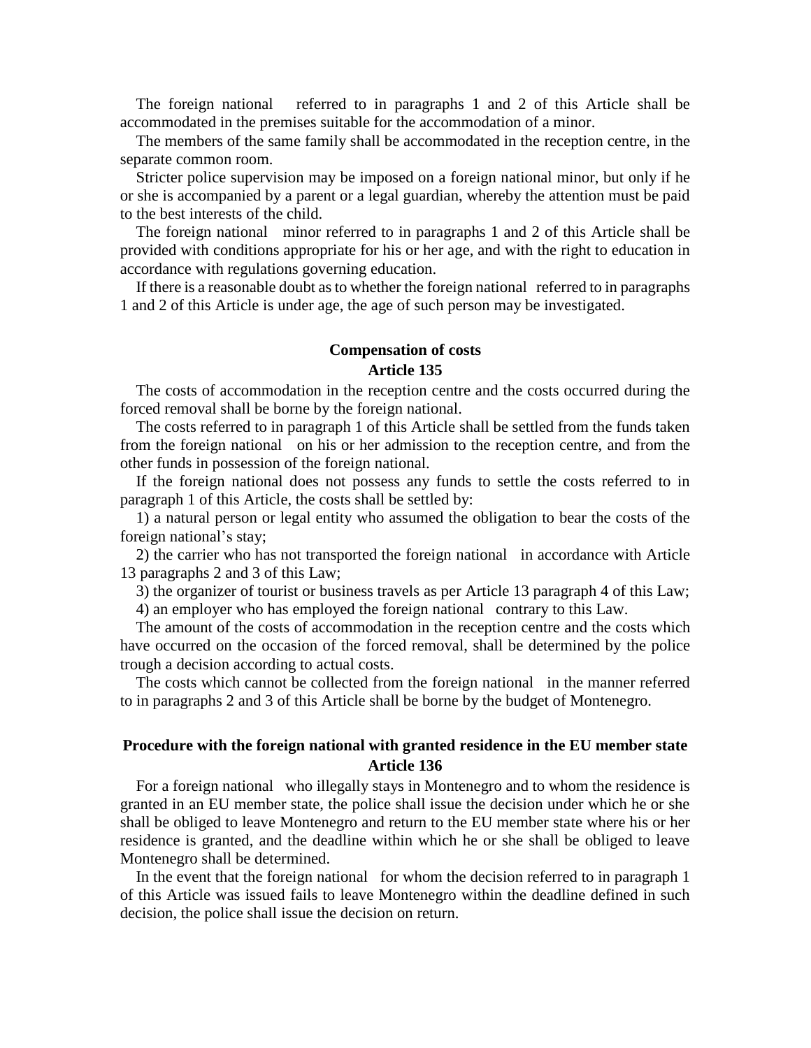The foreign national referred to in paragraphs 1 and 2 of this Article shall be accommodated in the premises suitable for the accommodation of a minor.

The members of the same family shall be accommodated in the reception centre, in the separate common room.

Stricter police supervision may be imposed on a foreign national minor, but only if he or she is accompanied by a parent or a legal guardian, whereby the attention must be paid to the best interests of the child.

The foreign national minor referred to in paragraphs 1 and 2 of this Article shall be provided with conditions appropriate for his or her age, and with the right to education in accordance with regulations governing education.

If there is a reasonable doubt as to whether the foreign national referred to in paragraphs 1 and 2 of this Article is under age, the age of such person may be investigated.

**Compensation of costs**
**Article 135**

The costs of accommodation in the reception centre and the costs occurred during the forced removal shall be borne by the foreign national.

The costs referred to in paragraph 1 of this Article shall be settled from the funds taken from the foreign national on his or her admission to the reception centre, and from the other funds in possession of the foreign national.

If the foreign national does not possess any funds to settle the costs referred to in paragraph 1 of this Article, the costs shall be settled by:

1) a natural person or legal entity who assumed the obligation to bear the costs of the foreign national's stay;

2) the carrier who has not transported the foreign national in accordance with Article 13 paragraphs 2 and 3 of this Law;

3) the organizer of tourist or business travels as per Article 13 paragraph 4 of this Law;

4) an employer who has employed the foreign national contrary to this Law.

The amount of the costs of accommodation in the reception centre and the costs which have occurred on the occasion of the forced removal, shall be determined by the police trough a decision according to actual costs.

The costs which cannot be collected from the foreign national in the manner referred to in paragraphs 2 and 3 of this Article shall be borne by the budget of Montenegro.

**Procedure with the foreign national with granted residence in the EU member state**
**Article 136**

For a foreign national who illegally stays in Montenegro and to whom the residence is granted in an EU member state, the police shall issue the decision under which he or she shall be obliged to leave Montenegro and return to the EU member state where his or her residence is granted, and the deadline within which he or she shall be obliged to leave Montenegro shall be determined.

In the event that the foreign national for whom the decision referred to in paragraph 1 of this Article was issued fails to leave Montenegro within the deadline defined in such decision, the police shall issue the decision on return.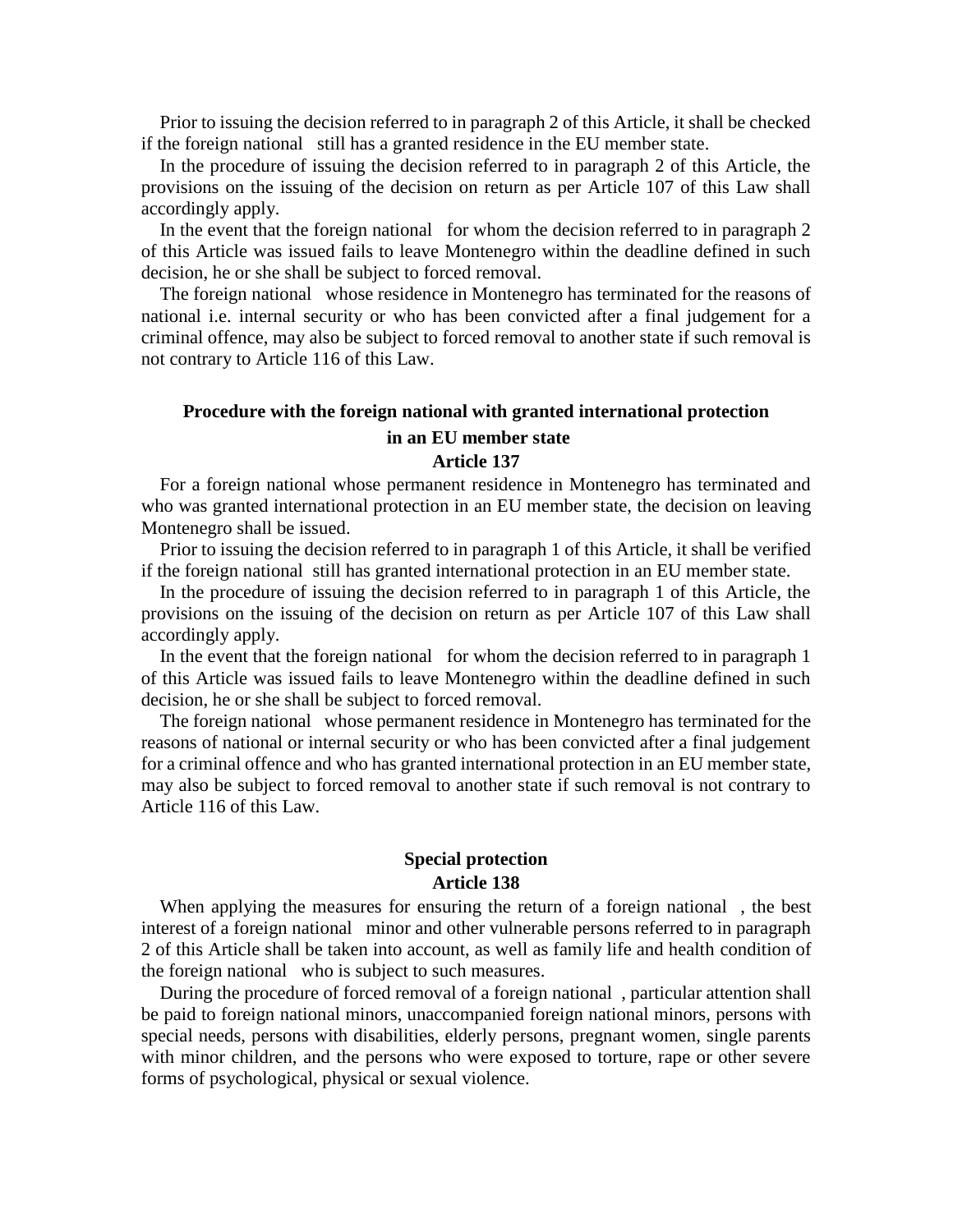Prior to issuing the decision referred to in paragraph 2 of this Article, it shall be checked if the foreign national still has a granted residence in the EU member state.

In the procedure of issuing the decision referred to in paragraph 2 of this Article, the provisions on the issuing of the decision on return as per Article 107 of this Law shall accordingly apply.

In the event that the foreign national for whom the decision referred to in paragraph 2 of this Article was issued fails to leave Montenegro within the deadline defined in such decision, he or she shall be subject to forced removal.

The foreign national whose residence in Montenegro has terminated for the reasons of national i.e. internal security or who has been convicted after a final judgement for a criminal offence, may also be subject to forced removal to another state if such removal is not contrary to Article 116 of this Law.

**Procedure with the foreign national with granted international protection in an EU member state**

**Article 137**

For a foreign national whose permanent residence in Montenegro has terminated and who was granted international protection in an EU member state, the decision on leaving Montenegro shall be issued.

Prior to issuing the decision referred to in paragraph 1 of this Article, it shall be verified if the foreign national still has granted international protection in an EU member state.

In the procedure of issuing the decision referred to in paragraph 1 of this Article, the provisions on the issuing of the decision on return as per Article 107 of this Law shall accordingly apply.

In the event that the foreign national for whom the decision referred to in paragraph 1 of this Article was issued fails to leave Montenegro within the deadline defined in such decision, he or she shall be subject to forced removal.

The foreign national whose permanent residence in Montenegro has terminated for the reasons of national or internal security or who has been convicted after a final judgement for a criminal offence and who has granted international protection in an EU member state, may also be subject to forced removal to another state if such removal is not contrary to Article 116 of this Law.

**Special protection**

**Article 138**

When applying the measures for ensuring the return of a foreign national , the best interest of a foreign national minor and other vulnerable persons referred to in paragraph 2 of this Article shall be taken into account, as well as family life and health condition of the foreign national who is subject to such measures.

During the procedure of forced removal of a foreign national , particular attention shall be paid to foreign national minors, unaccompanied foreign national minors, persons with special needs, persons with disabilities, elderly persons, pregnant women, single parents with minor children, and the persons who were exposed to torture, rape or other severe forms of psychological, physical or sexual violence.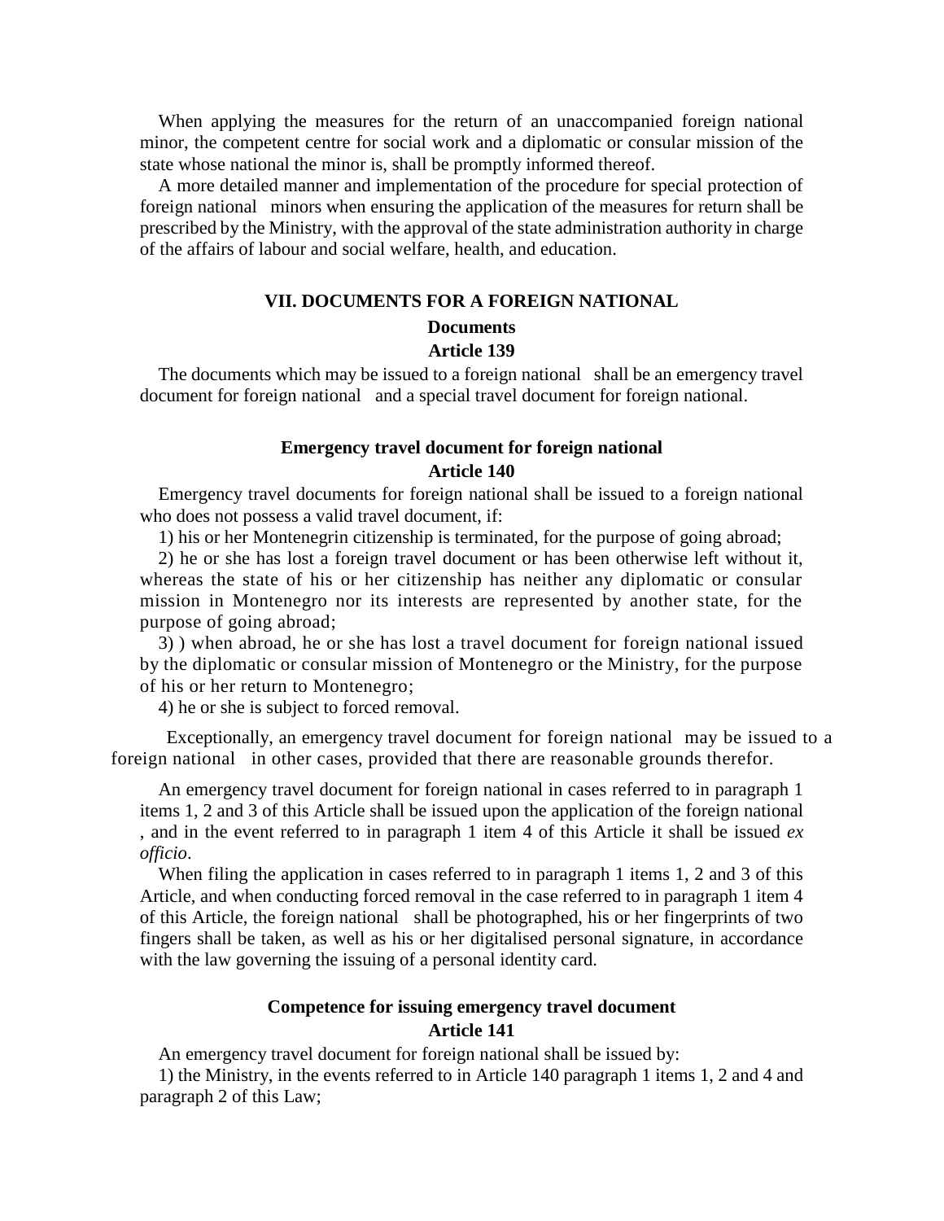When applying the measures for the return of an unaccompanied foreign national minor, the competent centre for social work and a diplomatic or consular mission of the state whose national the minor is, shall be promptly informed thereof.

A more detailed manner and implementation of the procedure for special protection of foreign national minors when ensuring the application of the measures for return shall be prescribed by the Ministry, with the approval of the state administration authority in charge of the affairs of labour and social welfare, health, and education.

## VII. DOCUMENTS FOR A FOREIGN NATIONAL

### Documents

### Article 139

The documents which may be issued to a foreign national shall be an emergency travel document for foreign national and a special travel document for foreign national.

### Emergency travel document for foreign national

### Article 140

Emergency travel documents for foreign national shall be issued to a foreign national who does not possess a valid travel document, if:

1) his or her Montenegrin citizenship is terminated, for the purpose of going abroad;

2) he or she has lost a foreign travel document or has been otherwise left without it, whereas the state of his or her citizenship has neither any diplomatic or consular mission in Montenegro nor its interests are represented by another state, for the purpose of going abroad;

3) ) when abroad, he or she has lost a travel document for foreign national issued by the diplomatic or consular mission of Montenegro or the Ministry, for the purpose of his or her return to Montenegro;

4) he or she is subject to forced removal.

Exceptionally, an emergency travel document for foreign national may be issued to a foreign national in other cases, provided that there are reasonable grounds therefor.

An emergency travel document for foreign national in cases referred to in paragraph 1 items 1, 2 and 3 of this Article shall be issued upon the application of the foreign national , and in the event referred to in paragraph 1 item 4 of this Article it shall be issued *ex officio*.

When filing the application in cases referred to in paragraph 1 items 1, 2 and 3 of this Article, and when conducting forced removal in the case referred to in paragraph 1 item 4 of this Article, the foreign national shall be photographed, his or her fingerprints of two fingers shall be taken, as well as his or her digitalised personal signature, in accordance with the law governing the issuing of a personal identity card.

### Competence for issuing emergency travel document

### Article 141

An emergency travel document for foreign national shall be issued by:

1) the Ministry, in the events referred to in Article 140 paragraph 1 items 1, 2 and 4 and paragraph 2 of this Law;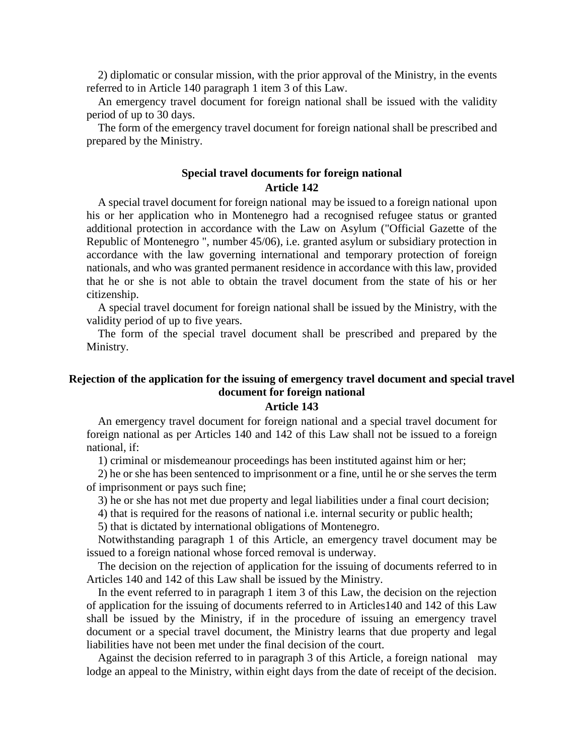2) diplomatic or consular mission, with the prior approval of the Ministry, in the events referred to in Article 140 paragraph 1 item 3 of this Law.

An emergency travel document for foreign national shall be issued with the validity period of up to 30 days.

The form of the emergency travel document for foreign national shall be prescribed and prepared by the Ministry.

**Special travel documents for foreign national**
**Article 142**

A special travel document for foreign national may be issued to a foreign national upon his or her application who in Montenegro had a recognised refugee status or granted additional protection in accordance with the Law on Asylum ("Official Gazette of the Republic of Montenegro ", number 45/06), i.e. granted asylum or subsidiary protection in accordance with the law governing international and temporary protection of foreign nationals, and who was granted permanent residence in accordance with this law, provided that he or she is not able to obtain the travel document from the state of his or her citizenship.

A special travel document for foreign national shall be issued by the Ministry, with the validity period of up to five years.

The form of the special travel document shall be prescribed and prepared by the Ministry.

**Rejection of the application for the issuing of emergency travel document and special travel document for foreign national**
**Article 143**

An emergency travel document for foreign national and a special travel document for foreign national as per Articles 140 and 142 of this Law shall not be issued to a foreign national, if:

1) criminal or misdemeanour proceedings has been instituted against him or her;

2) he or she has been sentenced to imprisonment or a fine, until he or she serves the term of imprisonment or pays such fine;

3) he or she has not met due property and legal liabilities under a final court decision;

4) that is required for the reasons of national i.e. internal security or public health;

5) that is dictated by international obligations of Montenegro.

Notwithstanding paragraph 1 of this Article, an emergency travel document may be issued to a foreign national whose forced removal is underway.

The decision on the rejection of application for the issuing of documents referred to in Articles 140 and 142 of this Law shall be issued by the Ministry.

In the event referred to in paragraph 1 item 3 of this Law, the decision on the rejection of application for the issuing of documents referred to in Articles140 and 142 of this Law shall be issued by the Ministry, if in the procedure of issuing an emergency travel document or a special travel document, the Ministry learns that due property and legal liabilities have not been met under the final decision of the court.

Against the decision referred to in paragraph 3 of this Article, a foreign national may lodge an appeal to the Ministry, within eight days from the date of receipt of the decision.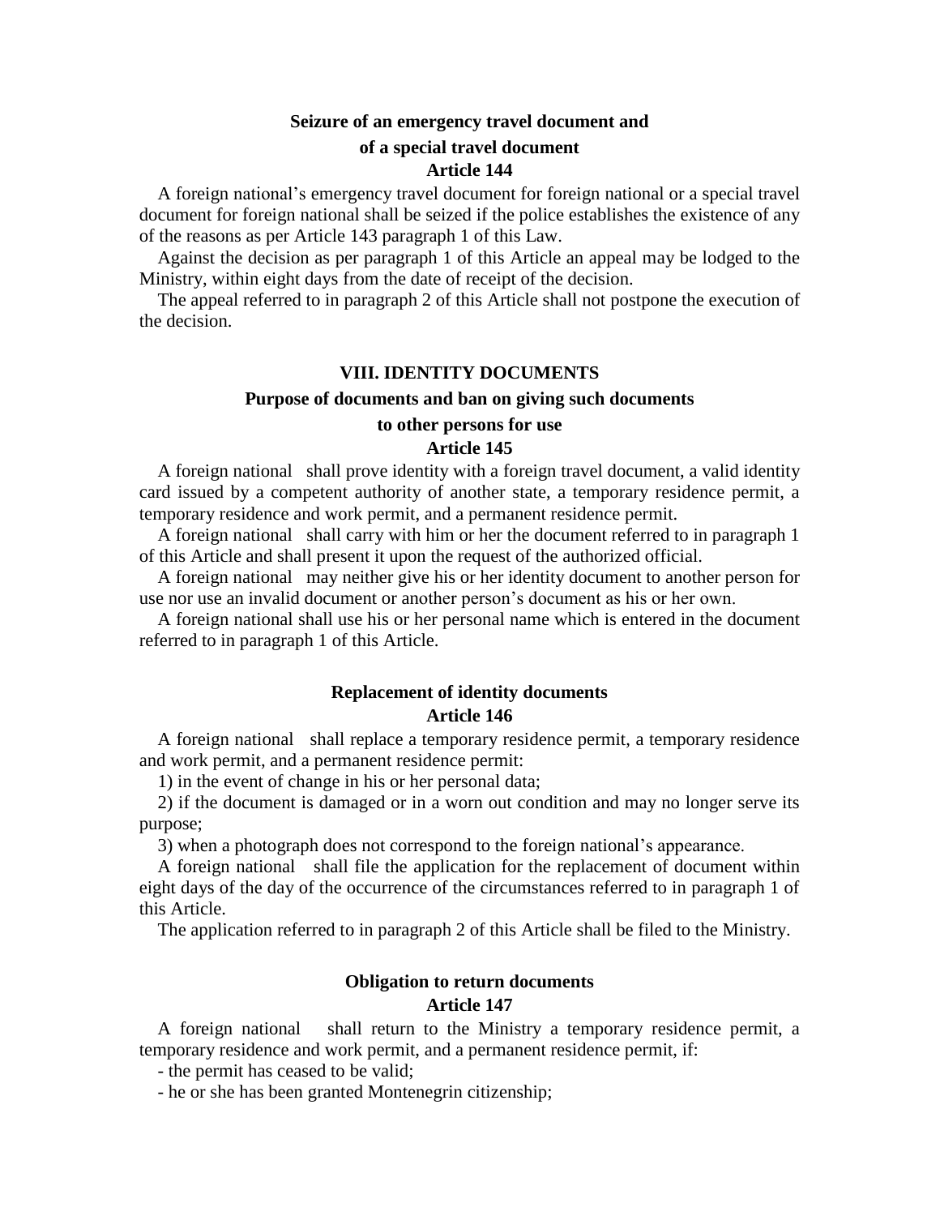### Seizure of an emergency travel document and of a special travel document

### Article 144

A foreign national's emergency travel document for foreign national or a special travel document for foreign national shall be seized if the police establishes the existence of any of the reasons as per Article 143 paragraph 1 of this Law.

Against the decision as per paragraph 1 of this Article an appeal may be lodged to the Ministry, within eight days from the date of receipt of the decision.

The appeal referred to in paragraph 2 of this Article shall not postpone the execution of the decision.

## VIII. IDENTITY DOCUMENTS

### Purpose of documents and ban on giving such documents to other persons for use

### Article 145

A foreign national shall prove identity with a foreign travel document, a valid identity card issued by a competent authority of another state, a temporary residence permit, a temporary residence and work permit, and a permanent residence permit.

A foreign national shall carry with him or her the document referred to in paragraph 1 of this Article and shall present it upon the request of the authorized official.

A foreign national may neither give his or her identity document to another person for use nor use an invalid document or another person's document as his or her own.

A foreign national shall use his or her personal name which is entered in the document referred to in paragraph 1 of this Article.

### Replacement of identity documents

### Article 146

A foreign national shall replace a temporary residence permit, a temporary residence and work permit, and a permanent residence permit:

1) in the event of change in his or her personal data;

2) if the document is damaged or in a worn out condition and may no longer serve its purpose;

3) when a photograph does not correspond to the foreign national's appearance.

A foreign national shall file the application for the replacement of document within eight days of the day of the occurrence of the circumstances referred to in paragraph 1 of this Article.

The application referred to in paragraph 2 of this Article shall be filed to the Ministry.

### Obligation to return documents

### Article 147

A foreign national shall return to the Ministry a temporary residence permit, a temporary residence and work permit, and a permanent residence permit, if:

- the permit has ceased to be valid;
- he or she has been granted Montenegrin citizenship;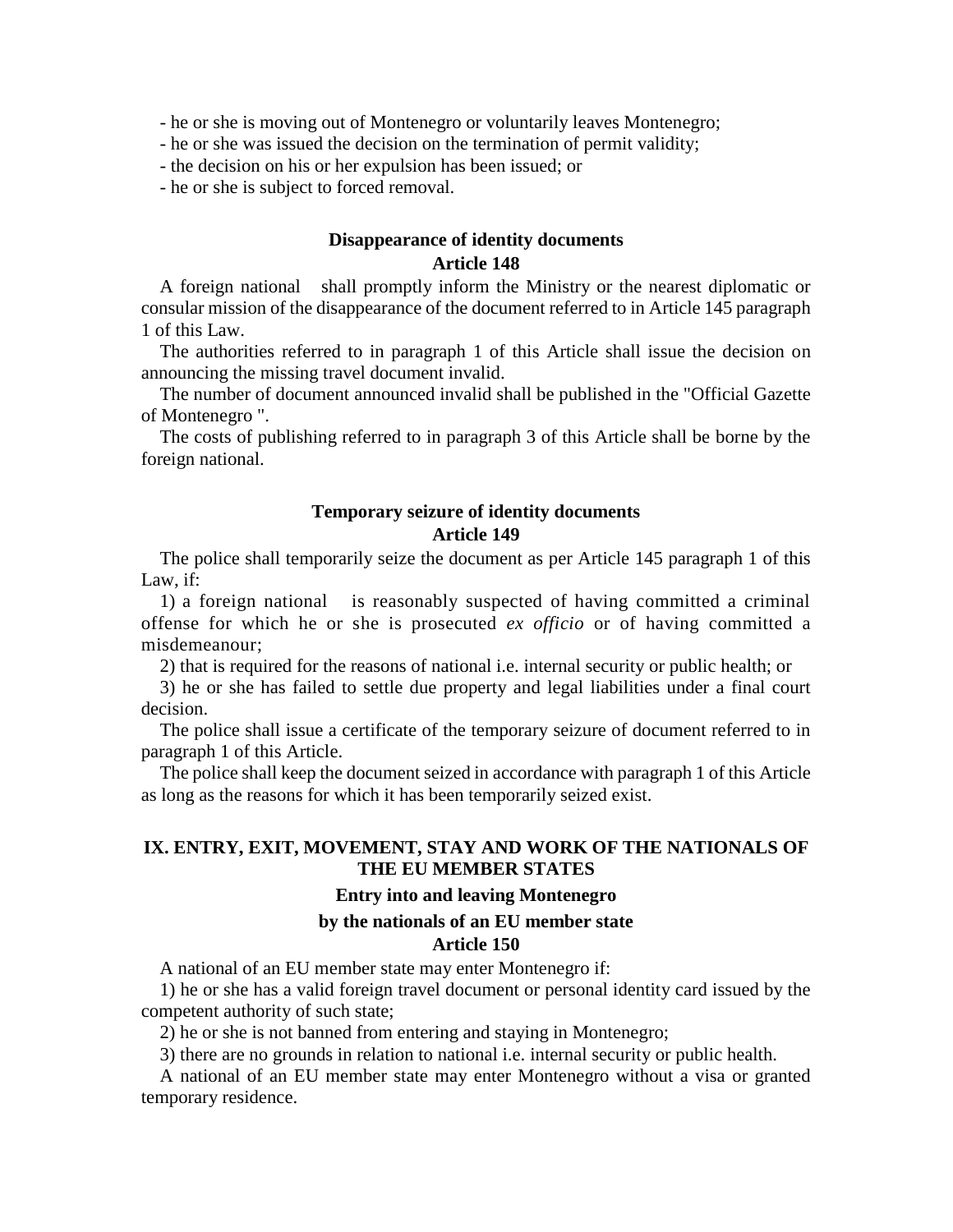- he or she is moving out of Montenegro or voluntarily leaves Montenegro;
- he or she was issued the decision on the termination of permit validity;
- the decision on his or her expulsion has been issued; or
- he or she is subject to forced removal.

### Disappearance of identity documents
### Article 148

A foreign national shall promptly inform the Ministry or the nearest diplomatic or consular mission of the disappearance of the document referred to in Article 145 paragraph 1 of this Law.

The authorities referred to in paragraph 1 of this Article shall issue the decision on announcing the missing travel document invalid.

The number of document announced invalid shall be published in the "Official Gazette of Montenegro ".

The costs of publishing referred to in paragraph 3 of this Article shall be borne by the foreign national.

### Temporary seizure of identity documents
### Article 149

The police shall temporarily seize the document as per Article 145 paragraph 1 of this Law, if:

1) a foreign national is reasonably suspected of having committed a criminal offense for which he or she is prosecuted *ex officio* or of having committed a misdemeanour;

2) that is required for the reasons of national i.e. internal security or public health; or

3) he or she has failed to settle due property and legal liabilities under a final court decision.

The police shall issue a certificate of the temporary seizure of document referred to in paragraph 1 of this Article.

The police shall keep the document seized in accordance with paragraph 1 of this Article as long as the reasons for which it has been temporarily seized exist.

## IX. ENTRY, EXIT, MOVEMENT, STAY AND WORK OF THE NATIONALS OF THE EU MEMBER STATES

### Entry into and leaving Montenegro by the nationals of an EU member state
### Article 150

A national of an EU member state may enter Montenegro if:

1) he or she has a valid foreign travel document or personal identity card issued by the competent authority of such state;

2) he or she is not banned from entering and staying in Montenegro;

3) there are no grounds in relation to national i.e. internal security or public health.

A national of an EU member state may enter Montenegro without a visa or granted temporary residence.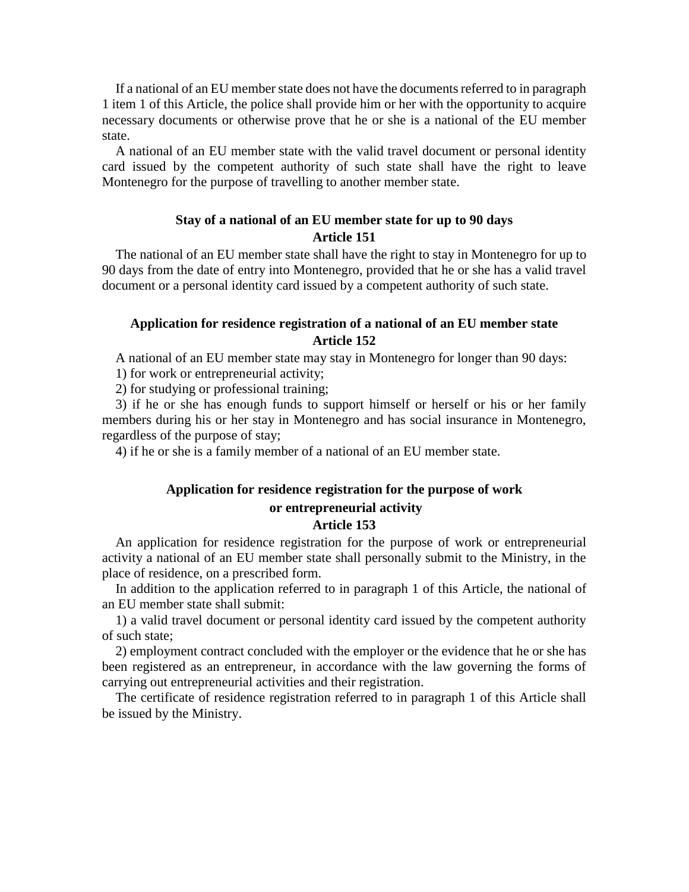If a national of an EU member state does not have the documents referred to in paragraph 1 item 1 of this Article, the police shall provide him or her with the opportunity to acquire necessary documents or otherwise prove that he or she is a national of the EU member state.

A national of an EU member state with the valid travel document or personal identity card issued by the competent authority of such state shall have the right to leave Montenegro for the purpose of travelling to another member state.

### Stay of a national of an EU member state for up to 90 days
### Article 151

The national of an EU member state shall have the right to stay in Montenegro for up to 90 days from the date of entry into Montenegro, provided that he or she has a valid travel document or a personal identity card issued by a competent authority of such state.

### Application for residence registration of a national of an EU member state
### Article 152

A national of an EU member state may stay in Montenegro for longer than 90 days:

1) for work or entrepreneurial activity;

2) for studying or professional training;

3) if he or she has enough funds to support himself or herself or his or her family members during his or her stay in Montenegro and has social insurance in Montenegro, regardless of the purpose of stay;

4) if he or she is a family member of a national of an EU member state.

### Application for residence registration for the purpose of work or entrepreneurial activity
### Article 153

An application for residence registration for the purpose of work or entrepreneurial activity a national of an EU member state shall personally submit to the Ministry, in the place of residence, on a prescribed form.

In addition to the application referred to in paragraph 1 of this Article, the national of an EU member state shall submit:

1) a valid travel document or personal identity card issued by the competent authority of such state;

2) employment contract concluded with the employer or the evidence that he or she has been registered as an entrepreneur, in accordance with the law governing the forms of carrying out entrepreneurial activities and their registration.

The certificate of residence registration referred to in paragraph 1 of this Article shall be issued by the Ministry.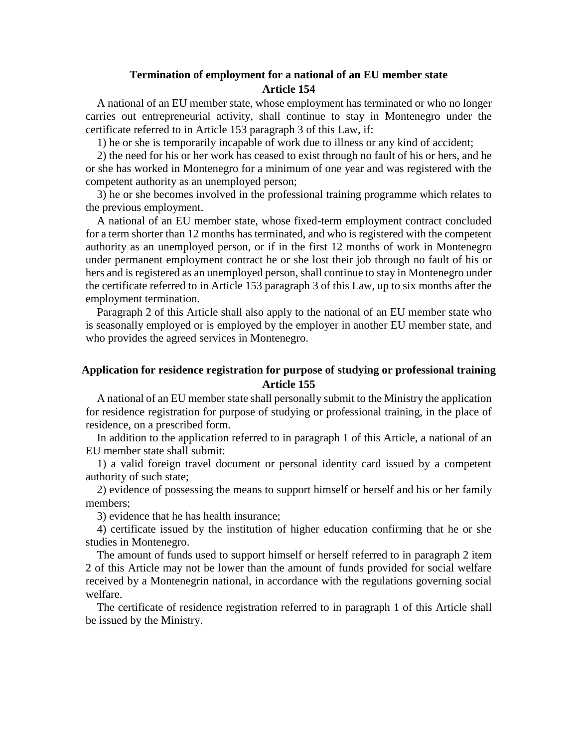### Termination of employment for a national of an EU member state
### Article 154

A national of an EU member state, whose employment has terminated or who no longer carries out entrepreneurial activity, shall continue to stay in Montenegro under the certificate referred to in Article 153 paragraph 3 of this Law, if:

1) he or she is temporarily incapable of work due to illness or any kind of accident;

2) the need for his or her work has ceased to exist through no fault of his or hers, and he or she has worked in Montenegro for a minimum of one year and was registered with the competent authority as an unemployed person;

3) he or she becomes involved in the professional training programme which relates to the previous employment.

A national of an EU member state, whose fixed-term employment contract concluded for a term shorter than 12 months has terminated, and who is registered with the competent authority as an unemployed person, or if in the first 12 months of work in Montenegro under permanent employment contract he or she lost their job through no fault of his or hers and is registered as an unemployed person, shall continue to stay in Montenegro under the certificate referred to in Article 153 paragraph 3 of this Law, up to six months after the employment termination.

Paragraph 2 of this Article shall also apply to the national of an EU member state who is seasonally employed or is employed by the employer in another EU member state, and who provides the agreed services in Montenegro.

### Application for residence registration for purpose of studying or professional training
### Article 155

A national of an EU member state shall personally submit to the Ministry the application for residence registration for purpose of studying or professional training, in the place of residence, on a prescribed form.

In addition to the application referred to in paragraph 1 of this Article, a national of an EU member state shall submit:

1) a valid foreign travel document or personal identity card issued by a competent authority of such state;

2) evidence of possessing the means to support himself or herself and his or her family members;

3) evidence that he has health insurance;

4) certificate issued by the institution of higher education confirming that he or she studies in Montenegro.

The amount of funds used to support himself or herself referred to in paragraph 2 item 2 of this Article may not be lower than the amount of funds provided for social welfare received by a Montenegrin national, in accordance with the regulations governing social welfare.

The certificate of residence registration referred to in paragraph 1 of this Article shall be issued by the Ministry.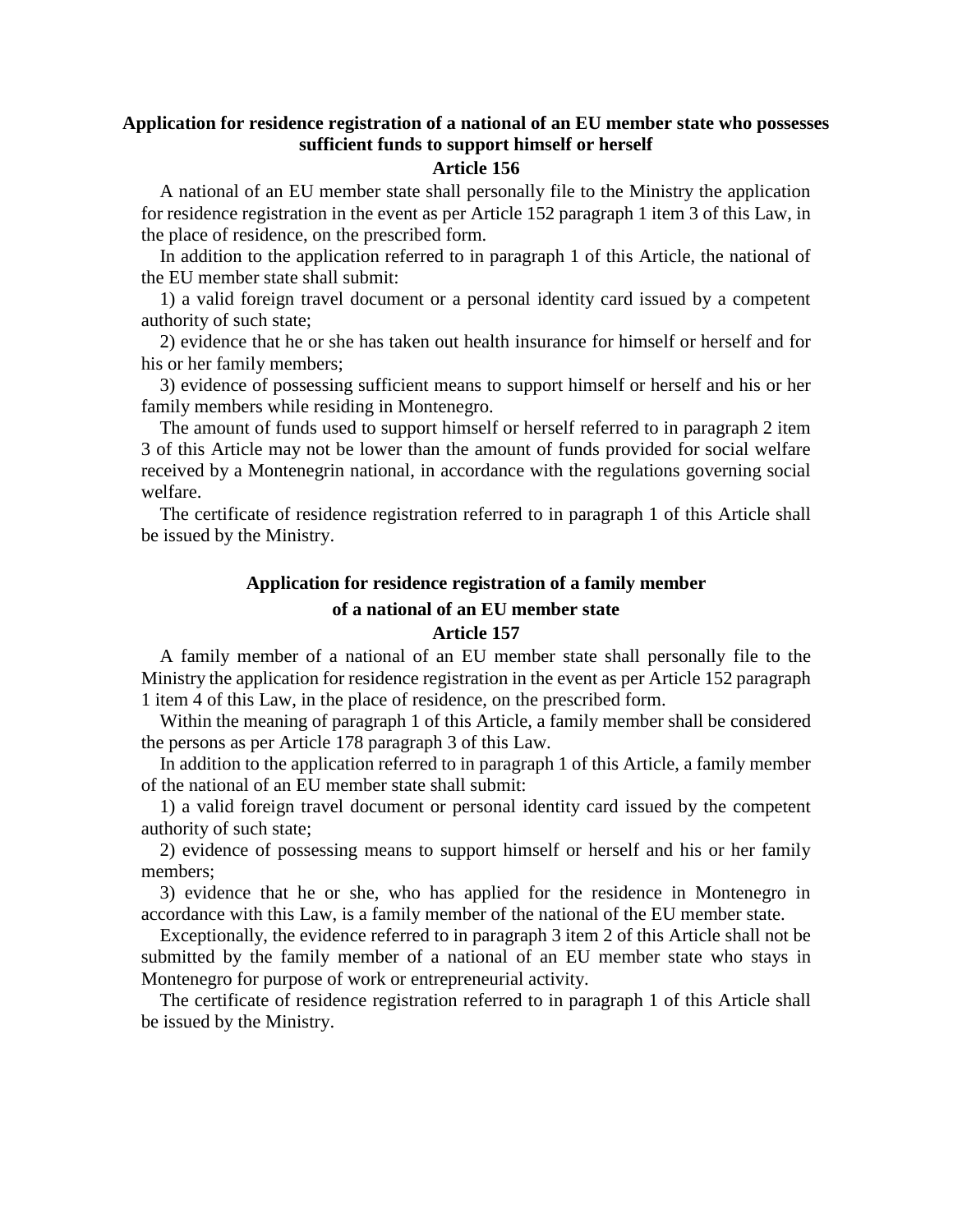**Application for residence registration of a national of an EU member state who possesses sufficient funds to support himself or herself**

**Article 156**

A national of an EU member state shall personally file to the Ministry the application for residence registration in the event as per Article 152 paragraph 1 item 3 of this Law, in the place of residence, on the prescribed form.

In addition to the application referred to in paragraph 1 of this Article, the national of the EU member state shall submit:

1) a valid foreign travel document or a personal identity card issued by a competent authority of such state;

2) evidence that he or she has taken out health insurance for himself or herself and for his or her family members;

3) evidence of possessing sufficient means to support himself or herself and his or her family members while residing in Montenegro.

The amount of funds used to support himself or herself referred to in paragraph 2 item 3 of this Article may not be lower than the amount of funds provided for social welfare received by a Montenegrin national, in accordance with the regulations governing social welfare.

The certificate of residence registration referred to in paragraph 1 of this Article shall be issued by the Ministry.

**Application for residence registration of a family member of a national of an EU member state**

**Article 157**

A family member of a national of an EU member state shall personally file to the Ministry the application for residence registration in the event as per Article 152 paragraph 1 item 4 of this Law, in the place of residence, on the prescribed form.

Within the meaning of paragraph 1 of this Article, a family member shall be considered the persons as per Article 178 paragraph 3 of this Law.

In addition to the application referred to in paragraph 1 of this Article, a family member of the national of an EU member state shall submit:

1) a valid foreign travel document or personal identity card issued by the competent authority of such state;

2) evidence of possessing means to support himself or herself and his or her family members;

3) evidence that he or she, who has applied for the residence in Montenegro in accordance with this Law, is a family member of the national of the EU member state.

Exceptionally, the evidence referred to in paragraph 3 item 2 of this Article shall not be submitted by the family member of a national of an EU member state who stays in Montenegro for purpose of work or entrepreneurial activity.

The certificate of residence registration referred to in paragraph 1 of this Article shall be issued by the Ministry.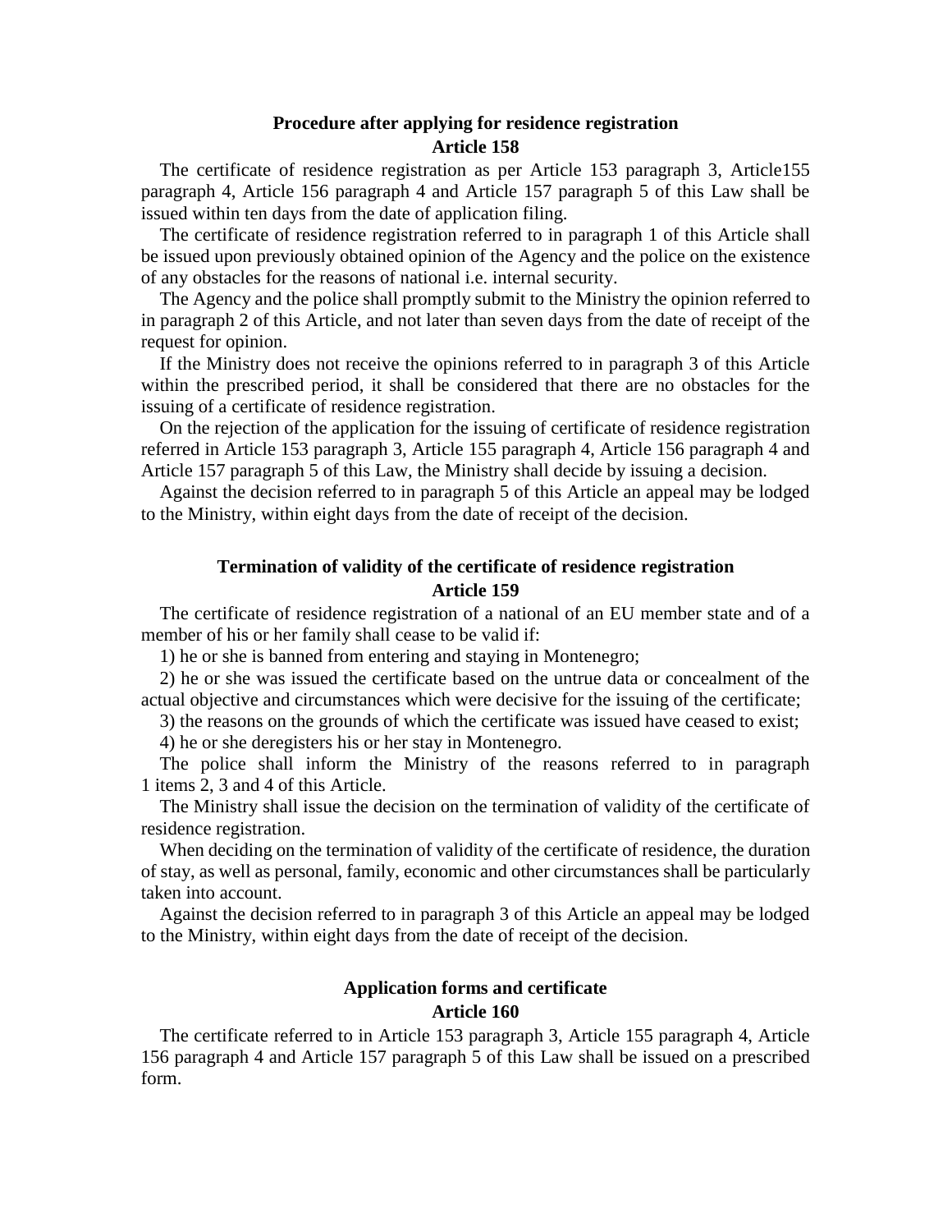### Procedure after applying for residence registration
### Article 158

The certificate of residence registration as per Article 153 paragraph 3, Article155 paragraph 4, Article 156 paragraph 4 and Article 157 paragraph 5 of this Law shall be issued within ten days from the date of application filing.

The certificate of residence registration referred to in paragraph 1 of this Article shall be issued upon previously obtained opinion of the Agency and the police on the existence of any obstacles for the reasons of national i.e. internal security.

The Agency and the police shall promptly submit to the Ministry the opinion referred to in paragraph 2 of this Article, and not later than seven days from the date of receipt of the request for opinion.

If the Ministry does not receive the opinions referred to in paragraph 3 of this Article within the prescribed period, it shall be considered that there are no obstacles for the issuing of a certificate of residence registration.

On the rejection of the application for the issuing of certificate of residence registration referred in Article 153 paragraph 3, Article 155 paragraph 4, Article 156 paragraph 4 and Article 157 paragraph 5 of this Law, the Ministry shall decide by issuing a decision.

Against the decision referred to in paragraph 5 of this Article an appeal may be lodged to the Ministry, within eight days from the date of receipt of the decision.

### Termination of validity of the certificate of residence registration
### Article 159

The certificate of residence registration of a national of an EU member state and of a member of his or her family shall cease to be valid if:

1) he or she is banned from entering and staying in Montenegro;

2) he or she was issued the certificate based on the untrue data or concealment of the actual objective and circumstances which were decisive for the issuing of the certificate;

3) the reasons on the grounds of which the certificate was issued have ceased to exist;

4) he or she deregisters his or her stay in Montenegro.

The police shall inform the Ministry of the reasons referred to in paragraph 1 items 2, 3 and 4 of this Article.

The Ministry shall issue the decision on the termination of validity of the certificate of residence registration.

When deciding on the termination of validity of the certificate of residence, the duration of stay, as well as personal, family, economic and other circumstances shall be particularly taken into account.

Against the decision referred to in paragraph 3 of this Article an appeal may be lodged to the Ministry, within eight days from the date of receipt of the decision.

### Application forms and certificate
### Article 160

The certificate referred to in Article 153 paragraph 3, Article 155 paragraph 4, Article 156 paragraph 4 and Article 157 paragraph 5 of this Law shall be issued on a prescribed form.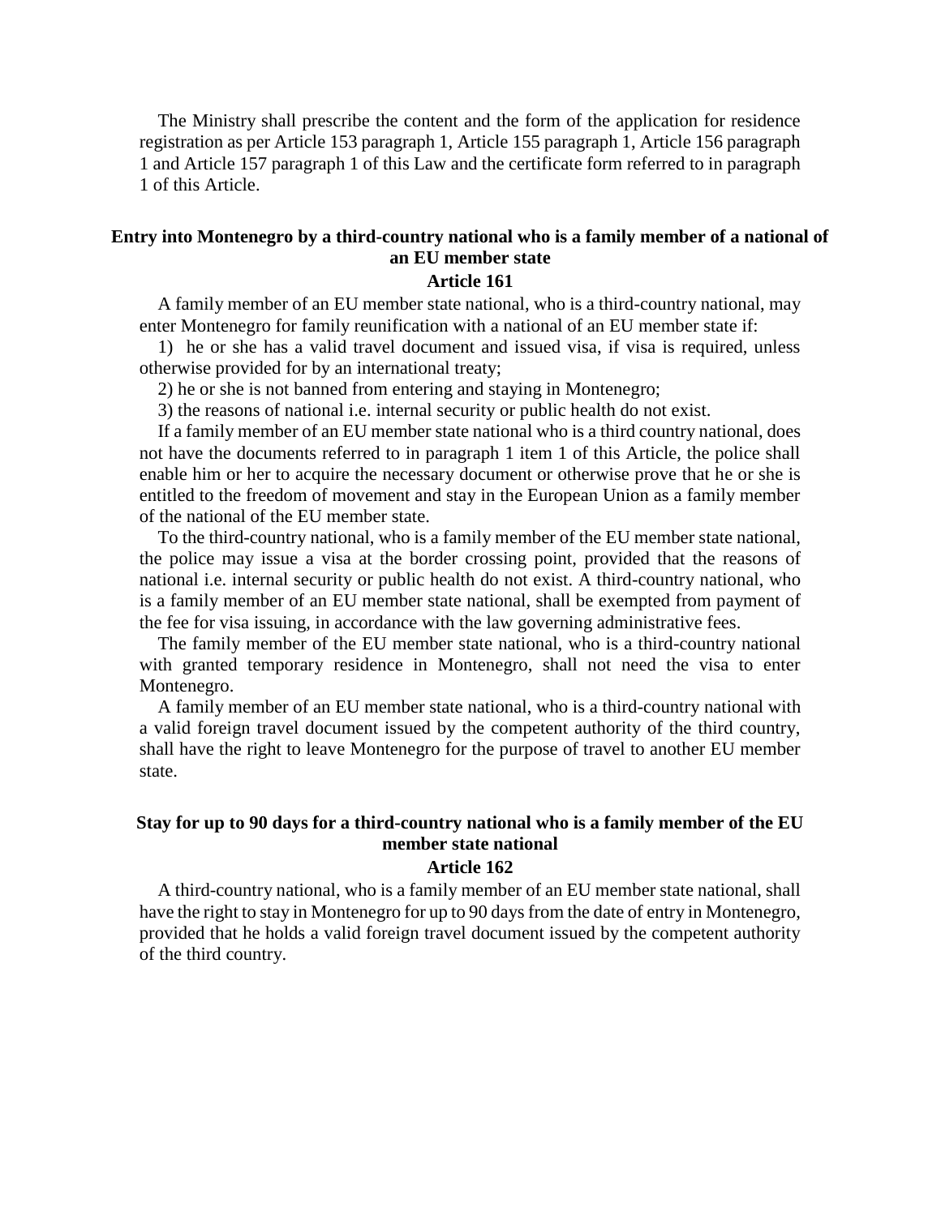The Ministry shall prescribe the content and the form of the application for residence registration as per Article 153 paragraph 1, Article 155 paragraph 1, Article 156 paragraph 1 and Article 157 paragraph 1 of this Law and the certificate form referred to in paragraph 1 of this Article.

**Entry into Montenegro by a third-country national who is a family member of a national of an EU member state**

**Article 161**

A family member of an EU member state national, who is a third-country national, may enter Montenegro for family reunification with a national of an EU member state if:

1) he or she has a valid travel document and issued visa, if visa is required, unless otherwise provided for by an international treaty;

2) he or she is not banned from entering and staying in Montenegro;

3) the reasons of national i.e. internal security or public health do not exist.

If a family member of an EU member state national who is a third country national, does not have the documents referred to in paragraph 1 item 1 of this Article, the police shall enable him or her to acquire the necessary document or otherwise prove that he or she is entitled to the freedom of movement and stay in the European Union as a family member of the national of the EU member state.

To the third-country national, who is a family member of the EU member state national, the police may issue a visa at the border crossing point, provided that the reasons of national i.e. internal security or public health do not exist. A third-country national, who is a family member of an EU member state national, shall be exempted from payment of the fee for visa issuing, in accordance with the law governing administrative fees.

The family member of the EU member state national, who is a third-country national with granted temporary residence in Montenegro, shall not need the visa to enter Montenegro.

A family member of an EU member state national, who is a third-country national with a valid foreign travel document issued by the competent authority of the third country, shall have the right to leave Montenegro for the purpose of travel to another EU member state.

**Stay for up to 90 days for a third-country national who is a family member of the EU member state national**

**Article 162**

A third-country national, who is a family member of an EU member state national, shall have the right to stay in Montenegro for up to 90 days from the date of entry in Montenegro, provided that he holds a valid foreign travel document issued by the competent authority of the third country.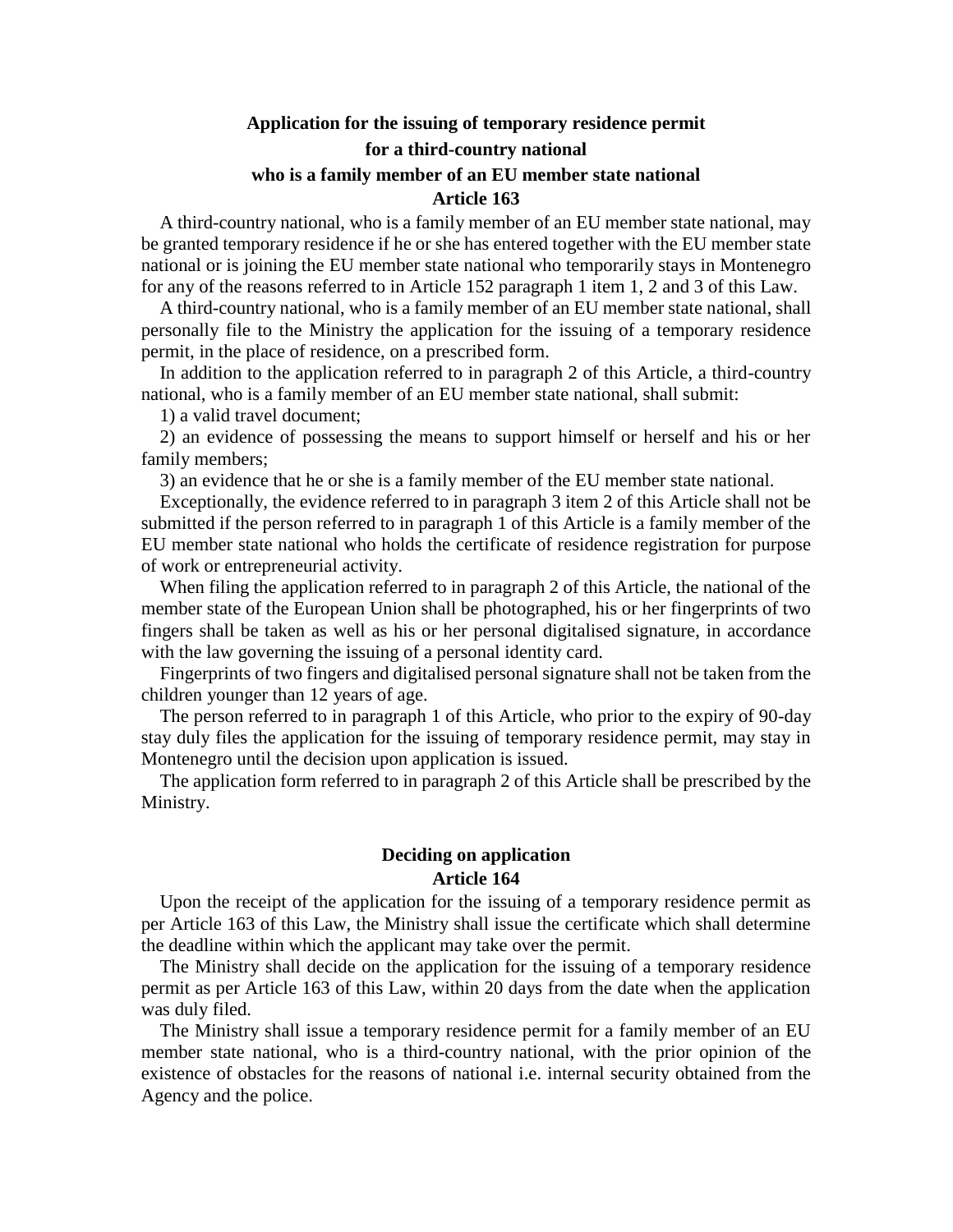## Application for the issuing of temporary residence permit for a third-country national who is a family member of an EU member state national

### Article 163

A third-country national, who is a family member of an EU member state national, may be granted temporary residence if he or she has entered together with the EU member state national or is joining the EU member state national who temporarily stays in Montenegro for any of the reasons referred to in Article 152 paragraph 1 item 1, 2 and 3 of this Law.

A third-country national, who is a family member of an EU member state national, shall personally file to the Ministry the application for the issuing of a temporary residence permit, in the place of residence, on a prescribed form.

In addition to the application referred to in paragraph 2 of this Article, a third-country national, who is a family member of an EU member state national, shall submit:

1) a valid travel document;

2) an evidence of possessing the means to support himself or herself and his or her family members;

3) an evidence that he or she is a family member of the EU member state national.

Exceptionally, the evidence referred to in paragraph 3 item 2 of this Article shall not be submitted if the person referred to in paragraph 1 of this Article is a family member of the EU member state national who holds the certificate of residence registration for purpose of work or entrepreneurial activity.

When filing the application referred to in paragraph 2 of this Article, the national of the member state of the European Union shall be photographed, his or her fingerprints of two fingers shall be taken as well as his or her personal digitalised signature, in accordance with the law governing the issuing of a personal identity card.

Fingerprints of two fingers and digitalised personal signature shall not be taken from the children younger than 12 years of age.

The person referred to in paragraph 1 of this Article, who prior to the expiry of 90-day stay duly files the application for the issuing of temporary residence permit, may stay in Montenegro until the decision upon application is issued.

The application form referred to in paragraph 2 of this Article shall be prescribed by the Ministry.

## Deciding on application

### Article 164

Upon the receipt of the application for the issuing of a temporary residence permit as per Article 163 of this Law, the Ministry shall issue the certificate which shall determine the deadline within which the applicant may take over the permit.

The Ministry shall decide on the application for the issuing of a temporary residence permit as per Article 163 of this Law, within 20 days from the date when the application was duly filed.

The Ministry shall issue a temporary residence permit for a family member of an EU member state national, who is a third-country national, with the prior opinion of the existence of obstacles for the reasons of national i.e. internal security obtained from the Agency and the police.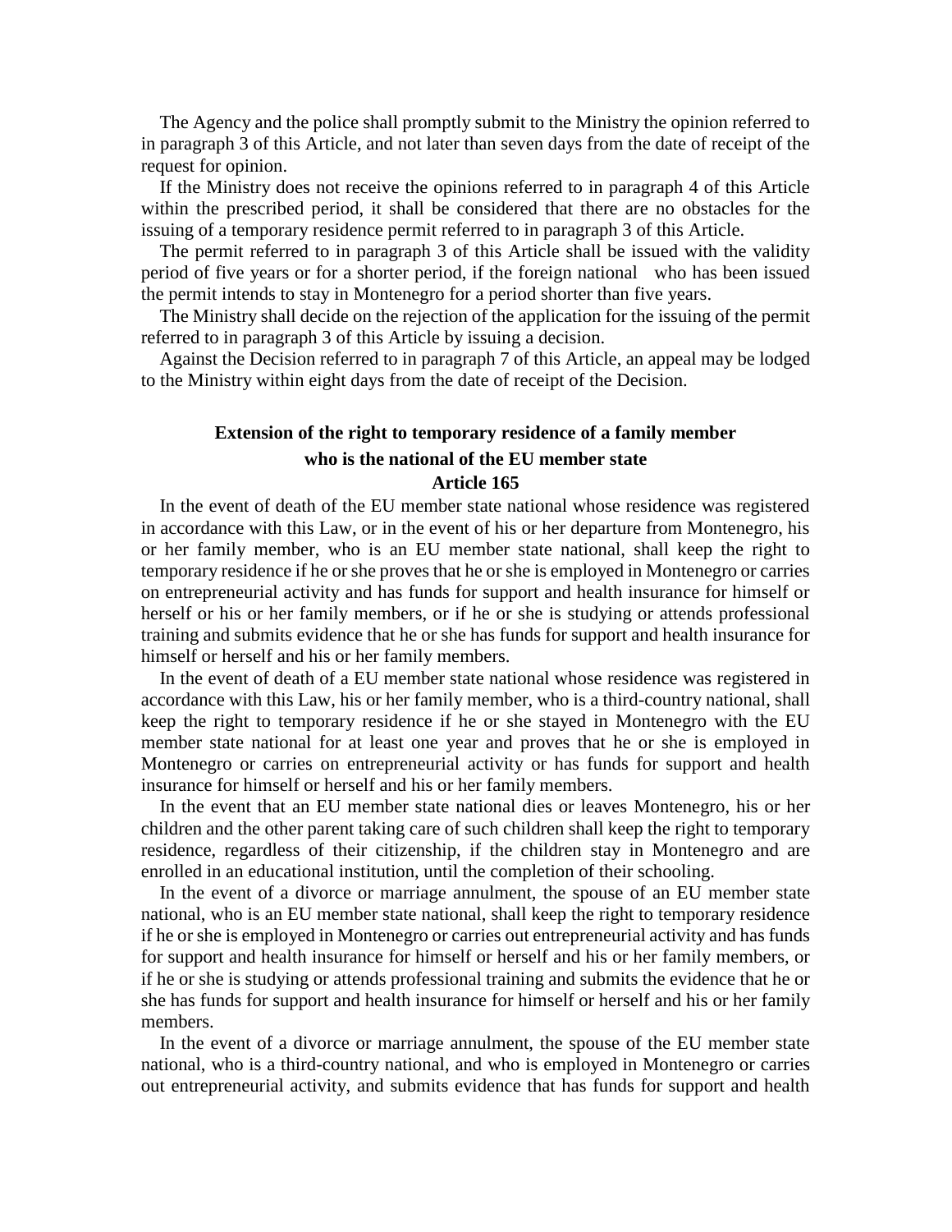The Agency and the police shall promptly submit to the Ministry the opinion referred to in paragraph 3 of this Article, and not later than seven days from the date of receipt of the request for opinion.

If the Ministry does not receive the opinions referred to in paragraph 4 of this Article within the prescribed period, it shall be considered that there are no obstacles for the issuing of a temporary residence permit referred to in paragraph 3 of this Article.

The permit referred to in paragraph 3 of this Article shall be issued with the validity period of five years or for a shorter period, if the foreign national who has been issued the permit intends to stay in Montenegro for a period shorter than five years.

The Ministry shall decide on the rejection of the application for the issuing of the permit referred to in paragraph 3 of this Article by issuing a decision.

Against the Decision referred to in paragraph 7 of this Article, an appeal may be lodged to the Ministry within eight days from the date of receipt of the Decision.

### Extension of the right to temporary residence of a family member who is the national of the EU member state
### Article 165

In the event of death of the EU member state national whose residence was registered in accordance with this Law, or in the event of his or her departure from Montenegro, his or her family member, who is an EU member state national, shall keep the right to temporary residence if he or she proves that he or she is employed in Montenegro or carries on entrepreneurial activity and has funds for support and health insurance for himself or herself or his or her family members, or if he or she is studying or attends professional training and submits evidence that he or she has funds for support and health insurance for himself or herself and his or her family members.

In the event of death of a EU member state national whose residence was registered in accordance with this Law, his or her family member, who is a third-country national, shall keep the right to temporary residence if he or she stayed in Montenegro with the EU member state national for at least one year and proves that he or she is employed in Montenegro or carries on entrepreneurial activity or has funds for support and health insurance for himself or herself and his or her family members.

In the event that an EU member state national dies or leaves Montenegro, his or her children and the other parent taking care of such children shall keep the right to temporary residence, regardless of their citizenship, if the children stay in Montenegro and are enrolled in an educational institution, until the completion of their schooling.

In the event of a divorce or marriage annulment, the spouse of an EU member state national, who is an EU member state national, shall keep the right to temporary residence if he or she is employed in Montenegro or carries out entrepreneurial activity and has funds for support and health insurance for himself or herself and his or her family members, or if he or she is studying or attends professional training and submits the evidence that he or she has funds for support and health insurance for himself or herself and his or her family members.

In the event of a divorce or marriage annulment, the spouse of the EU member state national, who is a third-country national, and who is employed in Montenegro or carries out entrepreneurial activity, and submits evidence that has funds for support and health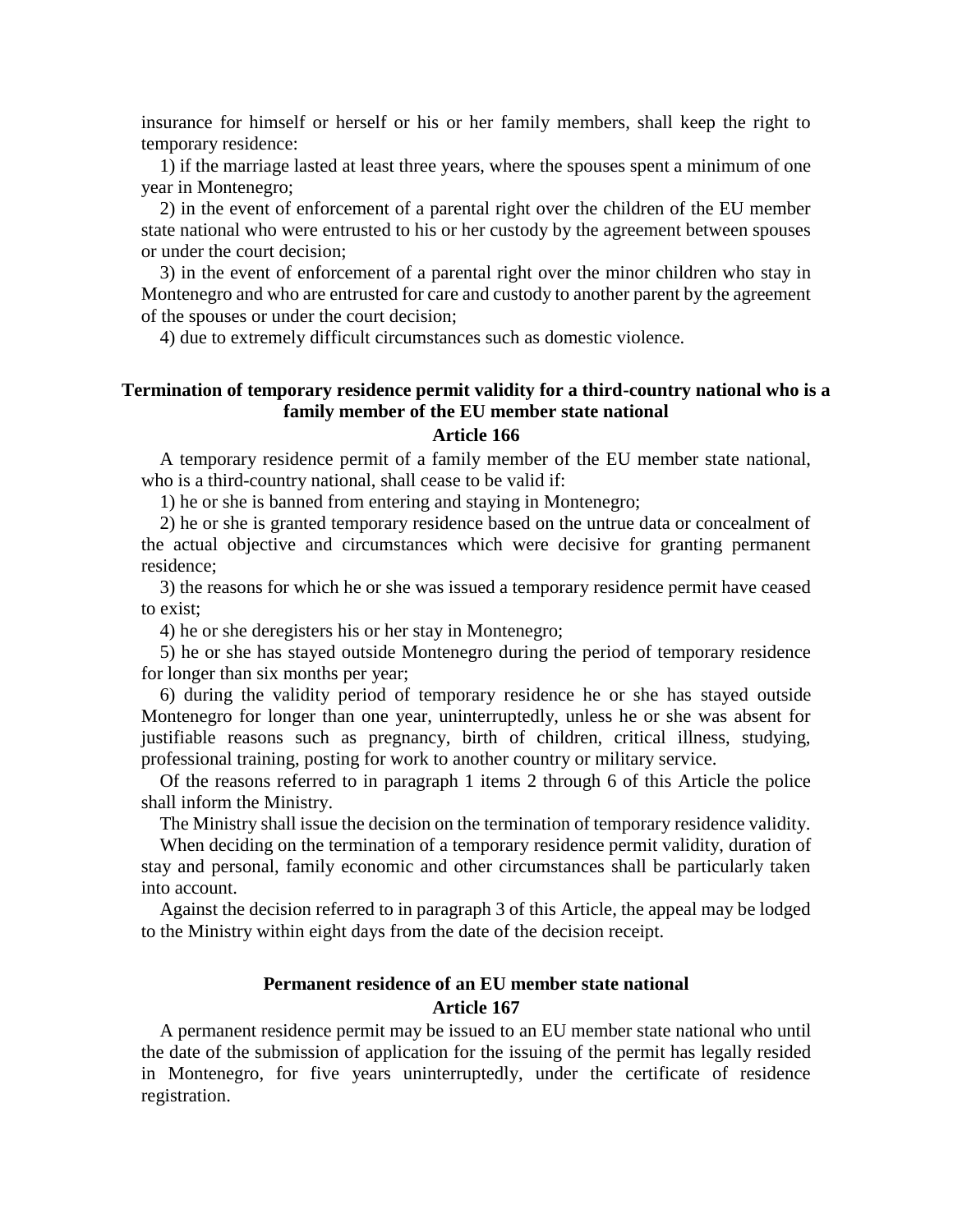insurance for himself or herself or his or her family members, shall keep the right to temporary residence:

1) if the marriage lasted at least three years, where the spouses spent a minimum of one year in Montenegro;

2) in the event of enforcement of a parental right over the children of the EU member state national who were entrusted to his or her custody by the agreement between spouses or under the court decision;

3) in the event of enforcement of a parental right over the minor children who stay in Montenegro and who are entrusted for care and custody to another parent by the agreement of the spouses or under the court decision;

4) due to extremely difficult circumstances such as domestic violence.

### Termination of temporary residence permit validity for a third-country national who is a family member of the EU member state national

### Article 166

A temporary residence permit of a family member of the EU member state national, who is a third-country national, shall cease to be valid if:

1) he or she is banned from entering and staying in Montenegro;

2) he or she is granted temporary residence based on the untrue data or concealment of the actual objective and circumstances which were decisive for granting permanent residence;

3) the reasons for which he or she was issued a temporary residence permit have ceased to exist;

4) he or she deregisters his or her stay in Montenegro;

5) he or she has stayed outside Montenegro during the period of temporary residence for longer than six months per year;

6) during the validity period of temporary residence he or she has stayed outside Montenegro for longer than one year, uninterruptedly, unless he or she was absent for justifiable reasons such as pregnancy, birth of children, critical illness, studying, professional training, posting for work to another country or military service.

Of the reasons referred to in paragraph 1 items 2 through 6 of this Article the police shall inform the Ministry.

The Ministry shall issue the decision on the termination of temporary residence validity.

When deciding on the termination of a temporary residence permit validity, duration of stay and personal, family economic and other circumstances shall be particularly taken into account.

Against the decision referred to in paragraph 3 of this Article, the appeal may be lodged to the Ministry within eight days from the date of the decision receipt.

### Permanent residence of an EU member state national

### Article 167

A permanent residence permit may be issued to an EU member state national who until the date of the submission of application for the issuing of the permit has legally resided in Montenegro, for five years uninterruptedly, under the certificate of residence registration.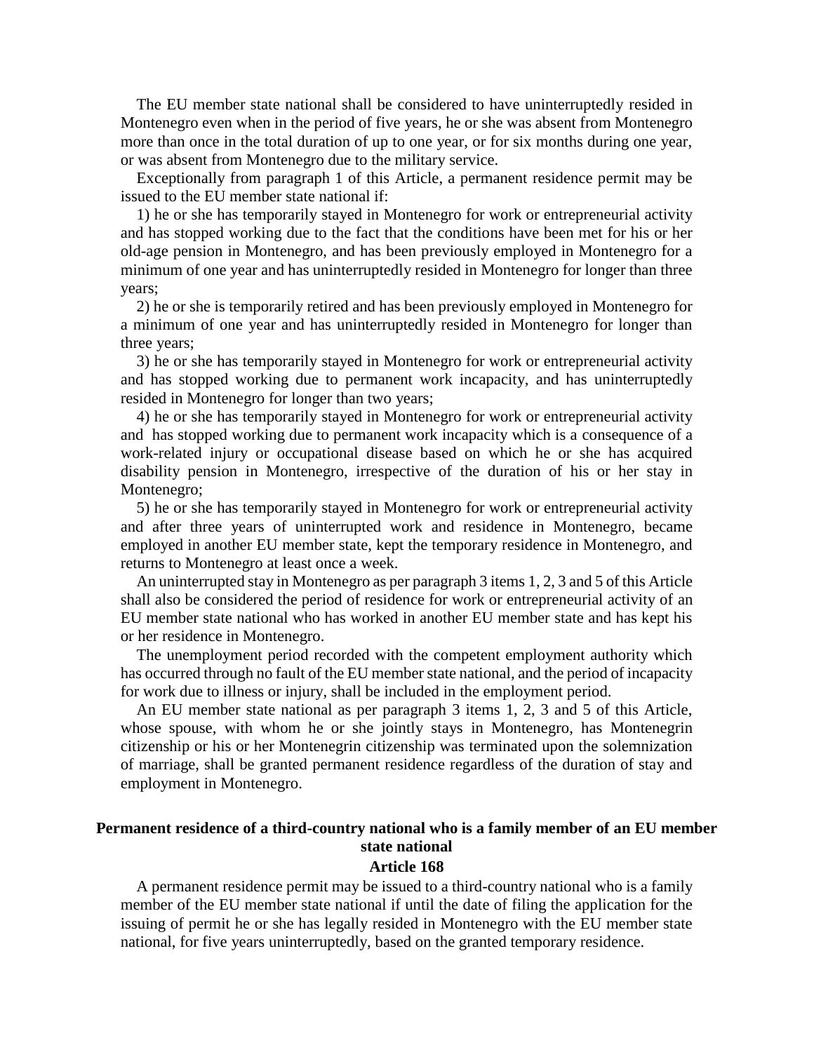The EU member state national shall be considered to have uninterruptedly resided in Montenegro even when in the period of five years, he or she was absent from Montenegro more than once in the total duration of up to one year, or for six months during one year, or was absent from Montenegro due to the military service.

Exceptionally from paragraph 1 of this Article, a permanent residence permit may be issued to the EU member state national if:

1) he or she has temporarily stayed in Montenegro for work or entrepreneurial activity and has stopped working due to the fact that the conditions have been met for his or her old-age pension in Montenegro, and has been previously employed in Montenegro for a minimum of one year and has uninterruptedly resided in Montenegro for longer than three years;

2) he or she is temporarily retired and has been previously employed in Montenegro for a minimum of one year and has uninterruptedly resided in Montenegro for longer than three years;

3) he or she has temporarily stayed in Montenegro for work or entrepreneurial activity and has stopped working due to permanent work incapacity, and has uninterruptedly resided in Montenegro for longer than two years;

4) he or she has temporarily stayed in Montenegro for work or entrepreneurial activity and has stopped working due to permanent work incapacity which is a consequence of a work-related injury or occupational disease based on which he or she has acquired disability pension in Montenegro, irrespective of the duration of his or her stay in Montenegro;

5) he or she has temporarily stayed in Montenegro for work or entrepreneurial activity and after three years of uninterrupted work and residence in Montenegro, became employed in another EU member state, kept the temporary residence in Montenegro, and returns to Montenegro at least once a week.

An uninterrupted stay in Montenegro as per paragraph 3 items 1, 2, 3 and 5 of this Article shall also be considered the period of residence for work or entrepreneurial activity of an EU member state national who has worked in another EU member state and has kept his or her residence in Montenegro.

The unemployment period recorded with the competent employment authority which has occurred through no fault of the EU member state national, and the period of incapacity for work due to illness or injury, shall be included in the employment period.

An EU member state national as per paragraph 3 items 1, 2, 3 and 5 of this Article, whose spouse, with whom he or she jointly stays in Montenegro, has Montenegrin citizenship or his or her Montenegrin citizenship was terminated upon the solemnization of marriage, shall be granted permanent residence regardless of the duration of stay and employment in Montenegro.

### Permanent residence of a third-country national who is a family member of an EU member state national

### Article 168

A permanent residence permit may be issued to a third-country national who is a family member of the EU member state national if until the date of filing the application for the issuing of permit he or she has legally resided in Montenegro with the EU member state national, for five years uninterruptedly, based on the granted temporary residence.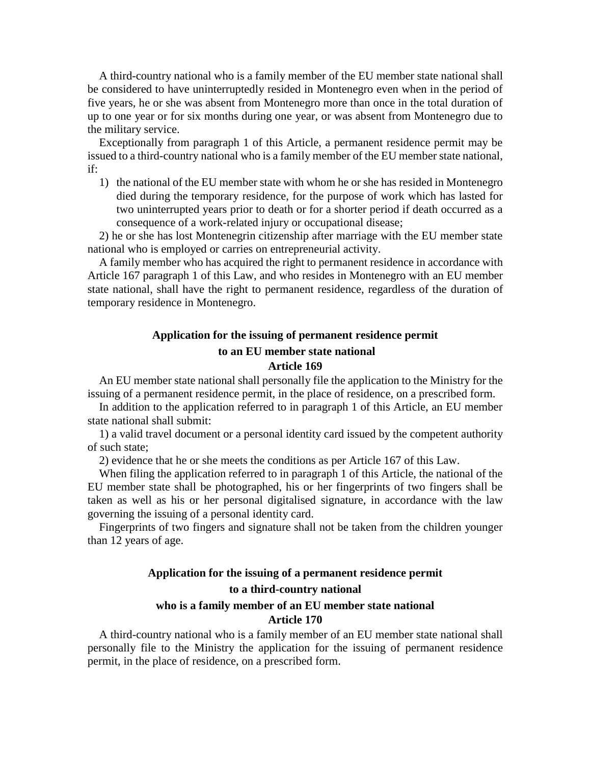A third-country national who is a family member of the EU member state national shall be considered to have uninterruptedly resided in Montenegro even when in the period of five years, he or she was absent from Montenegro more than once in the total duration of up to one year or for six months during one year, or was absent from Montenegro due to the military service.

Exceptionally from paragraph 1 of this Article, a permanent residence permit may be issued to a third-country national who is a family member of the EU member state national, if:

1) the national of the EU member state with whom he or she has resided in Montenegro died during the temporary residence, for the purpose of work which has lasted for two uninterrupted years prior to death or for a shorter period if death occurred as a consequence of a work-related injury or occupational disease;

2) he or she has lost Montenegrin citizenship after marriage with the EU member state national who is employed or carries on entrepreneurial activity.

A family member who has acquired the right to permanent residence in accordance with Article 167 paragraph 1 of this Law, and who resides in Montenegro with an EU member state national, shall have the right to permanent residence, regardless of the duration of temporary residence in Montenegro.

**Application for the issuing of permanent residence permit to an EU member state national**
**Article 169**

An EU member state national shall personally file the application to the Ministry for the issuing of a permanent residence permit, in the place of residence, on a prescribed form.

In addition to the application referred to in paragraph 1 of this Article, an EU member state national shall submit:

1) a valid travel document or a personal identity card issued by the competent authority of such state;

2) evidence that he or she meets the conditions as per Article 167 of this Law.

When filing the application referred to in paragraph 1 of this Article, the national of the EU member state shall be photographed, his or her fingerprints of two fingers shall be taken as well as his or her personal digitalised signature, in accordance with the law governing the issuing of a personal identity card.

Fingerprints of two fingers and signature shall not be taken from the children younger than 12 years of age.

**Application for the issuing of a permanent residence permit to a third-country national who is a family member of an EU member state national**
**Article 170**

A third-country national who is a family member of an EU member state national shall personally file to the Ministry the application for the issuing of permanent residence permit, in the place of residence, on a prescribed form.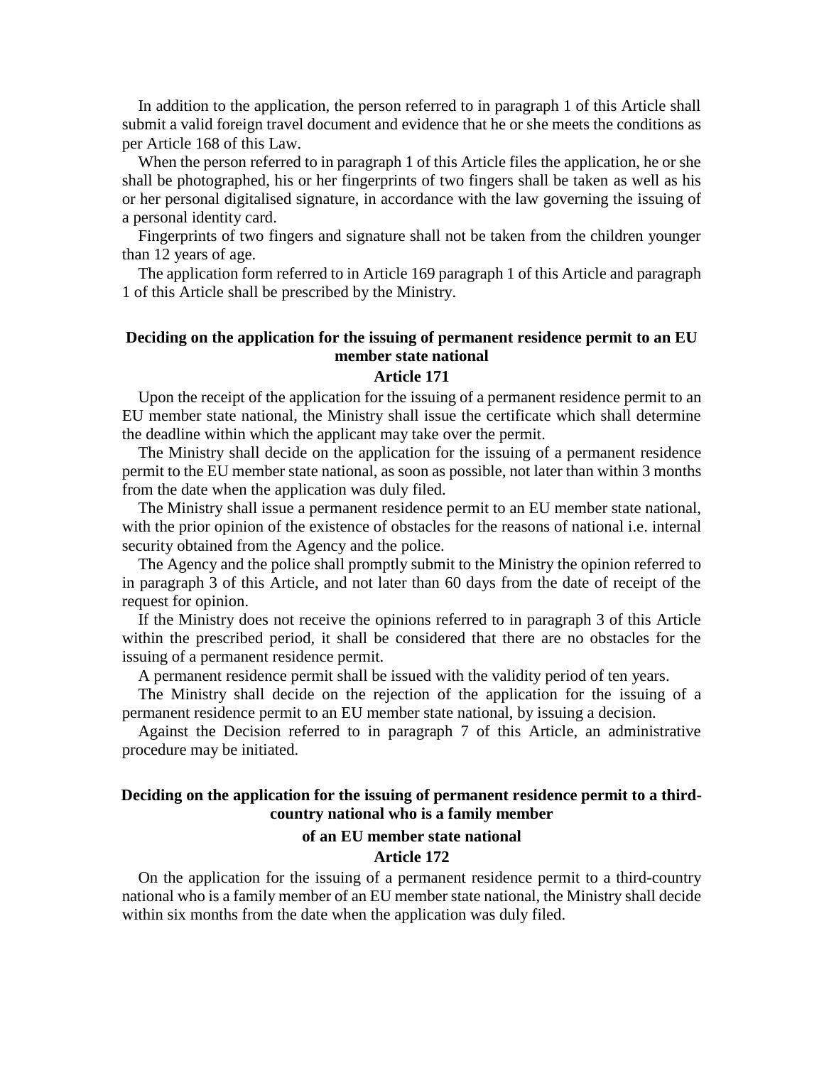In addition to the application, the person referred to in paragraph 1 of this Article shall submit a valid foreign travel document and evidence that he or she meets the conditions as per Article 168 of this Law.

When the person referred to in paragraph 1 of this Article files the application, he or she shall be photographed, his or her fingerprints of two fingers shall be taken as well as his or her personal digitalised signature, in accordance with the law governing the issuing of a personal identity card.

Fingerprints of two fingers and signature shall not be taken from the children younger than 12 years of age.

The application form referred to in Article 169 paragraph 1 of this Article and paragraph 1 of this Article shall be prescribed by the Ministry.

### Deciding on the application for the issuing of permanent residence permit to an EU member state national

### Article 171

Upon the receipt of the application for the issuing of a permanent residence permit to an EU member state national, the Ministry shall issue the certificate which shall determine the deadline within which the applicant may take over the permit.

The Ministry shall decide on the application for the issuing of a permanent residence permit to the EU member state national, as soon as possible, not later than within 3 months from the date when the application was duly filed.

The Ministry shall issue a permanent residence permit to an EU member state national, with the prior opinion of the existence of obstacles for the reasons of national i.e. internal security obtained from the Agency and the police.

The Agency and the police shall promptly submit to the Ministry the opinion referred to in paragraph 3 of this Article, and not later than 60 days from the date of receipt of the request for opinion.

If the Ministry does not receive the opinions referred to in paragraph 3 of this Article within the prescribed period, it shall be considered that there are no obstacles for the issuing of a permanent residence permit.

A permanent residence permit shall be issued with the validity period of ten years.

The Ministry shall decide on the rejection of the application for the issuing of a permanent residence permit to an EU member state national, by issuing a decision.

Against the Decision referred to in paragraph 7 of this Article, an administrative procedure may be initiated.

### Deciding on the application for the issuing of permanent residence permit to a third-country national who is a family member of an EU member state national

### Article 172

On the application for the issuing of a permanent residence permit to a third-country national who is a family member of an EU member state national, the Ministry shall decide within six months from the date when the application was duly filed.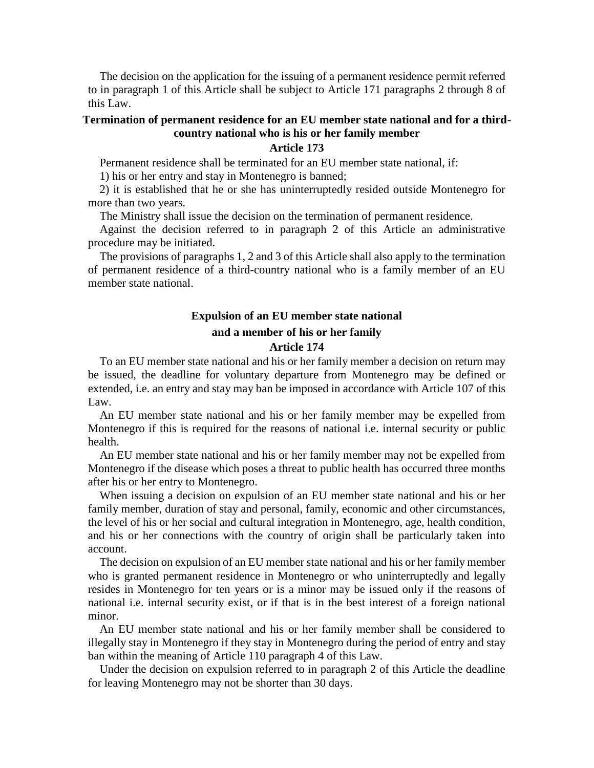The decision on the application for the issuing of a permanent residence permit referred to in paragraph 1 of this Article shall be subject to Article 171 paragraphs 2 through 8 of this Law.

**Termination of permanent residence for an EU member state national and for a third-country national who is his or her family member**

**Article 173**

Permanent residence shall be terminated for an EU member state national, if:

1) his or her entry and stay in Montenegro is banned;

2) it is established that he or she has uninterruptedly resided outside Montenegro for more than two years.

The Ministry shall issue the decision on the termination of permanent residence.

Against the decision referred to in paragraph 2 of this Article an administrative procedure may be initiated.

The provisions of paragraphs 1, 2 and 3 of this Article shall also apply to the termination of permanent residence of a third-country national who is a family member of an EU member state national.

**Expulsion of an EU member state national and a member of his or her family**

**Article 174**

To an EU member state national and his or her family member a decision on return may be issued, the deadline for voluntary departure from Montenegro may be defined or extended, i.e. an entry and stay may ban be imposed in accordance with Article 107 of this Law.

An EU member state national and his or her family member may be expelled from Montenegro if this is required for the reasons of national i.e. internal security or public health.

An EU member state national and his or her family member may not be expelled from Montenegro if the disease which poses a threat to public health has occurred three months after his or her entry to Montenegro.

When issuing a decision on expulsion of an EU member state national and his or her family member, duration of stay and personal, family, economic and other circumstances, the level of his or her social and cultural integration in Montenegro, age, health condition, and his or her connections with the country of origin shall be particularly taken into account.

The decision on expulsion of an EU member state national and his or her family member who is granted permanent residence in Montenegro or who uninterruptedly and legally resides in Montenegro for ten years or is a minor may be issued only if the reasons of national i.e. internal security exist, or if that is in the best interest of a foreign national minor.

An EU member state national and his or her family member shall be considered to illegally stay in Montenegro if they stay in Montenegro during the period of entry and stay ban within the meaning of Article 110 paragraph 4 of this Law.

Under the decision on expulsion referred to in paragraph 2 of this Article the deadline for leaving Montenegro may not be shorter than 30 days.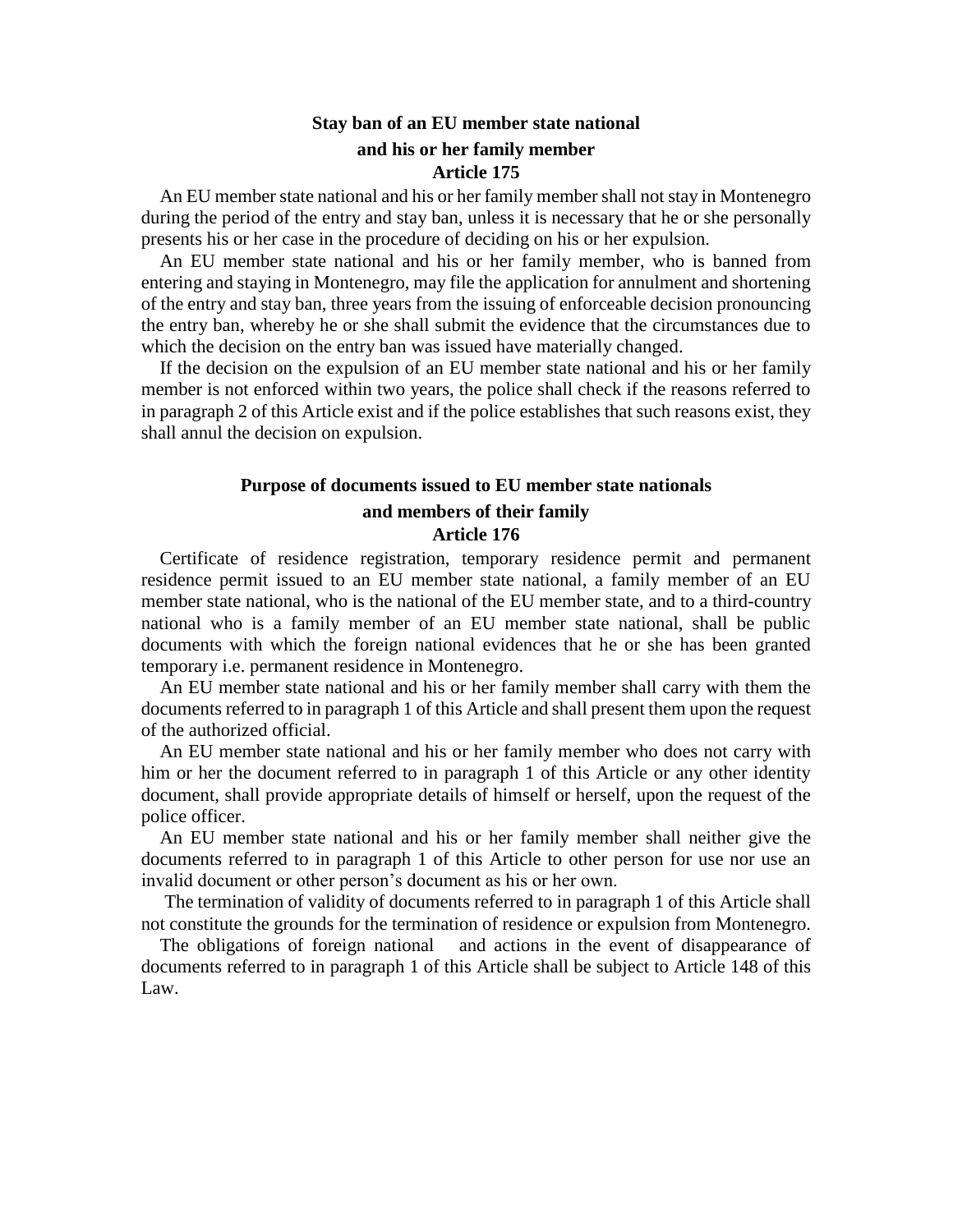## Stay ban of an EU member state national and his or her family member

### Article 175

An EU member state national and his or her family member shall not stay in Montenegro during the period of the entry and stay ban, unless it is necessary that he or she personally presents his or her case in the procedure of deciding on his or her expulsion.

An EU member state national and his or her family member, who is banned from entering and staying in Montenegro, may file the application for annulment and shortening of the entry and stay ban, three years from the issuing of enforceable decision pronouncing the entry ban, whereby he or she shall submit the evidence that the circumstances due to which the decision on the entry ban was issued have materially changed.

If the decision on the expulsion of an EU member state national and his or her family member is not enforced within two years, the police shall check if the reasons referred to in paragraph 2 of this Article exist and if the police establishes that such reasons exist, they shall annul the decision on expulsion.

## Purpose of documents issued to EU member state nationals and members of their family

### Article 176

Certificate of residence registration, temporary residence permit and permanent residence permit issued to an EU member state national, a family member of an EU member state national, who is the national of the EU member state, and to a third-country national who is a family member of an EU member state national, shall be public documents with which the foreign national evidences that he or she has been granted temporary i.e. permanent residence in Montenegro.

An EU member state national and his or her family member shall carry with them the documents referred to in paragraph 1 of this Article and shall present them upon the request of the authorized official.

An EU member state national and his or her family member who does not carry with him or her the document referred to in paragraph 1 of this Article or any other identity document, shall provide appropriate details of himself or herself, upon the request of the police officer.

An EU member state national and his or her family member shall neither give the documents referred to in paragraph 1 of this Article to other person for use nor use an invalid document or other person's document as his or her own.

The termination of validity of documents referred to in paragraph 1 of this Article shall not constitute the grounds for the termination of residence or expulsion from Montenegro.

The obligations of foreign national and actions in the event of disappearance of documents referred to in paragraph 1 of this Article shall be subject to Article 148 of this Law.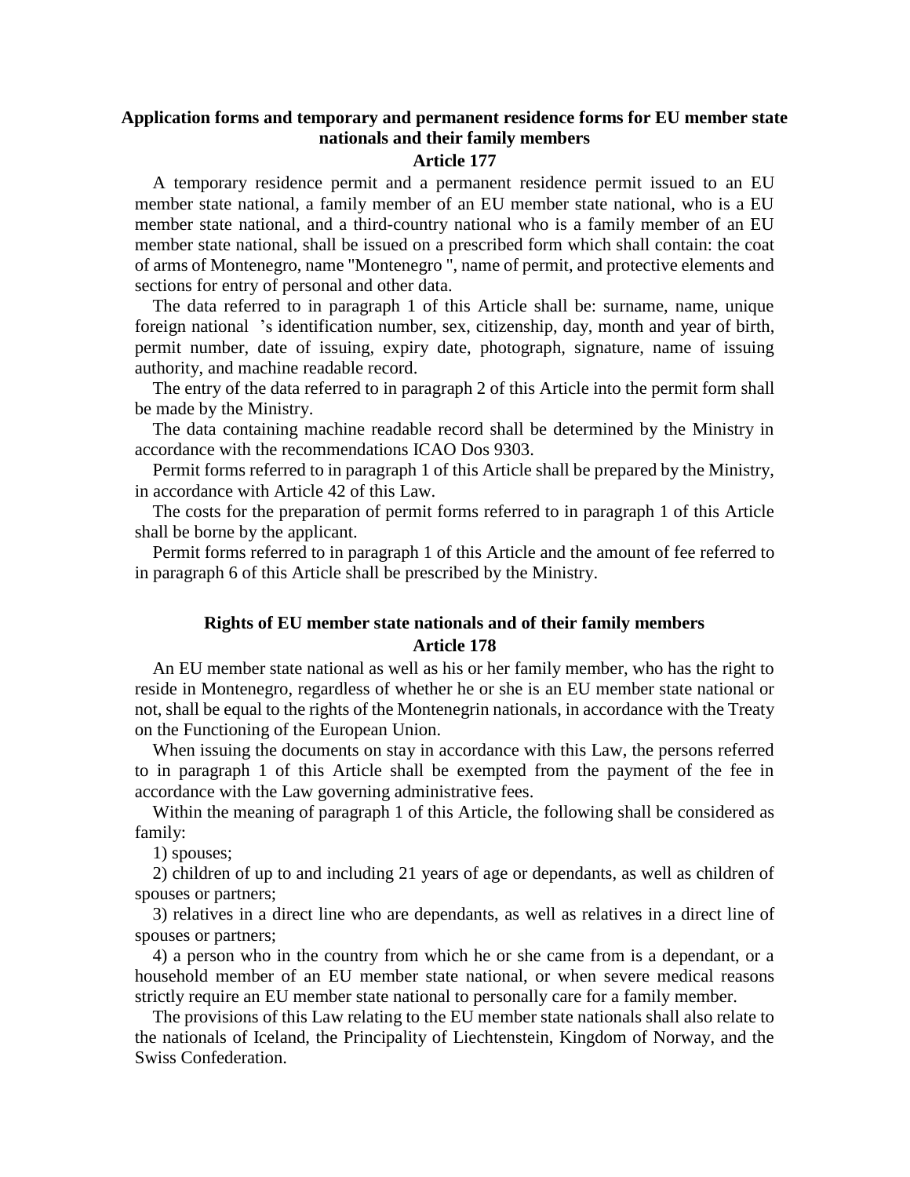### Application forms and temporary and permanent residence forms for EU member state nationals and their family members

### Article 177

A temporary residence permit and a permanent residence permit issued to an EU member state national, a family member of an EU member state national, who is a EU member state national, and a third-country national who is a family member of an EU member state national, shall be issued on a prescribed form which shall contain: the coat of arms of Montenegro, name "Montenegro ", name of permit, and protective elements and sections for entry of personal and other data.

The data referred to in paragraph 1 of this Article shall be: surname, name, unique foreign national 's identification number, sex, citizenship, day, month and year of birth, permit number, date of issuing, expiry date, photograph, signature, name of issuing authority, and machine readable record.

The entry of the data referred to in paragraph 2 of this Article into the permit form shall be made by the Ministry.

The data containing machine readable record shall be determined by the Ministry in accordance with the recommendations ICAO Dos 9303.

Permit forms referred to in paragraph 1 of this Article shall be prepared by the Ministry, in accordance with Article 42 of this Law.

The costs for the preparation of permit forms referred to in paragraph 1 of this Article shall be borne by the applicant.

Permit forms referred to in paragraph 1 of this Article and the amount of fee referred to in paragraph 6 of this Article shall be prescribed by the Ministry.

### Rights of EU member state nationals and of their family members

### Article 178

An EU member state national as well as his or her family member, who has the right to reside in Montenegro, regardless of whether he or she is an EU member state national or not, shall be equal to the rights of the Montenegrin nationals, in accordance with the Treaty on the Functioning of the European Union.

When issuing the documents on stay in accordance with this Law, the persons referred to in paragraph 1 of this Article shall be exempted from the payment of the fee in accordance with the Law governing administrative fees.

Within the meaning of paragraph 1 of this Article, the following shall be considered as family:

1) spouses;

2) children of up to and including 21 years of age or dependants, as well as children of spouses or partners;

3) relatives in a direct line who are dependants, as well as relatives in a direct line of spouses or partners;

4) a person who in the country from which he or she came from is a dependant, or a household member of an EU member state national, or when severe medical reasons strictly require an EU member state national to personally care for a family member.

The provisions of this Law relating to the EU member state nationals shall also relate to the nationals of Iceland, the Principality of Liechtenstein, Kingdom of Norway, and the Swiss Confederation.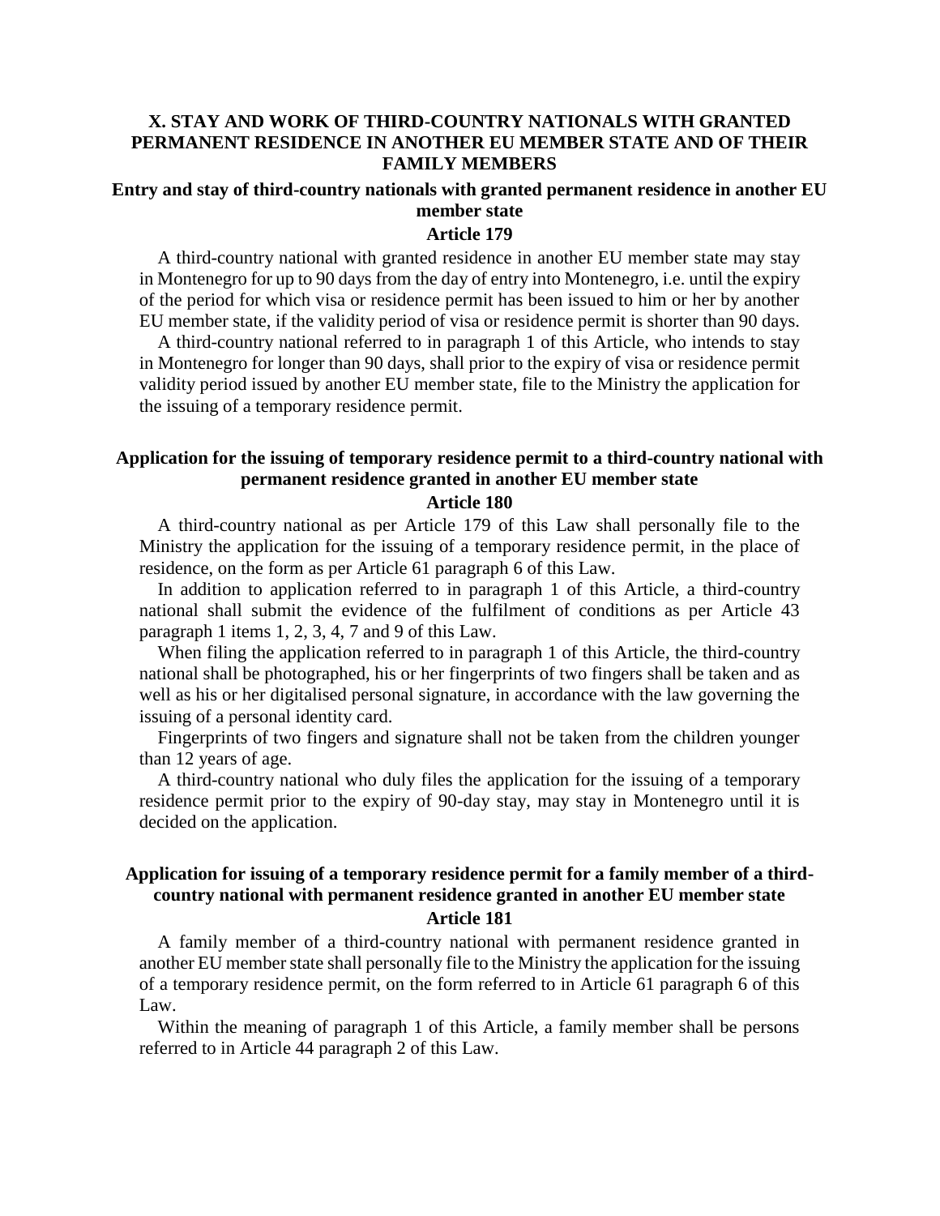## X. STAY AND WORK OF THIRD-COUNTRY NATIONALS WITH GRANTED PERMANENT RESIDENCE IN ANOTHER EU MEMBER STATE AND OF THEIR FAMILY MEMBERS

### Entry and stay of third-country nationals with granted permanent residence in another EU member state

**Article 179**

A third-country national with granted residence in another EU member state may stay in Montenegro for up to 90 days from the day of entry into Montenegro, i.e. until the expiry of the period for which visa or residence permit has been issued to him or her by another EU member state, if the validity period of visa or residence permit is shorter than 90 days.

A third-country national referred to in paragraph 1 of this Article, who intends to stay in Montenegro for longer than 90 days, shall prior to the expiry of visa or residence permit validity period issued by another EU member state, file to the Ministry the application for the issuing of a temporary residence permit.

### Application for the issuing of temporary residence permit to a third-country national with permanent residence granted in another EU member state

**Article 180**

A third-country national as per Article 179 of this Law shall personally file to the Ministry the application for the issuing of a temporary residence permit, in the place of residence, on the form as per Article 61 paragraph 6 of this Law.

In addition to application referred to in paragraph 1 of this Article, a third-country national shall submit the evidence of the fulfilment of conditions as per Article 43 paragraph 1 items 1, 2, 3, 4, 7 and 9 of this Law.

When filing the application referred to in paragraph 1 of this Article, the third-country national shall be photographed, his or her fingerprints of two fingers shall be taken and as well as his or her digitalised personal signature, in accordance with the law governing the issuing of a personal identity card.

Fingerprints of two fingers and signature shall not be taken from the children younger than 12 years of age.

A third-country national who duly files the application for the issuing of a temporary residence permit prior to the expiry of 90-day stay, may stay in Montenegro until it is decided on the application.

### Application for issuing of a temporary residence permit for a family member of a third-country national with permanent residence granted in another EU member state

**Article 181**

A family member of a third-country national with permanent residence granted in another EU member state shall personally file to the Ministry the application for the issuing of a temporary residence permit, on the form referred to in Article 61 paragraph 6 of this Law.

Within the meaning of paragraph 1 of this Article, a family member shall be persons referred to in Article 44 paragraph 2 of this Law.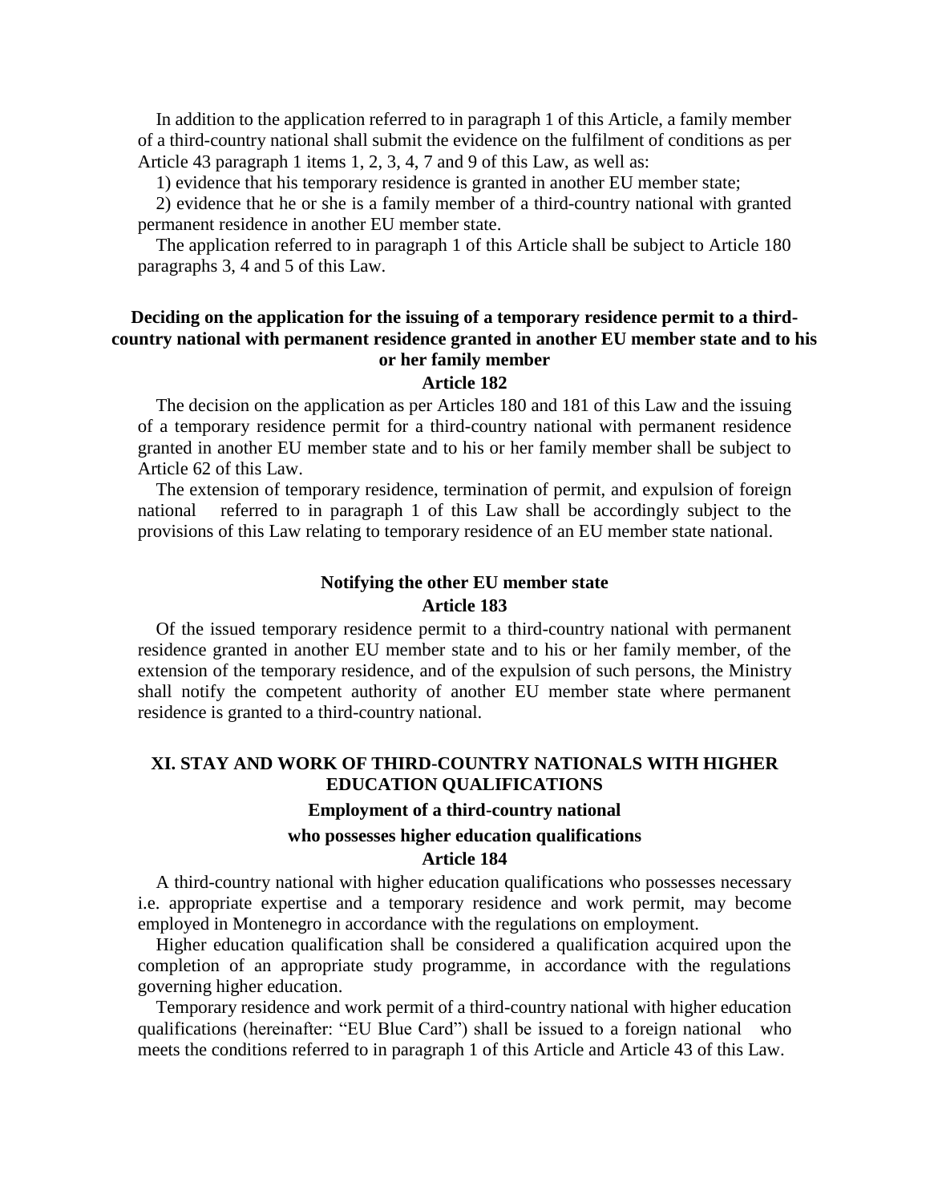In addition to the application referred to in paragraph 1 of this Article, a family member of a third-country national shall submit the evidence on the fulfilment of conditions as per Article 43 paragraph 1 items 1, 2, 3, 4, 7 and 9 of this Law, as well as:

1) evidence that his temporary residence is granted in another EU member state;

2) evidence that he or she is a family member of a third-country national with granted permanent residence in another EU member state.

The application referred to in paragraph 1 of this Article shall be subject to Article 180 paragraphs 3, 4 and 5 of this Law.

### Deciding on the application for the issuing of a temporary residence permit to a third-country national with permanent residence granted in another EU member state and to his or her family member

### Article 182

The decision on the application as per Articles 180 and 181 of this Law and the issuing of a temporary residence permit for a third-country national with permanent residence granted in another EU member state and to his or her family member shall be subject to Article 62 of this Law.

The extension of temporary residence, termination of permit, and expulsion of foreign national referred to in paragraph 1 of this Law shall be accordingly subject to the provisions of this Law relating to temporary residence of an EU member state national.

### Notifying the other EU member state

### Article 183

Of the issued temporary residence permit to a third-country national with permanent residence granted in another EU member state and to his or her family member, of the extension of the temporary residence, and of the expulsion of such persons, the Ministry shall notify the competent authority of another EU member state where permanent residence is granted to a third-country national.

## XI. STAY AND WORK OF THIRD-COUNTRY NATIONALS WITH HIGHER EDUCATION QUALIFICATIONS

### Employment of a third-country national who possesses higher education qualifications

### Article 184

A third-country national with higher education qualifications who possesses necessary i.e. appropriate expertise and a temporary residence and work permit, may become employed in Montenegro in accordance with the regulations on employment.

Higher education qualification shall be considered a qualification acquired upon the completion of an appropriate study programme, in accordance with the regulations governing higher education.

Temporary residence and work permit of a third-country national with higher education qualifications (hereinafter: "EU Blue Card") shall be issued to a foreign national who meets the conditions referred to in paragraph 1 of this Article and Article 43 of this Law.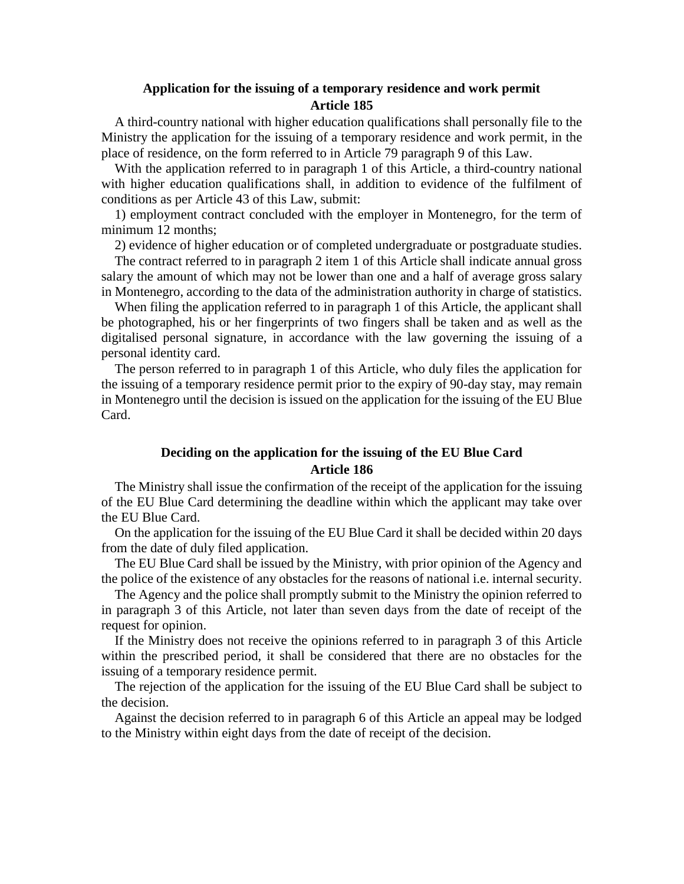### Application for the issuing of a temporary residence and work permit
### Article 185

A third-country national with higher education qualifications shall personally file to the Ministry the application for the issuing of a temporary residence and work permit, in the place of residence, on the form referred to in Article 79 paragraph 9 of this Law.

With the application referred to in paragraph 1 of this Article, a third-country national with higher education qualifications shall, in addition to evidence of the fulfilment of conditions as per Article 43 of this Law, submit:

1) employment contract concluded with the employer in Montenegro, for the term of minimum 12 months;

2) evidence of higher education or of completed undergraduate or postgraduate studies.

The contract referred to in paragraph 2 item 1 of this Article shall indicate annual gross salary the amount of which may not be lower than one and a half of average gross salary in Montenegro, according to the data of the administration authority in charge of statistics.

When filing the application referred to in paragraph 1 of this Article, the applicant shall be photographed, his or her fingerprints of two fingers shall be taken and as well as the digitalised personal signature, in accordance with the law governing the issuing of a personal identity card.

The person referred to in paragraph 1 of this Article, who duly files the application for the issuing of a temporary residence permit prior to the expiry of 90-day stay, may remain in Montenegro until the decision is issued on the application for the issuing of the EU Blue Card.

### Deciding on the application for the issuing of the EU Blue Card
### Article 186

The Ministry shall issue the confirmation of the receipt of the application for the issuing of the EU Blue Card determining the deadline within which the applicant may take over the EU Blue Card.

On the application for the issuing of the EU Blue Card it shall be decided within 20 days from the date of duly filed application.

The EU Blue Card shall be issued by the Ministry, with prior opinion of the Agency and the police of the existence of any obstacles for the reasons of national i.e. internal security.

The Agency and the police shall promptly submit to the Ministry the opinion referred to in paragraph 3 of this Article, not later than seven days from the date of receipt of the request for opinion.

If the Ministry does not receive the opinions referred to in paragraph 3 of this Article within the prescribed period, it shall be considered that there are no obstacles for the issuing of a temporary residence permit.

The rejection of the application for the issuing of the EU Blue Card shall be subject to the decision.

Against the decision referred to in paragraph 6 of this Article an appeal may be lodged to the Ministry within eight days from the date of receipt of the decision.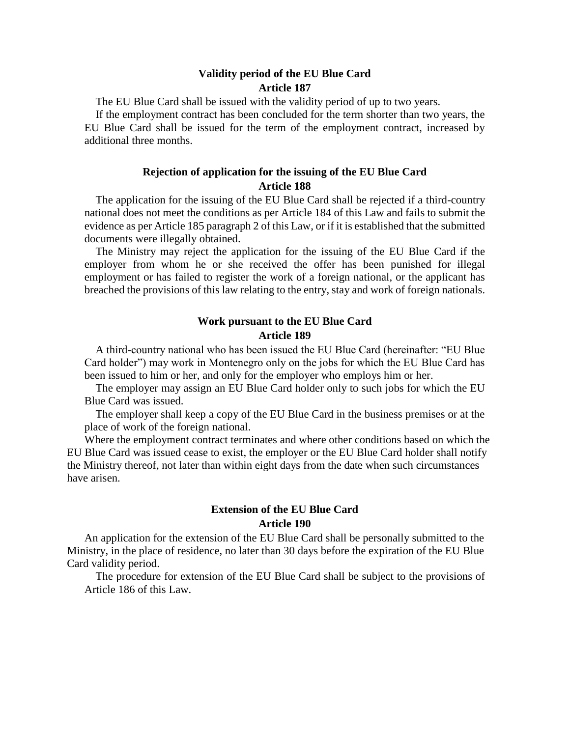**Validity period of the EU Blue Card**
**Article 187**

The EU Blue Card shall be issued with the validity period of up to two years.

If the employment contract has been concluded for the term shorter than two years, the EU Blue Card shall be issued for the term of the employment contract, increased by additional three months.

**Rejection of application for the issuing of the EU Blue Card**
**Article 188**

The application for the issuing of the EU Blue Card shall be rejected if a third-country national does not meet the conditions as per Article 184 of this Law and fails to submit the evidence as per Article 185 paragraph 2 of this Law, or if it is established that the submitted documents were illegally obtained.

The Ministry may reject the application for the issuing of the EU Blue Card if the employer from whom he or she received the offer has been punished for illegal employment or has failed to register the work of a foreign national, or the applicant has breached the provisions of this law relating to the entry, stay and work of foreign nationals.

**Work pursuant to the EU Blue Card**
**Article 189**

A third-country national who has been issued the EU Blue Card (hereinafter: "EU Blue Card holder") may work in Montenegro only on the jobs for which the EU Blue Card has been issued to him or her, and only for the employer who employs him or her.

The employer may assign an EU Blue Card holder only to such jobs for which the EU Blue Card was issued.

The employer shall keep a copy of the EU Blue Card in the business premises or at the place of work of the foreign national.

Where the employment contract terminates and where other conditions based on which the EU Blue Card was issued cease to exist, the employer or the EU Blue Card holder shall notify the Ministry thereof, not later than within eight days from the date when such circumstances have arisen.

**Extension of the EU Blue Card**
**Article 190**

An application for the extension of the EU Blue Card shall be personally submitted to the Ministry, in the place of residence, no later than 30 days before the expiration of the EU Blue Card validity period.

The procedure for extension of the EU Blue Card shall be subject to the provisions of Article 186 of this Law.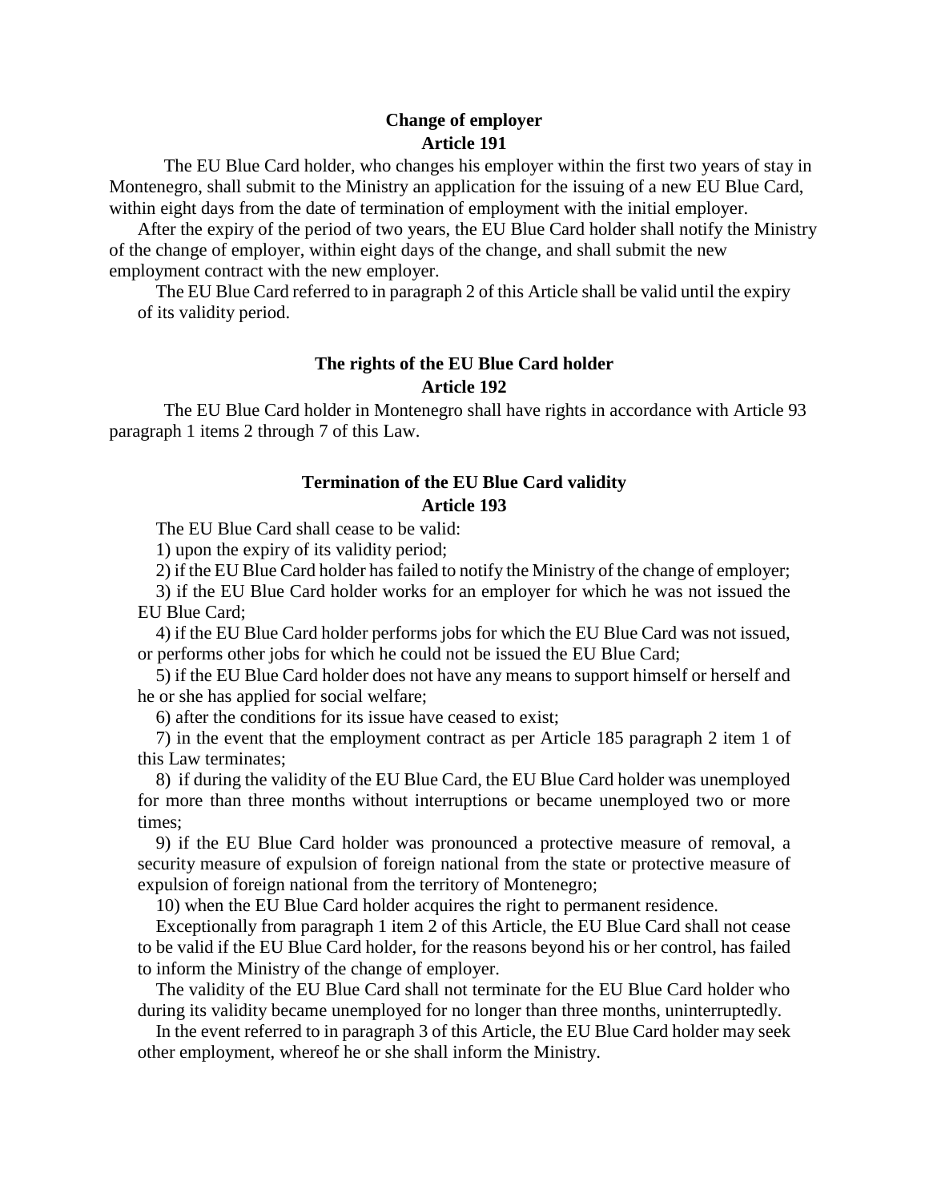**Change of employer**
**Article 191**

The EU Blue Card holder, who changes his employer within the first two years of stay in Montenegro, shall submit to the Ministry an application for the issuing of a new EU Blue Card, within eight days from the date of termination of employment with the initial employer.

After the expiry of the period of two years, the EU Blue Card holder shall notify the Ministry of the change of employer, within eight days of the change, and shall submit the new employment contract with the new employer.

The EU Blue Card referred to in paragraph 2 of this Article shall be valid until the expiry of its validity period.

**The rights of the EU Blue Card holder**
**Article 192**

The EU Blue Card holder in Montenegro shall have rights in accordance with Article 93 paragraph 1 items 2 through 7 of this Law.

**Termination of the EU Blue Card validity**
**Article 193**

The EU Blue Card shall cease to be valid:

1) upon the expiry of its validity period;

2) if the EU Blue Card holder has failed to notify the Ministry of the change of employer;

3) if the EU Blue Card holder works for an employer for which he was not issued the EU Blue Card;

4) if the EU Blue Card holder performs jobs for which the EU Blue Card was not issued, or performs other jobs for which he could not be issued the EU Blue Card;

5) if the EU Blue Card holder does not have any means to support himself or herself and he or she has applied for social welfare;

6) after the conditions for its issue have ceased to exist;

7) in the event that the employment contract as per Article 185 paragraph 2 item 1 of this Law terminates;

8) if during the validity of the EU Blue Card, the EU Blue Card holder was unemployed for more than three months without interruptions or became unemployed two or more times;

9) if the EU Blue Card holder was pronounced a protective measure of removal, a security measure of expulsion of foreign national from the state or protective measure of expulsion of foreign national from the territory of Montenegro;

10) when the EU Blue Card holder acquires the right to permanent residence.

Exceptionally from paragraph 1 item 2 of this Article, the EU Blue Card shall not cease to be valid if the EU Blue Card holder, for the reasons beyond his or her control, has failed to inform the Ministry of the change of employer.

The validity of the EU Blue Card shall not terminate for the EU Blue Card holder who during its validity became unemployed for no longer than three months, uninterruptedly.

In the event referred to in paragraph 3 of this Article, the EU Blue Card holder may seek other employment, whereof he or she shall inform the Ministry.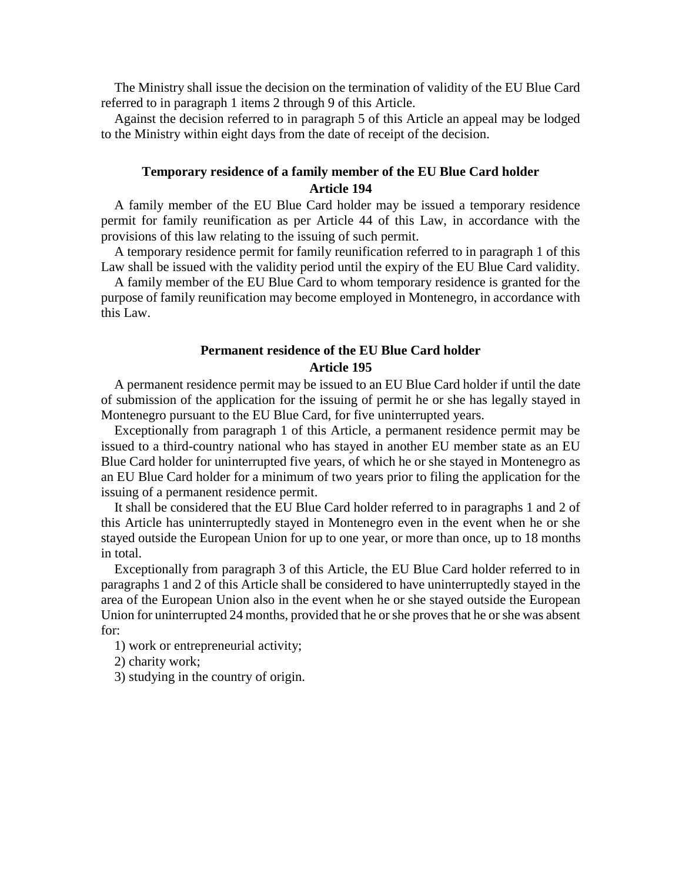The Ministry shall issue the decision on the termination of validity of the EU Blue Card referred to in paragraph 1 items 2 through 9 of this Article.

Against the decision referred to in paragraph 5 of this Article an appeal may be lodged to the Ministry within eight days from the date of receipt of the decision.

### Temporary residence of a family member of the EU Blue Card holder
### Article 194

A family member of the EU Blue Card holder may be issued a temporary residence permit for family reunification as per Article 44 of this Law, in accordance with the provisions of this law relating to the issuing of such permit.

A temporary residence permit for family reunification referred to in paragraph 1 of this Law shall be issued with the validity period until the expiry of the EU Blue Card validity.

A family member of the EU Blue Card to whom temporary residence is granted for the purpose of family reunification may become employed in Montenegro, in accordance with this Law.

### Permanent residence of the EU Blue Card holder
### Article 195

A permanent residence permit may be issued to an EU Blue Card holder if until the date of submission of the application for the issuing of permit he or she has legally stayed in Montenegro pursuant to the EU Blue Card, for five uninterrupted years.

Exceptionally from paragraph 1 of this Article, a permanent residence permit may be issued to a third-country national who has stayed in another EU member state as an EU Blue Card holder for uninterrupted five years, of which he or she stayed in Montenegro as an EU Blue Card holder for a minimum of two years prior to filing the application for the issuing of a permanent residence permit.

It shall be considered that the EU Blue Card holder referred to in paragraphs 1 and 2 of this Article has uninterruptedly stayed in Montenegro even in the event when he or she stayed outside the European Union for up to one year, or more than once, up to 18 months in total.

Exceptionally from paragraph 3 of this Article, the EU Blue Card holder referred to in paragraphs 1 and 2 of this Article shall be considered to have uninterruptedly stayed in the area of the European Union also in the event when he or she stayed outside the European Union for uninterrupted 24 months, provided that he or she proves that he or she was absent for:

1) work or entrepreneurial activity;

2) charity work;

3) studying in the country of origin.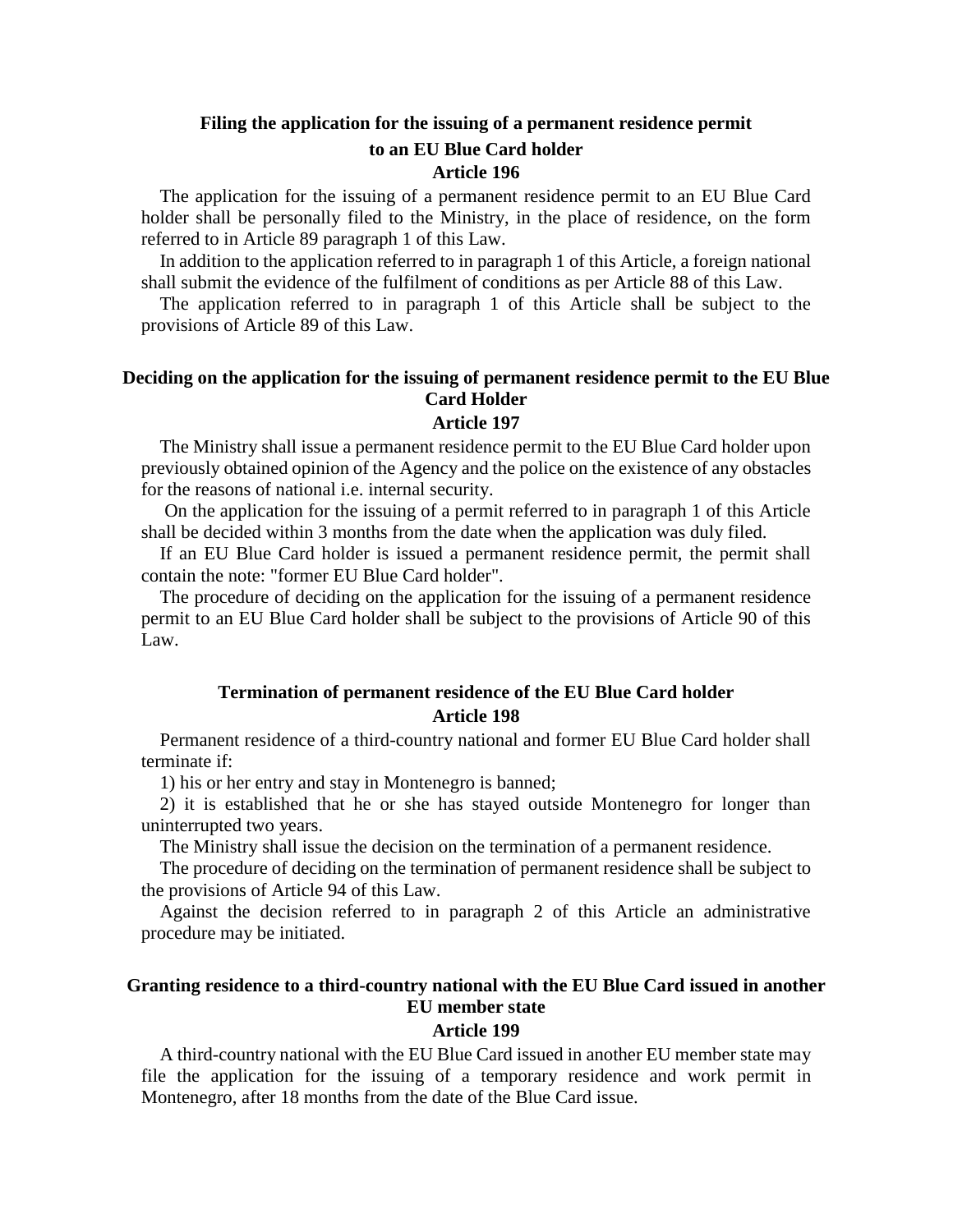**Filing the application for the issuing of a permanent residence permit to an EU Blue Card holder**

**Article 196**

The application for the issuing of a permanent residence permit to an EU Blue Card holder shall be personally filed to the Ministry, in the place of residence, on the form referred to in Article 89 paragraph 1 of this Law.

In addition to the application referred to in paragraph 1 of this Article, a foreign national shall submit the evidence of the fulfilment of conditions as per Article 88 of this Law.

The application referred to in paragraph 1 of this Article shall be subject to the provisions of Article 89 of this Law.

**Deciding on the application for the issuing of permanent residence permit to the EU Blue Card Holder**

**Article 197**

The Ministry shall issue a permanent residence permit to the EU Blue Card holder upon previously obtained opinion of the Agency and the police on the existence of any obstacles for the reasons of national i.e. internal security.

On the application for the issuing of a permit referred to in paragraph 1 of this Article shall be decided within 3 months from the date when the application was duly filed.

If an EU Blue Card holder is issued a permanent residence permit, the permit shall contain the note: "former EU Blue Card holder".

The procedure of deciding on the application for the issuing of a permanent residence permit to an EU Blue Card holder shall be subject to the provisions of Article 90 of this Law.

**Termination of permanent residence of the EU Blue Card holder**

**Article 198**

Permanent residence of a third-country national and former EU Blue Card holder shall terminate if:

1) his or her entry and stay in Montenegro is banned;

2) it is established that he or she has stayed outside Montenegro for longer than uninterrupted two years.

The Ministry shall issue the decision on the termination of a permanent residence.

The procedure of deciding on the termination of permanent residence shall be subject to the provisions of Article 94 of this Law.

Against the decision referred to in paragraph 2 of this Article an administrative procedure may be initiated.

**Granting residence to a third-country national with the EU Blue Card issued in another EU member state**

**Article 199**

A third-country national with the EU Blue Card issued in another EU member state may file the application for the issuing of a temporary residence and work permit in Montenegro, after 18 months from the date of the Blue Card issue.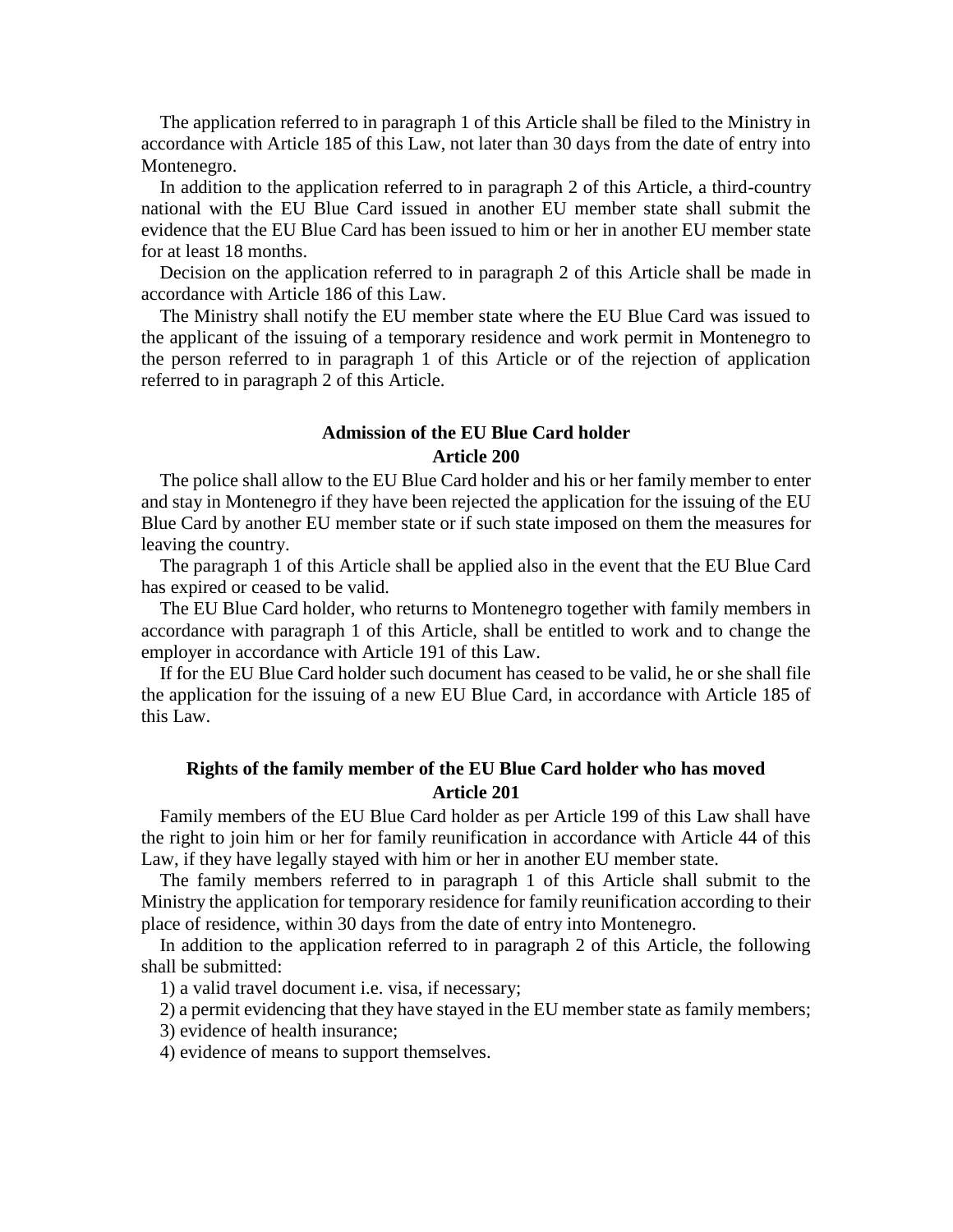The application referred to in paragraph 1 of this Article shall be filed to the Ministry in accordance with Article 185 of this Law, not later than 30 days from the date of entry into Montenegro.

In addition to the application referred to in paragraph 2 of this Article, a third-country national with the EU Blue Card issued in another EU member state shall submit the evidence that the EU Blue Card has been issued to him or her in another EU member state for at least 18 months.

Decision on the application referred to in paragraph 2 of this Article shall be made in accordance with Article 186 of this Law.

The Ministry shall notify the EU member state where the EU Blue Card was issued to the applicant of the issuing of a temporary residence and work permit in Montenegro to the person referred to in paragraph 1 of this Article or of the rejection of application referred to in paragraph 2 of this Article.

**Admission of the EU Blue Card holder**
**Article 200**

The police shall allow to the EU Blue Card holder and his or her family member to enter and stay in Montenegro if they have been rejected the application for the issuing of the EU Blue Card by another EU member state or if such state imposed on them the measures for leaving the country.

The paragraph 1 of this Article shall be applied also in the event that the EU Blue Card has expired or ceased to be valid.

The EU Blue Card holder, who returns to Montenegro together with family members in accordance with paragraph 1 of this Article, shall be entitled to work and to change the employer in accordance with Article 191 of this Law.

If for the EU Blue Card holder such document has ceased to be valid, he or she shall file the application for the issuing of a new EU Blue Card, in accordance with Article 185 of this Law.

**Rights of the family member of the EU Blue Card holder who has moved**
**Article 201**

Family members of the EU Blue Card holder as per Article 199 of this Law shall have the right to join him or her for family reunification in accordance with Article 44 of this Law, if they have legally stayed with him or her in another EU member state.

The family members referred to in paragraph 1 of this Article shall submit to the Ministry the application for temporary residence for family reunification according to their place of residence, within 30 days from the date of entry into Montenegro.

In addition to the application referred to in paragraph 2 of this Article, the following shall be submitted:

1) a valid travel document i.e. visa, if necessary;

2) a permit evidencing that they have stayed in the EU member state as family members;

3) evidence of health insurance;

4) evidence of means to support themselves.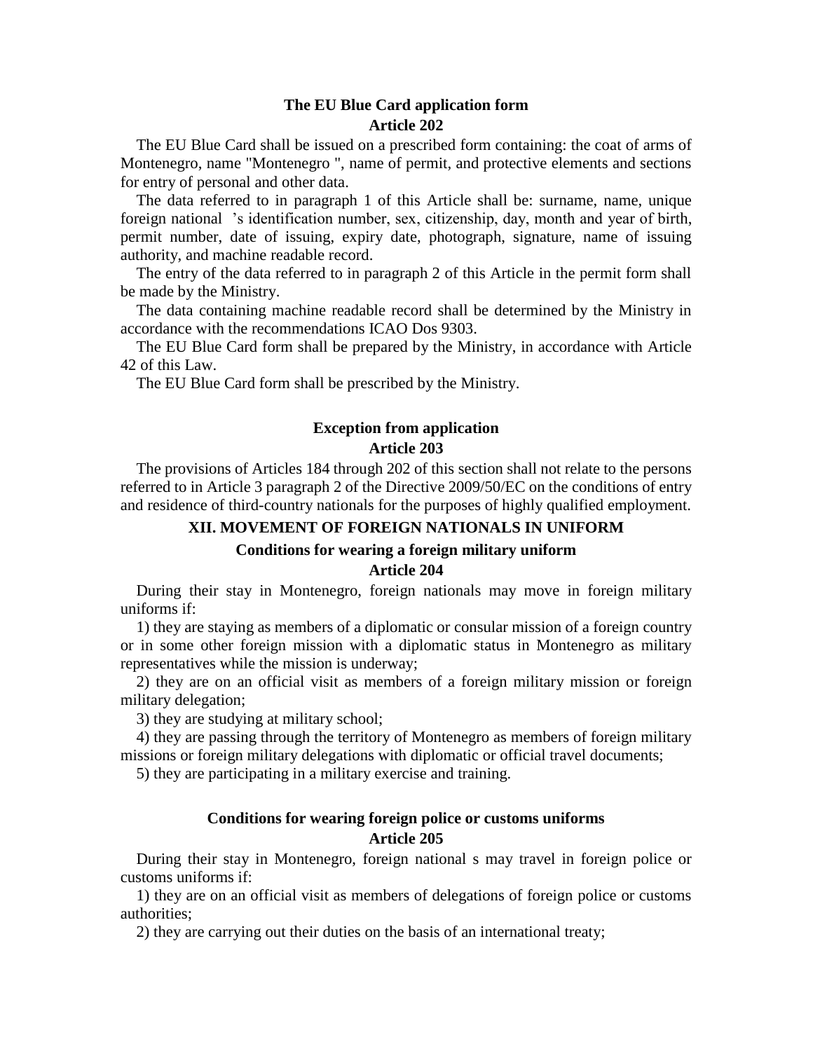**The EU Blue Card application form**
**Article 202**

The EU Blue Card shall be issued on a prescribed form containing: the coat of arms of Montenegro, name "Montenegro ", name of permit, and protective elements and sections for entry of personal and other data.

The data referred to in paragraph 1 of this Article shall be: surname, name, unique foreign national 's identification number, sex, citizenship, day, month and year of birth, permit number, date of issuing, expiry date, photograph, signature, name of issuing authority, and machine readable record.

The entry of the data referred to in paragraph 2 of this Article in the permit form shall be made by the Ministry.

The data containing machine readable record shall be determined by the Ministry in accordance with the recommendations ICAO Dos 9303.

The EU Blue Card form shall be prepared by the Ministry, in accordance with Article 42 of this Law.

The EU Blue Card form shall be prescribed by the Ministry.

**Exception from application**
**Article 203**

The provisions of Articles 184 through 202 of this section shall not relate to the persons referred to in Article 3 paragraph 2 of the Directive 2009/50/EC on the conditions of entry and residence of third-country nationals for the purposes of highly qualified employment.

## XII. MOVEMENT OF FOREIGN NATIONALS IN UNIFORM

**Conditions for wearing a foreign military uniform**
**Article 204**

During their stay in Montenegro, foreign nationals may move in foreign military uniforms if:

1) they are staying as members of a diplomatic or consular mission of a foreign country or in some other foreign mission with a diplomatic status in Montenegro as military representatives while the mission is underway;

2) they are on an official visit as members of a foreign military mission or foreign military delegation;

3) they are studying at military school;

4) they are passing through the territory of Montenegro as members of foreign military missions or foreign military delegations with diplomatic or official travel documents;

5) they are participating in a military exercise and training.

**Conditions for wearing foreign police or customs uniforms**
**Article 205**

During their stay in Montenegro, foreign national s may travel in foreign police or customs uniforms if:

1) they are on an official visit as members of delegations of foreign police or customs authorities;

2) they are carrying out their duties on the basis of an international treaty;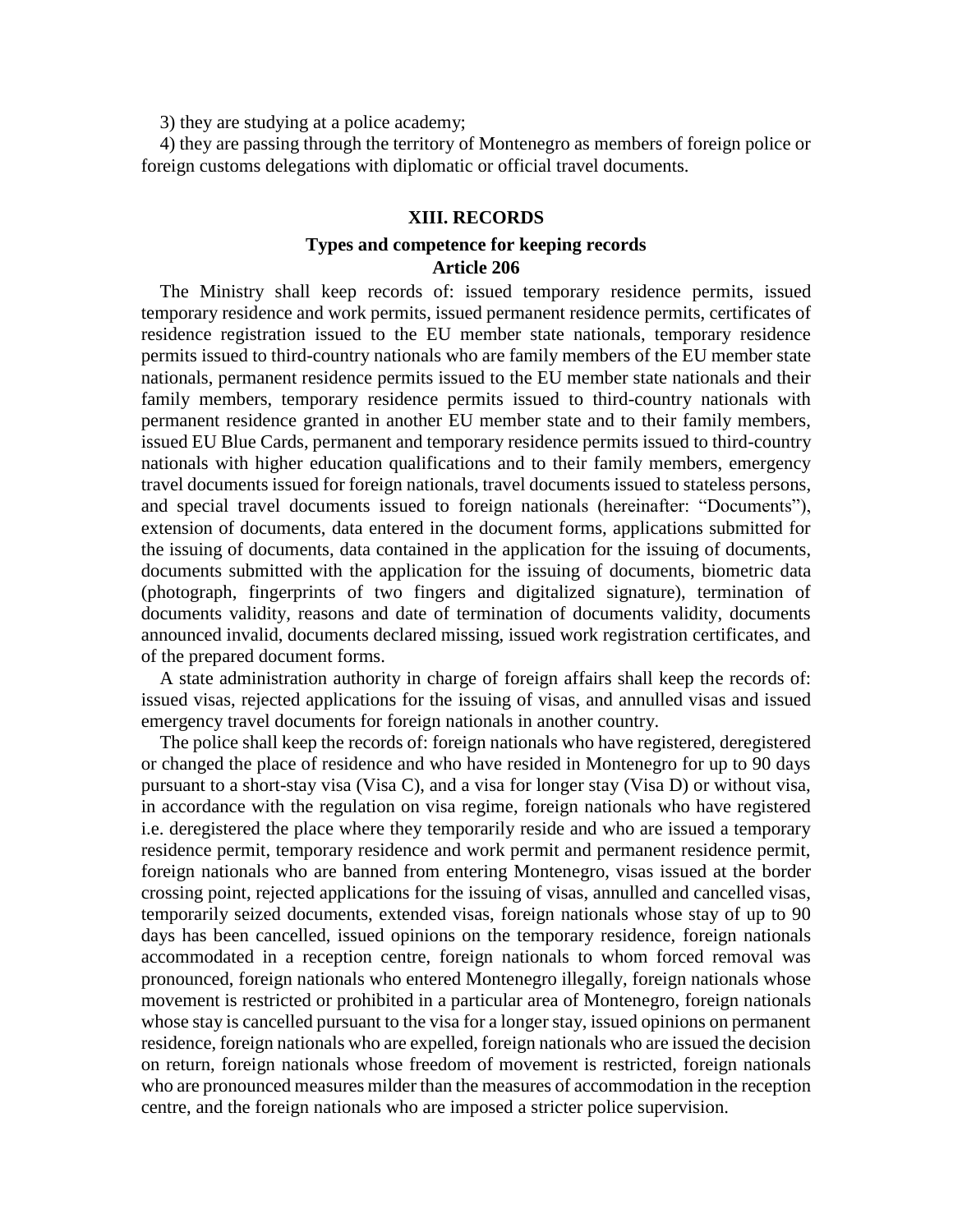3) they are studying at a police academy;

4) they are passing through the territory of Montenegro as members of foreign police or foreign customs delegations with diplomatic or official travel documents.

## XIII. RECORDS

### Types and competence for keeping records
### Article 206

The Ministry shall keep records of: issued temporary residence permits, issued temporary residence and work permits, issued permanent residence permits, certificates of residence registration issued to the EU member state nationals, temporary residence permits issued to third-country nationals who are family members of the EU member state nationals, permanent residence permits issued to the EU member state nationals and their family members, temporary residence permits issued to third-country nationals with permanent residence granted in another EU member state and to their family members, issued EU Blue Cards, permanent and temporary residence permits issued to third-country nationals with higher education qualifications and to their family members, emergency travel documents issued for foreign nationals, travel documents issued to stateless persons, and special travel documents issued to foreign nationals (hereinafter: "Documents"), extension of documents, data entered in the document forms, applications submitted for the issuing of documents, data contained in the application for the issuing of documents, documents submitted with the application for the issuing of documents, biometric data (photograph, fingerprints of two fingers and digitalized signature), termination of documents validity, reasons and date of termination of documents validity, documents announced invalid, documents declared missing, issued work registration certificates, and of the prepared document forms.

A state administration authority in charge of foreign affairs shall keep the records of: issued visas, rejected applications for the issuing of visas, and annulled visas and issued emergency travel documents for foreign nationals in another country.

The police shall keep the records of: foreign nationals who have registered, deregistered or changed the place of residence and who have resided in Montenegro for up to 90 days pursuant to a short-stay visa (Visa C), and a visa for longer stay (Visa D) or without visa, in accordance with the regulation on visa regime, foreign nationals who have registered i.e. deregistered the place where they temporarily reside and who are issued a temporary residence permit, temporary residence and work permit and permanent residence permit, foreign nationals who are banned from entering Montenegro, visas issued at the border crossing point, rejected applications for the issuing of visas, annulled and cancelled visas, temporarily seized documents, extended visas, foreign nationals whose stay of up to 90 days has been cancelled, issued opinions on the temporary residence, foreign nationals accommodated in a reception centre, foreign nationals to whom forced removal was pronounced, foreign nationals who entered Montenegro illegally, foreign nationals whose movement is restricted or prohibited in a particular area of Montenegro, foreign nationals whose stay is cancelled pursuant to the visa for a longer stay, issued opinions on permanent residence, foreign nationals who are expelled, foreign nationals who are issued the decision on return, foreign nationals whose freedom of movement is restricted, foreign nationals who are pronounced measures milder than the measures of accommodation in the reception centre, and the foreign nationals who are imposed a stricter police supervision.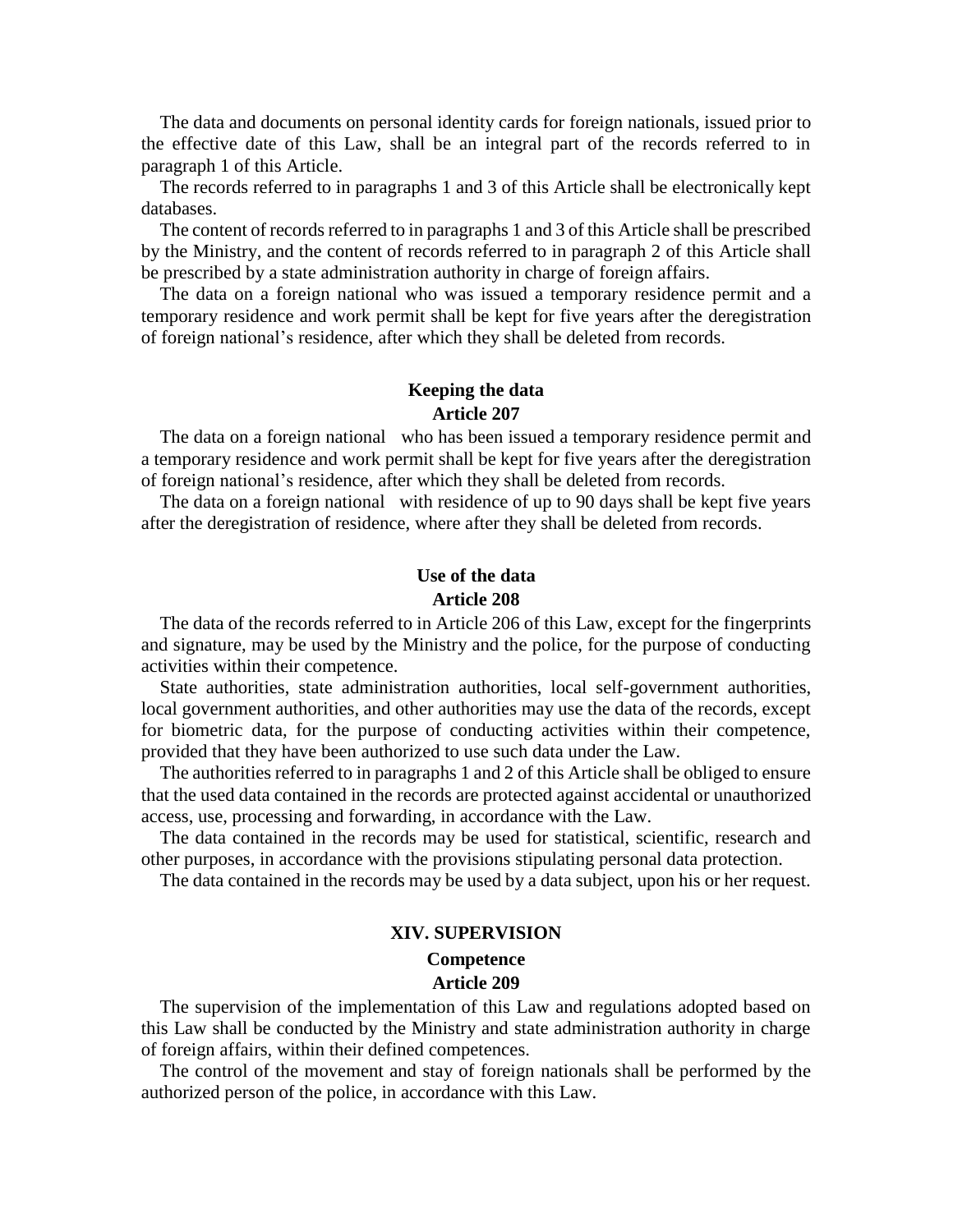The data and documents on personal identity cards for foreign nationals, issued prior to the effective date of this Law, shall be an integral part of the records referred to in paragraph 1 of this Article.

The records referred to in paragraphs 1 and 3 of this Article shall be electronically kept databases.

The content of records referred to in paragraphs 1 and 3 of this Article shall be prescribed by the Ministry, and the content of records referred to in paragraph 2 of this Article shall be prescribed by a state administration authority in charge of foreign affairs.

The data on a foreign national who was issued a temporary residence permit and a temporary residence and work permit shall be kept for five years after the deregistration of foreign national's residence, after which they shall be deleted from records.

**Keeping the data**
**Article 207**

The data on a foreign national who has been issued a temporary residence permit and a temporary residence and work permit shall be kept for five years after the deregistration of foreign national's residence, after which they shall be deleted from records.

The data on a foreign national with residence of up to 90 days shall be kept five years after the deregistration of residence, where after they shall be deleted from records.

**Use of the data**
**Article 208**

The data of the records referred to in Article 206 of this Law, except for the fingerprints and signature, may be used by the Ministry and the police, for the purpose of conducting activities within their competence.

State authorities, state administration authorities, local self-government authorities, local government authorities, and other authorities may use the data of the records, except for biometric data, for the purpose of conducting activities within their competence, provided that they have been authorized to use such data under the Law.

The authorities referred to in paragraphs 1 and 2 of this Article shall be obliged to ensure that the used data contained in the records are protected against accidental or unauthorized access, use, processing and forwarding, in accordance with the Law.

The data contained in the records may be used for statistical, scientific, research and other purposes, in accordance with the provisions stipulating personal data protection.

The data contained in the records may be used by a data subject, upon his or her request.

## XIV. SUPERVISION

**Competence**
**Article 209**

The supervision of the implementation of this Law and regulations adopted based on this Law shall be conducted by the Ministry and state administration authority in charge of foreign affairs, within their defined competences.

The control of the movement and stay of foreign nationals shall be performed by the authorized person of the police, in accordance with this Law.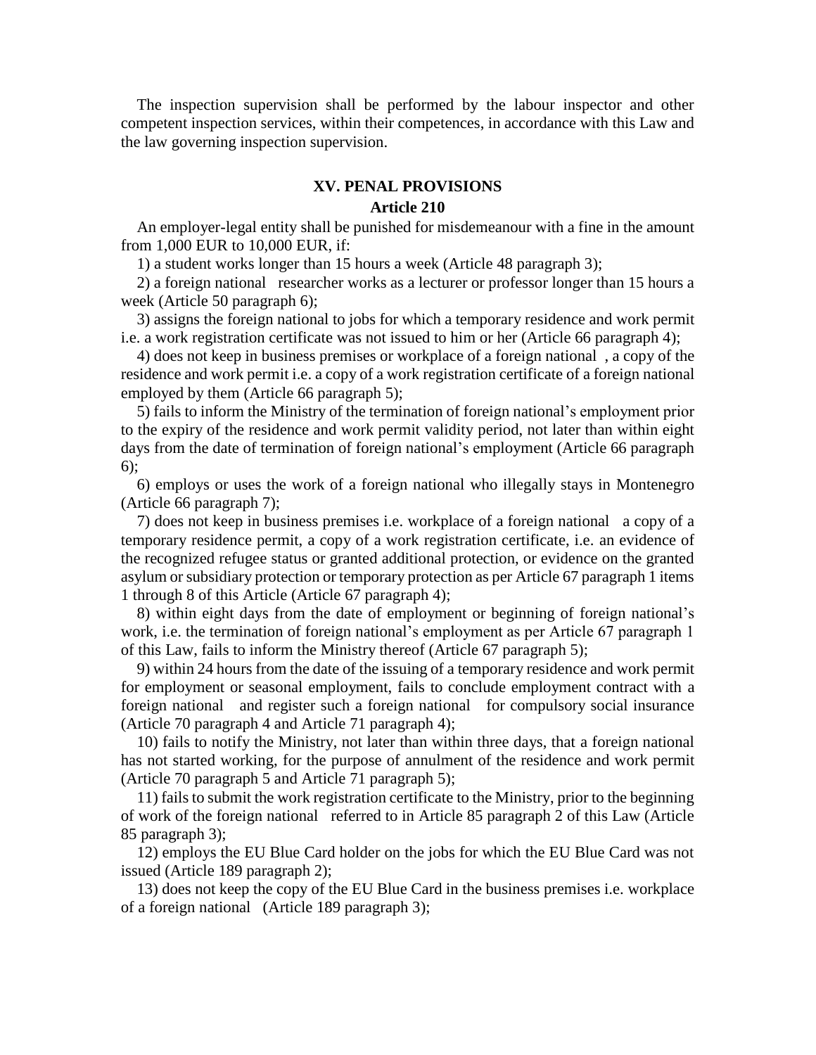The inspection supervision shall be performed by the labour inspector and other competent inspection services, within their competences, in accordance with this Law and the law governing inspection supervision.

## XV. PENAL PROVISIONS

### Article 210

An employer-legal entity shall be punished for misdemeanour with a fine in the amount from 1,000 EUR to 10,000 EUR, if:

1) a student works longer than 15 hours a week (Article 48 paragraph 3);

2) a foreign national researcher works as a lecturer or professor longer than 15 hours a week (Article 50 paragraph 6);

3) assigns the foreign national to jobs for which a temporary residence and work permit i.e. a work registration certificate was not issued to him or her (Article 66 paragraph 4);

4) does not keep in business premises or workplace of a foreign national , a copy of the residence and work permit i.e. a copy of a work registration certificate of a foreign national employed by them (Article 66 paragraph 5);

5) fails to inform the Ministry of the termination of foreign national's employment prior to the expiry of the residence and work permit validity period, not later than within eight days from the date of termination of foreign national's employment (Article 66 paragraph 6);

6) employs or uses the work of a foreign national who illegally stays in Montenegro (Article 66 paragraph 7);

7) does not keep in business premises i.e. workplace of a foreign national a copy of a temporary residence permit, a copy of a work registration certificate, i.e. an evidence of the recognized refugee status or granted additional protection, or evidence on the granted asylum or subsidiary protection or temporary protection as per Article 67 paragraph 1 items 1 through 8 of this Article (Article 67 paragraph 4);

8) within eight days from the date of employment or beginning of foreign national's work, i.e. the termination of foreign national's employment as per Article 67 paragraph 1 of this Law, fails to inform the Ministry thereof (Article 67 paragraph 5);

9) within 24 hours from the date of the issuing of a temporary residence and work permit for employment or seasonal employment, fails to conclude employment contract with a foreign national and register such a foreign national for compulsory social insurance (Article 70 paragraph 4 and Article 71 paragraph 4);

10) fails to notify the Ministry, not later than within three days, that a foreign national has not started working, for the purpose of annulment of the residence and work permit (Article 70 paragraph 5 and Article 71 paragraph 5);

11) fails to submit the work registration certificate to the Ministry, prior to the beginning of work of the foreign national referred to in Article 85 paragraph 2 of this Law (Article 85 paragraph 3);

12) employs the EU Blue Card holder on the jobs for which the EU Blue Card was not issued (Article 189 paragraph 2);

13) does not keep the copy of the EU Blue Card in the business premises i.e. workplace of a foreign national (Article 189 paragraph 3);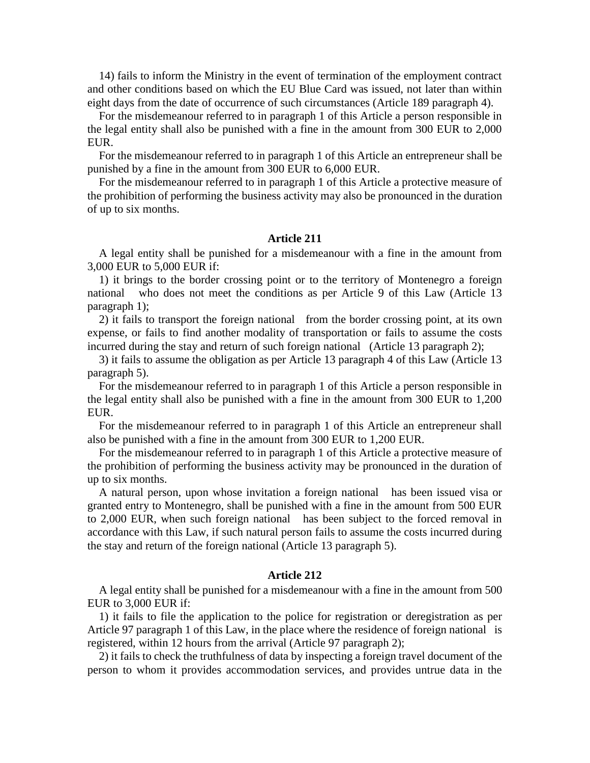14) fails to inform the Ministry in the event of termination of the employment contract and other conditions based on which the EU Blue Card was issued, not later than within eight days from the date of occurrence of such circumstances (Article 189 paragraph 4).

For the misdemeanour referred to in paragraph 1 of this Article a person responsible in the legal entity shall also be punished with a fine in the amount from 300 EUR to 2,000 EUR.

For the misdemeanour referred to in paragraph 1 of this Article an entrepreneur shall be punished by a fine in the amount from 300 EUR to 6,000 EUR.

For the misdemeanour referred to in paragraph 1 of this Article a protective measure of the prohibition of performing the business activity may also be pronounced in the duration of up to six months.

### Article 211

A legal entity shall be punished for a misdemeanour with a fine in the amount from 3,000 EUR to 5,000 EUR if:

1) it brings to the border crossing point or to the territory of Montenegro a foreign national who does not meet the conditions as per Article 9 of this Law (Article 13 paragraph 1);

2) it fails to transport the foreign national from the border crossing point, at its own expense, or fails to find another modality of transportation or fails to assume the costs incurred during the stay and return of such foreign national (Article 13 paragraph 2);

3) it fails to assume the obligation as per Article 13 paragraph 4 of this Law (Article 13 paragraph 5).

For the misdemeanour referred to in paragraph 1 of this Article a person responsible in the legal entity shall also be punished with a fine in the amount from 300 EUR to 1,200 EUR.

For the misdemeanour referred to in paragraph 1 of this Article an entrepreneur shall also be punished with a fine in the amount from 300 EUR to 1,200 EUR.

For the misdemeanour referred to in paragraph 1 of this Article a protective measure of the prohibition of performing the business activity may be pronounced in the duration of up to six months.

A natural person, upon whose invitation a foreign national has been issued visa or granted entry to Montenegro, shall be punished with a fine in the amount from 500 EUR to 2,000 EUR, when such foreign national has been subject to the forced removal in accordance with this Law, if such natural person fails to assume the costs incurred during the stay and return of the foreign national (Article 13 paragraph 5).

### Article 212

A legal entity shall be punished for a misdemeanour with a fine in the amount from 500 EUR to 3,000 EUR if:

1) it fails to file the application to the police for registration or deregistration as per Article 97 paragraph 1 of this Law, in the place where the residence of foreign national is registered, within 12 hours from the arrival (Article 97 paragraph 2);

2) it fails to check the truthfulness of data by inspecting a foreign travel document of the person to whom it provides accommodation services, and provides untrue data in the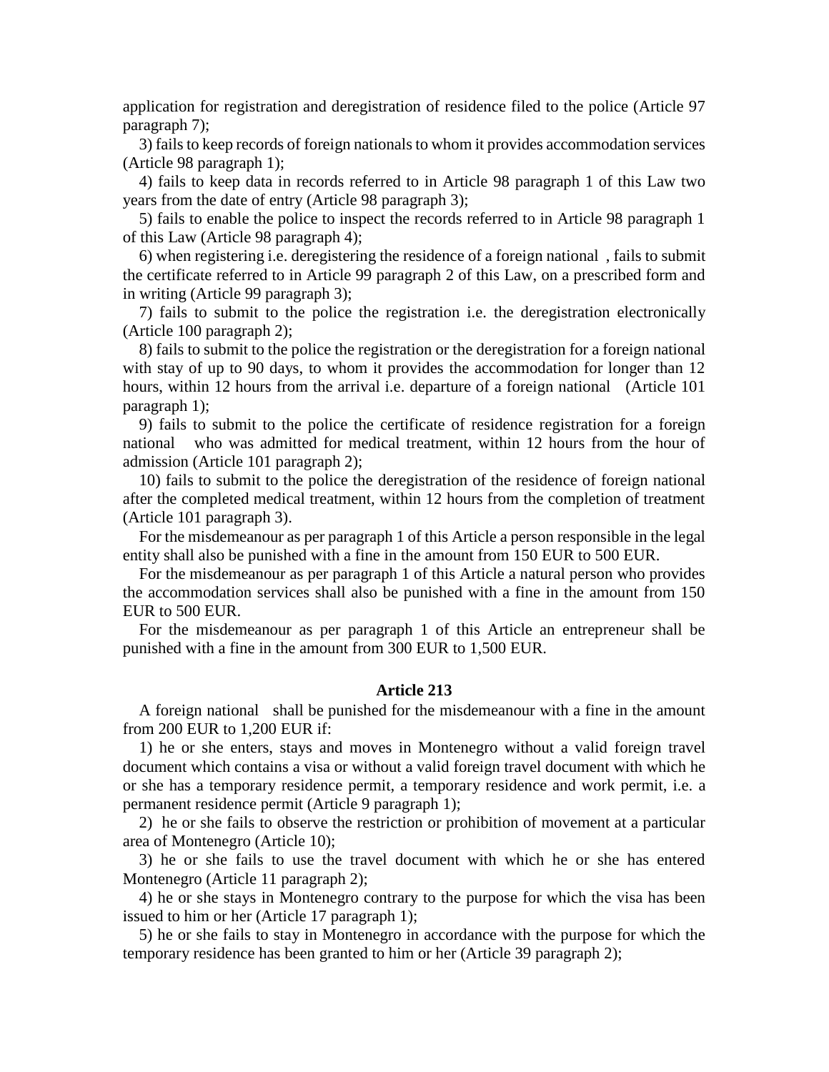application for registration and deregistration of residence filed to the police (Article 97 paragraph 7);

3) fails to keep records of foreign nationals to whom it provides accommodation services (Article 98 paragraph 1);

4) fails to keep data in records referred to in Article 98 paragraph 1 of this Law two years from the date of entry (Article 98 paragraph 3);

5) fails to enable the police to inspect the records referred to in Article 98 paragraph 1 of this Law (Article 98 paragraph 4);

6) when registering i.e. deregistering the residence of a foreign national , fails to submit the certificate referred to in Article 99 paragraph 2 of this Law, on a prescribed form and in writing (Article 99 paragraph 3);

7) fails to submit to the police the registration i.e. the deregistration electronically (Article 100 paragraph 2);

8) fails to submit to the police the registration or the deregistration for a foreign national with stay of up to 90 days, to whom it provides the accommodation for longer than 12 hours, within 12 hours from the arrival i.e. departure of a foreign national (Article 101 paragraph 1);

9) fails to submit to the police the certificate of residence registration for a foreign national who was admitted for medical treatment, within 12 hours from the hour of admission (Article 101 paragraph 2);

10) fails to submit to the police the deregistration of the residence of foreign national after the completed medical treatment, within 12 hours from the completion of treatment (Article 101 paragraph 3).

For the misdemeanour as per paragraph 1 of this Article a person responsible in the legal entity shall also be punished with a fine in the amount from 150 EUR to 500 EUR.

For the misdemeanour as per paragraph 1 of this Article a natural person who provides the accommodation services shall also be punished with a fine in the amount from 150 EUR to 500 EUR.

For the misdemeanour as per paragraph 1 of this Article an entrepreneur shall be punished with a fine in the amount from 300 EUR to 1,500 EUR.

### Article 213

A foreign national shall be punished for the misdemeanour with a fine in the amount from 200 EUR to 1,200 EUR if:

1) he or she enters, stays and moves in Montenegro without a valid foreign travel document which contains a visa or without a valid foreign travel document with which he or she has a temporary residence permit, a temporary residence and work permit, i.e. a permanent residence permit (Article 9 paragraph 1);

2) he or she fails to observe the restriction or prohibition of movement at a particular area of Montenegro (Article 10);

3) he or she fails to use the travel document with which he or she has entered Montenegro (Article 11 paragraph 2);

4) he or she stays in Montenegro contrary to the purpose for which the visa has been issued to him or her (Article 17 paragraph 1);

5) he or she fails to stay in Montenegro in accordance with the purpose for which the temporary residence has been granted to him or her (Article 39 paragraph 2);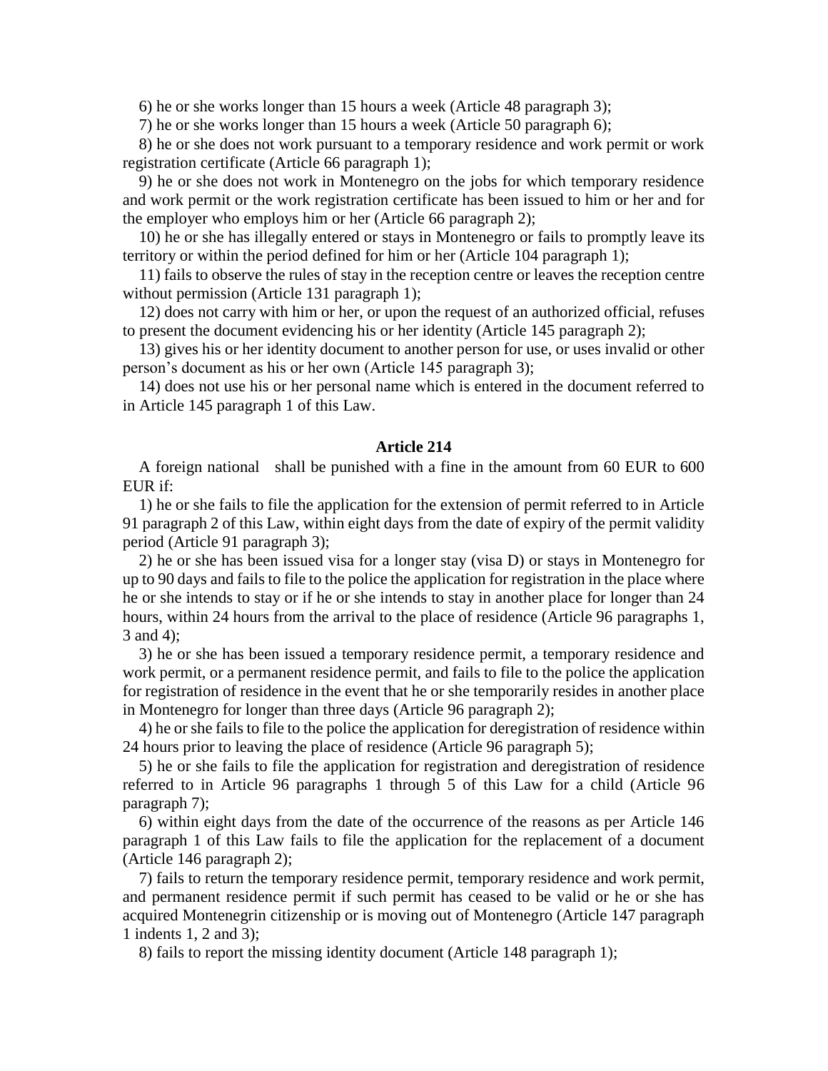6) he or she works longer than 15 hours a week (Article 48 paragraph 3);

7) he or she works longer than 15 hours a week (Article 50 paragraph 6);

8) he or she does not work pursuant to a temporary residence and work permit or work registration certificate (Article 66 paragraph 1);

9) he or she does not work in Montenegro on the jobs for which temporary residence and work permit or the work registration certificate has been issued to him or her and for the employer who employs him or her (Article 66 paragraph 2);

10) he or she has illegally entered or stays in Montenegro or fails to promptly leave its territory or within the period defined for him or her (Article 104 paragraph 1);

11) fails to observe the rules of stay in the reception centre or leaves the reception centre without permission (Article 131 paragraph 1);

12) does not carry with him or her, or upon the request of an authorized official, refuses to present the document evidencing his or her identity (Article 145 paragraph 2);

13) gives his or her identity document to another person for use, or uses invalid or other person's document as his or her own (Article 145 paragraph 3);

14) does not use his or her personal name which is entered in the document referred to in Article 145 paragraph 1 of this Law.

#### Article 214

A foreign national shall be punished with a fine in the amount from 60 EUR to 600 EUR if:

1) he or she fails to file the application for the extension of permit referred to in Article 91 paragraph 2 of this Law, within eight days from the date of expiry of the permit validity period (Article 91 paragraph 3);

2) he or she has been issued visa for a longer stay (visa D) or stays in Montenegro for up to 90 days and fails to file to the police the application for registration in the place where he or she intends to stay or if he or she intends to stay in another place for longer than 24 hours, within 24 hours from the arrival to the place of residence (Article 96 paragraphs 1, 3 and 4);

3) he or she has been issued a temporary residence permit, a temporary residence and work permit, or a permanent residence permit, and fails to file to the police the application for registration of residence in the event that he or she temporarily resides in another place in Montenegro for longer than three days (Article 96 paragraph 2);

4) he or she fails to file to the police the application for deregistration of residence within 24 hours prior to leaving the place of residence (Article 96 paragraph 5);

5) he or she fails to file the application for registration and deregistration of residence referred to in Article 96 paragraphs 1 through 5 of this Law for a child (Article 96 paragraph 7);

6) within eight days from the date of the occurrence of the reasons as per Article 146 paragraph 1 of this Law fails to file the application for the replacement of a document (Article 146 paragraph 2);

7) fails to return the temporary residence permit, temporary residence and work permit, and permanent residence permit if such permit has ceased to be valid or he or she has acquired Montenegrin citizenship or is moving out of Montenegro (Article 147 paragraph 1 indents 1, 2 and 3);

8) fails to report the missing identity document (Article 148 paragraph 1);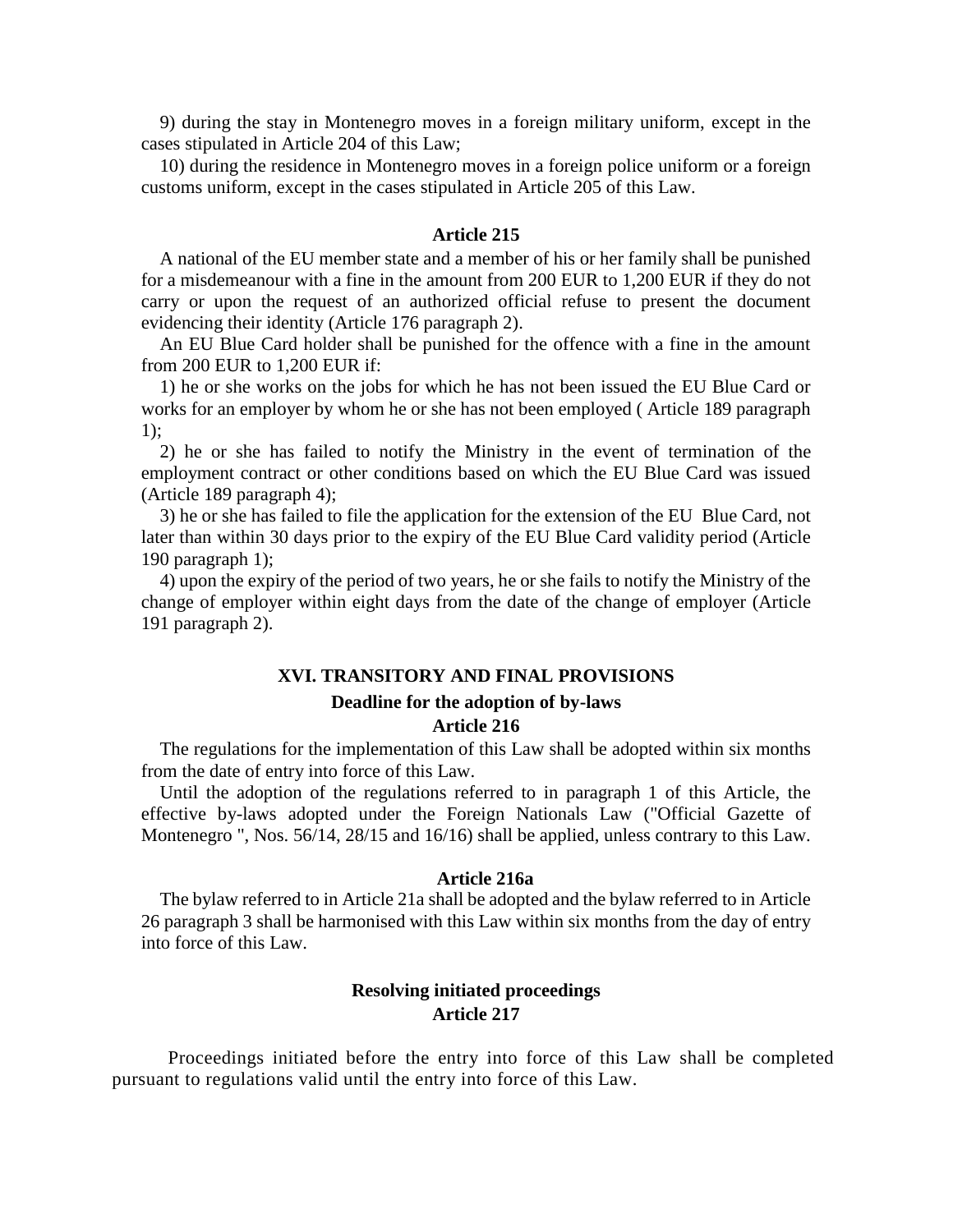9) during the stay in Montenegro moves in a foreign military uniform, except in the cases stipulated in Article 204 of this Law;

10) during the residence in Montenegro moves in a foreign police uniform or a foreign customs uniform, except in the cases stipulated in Article 205 of this Law.

**Article 215**

A national of the EU member state and a member of his or her family shall be punished for a misdemeanour with a fine in the amount from 200 EUR to 1,200 EUR if they do not carry or upon the request of an authorized official refuse to present the document evidencing their identity (Article 176 paragraph 2).

An EU Blue Card holder shall be punished for the offence with a fine in the amount from 200 EUR to 1,200 EUR if:

1) he or she works on the jobs for which he has not been issued the EU Blue Card or works for an employer by whom he or she has not been employed ( Article 189 paragraph 1);

2) he or she has failed to notify the Ministry in the event of termination of the employment contract or other conditions based on which the EU Blue Card was issued (Article 189 paragraph 4);

3) he or she has failed to file the application for the extension of the EU Blue Card, not later than within 30 days prior to the expiry of the EU Blue Card validity period (Article 190 paragraph 1);

4) upon the expiry of the period of two years, he or she fails to notify the Ministry of the change of employer within eight days from the date of the change of employer (Article 191 paragraph 2).

## XVI. TRANSITORY AND FINAL PROVISIONS

**Deadline for the adoption of by-laws**

**Article 216**

The regulations for the implementation of this Law shall be adopted within six months from the date of entry into force of this Law.

Until the adoption of the regulations referred to in paragraph 1 of this Article, the effective by-laws adopted under the Foreign Nationals Law ("Official Gazette of Montenegro ", Nos. 56/14, 28/15 and 16/16) shall be applied, unless contrary to this Law.

**Article 216a**

The bylaw referred to in Article 21a shall be adopted and the bylaw referred to in Article 26 paragraph 3 shall be harmonised with this Law within six months from the day of entry into force of this Law.

**Resolving initiated proceedings**

**Article 217**

Proceedings initiated before the entry into force of this Law shall be completed pursuant to regulations valid until the entry into force of this Law.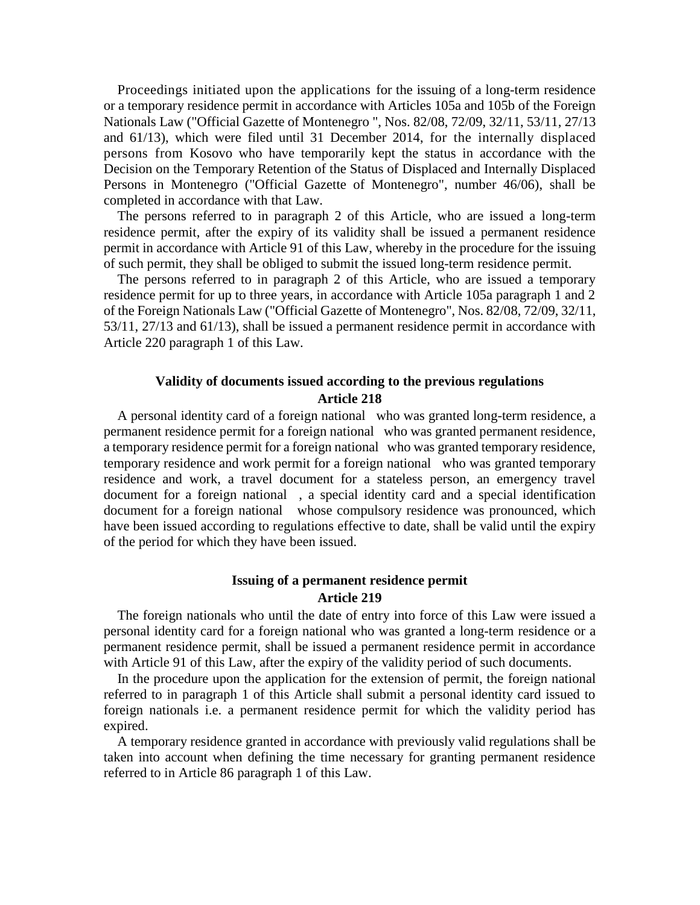Proceedings initiated upon the applications for the issuing of a long-term residence or a temporary residence permit in accordance with Articles 105a and 105b of the Foreign Nationals Law ("Official Gazette of Montenegro ", Nos. 82/08, 72/09, 32/11, 53/11, 27/13 and 61/13), which were filed until 31 December 2014, for the internally displaced persons from Kosovo who have temporarily kept the status in accordance with the Decision on the Temporary Retention of the Status of Displaced and Internally Displaced Persons in Montenegro ("Official Gazette of Montenegro", number 46/06), shall be completed in accordance with that Law.

The persons referred to in paragraph 2 of this Article, who are issued a long-term residence permit, after the expiry of its validity shall be issued a permanent residence permit in accordance with Article 91 of this Law, whereby in the procedure for the issuing of such permit, they shall be obliged to submit the issued long-term residence permit.

The persons referred to in paragraph 2 of this Article, who are issued a temporary residence permit for up to three years, in accordance with Article 105a paragraph 1 and 2 of the Foreign Nationals Law ("Official Gazette of Montenegro", Nos. 82/08, 72/09, 32/11, 53/11, 27/13 and 61/13), shall be issued a permanent residence permit in accordance with Article 220 paragraph 1 of this Law.

**Validity of documents issued according to the previous regulations**
**Article 218**

A personal identity card of a foreign national who was granted long-term residence, a permanent residence permit for a foreign national who was granted permanent residence, a temporary residence permit for a foreign national who was granted temporary residence, temporary residence and work permit for a foreign national who was granted temporary residence and work, a travel document for a stateless person, an emergency travel document for a foreign national , a special identity card and a special identification document for a foreign national whose compulsory residence was pronounced, which have been issued according to regulations effective to date, shall be valid until the expiry of the period for which they have been issued.

**Issuing of a permanent residence permit**
**Article 219**

The foreign nationals who until the date of entry into force of this Law were issued a personal identity card for a foreign national who was granted a long-term residence or a permanent residence permit, shall be issued a permanent residence permit in accordance with Article 91 of this Law, after the expiry of the validity period of such documents.

In the procedure upon the application for the extension of permit, the foreign national referred to in paragraph 1 of this Article shall submit a personal identity card issued to foreign nationals i.e. a permanent residence permit for which the validity period has expired.

A temporary residence granted in accordance with previously valid regulations shall be taken into account when defining the time necessary for granting permanent residence referred to in Article 86 paragraph 1 of this Law.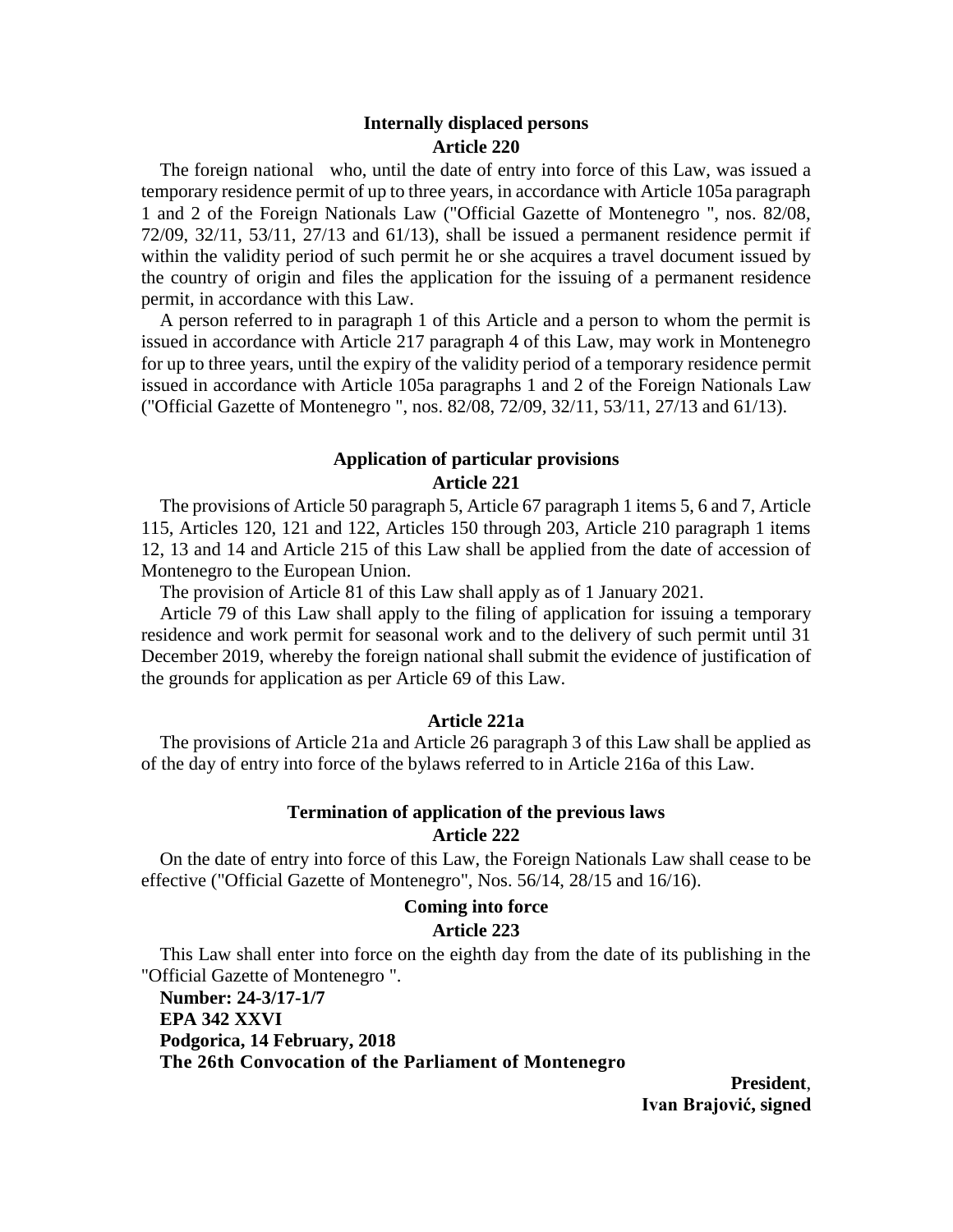**Internally displaced persons**
**Article 220**

The foreign national who, until the date of entry into force of this Law, was issued a temporary residence permit of up to three years, in accordance with Article 105a paragraph 1 and 2 of the Foreign Nationals Law ("Official Gazette of Montenegro ", nos. 82/08, 72/09, 32/11, 53/11, 27/13 and 61/13), shall be issued a permanent residence permit if within the validity period of such permit he or she acquires a travel document issued by the country of origin and files the application for the issuing of a permanent residence permit, in accordance with this Law.

A person referred to in paragraph 1 of this Article and a person to whom the permit is issued in accordance with Article 217 paragraph 4 of this Law, may work in Montenegro for up to three years, until the expiry of the validity period of a temporary residence permit issued in accordance with Article 105a paragraphs 1 and 2 of the Foreign Nationals Law ("Official Gazette of Montenegro ", nos. 82/08, 72/09, 32/11, 53/11, 27/13 and 61/13).

**Application of particular provisions**
**Article 221**

The provisions of Article 50 paragraph 5, Article 67 paragraph 1 items 5, 6 and 7, Article 115, Articles 120, 121 and 122, Articles 150 through 203, Article 210 paragraph 1 items 12, 13 and 14 and Article 215 of this Law shall be applied from the date of accession of Montenegro to the European Union.

The provision of Article 81 of this Law shall apply as of 1 January 2021.

Article 79 of this Law shall apply to the filing of application for issuing a temporary residence and work permit for seasonal work and to the delivery of such permit until 31 December 2019, whereby the foreign national shall submit the evidence of justification of the grounds for application as per Article 69 of this Law.

**Article 221a**

The provisions of Article 21a and Article 26 paragraph 3 of this Law shall be applied as of the day of entry into force of the bylaws referred to in Article 216a of this Law.

**Termination of application of the previous laws**
**Article 222**

On the date of entry into force of this Law, the Foreign Nationals Law shall cease to be effective ("Official Gazette of Montenegro", Nos. 56/14, 28/15 and 16/16).

**Coming into force**
**Article 223**

This Law shall enter into force on the eighth day from the date of its publishing in the "Official Gazette of Montenegro ".

**Number: 24-3/17-1/7**
**EPA 342 XXVI**
**Podgorica, 14 February, 2018**
**The 26th Convocation of the Parliament of Montenegro**

**President**,
**Ivan Brajović, signed**